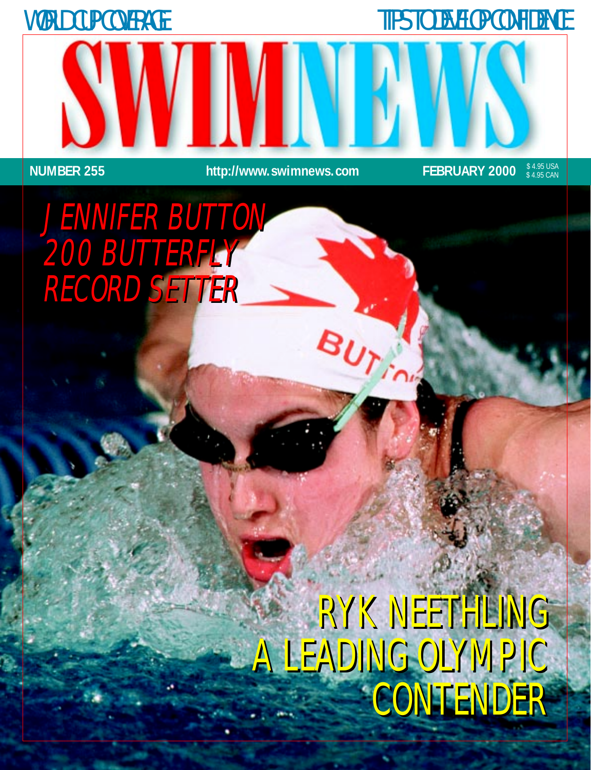WORLD CUP COVERAGE

TIPS TO DEVELOP CONFIDENCE

# SWIMNEWS

**NUMBER 255** **http://www.swimnews.com** **FEBRUARY 2000** $ 4.95 USA $ 4.95 CAN

*JENNIFER BUTTON 200 BUTTERFLY RECORD SETTER*

RYK NEETHLING A LEADING OLYMPIC CONTENDER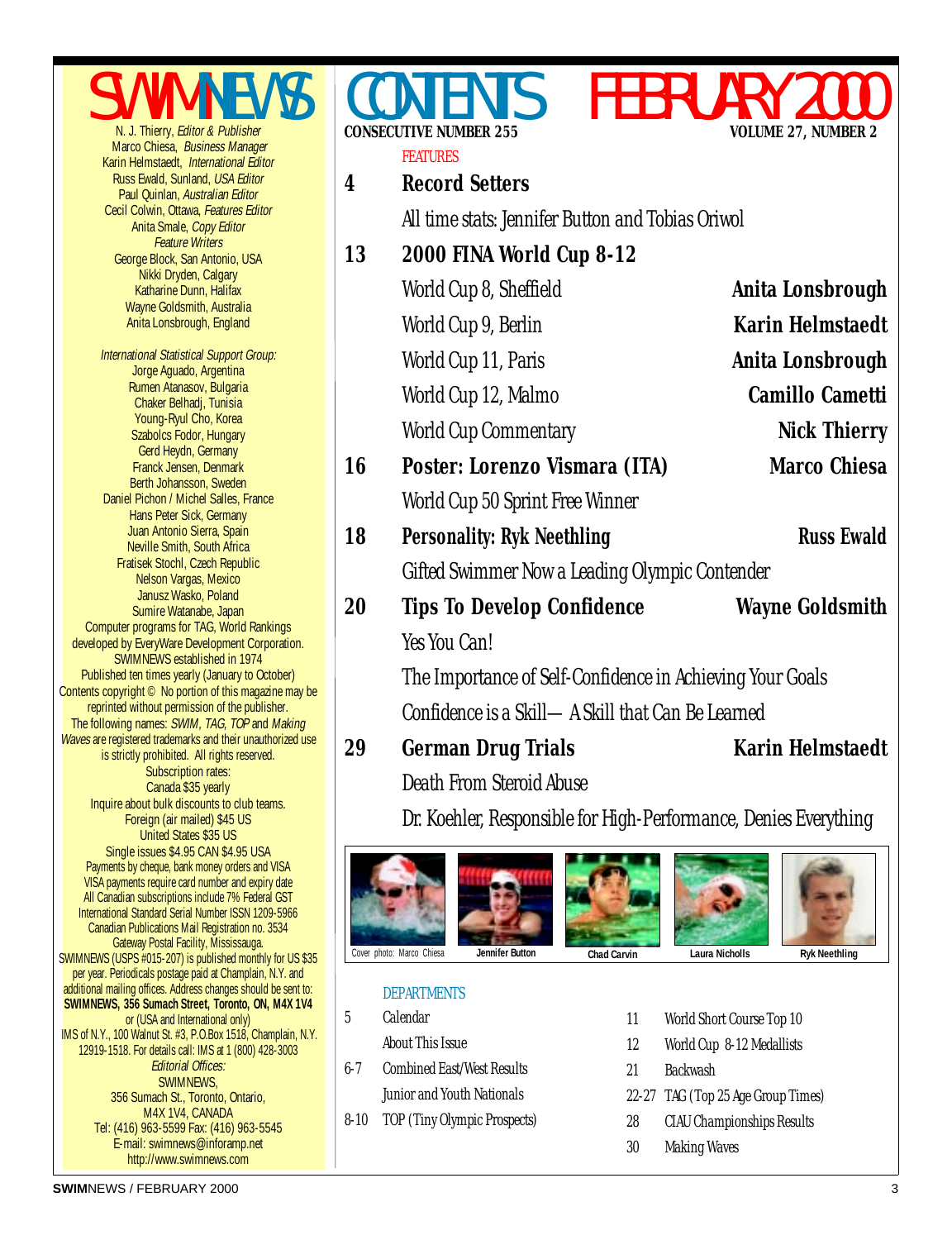# SWIMNEWS

N. J. Thierry, *Editor & Publisher*
Marco Chiesa, *Business Manager*
Karin Helmstaedt, *International Editor*
Russ Ewald, Sunland, *USA Editor*
Paul Quinlan, *Australian Editor*
Cecil Colwin, Ottawa, *Features Editor*
Anita Smale, *Copy Editor*
*Feature Writers*
George Block, San Antonio, USA
Nikki Dryden, Calgary
Katharine Dunn, Halifax
Wayne Goldsmith, Australia
Anita Lonsbrough, England

*International Statistical Support Group:*
Jorge Aguado, Argentina
Rumen Atanasov, Bulgaria
Chaker Belhadj, Tunisia
Young-Ryul Cho, Korea
Szabolcs Fodor, Hungary
Gerd Heydn, Germany
Franck Jensen, Denmark
Berth Johansson, Sweden
Daniel Pichon / Michel Salles, France
Hans Peter Sick, Germany
Juan Antonio Sierra, Spain
Neville Smith, South Africa
Fratisek Stochl, Czech Republic
Nelson Vargas, Mexico
Janusz Wasko, Poland
Sumire Watanabe, Japan

Computer programs for TAG, World Rankings developed by EveryWare Development Corporation.
SWIMNEWS established in 1974
Published ten times yearly (January to October)
Contents copyright © No portion of this magazine may be reprinted without permission of the publisher.
The following names: *SWIM*, *TAG*, *TOP* and *Making Waves* are registered trademarks and their unauthorized use is strictly prohibited. All rights reserved.

Subscription rates:
Canada $35 yearly
Inquire about bulk discounts to club teams.
Foreign (air mailed) $45 US
United States $35 US
Single issues $4.95 CAN $4.95 USA
Payments by cheque, bank money orders and VISA
VISA payments require card number and expiry date
All Canadian subscriptions include 7% Federal GST
International Standard Serial Number ISSN 1209-5966
Canadian Publications Mail Registration no. 3534
Gateway Postal Facility, Mississauga.
SWIMNEWS (USPS #015-207) is published monthly for US $35 per year. Periodicals postage paid at Champlain, N.Y. and additional mailing offices. Address changes should be sent to: **SWIMNEWS, 356 Sumach Street, Toronto, ON, M4X 1V4** or (USA and International only) IMS of N.Y., 100 Walnut St. #3, P.O.Box 1518, Champlain, N.Y. 12919-1518. For details call: IMS at 1 (800) 428-3003

*Editorial Offices:*
SWIMNEWS,
356 Sumach St., Toronto, Ontario,
M4X 1V4, CANADA
Tel: (416) 963-5599 Fax: (416) 963-5545
E-mail: swimnews@inforamp.net
http://www.swimnews.com

# CONTENTS FEBRUARY 2000

**CONSECUTIVE NUMBER 255** — **VOLUME 27, NUMBER 2**

## FEATURES

**4 Record Setters**
All time stats: Jennifer Button and Tobias Oriwol

**13 2000 FINA World Cup 8-12**
World Cup 8, Sheffield — **Anita Lonsbrough**
World Cup 9, Berlin — **Karin Helmstaedt**
World Cup 11, Paris — **Anita Lonsbrough**
World Cup 12, Malmo — **Camillo Cametti**
World Cup Commentary — **Nick Thierry**

**16 Poster: Lorenzo Vismara (ITA)** — **Marco Chiesa**
World Cup 50 Sprint Free Winner

**18 Personality: Ryk Neethling** — **Russ Ewald**
Gifted Swimmer Now a Leading Olympic Contender

**20 Tips To Develop Confidence** — **Wayne Goldsmith**
Yes You Can!
The Importance of Self-Confidence in Achieving Your Goals
Confidence is a Skill—A Skill that Can Be Learned

**29 German Drug Trials** — **Karin Helmstaedt**
Death From Steroid Abuse
Dr. Koehler, Responsible for High-Performance, Denies Everything

Cover photo: Marco Chiesa — Jennifer Button — Chad Carvin — Laura Nicholls — Ryk Neethling

## DEPARTMENTS

- 5 Calendar
- About This Issue
- 6-7 Combined East/West Results
- Junior and Youth Nationals
- 8-10 TOP (Tiny Olympic Prospects)
- 11 World Short Course Top 10
- 12 World Cup 8-12 Medallists
- 21 Backwash
- 22-27 TAG (Top 25 Age Group Times)
- 28 CIAU Championships Results
- 30 Making Waves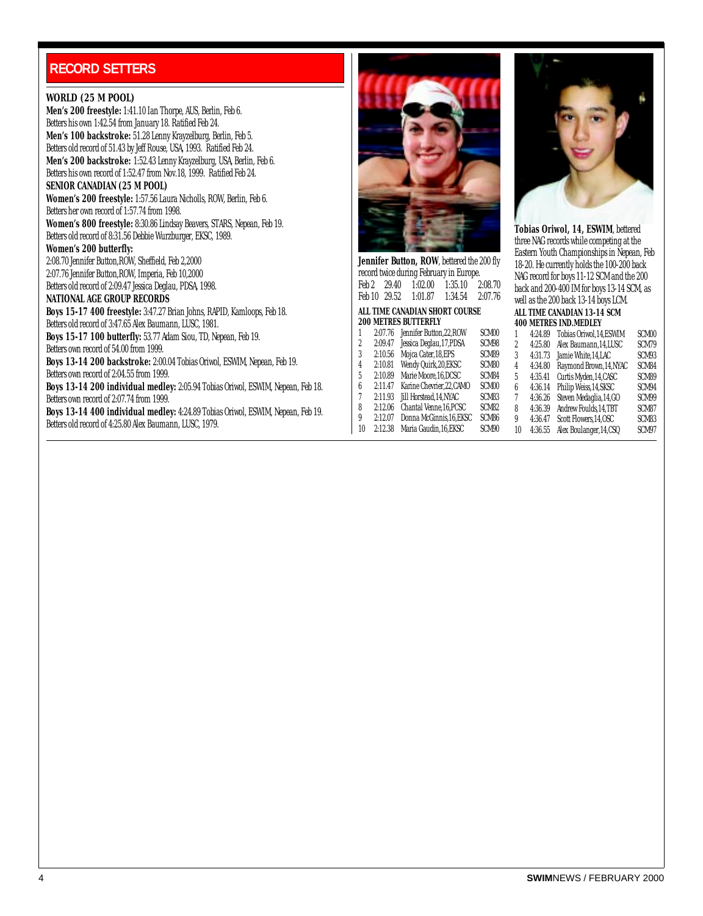## RECORD SETTERS

**WORLD (25 M POOL)**

**Men's 200 freestyle:** 1:41.10 Ian Thorpe, AUS, Berlin, Feb 6. Betters his own 1:42.54 from January 18. Ratified Feb 24.

**Men's 100 backstroke:** 51.28 Lenny Krayzelburg, Berlin, Feb 5. Betters old record of 51.43 by Jeff Rouse, USA, 1993. Ratified Feb 24.

**Men's 200 backstroke:** 1:52.43 Lenny Krayzelburg, USA, Berlin, Feb 6. Betters his own record of 1:52.47 from Nov.18, 1999. Ratified Feb 24.

**SENIOR CANADIAN (25 M POOL)**

**Women's 200 freestyle:** 1:57.56 Laura Nicholls, ROW, Berlin, Feb 6. Betters her own record of 1:57.74 from 1998.

**Women's 800 freestyle:** 8:30.86 Lindsay Beavers, STARS, Nepean, Feb 19. Betters old record of 8:31.56 Debbie Wurzburger, EKSC, 1989.

**Women's 200 butterfly:**
2:08.70 Jennifer Button, ROW, Sheffield, Feb 2, 2000
2:07.76 Jennifer Button, ROW, Imperia, Feb 10, 2000
Betters old record of 2:09.47 Jessica Deglau, PDSA, 1998.

**NATIONAL AGE GROUP RECORDS**

**Boys 15-17 400 freestyle:** 3:47.27 Brian Johns, RAPID, Kamloops, Feb 18. Betters old record of 3:47.65 Alex Baumann, LUSC, 1981.

**Boys 15-17 100 butterfly:** 53.77 Adam Siou, TD, Nepean, Feb 19. Betters own record of 54.00 from 1999.

**Boys 13-14 200 backstroke:** 2:00.04 Tobias Oriwol, ESWIM, Nepean, Feb 19. Betters own record of 2:04.55 from 1999.

**Boys 13-14 200 individual medley:** 2:05.94 Tobias Oriwol, ESWIM, Nepean, Feb 18. Betters own record of 2:07.74 from 1999.

**Boys 13-14 400 individual medley:** 4:24.89 Tobias Oriwol, ESWIM, Nepean, Feb 19. Betters old record of 4:25.80 Alex Baumann, LUSC, 1979.

**Jennifer Button, ROW**, bettered the 200 fly record twice during February in Europe.

| | | | | |
|---|---|---|---|---|
| Feb 2 | 29.40 | 1:02.00 | 1:35.10 | 2:08.70 |
| Feb 10 | 29.52 | 1:01.87 | 1:34.54 | 2:07.76 |

**ALL TIME CANADIAN SHORT COURSE 200 METRES BUTTERFLY**

| | | | |
|---|---|---|---|
| 1 | 2:07.76 | Jennifer Button,22,ROW | SCM00 |
| 2 | 2:09.47 | Jessica Deglau,17,PDSA | SCM98 |
| 3 | 2:10.56 | Mojca Cater,18,EPS | SCM89 |
| 4 | 2:10.81 | Wendy Quirk,20,EKSC | SCM80 |
| 5 | 2:10.89 | Marie Moore,16,DCSC | SCM84 |
| 6 | 2:11.47 | Karine Chevrier,22,CAMO | SCM00 |
| 7 | 2:11.93 | Jill Horstead,14,NYAC | SCM83 |
| 8 | 2:12.06 | Chantal Venne,16,PCSC | SCM82 |
| 9 | 2:12.07 | Donna McGinnis,16,EKSC | SCM86 |
| 10 | 2:12.38 | Maria Gaudin,16,EKSC | SCM90 |

**Tobias Oriwol, 14, ESWIM**, bettered three NAG records while competing at the Eastern Youth Championships in Nepean, Feb 18-20. He currently holds the 100-200 back NAG record for boys 11-12 SCM and the 200 back and 200-400 IM for boys 13-14 SCM, as well as the 200 back 13-14 boys LCM.

**ALL TIME CANADIAN 13-14 SCM 400 METRES IND.MEDLEY**

| | | | |
|---|---|---|---|
| 1 | 4:24.89 | Tobias Oriwol,14,ESWIM | SCM00 |
| 2 | 4:25.80 | Alex Baumann,14,LUSC | SCM79 |
| 3 | 4:31.73 | Jamie White,14,LAC | SCM93 |
| 4 | 4:34.80 | Raymond Brown,14,NYAC | SCM84 |
| 5 | 4:35.41 | Curtis Myden,14,CASC | SCM89 |
| 6 | 4:36.14 | Philip Weiss,14,SKSC | SCM94 |
| 7 | 4:36.26 | Steven Medaglia,14,GO | SCM99 |
| 8 | 4:36.39 | Andrew Foulds,14,TBT | SCM87 |
| 9 | 4:36.47 | Scott Flowers,14,OSC | SCM83 |
| 10 | 4:36.55 | Alex Boulanger,14,CSQ | SCM97 |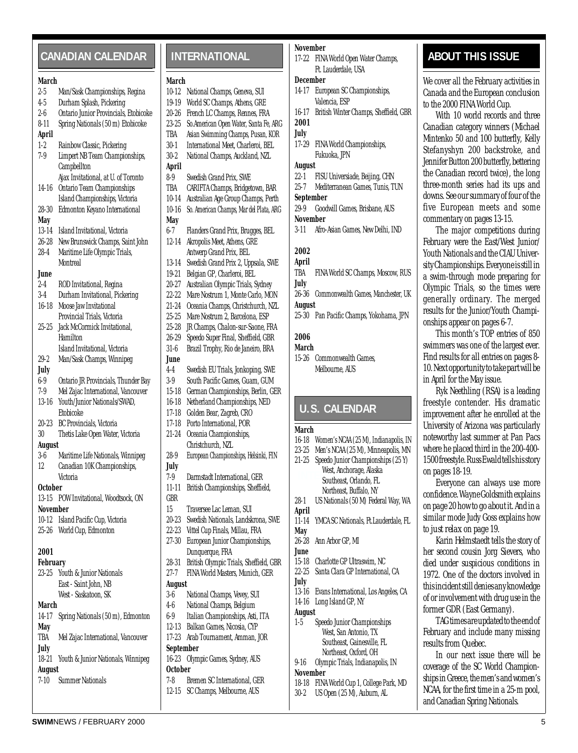## CANADIAN CALENDAR

**March**
2-5 Man/Sask Championships, Regina
4-5 Durham Splash, Pickering
2-6 Ontario Junior Provincials, Etobicoke
8-11 Spring Nationals (50 m) Etobicoke

**April**
1-2 Rainbow Classic, Pickering
7-9 Limpert NB Team Championships, Campbellton
Ajax Invitational, at U. of Toronto
14-16 Ontario Team Championships
Island Championships, Victoria
28-30 Edmonton Keyano International

**May**
13-14 Island Invitational, Victoria
26-28 New Brunswick Champs, Saint John
28-4 Maritime Life Olympic Trials, Montreal

**June**
2-4 ROD Invitational, Regina
3-4 Durham Invitational, Pickering
16-18 Moose Jaw Invitational
Provincial Trials, Victoria
25-25 Jack McCormick Invitational, Hamilton
Island Invitational, Victoria
29-2 Man/Sask Champs, Winnipeg

**July**
6-9 Ontario JR Provincials, Thunder Bay
7-9 Mel Zajac International, Vancouver
13-16 Youth/Junior Nationals/SWAD, Etobicoke
20-23 BC Provincials, Victoria
30 Thetis Lake Open Water, Victoria

**August**
3-6 Maritime Life Nationals, Winnipeg
12 Canadian 10K Championships, Victoria

**October**
13-15 POW Invitational, Woodtsock, ON

**November**
10-12 Island Pacific Cup, Victoria
25-26 World Cup, Edmonton

**2001**

**February**
23-25 Youth & Junior Nationals
East - Saint John, NB
West - Saskatoon, SK

**March**
14-17 Spring Nationals (50 m), Edmonton

**May**
TBA Mel Zajac International, Vancouver

**July**
18-21 Youth & Junior Nationals, Winnipeg

**August**
7-10 Summer Nationals

## INTERNATIONAL

**March**
10-12 National Champs, Geneva, SUI
19-19 World SC Champs, Athens, GRE
20-26 French LC Champs, Rennes, FRA
23-25 So.American Open Water, Santa Fe, ARG
TBA Asian Swimming Champs, Pusan, KOR
30-1 International Meet, Charleroi, BEL
30-2 National Champs, Auckland, NZL

**April**
8-9 Swedish Grand Prix, SWE
TBA CARIFTA Champs, Bridgetown, BAR
10-14 Australian Age Group Champs, Perth
10-16 So. American Champs, Mar del Plata, ARG

**May**
6-7 Flanders Grand Prix, Brugges, BEL
12-14 Akropolis Meet, Athens, GRE
Antwerp Grand Prix, BEL
13-14 Swedish Grand Prix 2, Uppsala, SWE
19-21 Belgian GP, Charleroi, BEL
20-27 Australian Olympic Trials, Sydney
22-22 Mare Nostrum 1, Monte Carlo, MON
21-24 Oceania Champs, Christchurch, NZL
25-25 Mare Nostrum 2, Barcelona, ESP
25-28 JR Champs, Chalon-sur-Saone, FRA
26-29 Speedo Super Final, Sheffield, GBR
31-6 Brazil Trophy, Rio de Janeiro, BRA

**June**
4-4 Swedish EU Trials, Jonkoping, SWE
3-9 South Pacific Games, Guam, GUM
15-18 German Championships, Berlin, GER
16-18 Netherland Championships, NED
17-18 Golden Bear, Zagreb, CRO
17-18 Porto International, POR
21-24 Oceania Championships, Christchurch, NZL
28-9 European Championships, Helsinki, FIN

**July**
7-9 Darmstadt International, GER
11-11 British Championships, Sheffield, GBR
15 Traversee Lac Leman, SUI
20-23 Swedish Nationals, Landskrona, SWE
22-23 Vittel Cup Finals, Millau, FRA
27-30 European Junior Championships, Dunquerque, FRA
28-31 British Olympic Trials, Sheffield, GBR
27-7 FINA World Masters, Munich, GER

**August**
3-6 National Champs, Vevey, SUI
4-6 National Champs, Belgium
6-9 Italian Championships, Asti, ITA
12-13 Balkan Games, Nicosia, CYP
17-23 Arab Tournament, Amman, JOR

**September**
16-23 Olympic Games, Sydney, AUS

**October**
7-8 Bremen SC International, GER
12-15 SC Champs, Melbourne, AUS

**November**
17-22 FINA World Open Water Champs, Ft. Lauderdale, USA

**December**
14-17 European SC Championships, Valencia, ESP
16-17 British Winter Champs, Sheffield, GBR

**2001**

**July**
17-29 FINA World Championships, Fukuoka, JPN

**August**
22-1 FISU Universiade, Beijing, CHN
25-7 Mediterranean Games, Tunis, TUN

**September**
29-9 Goodwill Games, Brisbane, AUS

**November**
3-11 Afro-Asian Games, New Delhi, IND

**2002**

**April**
TBA FINA World SC Champs, Moscow, RUS

**July**
26-36 Commonwealth Games, Manchester, UK

**August**
25-30 Pan Pacific Champs, Yokohama, JPN

**2006**

**March**
15-26 Commonwealth Games, Melbourne, AUS

## U.S. CALENDAR

**March**
16-18 Women's NCAA (25 M), Indianapolis, IN
23-25 Men's NCAA (25 M), Minneapolis, MN
21-25 Speedo Junior Championships (25 Y)
West, Anchorage, Alaska
Southeast, Orlando, FL
Northeast, Buffalo, NY
28-1 US Nationals (50 M) Federal Way, WA

**April**
11-14 YMCA SC Nationals, Ft.Lauderdale, FL

**May**
26-28 Ann Arbor GP, MI

**June**
15-18 Charlotte GP Ultraswim, NC
22-25 Santa Clara GP International, CA

**July**
13-16 Evans International, Los Angeles, CA
14-16 Long Island GP, NY

**August**
1-5 Speedo Junior Championships
West, San Antonio, TX
Southeast, Gainesville, FL
Northeast, Oxford, OH
9-16 Olympic Trials, Indianapolis, IN

**November**
18-18 FINA World Cup 1, College Park, MD
30-2 US Open (25 M), Auburn, AL

## ABOUT THIS ISSUE

We cover all the February activities in Canada and the European conclusion to the 2000 FINA World Cup.

With 10 world records and three Canadian category winners (Michael Mintenko 50 and 100 butterfly, Kelly Stefanyshyn 200 backstroke, and Jennifer Button 200 butterfly, bettering the Canadian record twice), the long three-month series had its ups and downs. See our summary of four of the five European meets and some commentary on pages 13-15.

The major competitions during February were the East/West Junior/Youth Nationals and the CIAU University Championships. Everyone is still in a swim-through mode preparing for Olympic Trials, so the times were generally ordinary. The merged results for the Junior/Youth Championships appear on pages 6-7.

This month's TOP entries of 850 swimmers was one of the largest ever. Find results for all entries on pages 8-10. Next opportunity to take part will be in April for the May issue.

Ryk Neethling (RSA) is a leading freestyle contender. His dramatic improvement after he enrolled at the University of Arizona was particularly noteworthy last summer at Pan Pacs where he placed third in the 200-400-1500 freestyle. Russ Ewald tells his story on pages 18-19.

Everyone can always use more confidence. Wayne Goldsmith explains on page 20 how to go about it. And in a similar mode Judy Goss explains how to just relax on page 19.

Karin Helmstaedt tells the story of her second cousin Jorg Sievers, who died under suspicious conditions in 1972. One of the doctors involved in this incident still denies any knowledge of or involvement with drug use in the former GDR (East Germany).

TAG times are updated to the end of February and include many missing results from Quebec.

In our next issue there will be coverage of the SC World Championships in Greece, the men's and women's NCAA, for the first time in a 25-m pool, and Canadian Spring Nationals.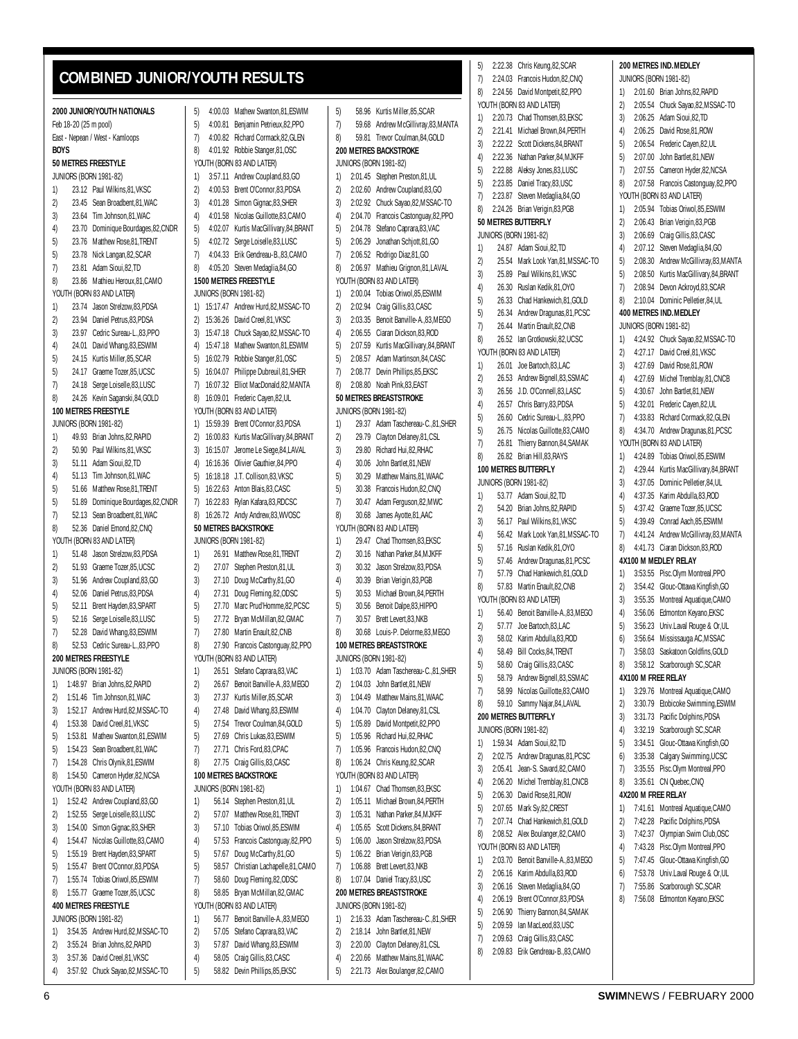# COMBINED JUNIOR/YOUTH RESULTS

**2000 JUNIOR/YOUTH NATIONALS**
Feb 18-20 (25 m pool)
East - Nepean / West - Kamloops

**BOYS**

**50 METRES FREESTYLE**
JUNIORS (BORN 1981-82)
1) 23.12 Paul Wilkins,81,VKSC
2) 23.45 Sean Broadbent,81,WAC
3) 23.64 Tim Johnson,81,WAC
4) 23.70 Dominique Bourdages,82,CNDR
5) 23.76 Matthew Rose,81,TRENT
5) 23.78 Nick Langan,82,SCAR
7) 23.81 Adam Sioui,82,TD
8) 23.86 Mathieu Heroux,81,CAMO
YOUTH (BORN 83 AND LATER)
1) 23.74 Jason Strelzow,83,PDSA
2) 23.94 Daniel Petrus,83,PDSA
3) 23.97 Cedric Sureau-L.,83,PPO
4) 24.01 David Whang,83,ESWIM
5) 24.15 Kurtis Miller,85,SCAR
5) 24.17 Graeme Tozer,85,UCSC
7) 24.18 Serge Loiselle,83,LUSC
8) 24.26 Kevin Saganski,84,GOLD

**100 METRES FREESTYLE**
JUNIORS (BORN 1981-82)
1) 49.93 Brian Johns,82,RAPID
2) 50.90 Paul Wilkins,81,VKSC
3) 51.11 Adam Sioui,82,TD
4) 51.13 Tim Johnson,81,WAC
5) 51.66 Matthew Rose,81,TRENT
5) 51.89 Dominique Bourdages,82,CNDR
7) 52.13 Sean Broadbent,81,WAC
8) 52.36 Daniel Emond,82,CNQ
YOUTH (BORN 83 AND LATER)
1) 51.48 Jason Strelzow,83,PDSA
2) 51.93 Graeme Tozer,85,UCSC
3) 51.96 Andrew Coupland,83,GO
4) 52.06 Daniel Petrus,83,PDSA
5) 52.11 Brent Hayden,83,SPART
5) 52.16 Serge Loiselle,83,LUSC
7) 52.28 David Whang,83,ESWIM
8) 52.53 Cedric Sureau-L.,83,PPO

**200 METRES FREESTYLE**
JUNIORS (BORN 1981-82)
1) 1:48.97 Brian Johns,82,RAPID
2) 1:51.46 Tim Johnson,81,WAC
3) 1:52.17 Andrew Hurd,82,MSSAC-TO
4) 1:53.38 David Creel,81,VKSC
5) 1:53.81 Mathew Swanton,81,ESWIM
5) 1:54.23 Sean Broadbent,81,WAC
7) 1:54.28 Chris Olynik,81,ESWIM
8) 1:54.50 Cameron Hyder,82,NCSA
YOUTH (BORN 83 AND LATER)
1) 1:52.42 Andrew Coupland,83,GO
2) 1:52.55 Serge Loiselle,83,LUSC
3) 1:54.00 Simon Gignac,83,SHER
4) 1:54.47 Nicolas Guillotte,83,CAMO
5) 1:55.19 Brent Hayden,83,SPART
5) 1:55.47 Brent O'Connor,83,PDSA
7) 1:55.74 Tobias Oriwol,85,ESWIM
8) 1:55.77 Graeme Tozer,85,UCSC

**400 METRES FREESTYLE**
JUNIORS (BORN 1981-82)
1) 3:54.35 Andrew Hurd,82,MSSAC-TO
2) 3:55.24 Brian Johns,82,RAPID
3) 3:57.36 David Creel,81,VKSC
4) 3:57.92 Chuck Sayao,82,MSSAC-TO
5) 4:00.03 Mathew Swanton,81,ESWIM
5) 4:00.81 Benjamin Petrieux,82,PPO
7) 4:00.82 Richard Cormack,82,GLEN
8) 4:01.92 Robbie Stanger,81,OSC
YOUTH (BORN 83 AND LATER)
1) 3:57.11 Andrew Coupland,83,GO
2) 4:00.53 Brent O'Connor,83,PDSA
3) 4:01.28 Simon Gignac,83,SHER
4) 4:01.58 Nicolas Guillotte,83,CAMO
5) 4:02.07 Kurtis MacGillivary,84,BRANT
5) 4:02.72 Serge Loiselle,83,LUSC
7) 4:04.33 Erik Gendreau-B.,83,CAMO
8) 4:05.20 Steven Medaglia,84,GO

**1500 METRES FREESTYLE**
JUNIORS (BORN 1981-82)
1) 15:17.47 Andrew Hurd,82,MSSAC-TO
2) 15:36.26 David Creel,81,VKSC
3) 15:47.18 Chuck Sayao,82,MSSAC-TO
4) 15:47.18 Mathew Swanton,81,ESWIM
5) 16:02.79 Robbie Stanger,81,OSC
5) 16:04.07 Philippe Dubreuil,81,SHER
7) 16:07.32 Elliot MacDonald,82,MANTA
8) 16:09.01 Frederic Cayen,82,UL
YOUTH (BORN 83 AND LATER)
1) 15:59.39 Brent O'Connor,83,PDSA
2) 16:00.83 Kurtis MacGillivary,84,BRANT
3) 16:15.07 Jerome Le Siege,84,LAVAL
4) 16:16.36 Olivier Gauthier,84,PPO
5) 16:18.18 J.T. Collison,83,VKSC
5) 16:22.63 Anton Blais,83,CASC
7) 16:22.83 Rylan Kafara,83,RDCSC
8) 16:26.72 Andy Andrew,83,WVOSC

**50 METRES BACKSTROKE**
JUNIORS (BORN 1981-82)
1) 26.91 Matthew Rose,81,TRENT
2) 27.07 Stephen Preston,81,UL
3) 27.10 Doug McCarthy,81,GO
4) 27.31 Doug Fleming,82,ODSC
5) 27.70 Marc Prud'Homme,82,PCSC
5) 27.72 Bryan McMillan,82,GMAC
7) 27.80 Martin Enault,82,CNB
8) 27.90 Francois Castonguay,82,PPO
YOUTH (BORN 83 AND LATER)
1) 26.51 Stefano Caprara,83,VAC
2) 26.67 Benoit Banville-A.,83,MEGO
3) 27.37 Kurtis Miller,85,SCAR
4) 27.48 David Whang,83,ESWIM
5) 27.54 Trevor Coulman,84,GOLD
5) 27.69 Chris Lukas,83,ESWIM
7) 27.71 Chris Ford,83,CPAC
8) 27.75 Craig Gillis,83,CASC

**100 METRES BACKSTROKE**
JUNIORS (BORN 1981-82)
1) 56.14 Stephen Preston,81,UL
2) 57.07 Matthew Rose,81,TRENT
3) 57.10 Tobias Oriwol,85,ESWIM
4) 57.53 Francois Castonguay,82,PPO
5) 57.67 Doug McCarthy,81,GO
5) 58.57 Christian Lachapelle,81,CAMO
7) 58.60 Doug Fleming,82,ODSC
8) 58.85 Bryan McMillan,82,GMAC
YOUTH (BORN 83 AND LATER)
1) 56.77 Benoit Banville-A.,83,MEGO
2) 57.05 Stefano Caprara,83,VAC
3) 57.87 David Whang,83,ESWIM
4) 58.05 Craig Gillis,83,CASC
5) 58.82 Devin Phillips,85,EKSC
5) 58.96 Kurtis Miller,85,SCAR
7) 59.68 Andrew McGillivray,83,MANTA
8) 59.81 Trevor Coulman,84,GOLD

**200 METRES BACKSTROKE**
JUNIORS (BORN 1981-82)
1) 2:01.45 Stephen Preston,81,UL
2) 2:02.60 Andrew Coupland,83,GO
3) 2:02.92 Chuck Sayao,82,MSSAC-TO
4) 2:04.70 Francois Castonguay,82,PPO
5) 2:04.78 Stefano Caprara,83,VAC
5) 2:06.29 Jonathan Schjott,81,GO
7) 2:06.52 Rodrigo Diaz,81,GO
8) 2:06.97 Mathieu Grignon,81,LAVAL
YOUTH (BORN 83 AND LATER)
1) 2:00.04 Tobias Oriwol,85,ESWIM
2) 2:02.94 Craig Gillis,83,CASC
3) 2:03.35 Benoit Banville-A.,83,MEGO
4) 2:06.55 Ciaran Dickson,83,ROD
5) 2:07.59 Kurtis MacGillivary,84,BRANT
5) 2:08.57 Adam Martinson,84,CASC
7) 2:08.77 Devin Phillips,85,EKSC
8) 2:08.80 Noah Pink,83,EAST

**50 METRES BREASTSTROKE**
JUNIORS (BORN 1981-82)
1) 29.37 Adam Taschereau-C.,81,SHER
2) 29.79 Clayton Delaney,81,CSL
3) 29.80 Richard Hui,82,RHAC
4) 30.06 John Bartlet,81,NEW
5) 30.29 Matthew Mains,81,WAAC
5) 30.38 Francois Hudon,82,CNQ
7) 30.47 Adam Ferguson,82,MWC
8) 30.68 James Ayotte,81,AAC
YOUTH (BORN 83 AND LATER)
1) 29.47 Chad Thomsen,83,EKSC
2) 30.16 Nathan Parker,84,MJKFF
3) 30.32 Jason Strelzow,83,PDSA
4) 30.39 Brian Verigin,83,PGB
5) 30.53 Michael Brown,84,PERTH
5) 30.56 Benoit Dalpe,83,HIPPO
7) 30.57 Brett Levert,83,NKB
8) 30.68 Louis-P. Delorme,83,MEGO

**100 METRES BREASTSTROKE**
JUNIORS (BORN 1981-82)
1) 1:03.70 Adam Taschereau-C.,81,SHER
2) 1:04.03 John Bartlet,81,NEW
3) 1:04.49 Matthew Mains,81,WAAC
4) 1:04.70 Clayton Delaney,81,CSL
5) 1:05.89 David Montpetit,82,PPO
5) 1:05.96 Richard Hui,82,RHAC
7) 1:05.96 Francois Hudon,82,CNQ
8) 1:06.24 Chris Keung,82,SCAR
YOUTH (BORN 83 AND LATER)
1) 1:04.67 Chad Thomsen,83,EKSC
2) 1:05.11 Michael Brown,84,PERTH
3) 1:05.31 Nathan Parker,84,MJKFF
4) 1:05.65 Scott Dickens,84,BRANT
5) 1:06.00 Jason Strelzow,83,PDSA
5) 1:06.22 Brian Verigin,83,PGB
7) 1:06.88 Brett Levert,83,NKB
8) 1:07.04 Daniel Tracy,83,USC

**200 METRES BREASTSTROKE**
JUNIORS (BORN 1981-82)
1) 2:16.33 Adam Taschereau-C.,81,SHER
2) 2:18.14 John Bartlet,81,NEW
3) 2:20.00 Clayton Delaney,81,CSL
4) 2:20.66 Matthew Mains,81,WAAC
5) 2:21.73 Alex Boulanger,82,CAMO
5) 2:22.38 Chris Keung,82,SCAR
7) 2:24.03 Francois Hudon,82,CNQ
8) 2:24.56 David Montpetit,82,PPO
YOUTH (BORN 83 AND LATER)
1) 2:20.73 Chad Thomsen,83,EKSC
2) 2:21.41 Michael Brown,84,PERTH
3) 2:22.22 Scott Dickens,84,BRANT
4) 2:22.36 Nathan Parker,84,MJKFF
5) 2:22.88 Aleksy Jones,83,LUSC
5) 2:23.85 Daniel Tracy,83,USC
7) 2:23.87 Steven Medaglia,84,GO
8) 2:24.26 Brian Verigin,83,PGB

**50 METRES BUTTERFLY**
JUNIORS (BORN 1981-82)
1) 24.87 Adam Sioui,82,TD
2) 25.54 Mark Look Yan,81,MSSAC-TO
3) 25.89 Paul Wilkins,81,VKSC
4) 26.30 Ruslan Kedik,81,OYO
5) 26.33 Chad Hankewich,81,GOLD
5) 26.34 Andrew Dragunas,81,PCSC
7) 26.44 Martin Enault,82,CNB
8) 26.52 Ian Grotkowski,82,UCSC
YOUTH (BORN 83 AND LATER)
1) 26.01 Joe Bartoch,83,LAC
2) 26.53 Andrew Bignell,83,SSMAC
3) 26.56 J.D. O'Connell,83,LASC
4) 26.57 Chris Barry,83,PDSA
5) 26.60 Cedric Sureau-L.,83,PPO
5) 26.75 Nicolas Guillotte,83,CAMO
7) 26.81 Thierry Bannon,84,SAMAK
8) 26.82 Brian Hill,83,RAYS

**100 METRES BUTTERFLY**
JUNIORS (BORN 1981-82)
1) 53.77 Adam Sioui,82,TD
2) 54.20 Brian Johns,82,RAPID
3) 56.17 Paul Wilkins,81,VKSC
4) 56.42 Mark Look Yan,81,MSSAC-TO
5) 57.16 Ruslan Kedik,81,OYO
5) 57.46 Andrew Dragunas,81,PCSC
7) 57.79 Chad Hankewich,81,GOLD
8) 57.83 Martin Enault,82,CNB
YOUTH (BORN 83 AND LATER)
1) 56.40 Benoit Banville-A.,83,MEGO
2) 57.77 Joe Bartoch,83,LAC
3) 58.02 Karim Abdulla,83,ROD
4) 58.49 Bill Cocks,84,TRENT
5) 58.60 Craig Gillis,83,CASC
5) 58.79 Andrew Bignell,83,SSMAC
7) 58.99 Nicolas Guillotte,83,CAMO
8) 59.10 Sammy Najar,84,LAVAL

**200 METRES BUTTERFLY**
JUNIORS (BORN 1981-82)
1) 1:59.34 Adam Sioui,82,TD
2) 2:02.75 Andrew Dragunas,81,PCSC
3) 2:05.41 Jean-S. Savard,82,CAMO
4) 2:06.20 Michel Tremblay,81,CNCB
5) 2:06.30 David Rose,81,ROW
5) 2:07.65 Mark Sy,82,CREST
7) 2:07.74 Chad Hankewich,81,GOLD
8) 2:08.52 Alex Boulanger,82,CAMO
YOUTH (BORN 83 AND LATER)
1) 2:03.70 Benoit Banville-A.,83,MEGO
2) 2:06.16 Karim Abdulla,83,ROD
3) 2:06.16 Steven Medaglia,84,GO
4) 2:06.19 Brent O'Connor,83,PDSA
5) 2:06.90 Thierry Bannon,84,SAMAK
5) 2:09.59 Ian MacLeod,83,USC
7) 2:09.63 Craig Gillis,83,CASC
8) 2:09.83 Erik Gendreau-B.,83,CAMO

**200 METRES IND.MEDLEY**
JUNIORS (BORN 1981-82)
1) 2:01.60 Brian Johns,82,RAPID
2) 2:05.54 Chuck Sayao,82,MSSAC-TO
3) 2:06.25 Adam Sioui,82,TD
4) 2:06.25 David Rose,81,ROW
5) 2:06.54 Frederic Cayen,82,UL
5) 2:07.00 John Bartlet,81,NEW
7) 2:07.55 Cameron Hyder,82,NCSA
8) 2:07.58 Francois Castonguay,82,PPO
YOUTH (BORN 83 AND LATER)
1) 2:05.94 Tobias Oriwol,85,ESWIM
2) 2:06.43 Brian Verigin,83,PGB
3) 2:06.69 Craig Gillis,83,CASC
4) 2:07.12 Steven Medaglia,84,GO
5) 2:08.30 Andrew McGillivray,83,MANTA
5) 2:08.50 Kurtis MacGillivary,84,BRANT
7) 2:08.94 Devon Ackroyd,83,SCAR
8) 2:10.04 Dominic Pelletier,84,UL

**400 METRES IND.MEDLEY**
JUNIORS (BORN 1981-82)
1) 4:24.92 Chuck Sayao,82,MSSAC-TO
2) 4:27.17 David Creel,81,VKSC
3) 4:27.69 David Rose,81,ROW
4) 4:27.69 Michel Tremblay,81,CNCB
5) 4:30.67 John Bartlet,81,NEW
5) 4:32.01 Frederic Cayen,82,UL
7) 4:33.83 Richard Cormack,82,GLEN
8) 4:34.70 Andrew Dragunas,81,PCSC
YOUTH (BORN 83 AND LATER)
1) 4:24.89 Tobias Oriwol,85,ESWIM
2) 4:29.44 Kurtis MacGillivary,84,BRANT
3) 4:37.05 Dominic Pelletier,84,UL
4) 4:37.35 Karim Abdulla,83,ROD
5) 4:37.42 Graeme Tozer,85,UCSC
5) 4:39.49 Conrad Aach,85,ESWIM
7) 4:41.24 Andrew McGillivray,83,MANTA
8) 4:41.73 Ciaran Dickson,83,ROD

**4X100 M MEDLEY RELAY**
1) 3:53.55 Pisc.Olym Montreal,PPO
2) 3:54.42 Glouc-Ottawa Kingfish,GO
3) 3:55.35 Montreal Aquatique,CAMO
4) 3:56.06 Edmonton Keyano,EKSC
5) 3:56.23 Univ.Laval Rouge & Or,UL
6) 3:56.64 Mississauga AC,MSSAC
7) 3:58.03 Saskatoon Goldfins,GOLD
8) 3:58.12 Scarborough SC,SCAR

**4X100 M FREE RELAY**
1) 3:29.76 Montreal Aquatique,CAMO
2) 3:30.79 Etobicoke Swimming,ESWIM
3) 3:31.73 Pacific Dolphins,PDSA
4) 3:32.19 Scarborough SC,SCAR
5) 3:34.51 Glouc-Ottawa Kingfish,GO
6) 3:35.38 Calgary Swimming,UCSC
7) 3:35.55 Pisc.Olym Montreal,PPO
8) 3:35.61 CN Quebec,CNQ

**4X200 M FREE RELAY**
1) 7:41.61 Montreal Aquatique,CAMO
2) 7:42.28 Pacific Dolphins,PDSA
3) 7:42.37 Olympian Swim Club,OSC
4) 7:43.28 Pisc.Olym Montreal,PPO
5) 7:47.45 Glouc-Ottawa Kingfish,GO
6) 7:53.78 Univ.Laval Rouge & Or,UL
7) 7:55.86 Scarborough SC,SCAR
8) 7:56.08 Edmonton Keyano,EKSC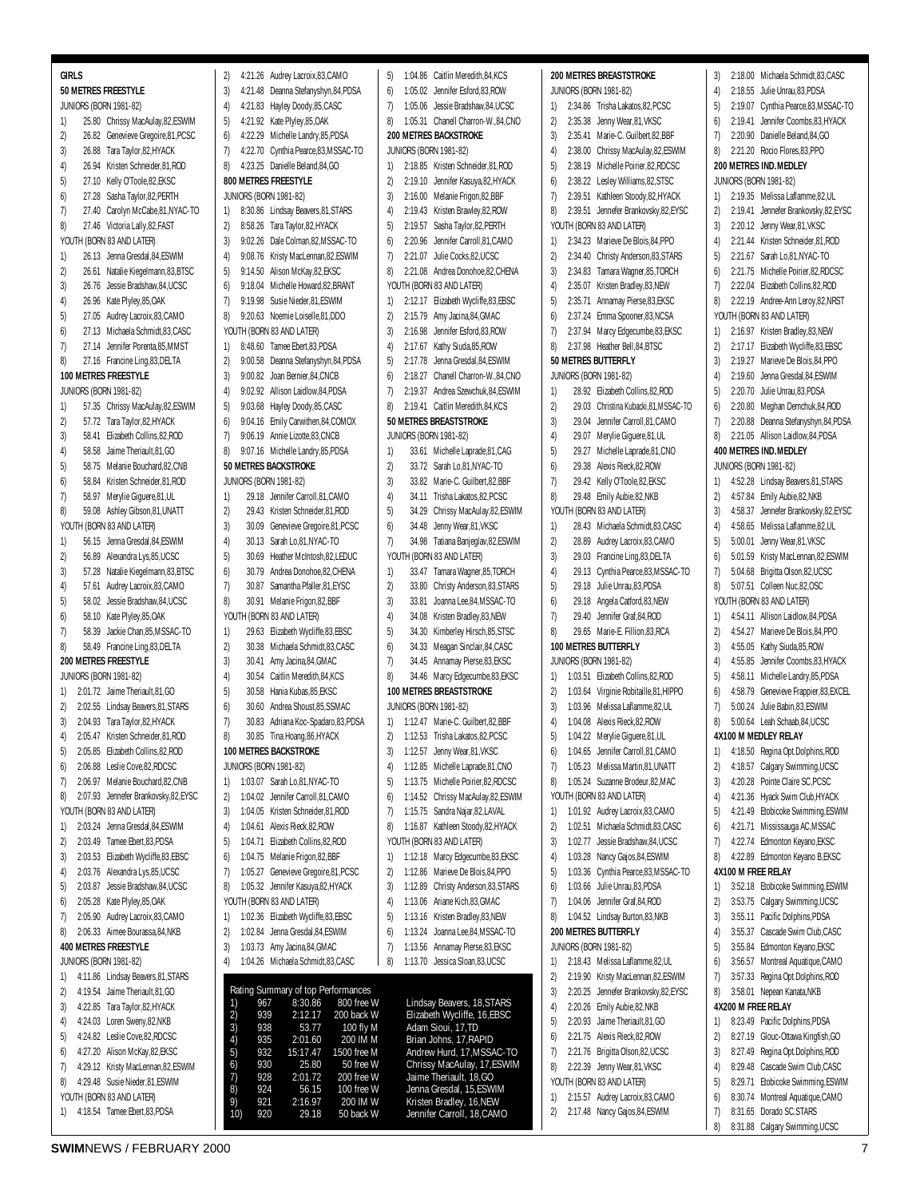## GIRLS

### 50 METRES FREESTYLE

JUNIORS (BORN 1981-82)

1) 25.80 Chrissy MacAulay,82,ESWIM
2) 26.82 Genevieve Gregoire,81,PCSC
3) 26.88 Tara Taylor,82,HYACK
4) 26.94 Kristen Schneider,81,ROD
5) 27.10 Kelly O'Toole,82,EKSC
6) 27.28 Sasha Taylor,82,PERTH
7) 27.40 Carolyn McCabe,81,NYAC-TO
8) 27.46 Victoria Lally,82,FAST

YOUTH (BORN 83 AND LATER)

1) 26.13 Jenna Gresdal,84,ESWIM
2) 26.61 Natalie Kiegelmann,83,BTSC
3) 26.76 Jessie Bradshaw,84,UCSC
4) 26.96 Kate Plyley,85,OAK
5) 27.05 Audrey Lacroix,83,CAMO
6) 27.13 Michaela Schmidt,83,CASC
7) 27.14 Jennifer Porenta,85,MMST
8) 27.16 Francine Ling,83,DELTA

### 100 METRES FREESTYLE

JUNIORS (BORN 1981-82)

1) 57.35 Chrissy MacAulay,82,ESWIM
2) 57.72 Tara Taylor,82,HYACK
3) 58.41 Elizabeth Collins,82,ROD
4) 58.58 Jaime Theriault,81,GO
5) 58.75 Melanie Bouchard,82,CNB
6) 58.84 Kristen Schneider,81,ROD
7) 58.97 Merylie Giguere,81,UL
8) 59.08 Ashley Gibson,81,UNATT

YOUTH (BORN 83 AND LATER)

1) 56.15 Jenna Gresdal,84,ESWIM
2) 56.89 Alexandra Lys,85,UCSC
3) 57.28 Natalie Kiegelmann,83,BTSC
4) 57.61 Audrey Lacroix,83,CAMO
5) 58.02 Jessie Bradshaw,84,UCSC
6) 58.10 Kate Plyley,85,OAK
7) 58.39 Jackie Chan,85,MSSAC-TO
8) 58.49 Francine Ling,83,DELTA

### 200 METRES FREESTYLE

JUNIORS (BORN 1981-82)

1) 2:01.72 Jaime Theriault,81,GO
2) 2:02.55 Lindsay Beavers,81,STARS
3) 2:04.93 Tara Taylor,82,HYACK
4) 2:05.47 Kristen Schneider,81,ROD
5) 2:05.85 Elizabeth Collins,82,ROD
6) 2:06.88 Leslie Cove,82,RDCSC
7) 2:06.97 Melanie Bouchard,82,CNB
8) 2:07.93 Jenneferr Brankovsky,82,EYSC

YOUTH (BORN 83 AND LATER)

1) 2:03.24 Jenna Gresdal,84,ESWIM
2) 2:03.49 Tamee Ebert,83,PDSA
3) 2:03.53 Elizabeth Wycliffe,83,EBSC
4) 2:03.76 Alexandra Lys,85,UCSC
5) 2:03.87 Jessie Bradshaw,84,UCSC
6) 2:05.28 Kate Plyley,85,OAK
7) 2:05.90 Audrey Lacroix,83,CAMO
8) 2:06.33 Aimee Bourassa,84,NKB

### 400 METRES FREESTYLE

JUNIORS (BORN 1981-82)

1) 4:11.86 Lindsay Beavers,81,STARS
2) 4:19.54 Jaime Theriault,81,GO
3) 4:22.85 Tara Taylor,82,HYACK
4) 4:24.03 Loren Sweny,82,NKB
5) 4:24.82 Leslie Cove,82,RDCSC
6) 4:27.20 Alison McKay,82,EKSC
7) 4:29.12 Kristy MacLennan,82,ESWIM
8) 4:29.48 Susie Nieder,81,ESWIM

YOUTH (BORN 83 AND LATER)

1) 4:18.54 Tamee Ebert,83,PDSA
2) 4:21.26 Audrey Lacroix,83,CAMO
3) 4:21.48 Deanna Stefanyshyn,84,PDSA
4) 4:21.83 Hayley Doody,85,CASC
5) 4:21.92 Kate Plyley,85,OAK
6) 4:22.29 Michelle Landry,85,PDSA
7) 4:22.70 Cynthia Pearce,83,MSSAC-TO
8) 4:23.25 Danielle Beland,84,GO

### 800 METRES FREESTYLE

JUNIORS (BORN 1981-82)

1) 8:30.86 Lindsay Beavers,81,STARS
2) 8:58.26 Tara Taylor,82,HYACK
3) 9:02.26 Dale Colman,82,MSSAC-TO
4) 9:08.76 Kristy MacLennan,82,ESWIM
5) 9:14.50 Alison McKay,82,EKSC
6) 9:18.04 Michelle Howard,82,BRANT
7) 9:19.98 Susie Nieder,81,ESWIM
8) 9:20.63 Noemie Loiselle,81,DDO

YOUTH (BORN 83 AND LATER)

1) 8:48.60 Tamee Ebert,83,PDSA
2) 9:00.58 Deanna Stefanyshyn,84,PDSA
3) 9:00.82 Joan Bernier,84,CNCB
4) 9:02.92 Allison Laidlow,84,PDSA
5) 9:03.68 Hayley Doody,85,CASC
6) 9:04.16 Emily Carwithen,84,COMOX
7) 9:06.19 Annie Lizotte,83,CNCB
8) 9:07.16 Michelle Landry,85,PDSA

### 50 METRES BACKSTROKE

JUNIORS (BORN 1981-82)

1) 29.18 Jennifer Carroll,81,CAMO
2) 29.43 Kristen Schneider,81,ROD
3) 30.09 Genevieve Gregoire,81,PCSC
4) 30.13 Sarah Lo,81,NYAC-TO
5) 30.69 Heather McIntosh,82,LEDUC
6) 30.79 Andrea Donohoe,82,CHENA
7) 30.87 Samantha Pfaller,81,EYSC
8) 30.91 Melanie Frigon,82,BBF

YOUTH (BORN 83 AND LATER)

1) 29.63 Elizabeth Wycliffe,83,EBSC
2) 30.38 Michaela Schmidt,83,CASC
3) 30.41 Amy Jacina,84,GMAC
4) 30.54 Caitlin Meredith,84,KCS
5) 30.58 Hania Kubas,85,EKSC
6) 30.60 Andrea Shoust,85,SSMAC
7) 30.83 Adriana Koc-Spadaro,83,PDSA
8) 30.85 Tina Hoang,86,HYACK

### 100 METRES BACKSTROKE

JUNIORS (BORN 1981-82)

1) 1:03.07 Sarah Lo,81,NYAC-TO
2) 1:04.02 Jennifer Carroll,81,CAMO
3) 1:04.05 Kristen Schneider,81,ROD
4) 1:04.61 Alexis Rieck,82,ROW
5) 1:04.71 Elizabeth Collins,82,ROD
6) 1:04.75 Melanie Frigon,82,BBF
7) 1:05.27 Genevieve Gregoire,81,PCSC
8) 1:05.32 Jennifer Kasuya,82,HYACK

YOUTH (BORN 83 AND LATER)

1) 1:02.36 Elizabeth Wycliffe,83,EBSC
2) 1:02.84 Jenna Gresdal,84,ESWIM
3) 1:03.73 Amy Jacina,84,GMAC
4) 1:04.26 Michaela Schmidt,83,CASC
5) 1:04.86 Caitlin Meredith,84,KCS
6) 1:05.02 Jennifer Esford,83,ROW
7) 1:05.06 Jessie Bradshaw,84,UCSC
8) 1:05.31 Chanell Charron-W.,84,CNO

### 200 METRES BACKSTROKE

JUNIORS (BORN 1981-82)

1) 2:18.85 Kristen Schneider,81,ROD
2) 2:19.10 Jennifer Kasuya,82,HYACK
3) 2:16.00 Melanie Frigon,82,BBF
4) 2:19.43 Kristen Brawley,82,ROW
5) 2:19.57 Sasha Taylor,82,PERTH
6) 2:20.96 Jennifer Carroll,81,CAMO
7) 2:21.07 Julie Cocks,82,UCSC
8) 2:21.08 Andrea Donohoe,82,CHENA

YOUTH (BORN 83 AND LATER)

1) 2:12.17 Elizabeth Wycliffe,83,EBSC
2) 2:15.79 Amy Jacina,84,GMAC
3) 2:16.98 Jennifer Esford,83,ROW
4) 2:17.67 Kathy Siuda,85,ROW
5) 2:17.78 Jenna Gresdal,84,ESWIM
6) 2:18.27 Chanell Charron-W.,84,CNO
7) 2:19.37 Andrea Szewchuk,84,ESWIM
8) 2:19.41 Caitlin Meredith,84,KCS

### 50 METRES BREASTSTROKE

JUNIORS (BORN 1981-82)

1) 33.61 Michelle Laprade,81,CAG
2) 33.72 Sarah Lo,81,NYAC-TO
3) 33.82 Marie-C. Guilbert,82,BBF
4) 34.11 Trisha Lakatos,82,PCSC
5) 34.29 Chrissy MacAulay,82,ESWIM
6) 34.48 Jenny Wear,81,VKSC
7) 34.98 Tatiana Banjeglav,82,ESWIM

YOUTH (BORN 83 AND LATER)

1) 33.47 Tamara Wagner,85,TORCH
2) 33.80 Christy Anderson,83,STARS
3) 33.81 Joanna Lee,84,MSSAC-TO
4) 34.08 Kristen Bradley,83,NEW
5) 34.30 Kimberley Hirsch,85,STSC
6) 34.33 Meagan Sinclair,84,CASC
7) 34.45 Annamay Pierse,83,EKSC
8) 34.46 Marcy Edgecumbe,83,EKSC

### 100 METRES BREASTSTROKE

JUNIORS (BORN 1981-82)

1) 1:12.47 Marie-C. Guilbert,82,BBF
2) 1:12.53 Trisha Lakatos,82,PCSC
3) 1:12.57 Jenny Wear,81,VKSC
4) 1:12.85 Michelle Laprade,81,CNO
5) 1:13.75 Michelle Poirier,82,RDCSC
6) 1:14.52 Chrissy MacAulay,82,ESWIM
7) 1:15.75 Sandra Najar,82,LAVAL
8) 1:16.87 Kathleen Stoody,82,HYACK

YOUTH (BORN 83 AND LATER)

1) 1:12.18 Marcy Edgecumbe,83,EKSC
2) 1:12.86 Marieve De Blois,84,PPO
3) 1:12.89 Christy Anderson,83,STARS
4) 1:13.06 Ariane Kich,83,GMAC
5) 1:13.16 Kristen Bradley,83,NEW
6) 1:13.24 Joanna Lee,84,MSSAC-TO
7) 1:13.56 Annamay Pierse,83,EKSC
8) 1:13.70 Jessica Sloan,83,UCSC

### 200 METRES BREASTSTROKE

JUNIORS (BORN 1981-82)

1) 2:34.86 Trisha Lakatos,82,PCSC
2) 2:35.38 Jenny Wear,81,VKSC
3) 2:35.41 Marie-C. Guilbert,82,BBF
4) 2:38.00 Chrissy MacAulay,82,ESWIM
5) 2:38.19 Michelle Poirier,82,RDCSC
6) 2:38.22 Lesley Williams,82,STSC
7) 2:39.51 Kathleen Stoody,82,HYACK
8) 2:39.51 Jennifer Brankovsky,82,EYSC

YOUTH (BORN 83 AND LATER)

1) 2:34.23 Marieve De Blois,84,PPO
2) 2:34.40 Christy Anderson,83,STARS
3) 2:34.83 Tamara Wagner,85,TORCH
4) 2:35.07 Kristen Bradley,83,NEW
5) 2:35.71 Annamay Pierse,83,EKSC
6) 2:37.24 Emma Spooner,83,NCSA
7) 2:37.94 Marcy Edgecumbe,83,EKSC
8) 2:37.98 Heather Bell,84,BTSC

### 50 METRES BUTTERFLY

JUNIORS (BORN 1981-82)

1) 28.92 Elizabeth Collins,82,ROD
2) 29.03 Christina Kubacki,81,MSSAC-TO
3) 29.04 Jennifer Carroll,81,CAMO
4) 29.07 Merylie Giguere,81,UL
5) 29.27 Michelle Laprade,81,CNO
6) 29.38 Alexis Rieck,82,ROW
7) 29.42 Kelly O'Toole,82,EKSC
8) 29.48 Emily Aubie,82,NKB

YOUTH (BORN 83 AND LATER)

1) 28.43 Michaela Schmidt,83,CASC
2) 28.89 Audrey Lacroix,83,CAMO
3) 29.03 Francine Ling,83,DELTA
4) 29.13 Cynthia Pearce,83,MSSAC-TO
5) 29.18 Julie Unrau,83,PDSA
6) 29.18 Angela Catford,83,NEW
7) 29.40 Jennifer Graf,84,ROD
8) 29.65 Marie-E. Fillion,83,RCA

### 100 METRES BUTTERFLY

JUNIORS (BORN 1981-82)

1) 1:03.51 Elizabeth Collins,82,ROD
2) 1:03.64 Virginie Robitaille,81,HIPPO
3) 1:03.96 Melissa Laflamme,82,UL
4) 1:04.08 Alexis Rieck,82,ROW
5) 1:04.22 Merylie Giguere,81,UL
6) 1:04.65 Jennifer Carroll,81,CAMO
7) 1:05.23 Melissa Martin,81,UNATT
8) 1:05.24 Suzanne Brodeur,82,MAC

YOUTH (BORN 83 AND LATER)

1) 1:01.92 Audrey Lacroix,83,CAMO
2) 1:02.51 Michaela Schmidt,83,CASC
3) 1:02.77 Jessie Bradshaw,84,UCSC
4) 1:03.28 Nancy Gajos,84,ESWIM
5) 1:03.36 Cynthia Pearce,83,MSSAC-TO
6) 1:03.66 Julie Unrau,83,PDSA
7) 1:04.06 Jennifer Graf,84,ROD
8) 1:04.52 Lindsay Burton,83,NKB

### 200 METRES BUTTERFLY

JUNIORS (BORN 1981-82)

1) 2:18.43 Melissa Laflamme,82,UL
2) 2:19.90 Kristy MacLennan,82,ESWIM
3) 2:20.25 Jennefer Brankovsky,82,EYSC
4) 2:20.26 Emily Aubie,82,NKB
5) 2:20.93 Jaime Theriault,81,GO
6) 2:21.75 Alexis Rieck,82,ROW
7) 2:21.76 Brigitta Olson,82,UCSC
8) 2:22.39 Jenny Wear,81,VKSC

YOUTH (BORN 83 AND LATER)

1) 2:15.57 Audrey Lacroix,83,CAMO
2) 2:17.48 Nancy Gajos,84,ESWIM
3) 2:18.00 Michaela Schmidt,83,CASC
4) 2:18.55 Julie Unrau,83,PDSA
5) 2:19.07 Cynthia Pearce,83,MSSAC-TO
6) 2:19.41 Jennifer Coombs,83,HYACK
7) 2:20.90 Danielle Beland,84,GO
8) 2:21.20 Rocio Flores,83,PPO

### 200 METRES IND.MEDLEY

JUNIORS (BORN 1981-82)

1) 2:19.35 Melissa Laflamme,82,UL
2) 2:19.41 Jenneferr Brankovsky,82,EYSC
3) 2:20.12 Jenny Wear,81,VKSC
4) 2:21.44 Kristen Schneider,81,ROD
5) 2:21.67 Sarah Lo,81,NYAC-TO
6) 2:21.75 Michelle Poirier,82,RDCSC
7) 2:22.04 Elizabeth Collins,82,ROD
8) 2:22.19 Andree-Ann Leroy,82,NRST

YOUTH (BORN 83 AND LATER)

1) 2:16.97 Kristen Bradley,83,NEW
2) 2:17.17 Elizabeth Wycliffe,83,EBSC
3) 2:19.27 Marieve De Blois,84,PPO
4) 2:19.60 Jenna Gresdal,84,ESWIM
5) 2:20.70 Julie Unrau,83,PDSA
6) 2:20.80 Meghan Demchuk,84,ROD
7) 2:20.88 Deanna Stefanyshyn,84,PDSA
8) 2:21.05 Allison Laidlow,84,PDSA

### 400 METRES IND.MEDLEY

JUNIORS (BORN 1981-82)

1) 4:52.28 Lindsay Beavers,81,STARS
2) 4:57.84 Emily Aubie,82,NKB
3) 4:58.37 Jenneferr Brankovsky,82,EYSC
4) 4:58.65 Melissa Laflamme,82,UL
5) 5:00.01 Jenny Wear,81,VKSC
6) 5:01.59 Kristy MacLennan,82,ESWIM
7) 5:04.68 Brigitta Olson,82,UCSC
8) 5:07.51 Colleen Nuc,82,OSC

YOUTH (BORN 83 AND LATER)

1) 4:54.11 Allison Laidlow,84,PDSA
2) 4:54.27 Marieve De Blois,84,PPO
3) 4:55.05 Kathy Siuda,85,ROW
4) 4:55.85 Jennifer Coombs,83,HYACK
5) 4:58.11 Michelle Landry,85,PDSA
6) 4:58.79 Genevieve Frappier,83,EXCEL
7) 5:00.24 Julie Babin,83,ESWIM
8) 5:00.64 Leah Schaab,84,UCSC

### 4X100 M MEDLEY RELAY

1) 4:18.50 Regina Opt.Dolphins,ROD
2) 4:18.57 Calgary Swimming,UCSC
3) 4:20.28 Pointe Claire SC,PCSC
4) 4:21.36 Hyack Swim Club,HYACK
5) 4:21.49 Etobicoke Swimming,ESWIM
6) 4:21.71 Mississauga AC,MSSAC
7) 4:22.74 Edmonton Keyano,EKSC
8) 4:22.89 Edmonton Keyano B,EKSC

### 4X100 M FREE RELAY

1) 3:52.18 Etobicoke Swimming,ESWIM
2) 3:53.75 Calgary Swimming,UCSC
3) 3:55.11 Pacific Dolphins,PDSA
4) 3:55.37 Cascade Swim Club,CASC
5) 3:55.84 Edmonton Keyano,EKSC
6) 3:56.57 Montreal Aquatique,CAMO
7) 3:57.33 Regina Opt.Dolphins,ROD
8) 3:58.01 Nepean Kanata,NKB

### 4X200 M FREE RELAY

1) 8:23.49 Pacific Dolphins,PDSA
2) 8:27.19 Glouc-Ottawa Kingfish,GO
3) 8:27.49 Regina Opt.Dolphins,ROD
4) 8:29.48 Cascade Swim Club,CASC
5) 8:29.71 Etobicoke Swimming,ESWIM
6) 8:30.74 Montreal Aquatique,CAMO
7) 8:31.65 Dorado SC,STARS
8) 8:31.88 Calgary Swimming,UCSC

### Rating Summary of top Performances

| | | | | |
|---|---|---|---|---|
| 1) | 967 | 8:30.86 | 800 free W | Lindsay Beavers, 18,STARS |
| 2) | 939 | 2:12.17 | 200 back W | Elizabeth Wycliffe, 16,EBSC |
| 3) | 938 | 53.77 | 100 fly M | Adam Sioui, 17,TD |
| 4) | 935 | 2:01.60 | 200 IM M | Brian Johns, 17,RAPID |
| 5) | 932 | 15:17.47 | 1500 free M | Andrew Hurd, 17,MSSAC-TO |
| 6) | 930 | 25.80 | 50 free W | Chrissy MacAulay, 17,ESWIM |
| 7) | 928 | 2:01.72 | 200 free W | Jaime Theriault, 18,GO |
| 8) | 924 | 56.15 | 100 free W | Jenna Gresdal, 15,ESWIM |
| 9) | 921 | 2:16.97 | 200 IM W | Kristen Bradley, 16,NEW |
| 10) | 920 | 29.18 | 50 back W | Jennifer Carroll, 18,CAMO |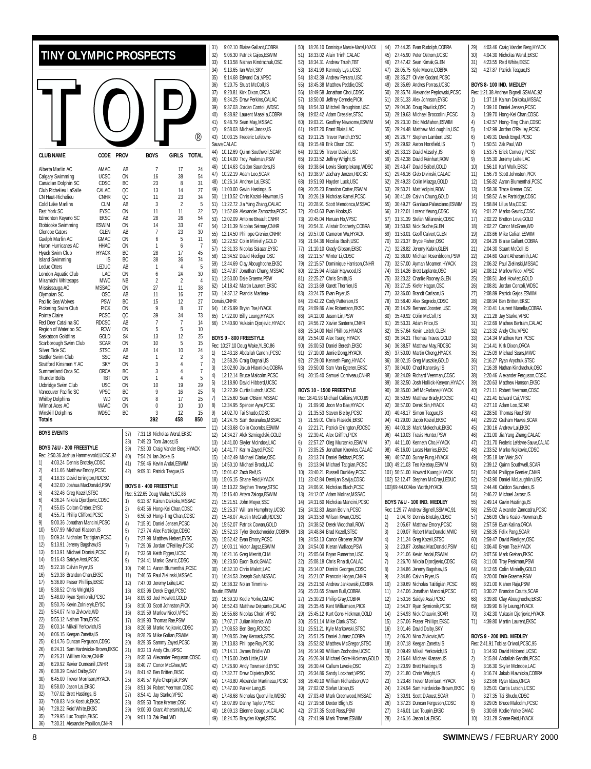# TINY OLYMPIC PROSPECTS

# TOP®

| CLUB NAME | CODE | PROV | BOYS | GIRLS | TOTAL |
|---|---|---|---|---|---|
| Alberta Marlin AC | AMAC | AB | 7 | 17 | 24 |
| Calgary Swimming | UCSC | ON | 16 | 38 | 54 |
| Canadian Dolphin SC | CDSC | BC | 23 | 8 | 31 |
| Club Richelieu LaSalle | CALAC | QC | 13 | 14 | 27 |
| CN Haut-Richelieu | CNHR | QC | 11 | 23 | 34 |
| Cold Lake Marlins | CLM | AB | 3 | 2 | 5 |
| East York SC | EYSC | ON | 11 | 11 | 22 |
| Edmonton Keyano SC | EKSC | AB | 28 | 26 | 54 |
| Etobicoke Swimming | ESWIM | ON | 14 | 33 | 47 |
| Glencoe Gators | GLEN | AB | 7 | 23 | 30 |
| Guelph Marlin AC | GMAC | ON | 6 | 5 | 11 |
| Huron Hurricanes AC | HHAC | ON | 1 | 6 | 7 |
| Hyack Swim Club | HYACK | BC | 28 | 17 | 45 |
| Island Swimming | IS | BC | 38 | 36 | 74 |
| Leduc Otters | LEDUC | AB | 1 | 4 | 5 |
| London Aquatic Club | LAC | ON | 6 | 24 | 30 |
| Miramichi Whitecaps | MWC | NB | 2 | 2 | 4 |
| Mississauga AC | MSSAC | ON | 27 | 11 | 38 |
| Olympian SC | OSC | AB | 11 | 16 | 27 |
| Pacific Sea Wolves | PSW | BC | 15 | 12 | 27 |
| Pickering Swim Club | PICK | ON | 9 | 8 | 17 |
| Pointe Claire | PCSC | QC | 39 | 34 | 73 |
| Red Deer Catalina SC | RDCSC | AB | 7 | 7 | 14 |
| Region of Waterloo SC | ROW | ON | 5 | 5 | 10 |
| Saskatoon Goldfins | GOLD | SK | 13 | 12 | 25 |
| Scarborough Swim Club | SCAR | ON | 10 | 5 | 15 |
| Silver Tide SC | STSC | AB | 14 | 10 | 24 |
| Stettler Swim Club | SSC | AB | 1 | 2 | 3 |
| Stratford Kinsmen Y AC | SKY | ON | 3 | 4 | 7 |
| Summerland Orca SC | ORCA | BC | 3 | 4 | 7 |
| Thunder Bolts | TBT | ON | 1 | 4 | 5 |
| Uxbridge Swim Club | USC | ON | 10 | 19 | 29 |
| Vancouver Pacific SC | VPSC | BC | 9 | 16 | 25 |
| Whitby Dolphins | WD | ON | 8 | 17 | 25 |
| Wilmot Aces AC | WAAC | ON | 0 | 10 | 10 |
| Winskill Dolphins | WDSC | BC | 3 | 12 | 15 |
| Totals | | | 392 | 458 | 850 |

## BOYS EVENTS

### BOYS 7&U - 200 FREESTYLE

Rec: 2:50.36 Joshua Hammervold,UCSC,97

1) 4:03.24 Dennis Brotzky,CDSC
2) 4:11.66 Matthew Emory,PCSC
3) 4:18.33 David Errington,RDCSC
4) 4:32.00 Joshua MacDonald,PSW
5) 4:32.46 Greg Kozell,STSC
6) 4:36.24 Nikola Djordjevic,CDSC
7) 4:55.05 Colton Creber,EYSC
8) 4:55.71 Philip Clifford,PCSC
9) 5:00.36 Jonathan Mancini,PCSC
10) 5:07.99 Michael Klassen,IS
11) 5:09.34 Nicholas Tatitigian,PCSC
12) 5:13.91 Jeremy Bagshaw,IS
13) 5:13.91 Michael Dionisi,PCSC
14) 5:16.43 Saidye Assi,PCSC
15) 5:22.18 Calvin Fryer,IS
16) 5:29.38 Brandon Chan,EKSC
17) 5:36.80 Fraser Phillips,EKSC
18) 5:38.52 Chris Wright,IS
19) 5:48.00 Ryan Symionik,PCSC
20) 5:50.76 Kevin Zolnieryk,EYSC
21) 5:54.07 Nino Zivkovic,WD
22) 5:55.12 Nathan Tran,EYSC
23) 6:03.14 Mikail Yerkovich,IS
24) 6:06.15 Keegan Zanetta,IS
25) 6:14.76 Duncan Ferguson,CDSC
26) 6:24.31 Sam Hardwicke-Brown,EKSC
27) 6:26.31 William Kruze,CNHR
28) 6:29.92 Xavier Dumesnil,CNHR
29) 6:38.39 David Dalby,SKY
30) 6:45.00 Trevor Morrison,HYACK
31) 6:58.00 Jason Lai,EKSC
32) 7:07.02 Brett Hastings,IS
33) 7:08.83 Nick Kostiuk,EKSC
34) 7:28.22 Reid White,EKSC
35) 7:29.95 Luc Toupin,EKSC
36) 7:30.31 Alexandre Papillon,CNHR
37) 7:31.18 Nicholas Wenzl,EKSC
38) 7:49.23 Tom Jarosz,IS
39) 7:53.00 Craig Vander Berg,HYACK
40) 7:54.24 Ian Jacke,IS
41) 7:56.46 Kevin Andal,ESWIM
42) 9:09.31 Patrick Teague,IS

### BOYS 8 - 400 FREESTYLE

Rec: 5:22.65 Doug Wake,YLSC,86

1) 6:13.87 Kairun Daikoku,MSSAC
2) 6:43.56 Hong-Kei Chan,CDSC
3) 6:50.59 Hong-Ting Chan,CDSC
4) 7:15.91 Daniel Jensen,PCSC
5) 7:27.74 Alex Partridge,CDSC
6) 7:27.98 Matthew Hebert,EYSC
7) 7:29.06 Jordan O'Reilley,PCSC
8) 7:33.68 Keith Eggen,UCSC
9) 7:34.41 Marko Gavric,CDSC
10) 7:46.11 Aaron Blumenthal,PCSC
11) 7:46.55 Paul Zielinski,MSSAC
12) 7:47.00 Jeremy Leite,LAC
13) 8:03.96 Derek Engel,PCSC
14) 8:09.63 Joel Howlett,GOLD
15) 8:10.03 Scott Johnston,PICK
16) 8:19.59 Marlow Nicol,VPSC
17) 8:19.93 Thomas Rae,PSW
18) 8:20.68 Marko Nojkovic,CDSC
19) 8:28.26 Mike Golian,ESWIM
20) 8:29.35 Sammy Zayed,PCSC
21) 8:32.13 Andy Chu,VPSC
22) 8:35.63 Alexander Ferguson,CDSC
23) 8:40.77 Conor McGhee,WD
24) 8:41.42 Ben Britten,EKSC
25) 8:49.57 Kyle Crepnjak,PSW
26) 8:51.34 Robert Yeerman,CDSC
27) 8:54.41 Jay Starko,VPSC
28) 8:59.53 Trace Kremer,OSC
29) 9:00.90 Grant Athersmith,LAC
30) 9:01.10 Zak Paul,WD
31) 9:02.10 Blaise Gallant,COBRA
32) 9:06.30 Patrick Gajos,ESWIM
33) 9:13.58 Nathan Kindrachuk,OSC
34) 9:13.65 Ian Weir,SKY
35) 9:14.68 Edward Cai,VPSC
36) 9:20.75 Stuart McColl,IS
37) 9:20.81 Kirk Dixon,ORCA
38) 9:34.25 Drew Perkins,CALAC
39) 9:37.03 Jordan Contoli,WDSC
40) 9:38.92 Laurent Masella,COBRA
41) 9:48.79 Sean May,MSSAC
42) 9:58.03 Michael Jarosz,IS
43) 10:03.15 Frederic Lefebvre-Sauve,CALAC
44) 10:12.69 Quinn Southwell,SCAR
45) 10:14.00 Troy Peakman,PSW
46) 10:14.63 Caldon Saunders,IS
47) 10:22.19 Adam Loo,SCAR
48) 10:26.14 Andrew Lai,EKSC
49) 11:00.00 Gavin Hastings,IS
50) 11:10.52 Chris Koziol-Newman,IS
51) 11:22.72 Jia Yang Zhang,CALAC
52) 11:52.69 Alexander Zamozdra,PCSC
53) 12:02.09 Antoine Heault,CNHR
54) 12:11.39 Nicolas Selmay,CNHR
55) 12:14.50 Philippe Grenier,CNHR
56) 12:22.52 Colin Minielly,GOLD
57) 12:31.33 Nicolas Salazar,EYSC
58) 12:34.52 David Rediiger,OSC
59) 13:44.69 Clay Aboughoche,EKSC
60) 13:47.87 Jonathan Chung,MSSAC
61) 13:53.00 Dale Graeme,PSW
62) 14:18.42 Martin Laurent,EKSC
63) 14:37.12 Francis Marleau-Donais,CNHR
64) 16:26.99 Bryan Tse,HYACK
65) 17:22.00 Billy Leung,HYACK
66) 17:40.90 Vukasin Djorjevic,HYACK

### BOYS 9 - 800 FREESTYLE

Rec: 10:27.10 Doug Wake,YLSC,86

1) 12:43.18 Abdallah Gandhi,PCSC
2) 12:58.26 Craig Dagnall,IS
3) 13:02.90 Jakub Hlavnicka,COBRA
4) 13:12.14 Bruce Malcolm,PCSC
5) 13:18.90 David Hibberd,UCSC
6) 13:22.39 Curtis Lutsch,UCSC
7) 13:25.60 Sean O'Beirn,MSSAC
8) 13:34.95 Spencer Ayre,PCSC
9) 14:02.70 Tai Shudo,CDSC
10) 14:24.75 Sam Beranales,MSSAC
11) 14:33.68 Colin Coombs,ESWIM
12) 14:34.27 Alek Szmiegelski,GOLD
13) 14:41.00 Skyler McIndoe,LAC
14) 14:41.77 Karim Zayed,PCSC
15) 14:42.49 Michael Clarke,OSC
16) 14:50.10 Michael Brock,LAC
17) 15:01.42 Zach Relf,IS
18) 15:05.15 Shane Reid,HYACK
19) 15:13.22 Stephen Trevoy,STSC
20) 15:16.40 Artem Zaloga,ESWIM
21) 15:21.51 John Meyer,SSC
22) 15:25.37 William Humphrey,UCSC
23) 15:48.07 Austin McGrath,RDCSC
24) 15:52.07 Patrick Cowan,GOLD
25) 15:52.13 Tyler Bredschneider,COBRA
26) 15:52.42 Evan Emory,PCSC
27) 16:03.11 Victor Jagsz,ESWIM
28) 16:21.16 Greg Merritt,CLM
29) 16:23.50 Euon Buck,GMAC
30) 16:32.10 Chris Malott,LAC
31) 16:34.53 Joseph Suh,MSSAC
32) 16:38.32 Nolan Timmins-Boutin,ESWIM
33) 16:39.10 Kodie Yorke,GMAC
34) 16:52.43 Matthew Delpunto,CALAC
35) 16:55.68 Nicolas Chein,VPSC
36) 17:07.17 Julian Monks,WD
37) 17:08.53 Ben Berg,RDCSC
38) 17:08.55 Joey Keroack,STSC
39) 17:13.83 Philippe Roy,PCSC
40) 17:14.11 James Bridle,WD
41) 17:15.00 Josh Little,CLM
42) 17:26.90 Andy Townsend,EYSC
43) 17:32.77 Drew Dipietro,EKSC
44) 17:43.80 Alexander Martineau,PCSC
45) 17:47.00 Parker Lang,IS
46) 17:48.68 Nicholas Quenville,WDSC
47) 18:07.89 Danny Taylor,VPSC
48) 18:09.13 Etienne Gougoux,CALAC
49) 18:24.75 Brayden Kagel,STSC
50) 18:26.10 Dominique Massie-Martel,HYACK
51) 18:33.02 Alain Trinh,CALAC
52) 18:34.31 Andrew Trush,TBT
53) 18:41.99 Kennedy Lys,UCSC
54) 18:42.39 Andrew Ferraro,USC
55) 18:45.38 Matthew Peddie,OSC
56) 18:49.58 Jonathan Choi,CDSC
57) 18:50.00 Jeffrey Cernele,PICK
58) 18:54.33 Mitchell Broughton,USC
59) 19:02.42 Adam Dressler,STSC
60) 19:03.21 Geoffrey Newsome,ESWIM
61) 19:07.20 Brant Blais,LAC
62) 19:11.25 Trevor Partch,EYSC
63) 19:15.49 Erik Olson,OSC
64) 19:32.95 Trevor David,USC
65) 19:33.52 Jeffrey Wright,IS
66) 19:38.64 Lewis Siemplekanp,WDSC
67) 19:38.97 Zachary Janzen,RDCSC
68) 19:51.93 Hayden Luck,USC
69) 20:25.23 Brandon Cotter,ESWIM
70) 20:26.19 Nicholas Kamel,PCSC
71) 20:28.91 Scott Mendonca,MSSAC
72) 20:43.63 Evan Hooks,IS
73) 20:45.04 Herluan Ho,VPSC
74) 20:54.31 Alistair Docherty,COBRA
75) 20:57.00 Cameron Wu,HYACK
76) 21:04.36 Nicolas Bush,USC
77) 21:10.10 Grady Gibson,EKSC
78) 22:11.57 Winter Li,CDSC
79) 22:15.57 Dominique Harrison,CNHR
80) 22:15.94 Alistair Haywood,IS
81) 22:25.27 Chris Smith,IS
82) 23:13.69 Garett Therrien,IS
83) 23:24.75 Evan Fryer,IS
84) 23:42.22 Cody Patterson,IS
85) 24:09.86 Alex Robertson,EKSC
86) 24:12.00 Jason Lin,PSW
87) 24:56.72 Xavier Santerre,CNHR
88) 25:14.00 Neil Phillips,HYACK
89) 25:54.00 Alex Tseng,HYACK
90) 26:00.53 Daniel Beresh,EKSC
91) 27:10.00 Jamie Dong,HYACK
92) 27:29.00 Kenneth Fung,HYACK
93) 29:50.00 Sam Van Egteren,EKSC
94) 30:15.40 Samuel Corriveau,CNHR

### BOYS 10 - 1500 FREESTYLE

Rec: 18:41.93 Michael Calkins,VICO,89

1) 21:09.90 Joon Mo Bae,HYACK
2) 21:35.53 Steven Bielby,PCSC
3) 21:59.01 Chris Piasecki,EKSC
4) 22:21.71 Patrick Errington,RDCSC
5) 22:30.41 Alex Griffith,PICK
6) 22:57.27 Oleg Murzenko,ESWIM
7) 23:05.25 Jonathan Knowles,CALAC
8) 23:13.74 Daniel Bekhazi,PCSC
9) 23:13.94 Michael Tatigian,PCSC
10) 23:40.21 Russell Dunkley,PCSC
11) 23:42.84 Demijan Savija,CDSC
12) 24:06.91 Nicholas Blach,PCSC
13) 24:12.07 Adam Molnar,MSSAC
14) 24:31.60 Nicholas Mancini,PCSC
15) 24:32.83 Jason Boivin,PCSC
16) 24:33.59 Wilson Kwan,CDSC
17) 24:38.52 Derek Woodhall,ROW
18) 24:48.84 Brad Kozell,STSC
19) 24:53.13 Conor Gfroerer,ROW
20) 24:54.00 Kieran Wallace,PSW
21) 25:05.64 Bryan Fumerton,USC
22) 25:08.18 Chris Rinaldi,CALAC
23) 25:14.07 Dimitri Georges,CDSC
24) 25:21.07 Francois Hogan,CNHR
25) 25:21.50 Andrew Jankowski,COBRA
26) 25:23.65 Shawn Bull,COBRA
27) 25:30.23 Philip Gray,COBRA
28) 25:35.45 Kent Williamson,PICK
29) 25:45.12 Kurt Gore-Hickman,GOLD
30) 25:51.14 Mike Clark,STSC
31) 25:51.21 Kyle Markowski,STSC
32) 25:51.25 Daniel Juhasz,COBRA
33) 25:52.82 Matthew McGregor,STSC
34) 26:14.90 William Zochodne,UCSC
35) 26:26.34 Michael Gore-Hickman,GOLD
36) 26:30.44 Callum Lavoie,OSC
37) 26:34.86 Sandy Lockhart,VPSC
38) 26:40.10 William Richardson,WD
39) 27:02.02 Stefan Urban,IS
40) 27:03.49 Mark Greenwood,MSSAC
41) 27:19.58 Dexter Bligh,IS
42) 27:37.35 Scott Ross,PSW
43) 27:41.99 Mark Trower,ESWIM
44) 27:44.35 Evan Rudolph,COBRA
45) 27:45.90 Peter Ostrom,UCSC
46) 27:47.42 Sean Kimak,GLEN
47) 28:05.75 Kyle Moore,COBRA
48) 28:35.27 Olivier Godard,PCSC
49) 28:35.69 Andres Porras,USC
50) 28:35.74 Alexander Peplowski,PCSC
51) 28:51.33 Alex Johnson,EYSC
52) 29:04.36 Doug Rawlick,OSC
53) 29:19.63 Michael Broccolini,PCSC
54) 29:23.10 Eric McMahon,ESWIM
55) 29:24.48 Matthew McLoughlin,USC
56) 29:26.77 Stephen Lambert,USC
57) 29:29.92 Aaron Horsfield,IS
58) 29:33.13 David Vizsolyi,IS
59) 29:42.38 David Reinhart,ROW
60) 29:43.47 David Seibel,GOLD
61) 29:46.16 Gleb Divinski,CALAC
62) 29:49.23 Colin Miazga,GOLD
63) 29:50.21 Matt Volpini,ROW
64) 30:41.09 Calvin Chung,GOLD
65) 30:49.27 Gianluca Palasciano,ESWIM
66) 31:22.01 Lorenz Yeung,CDSC
67) 31:31.39 Stefan Milanovic,CDSC
68) 31:50.93 Nick Suche,GLEN
69) 31:53.01 Geoff Calvert,GLEN
70) 32:23.37 Bryce Fisher,OSC
71) 32:28.82 Jeremy Kubin,GLEN
72) 32:36.00 Michael Rosenbloom,PSW
73) 32:57.00 Ayman Moamen,HYACK
74) 33:14.26 Brett Laplante,OSC
75) 33:23.22 Charlie Rooney,GLEN
76) 33:27.15 Kiefer Hagan,OSC
77) 33:36.00 Brandt Carlson,IS
78) 33:58.40 Alex Segredo,CDSC
79) 35:14.29 Bernard Joosten,USC
80) 35:49.92 Colin McColl,IS
81) 35:53.31 Adam Price,IS
82) 35:57.64 Kevin Leitch,GLEN
83) 36:34.21 Thomas Traves,GOLD
84) 36:38.57 Matthew May,RDCSC
85) 37:50.00 Martin Cheng,HYACK
86) 38:02.15 Greg Muszkie,GOLD
87) 38:04.00 Chad Kanorsky,IS
88) 38:24.09 Richard Veerman,CDSC
89) 38:32.50 Josh Hollick-Kenyon,HYACK
90) 38:35.00 Jeff McFarlane,HYACK
91) 38:50.59 Matthew Brady,RDCSC
92) 38:57.00 Derek Sin,HYACK
93) 40:48.17 Simon Teague,IS
94) 41:29.00 Jacob Koziel,EKSC
95) 44:03.18 Mark Mekechuk,EKSC
96) 44:10.03 Travis Hunter,PSW
97) 44:11.00 Kenneth Cho,HYACK
98) 45:16.00 Lucas Harries,EKSC
99) 46:57.00 Sunny Fung,HYACK
100) 49:21.03 Teo Kelebay,ESWIM
101) 50:51.00 Howard Kuang,HYACK
102) 52:12.47 Stephen McCray,LEDUC
103) 69:44.00 Alex Worth,HYACK

### BOYS 7&U - 100 IND. MEDLEY

Rec: 1:29.77 Andrew Bignell,SSMAC,91

1) 2:04.78 Dennis Brotzky,CDSC
2) 2:05.67 Matthew Emory,PCSC
3) 2:09.07 Robert MacDonald,MWC
4) 2:11.24 Greg Kozell,STSC
5) 2:20.87 Joshua MacDonald,PSW
6) 2:21.06 Kevin Andal,ESWIM
7) 2:26.70 Nikola Djordjevic,CDSC
8) 2:34.86 Jeremy Bagshaw,IS
9) 2:34.86 Calvin Fryer,IS
10) 2:39.69 Nicholas Tatitigian,PCSC
11) 2:47.06 Jonathan Mancini,PCSC
12) 2:50.16 Saidye Assi,PCSC
13) 2:54.37 Ryan Symionik,PCSC
14) 2:54.93 Nick Chauvin,SCAR
15) 2:57.06 Fraser Phillips,EKSC
16) 3:01.46 David Dalby,SKY
17) 3:06.20 Nino Zivkovic,WD
18) 3:07.18 Keegan Zanetta,IS
19) 3:09.49 Mikail Yerkovich,IS
20) 3:16.64 Michael Klassen,IS
21) 3:20.99 Brett Hastings,IS
22) 3:21.80 Chris Wright,IS
23) 3:23.48 Trevor Morrison,HYACK
24) 3:24.94 Sam Hardwicke-Brown,EKSC
25) 3:30.91 Scott D'Aoust,SCAR
26) 3:37.23 Duncan Ferguson,CDSC
27) 3:46.01 Luc Toupin,EKSC
28) 3:46.16 Jason Lai,EKSC
29) 4:03.46 Craig Vander Berg,HYACK
30) 4:04.30 Nicholas Wenzl,EKSC
31) 4:23.55 Reid White,EKSC
32) 4:27.87 Patrick Teague,IS

### BOYS 8 - 100 IND. MEDLEY

Rec: 1:21.38 Andrew Bignell,SSMAC,92

1) 1:37.18 Kairun Daikoku,MSSAC
2) 1:39.10 Daniel Jensen,PCSC
3) 1:39.70 Hong-Kei Chan,CDSC
4) 1:42.57 Hong-Ting Chan,CDSC
5) 1:42.99 Jordan O'Reilley,PCSC
6) 1:49.31 Derek Engel,PCSC
7) 1:50.51 Zak Paul,WD
8) 1:53.75 Erick Convery,PCSC
9) 1:55.30 Jeremy Leite,LAC
10) 1:56.10 Karl Wolk,EKSC
11) 1:56.79 Scott Johnston,PICK
12) 1:56.82 Aaron Blumenthal,PCSC
13) 1:58.36 Trace Kremer,OSC
14) 1:58.52 Alex Partridge,CDSC
15) 1:58.84 Lilus Ma,CDSC
16) 2:01.27 Marko Gavric,CDSC
17) 2:02.22 Bretton Love,GOLD
18) 2:02.27 Conor McGhee,WD
19) 2:03.66 Mike Golian,ESWIM
20) 2:04.29 Blaise Gallant,COBRA
21) 2:04.30 Stuart McColl,IS
22) 2:04.60 Grant Athersmith,LAC
23) 2:06.32 Paul Zielinski,MSSAC
24) 2:08.12 Marlow Nicol,VPSC
25) 2:08.51 Joel Howlett,GOLD
26) 2:08.81 Jordan Contoli,WDSC
27) 2:08.89 Patrick Gajos,ESWIM
28) 2:08.94 Ben Britten,EKSC
29) 2:10.41 Laurent Masella,COBRA
30) 2:11.28 Jay Starko,VPSC
31) 2:12.69 Mathew Bertram,CALAC
32) 2:13.32 Andy Chu,VPSC
33) 2:14.34 Matthew Kerr,PCSC
34) 2:14.41 Kirk Dixon,ORCA
35) 2:15.09 Michael Sears,MWC
36) 2:16.27 Ryan Arychuk,STSC
37) 2:16.39 Nathan Kindrachuk,OSC
38) 2:20.46 Alexander Ferguson,CDSC
39) 2:20.63 Matthew Hanson,EKSC
40) 2:21.11 Robert Yeerman,CDSC
41) 2:21.41 Edward Cai,VPSC
42) 2:27.10 Adam Loo,SCAR
43) 2:28.50 Thomas Rae,PSW
44) 2:29.22 Graham Hawes,SCAR
45) 2:30.16 Andrew Lai,EKSC
46) 2:31.00 Jia Yang Zhang,CALAC
47) 2:31.70 Frederic Lefebvre-Sauve,CALAC
48) 2:33.52 Marko Nojkovic,CDSC
49) 2:35.18 Ian Weir,SKY
50) 2:39.12 Quinn Southwell,SCAR
51) 2:40.84 Philippe Grenier,CNHR
52) 2:43.90 Daniel McLaughlin,USC
53) 2:44.46 Caldon Saunders,IS
54) 2:46.22 Michael Jarosz,IS
55) 2:49.14 Gavin Hastings,IS
56) 2:55.02 Alexander Zamozdra,PCSC
57) 2:56.09 Chris Koziol-Newman,IS
58) 2:57.59 Evan Kalina,ORCA
59) 2:58.35 Felix Pang,SCAR
60) 2:59.47 David Rediiger,OSC
61) 3:06.40 Bryan Tse,HYACK
62) 3:07.56 Mark Grehan,EKSC
63) 3:11.00 Troy Peakman,PSW
64) 3:12.65 Colin Minielly,GOLD
65) 3:20.00 Dale Graeme,PSW
66) 3:21.00 Kishen Raja,PSW
67) 3:30.27 Brandon Coutts,SCAR
68) 3:39.80 Clay Aboughoche,EKSC
69) 3:39.90 Billy Leung,HYACK
70) 3:42.30 Vukasin Djorjevic,HYACK
71) 4:39.80 Martin Laurent,EKSC

### BOYS 9 - 200 IND. MEDLEY

Rec: 2:41.91 Tobias Oriwol,PCSC,95

1) 3:14.93 David Hibberd,UCSC
2) 3:15.84 Abdallah Gandhi,PCSC
3) 3:16.30 Skyler McIndoe,LAC
4) 3:16.74 Jakub Hlavnicka,COBRA
5) 3:23.66 Ryan Idzes,ORCA
6) 3:25.01 Curtis Lutsch,UCSC
7) 3:27.35 Tai Shudo,CDSC
8) 3:29.05 Bruce Malcolm,PCSC
9) 3:30.69 Kodie Yorke,GMAC
10) 3:31.28 Shane Reid,HYACK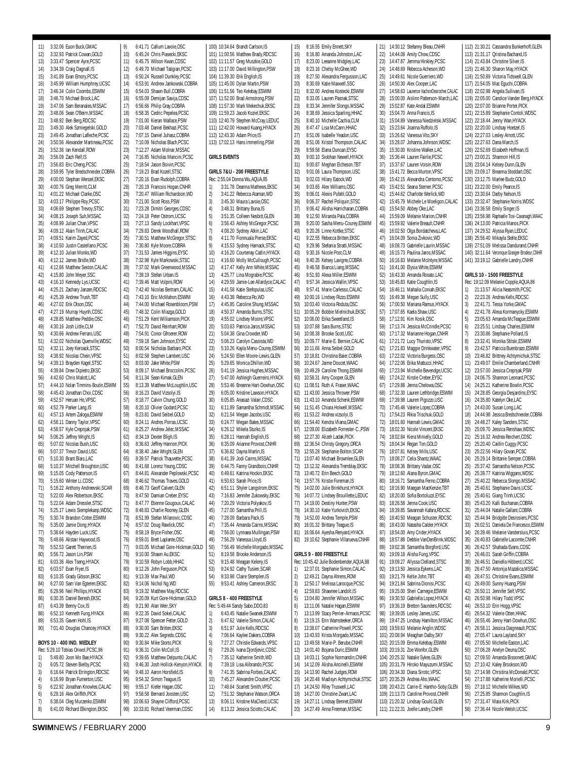11) 3:32.06 Euon Buck,GMAC
12) 3:32.93 Patrick Cowan,GOLD
13) 3:33.47 Spencer Ayre,PCSC
14) 3:34.39 Craig Dagnall,IS
15) 3:41.89 Evan Emory,PCSC
16) 3:45.99 William Humphrey,UCSC
17) 3:46.34 Colin Coombs,ESWIM
18) 3:46.70 Michael Brock,LAC
19) 3:47.06 Sam Beranales,MSSAC
20) 3:48.06 Sean O'Beirn,MSSAC
21) 3:48.92 Ben Berg,RDCSC
22) 3:49.30 Alek Szmiegelski,GOLD
23) 3:49.45 Jonathan Lafleche,PCSC
24) 3:50.56 Alexander Martineau,PCSC
25) 3:52.36 Ian Kendall,ROW
26) 3:56.09 Zach Relf,IS
27) 3:56.83 Eric Cheng,PCSC
28) 3:59.95 Tyler Bredschneider,COBRA
29) 4:00.00 Stephan Wenzel,EKSC
30) 4:00.76 Greg Merritt,CLM
31) 4:01.22 Michael Clarke,OSC
32) 4:03.17 Philippe Roy,PCSC
33) 4:06.69 Stephen Trevoy,STSC
34) 4:08.15 Joseph Suh,MSSAC
35) 4:08.99 Julian Chan,VPSC
36) 4:09.12 Alain Trinh,CALAC
37) 4:09.51 Karim Zayed,PCSC
38) 4:10.50 Justin Castellano,PCSC
39) 4:12.10 Julian Monks,WD
40) 4:12.12 James Bridle,WD
41) 4:12.66 Matthew Sexton,CALAC
42) 4:15.80 John Meyer,SSC
43) 4:16.10 Kennedy Lys,UCSC
44) 4:25.21 Zachary Janzen,RDCSC
45) 4:25.39 Andrew Trush,TBT
46) 4:27.02 Erik Olson,OSC
47) 4:27.19 Murray Huynh,CDSC
48) 4:28.85 Matthew Peddie,OSC
49) 4:30.16 Josh Little,CLM
50) 4:30.66 Andrew Ferraro,USC
51) 4:32.02 Nicholas Quenville,WDSC
52) 4:32.11 Joey Keroack,STSC
53) 4:38.92 Nicolas Chein,VPSC
54) 4:39.13 Brayden Kagel,STSC
55) 4:39.84 Drew Dipietro,EKSC
56) 4:42.60 Chris Malott,LAC
57) 4:44.10 Nolan Timmins-Boutin,ESWIM
58) 4:45.43 Jonathan Choi,CDSC
59) 4:52.57 Heruan Ho,VPSC
60) 4:52.79 Parker Lang,IS
61) 4:57.13 Artem Zaloga,ESWIM
62) 4:58.11 Danny Taylor,VPSC
63) 4:58.57 Kyle Crepnjak,PSW
64) 5:06.25 Jeffrey Wright,IS
65) 5:07.02 Nicolas Bush,USC
66) 5:07.37 Trevor David,USC
67) 5:10.30 Brant Blais,LAC
68) 5:10.37 Mitchell Broughton,USC
69) 5:15.05 Cody Patterson,IS
70) 5:15.60 Winter Li,CDSC
71) 5:18.22 Anthony Andreevski,SCAR
72) 5:22.00 Alex Robertson,EKSC
73) 5:22.04 Adam Dressler,STSC
74) 5:25.17 Lewis Siemplekanp,WDSC
75) 5:30.74 Brandon Cotter,ESWIM
76) 5:35.00 Jamie Dong,HYACK
77) 5:38.64 Hayden Luck,USC
78) 5:49.66 Alistair Haywood,IS
79) 5:52.53 Garett Therrien,IS
80) 5:56.72 Jason Lin,PSW
81) 6:03.36 Alex Tseng,HYACK
82) 6:03.57 Evan Fryer,IS
83) 6:10.35 Grady Gibson,EKSC
84) 6:27.00 Sam Van Egteren,EKSC
85) 6:29.96 Neil Phillips,HYACK
86) 6:30.35 Daniel Beresh,EKSC
87) 6:43.39 Benny Cox,IS
88) 6:52.10 Kenneth Fung,HYACK
89) 6:53.35 Gaven Hohl,IS
90) 7:01.40 Douglas Chancey,HYACK

**BOYS 10 - 400 IND. MEDLEY**
Rec: 5:29.10 Tobias Oriwol,PCSC,96
1) 5:49.80 Joon Mo Bae,HYACK
2) 6:05.72 Steven Bielby,PCSC
3) 6:16.64 Patrick Errington,RDCSC
4) 6:16.99 Bryan Fumerton,USC
5) 6:22.92 Jonathan Knowles,CALAC
6) 6:29.16 Alex Griffith,PICK
7) 6:38.04 Oleg Murzenko,ESWIM
8) 6:41.00 Richard Elkington,EKSC
9) 6:41.71 Callum Lavoie,OSC
10) 6:45.24 Chris Piasecki,EKSC
11) 6:45.75 Wilson Kwan,CDSC
12) 6:49.70 Michael Tatigian,PCSC
13) 6:50.24 Russell Dunkley,PCSC
14) 6:53.91 Andrew Jankowski,COBRA
15) 6:54.03 Shawn Bull,COBRA
16) 6:55.09 Demijan Savija,CDSC
17) 6:56.66 Philip Gray,COBRA
18) 6:58.35 Cedric Pepelea,PCSC
19) 7:01.00 Kieran Wallace,PSW
20) 7:03.48 Daniel Bekhazi,PCSC
21) 7:07.15 Daniel Juhasz,COBRA
22) 7:10.09 Nicholas Blach,PCSC
23) 7:12.27 Adam Molnar,MSSAC
24) 7:16.85 Nicholas Mancini,PCSC
25) 7:18.54 Jason Boivin,PCSC
26) 7:19.23 Brad Kozell,STSC
27) 7:20.16 Evan Rudolph,COBRA
28) 7:20.19 Francois Hogan,CNHR
29) 7:20.47 William Richardson,WD
30) 7:21.00 Scott Ross,PSW
31) 7:23.28 Dimitri Georges,CDSC
32) 7:24.18 Peter Ostrom,UCSC
33) 7:27.13 Sandy Lockhart,VPSC
34) 7:29.83 Derek Woodhall,ROW
35) 7:30.51 Matthew McGregor,STSC
36) 7:30.80 Kyle Moore,COBRA
37) 7:31.53 James Higgins,EYSC
38) 7:32.98 Kyle Markowski,STSC
39) 7:37.02 Mark Greenwood,MSSAC
40) 7:39.19 Stefan Urban,IS
41) 7:39.46 Matt Volpini,ROW
42) 7:42.40 Nicolas Bertram,CALAC
43) 7:43.10 Eric McMahon,ESWIM
44) 7:44.00 Michael Rosenbloom,PSW
45) 7:48.32 Colin Miazga,GOLD
46) 7:51.29 Kent Williamson,PICK
47) 7:52.70 David Reinhart,ROW
48) 7:54.91 Conor Gfroerer,ROW
49) 7:59.18 Sam Johnson,EYSC
50) 8:00.54 Nicholas Barbaro,PICK
51) 8:02.58 Stephen Lambert,USC
52) 8:03.00 Jake White,PSW
53) 8:09.17 Michael Broccolini,PCSC
54) 8:11.34 Sean Kimak,GLEN
55) 8:13.39 Matthew McLoughlin,USC
56) 8:16.23 David Vizsolyi,IS
57) 8:18.77 Calvin Chung,GOLD
58) 8:20.10 Olivier Godard,PCSC
59) 8:23.81 David Seibel,GOLD
60) 8:24.11 Andres Porras,UCSC
61) 8:25.27 Andrew Jelec,MSSAC
62) 8:34.19 Dexter Bligh,IS
63) 8:36.63 Jeffrey Hannon,PICK
64) 8:38.40 Jake Wright,GLEN
65) 8:39.57 Patrick Thauvette,PCSC
66) 8:41.68 Lorenz Yeung,CDSC
67) 8:44.81 Alexander Peplowski,PCSC
68) 8:46.62 Thomas Traves,GOLD
69) 8:46.73 Geoff Calvert,GLEN
70) 8:47.50 Damian Creber,EYSC
71) 8:47.77 Etienne Gougoux,CALAC
72) 8:48.83 Charlie Rooney,GLEN
73) 8:51.99 Stefan Milanovic,CDSC
74) 8:57.02 Doug Rawlick,OSC
75) 8:58.19 Bryce Fisher,OSC
76) 8:59.01 Brett Laplante,OSC
77) 9:03.05 Michael Gore-Hickman,GOLD
78) 9:10.00 Shawn Au,EKSC
79) 9:10.59 Robyn Lobb,HHAC
80) 9:12.26 John Ferguson,PICK
81) 9:13.39 Max Paul,WD
82) 9:14.06 Nichol Ng,WD
83) 9:19.32 Matthew May,RDCSC
84) 9:20.09 Kurt Gore-Hickman,GOLD
85) 9:21.90 Alan Weir,SKY
86) 9:22.35 David Sokel,CALAC
87) 9:27.08 Spencer Fetter,GOLD
88) 9:30.00 Sam Britten,EKSC
89) 9:30.22 Alex Segredo,CDSC
90) 9:30.84 Mike Storto,PICK
91) 9:36.31 Colin McColl,IS
92) 9:39.65 Matthew Delpunto,CALAC
93) 9:46.30 Josh Hollick-Kenyon,HYACK
94) 9:48.10 Aaron Horsfield,IS
95) 9:54.32 Simon Teague,IS
96) 9:55.17 Kiefer Hagan,OSC
97) 9:58.58 Bernard Joosten,USC
98) 10:06.63 Shayne Clifford,PCSC
99) 10:33.81 Richard Veerman,CDSC
100) 10:34.64 Brandt Carlson,IS
101) 11:00.56 Matthew Brady,RDCSC
102) 11:11.57 Greg Muszkie,GOLD
103) 11:17.00 David Millington,PSW
104) 11:39.30 Erik English,IS
105) 11:45.00 Dylan Martin,PSW
106) 11:51.56 Teo Kelebay,ESWIM
107) 11:52.00 Brad Armstrong,PSW
108) 11:57.30 Mark Mekechuk,EKSC
109) 11:59.23 Jacob Koziel,EKSC
110) 12:40.79 Stephen McCray,LEDUC
111) 12:42.00 Howard Kuang,HYACK
112) 12:43.30 Adam Price,IS
113) 17:02.13 Hans immerling,PSW

## GIRLS EVENTS

**GIRLS 7&U - 200 FREESTYLE**
Rec: 2:55.04 Donna Wu,AQUA,85
1) 3:31.78 Deanna Mathews,EKSC
2) 3:41.22 Rebecca Ataman,WD
3) 3:45.30 Maura Lavoie,OSC
4) 3:48.31 Brittany Buna,IS
5) 3:51.35 Colleen Nesbitt,GLEN
6) 3:56.43 Ashley McGregor,PCSC
7) 4:08.20 Sydney Atkin,LAC
8) 4:11.70 Fionnuala Pierse,EKSC
9) 4:15.53 Sydney Harnack,STSC
10) 4:16.20 Courtenay Catlin,HYACK
11) 4:16.60 Molly McCullough,PCSC
12) 4:17.47 Kelly Ann White,MSSAC
13) 4:25.77 Lina Mograbie,PCSC
14) 4:29.59 Jamie-Lee Allardyce,CALAC
15) 4:41.58 Katie Stefopulas,USC
16) 4:43.38 Rebecca Ro,WD
17) 4:45.85 Caroline Shung,MSSAC
18) 4:50.37 Amanda Burns,STSC
19) 4:55.02 Lindsey Moore,VPSC
20) 5:03.63 Patricia Jaros,MSSAC
21) 5:04.38 Gina Crowder,WD
22) 5:06.23 Carolyn Cassista,WD
23) 5:10.26 Kayla Menu-Courey,ESWIM
24) 5:24.50 Ellen Moore-Lewis,GLEN
25) 5:29.65 Monica Dhillon,WD
26) 5:41.19 Jessica Hughes,MSSAC
27) 5:47.00 Ashleigh Guerreiro,HYACK
28) 5:53.46 Breanne Hart-Dowhun,OSC
29) 6:05.00 Kristine Lawson,HYACK
30) 6:05.85 Anasazi Valair,CDSC
31) 6:11.89 Samantha Schmidt,MSSAC
32) 6:21.54 Megan Jacobs,USC
33) 6:24.77 Megan Bates,MSSAC
34) 6:26.12 Mikela Sturko,IS
35) 6:28.11 Hannah English,IS
36) 6:35.09 Arianne Provost,CNHR
37) 6:36.82 Dayna Martin,IS
38) 6:41.39 Jodi Cairns,MSSAC
39) 6:44.75 Fanny Grandbois,CNHR
40) 6:49.61 Katrina Hockin,EKSC
41) 6:50.63 Sarah Price,IS
42) 6:51.11 Shyler Langstrom,EKSC
43) 7:16.83 Jennifer Zukowsky,EKSC
44) 7:20.29 Victoria Polyakov,IS
45) 7:27.00 Samantha Prill,IS
46) 7:28.09 Barbara Pack,IS
47) 7:35.44 Amanda Cairns,MSSAC
48) 7:56.00 Lynnaea Mullingan,PSW
49) 7:56.29 Vanessa Lloyd,IS
50) 7:56.49 Michelle Morgado,MSSAC
51) 8:19.58 Brooke Anderson,IS
52) 9:15.48 Meagan Keleny,IS
53) 9:24.92 Cathy Tusien,SCAR
54) 9:33.98 Claire Stemplen,IS
55) 9:53.41 Ashley Cameron,EKSC

**GIRLS 8 - 400 FREESTYLE**
Rec: 5:49.44 Sandy Sabo,DDO,83
1) 6:43.45 Natalie Swanek,ESWIM
2) 6:47.62 Valerie Simon,CALAC
3) 6:51.97 Julie Kells,RDCSC
4) 7:06.64 Kaylee Dakers,COBRA
5) 7:27.27 Christie Edwards,VPSC
6) 7:29.26 Ivana Djordjevic,CDSC
7) 7:35.12 Katherine Smith,WD
8) 7:39.18 Lisa Alibrando,PCSC
9) 7:41.35 Sabrina Forbes,CALAC
10) 7:45.27 Alexandre Cloutier,PCSC
11) 7:48.64 Scarlett Smith,VPSC
12) 7:51.32 Stephanie Watson,ORCA
13) 8:06.11 Kristine MacLeod,UCSC
14) 8:13.22 Jessica Sciotto,CALAC
15) 8:16.55 Emily Ennett,SKY
16) 8:16.80 Amanda Johnston,LAC
17) 8:23.00 Leeanne Midgley,LAC
18) 8:23.16 Chelsy McGhee,WD
19) 8:27.50 Alexandra Fergusson,LAC
20) 8:30.69 Katie Maxwell,SSC
21) 8:32.00 Andrea Kostecki,ESWIM
22) 8:33.05 Lauren Pasnak,STSC
23) 8:33.34 Jennifer Slongo,MSSAC
24) 8:38.69 Jessica Sparling,HHAC
25) 8:40.10 Michelle Cachia,CLM
26) 8:47.47 Lisa McCann,HHAC
27) 8:51.06 Isabelle Yeadon,USC
28) 8:51.06 Kristol Thompson,CALAC
29) 8:59.58 Elana Duncan,EYSC
30) 9:00.10 Siobhan Newell,HYACK
31) 9:00.87 Meghan Elcheson,TBT
32) 9:01.06 Laura Thompson,USC
33) 9:02.03 Hilary Eatock,WD
34) 9:03.65 Alex Williams,OSC
35) 9:06.01 Alexis Pufahl,GOLD
36) 9:06.37 Rachel Poliquin,STSC
37) 9:06.42 Alisha Harricharan,COBRA
38) 9:12.50 Miranda Pala,COBRA
39) 9:20.00 Sasha Menu-Courey,ESWIM
40) 9:20.26 Linne Kottke,STSC
41) 9:22.55 Rebecca Britten,EKSC
42) 9:29.96 Stefania Stratti,MSSAC
43) 9:30.16 Nicole Post,CLM
44) 9:40.35 Kelsey Lavigne,COBRA
45) 9:46.58 Bianca Liang,MSSAC
46) 9:51.93 Alexa Miller,ESWIM
47) 9:57.34 Jessica Wallin,VPSC
48) 9:57.41 Marie Carlesso,CALAC
49) 10:00.16 Lindsey Rizzo,ESWIM
50) 10:03.40 Victoria Roduta,OSC
51) 10:05.29 Bobbie Midnichuk,EKSC
52) 10:06.00 Erika Sweetland,IS
53) 10:07.88 Sara Burns,STSC
54) 10:08.38 Brooke Scott,USC
55) 10:09.77 Marie-E. Bernier,CALAC
56) 10:11.66 Anna Seibel,GOLD
57) 10:18.81 Christina Baier,COBRA
58) 10:24.67 Jaime Doucet,WAAC
59) 10:49.29 Caroline Thong,ESWIM
60) 10:58.31 Amy Cooper,GLEN
61) 11:08.51 Ruth A. Fraser,WAAC
62) 11:43.00 Jessica Thrower,PSW
63) 11:43.10 Amanda Schenk,ESWIM
64) 11:51.45 Chiara Holwell,MSSAC
65) 11:53.22 Andrea vizsolyi,IS
66) 11:54.40 Kendra Vliana,GMAC
67) 12:09.00 Elizabeth Forrester-C.,PSW
68) 12:27.30 Alizeh Ladak,PICK
69) 12:36.54 Christy Gregory,ORCA
70) 12:55.28 Stephanie Bolton,SCAR
71) 13:07.40 Michael Brownlee,GLEN
72) 13:12.32 Alexandra Tremblay,EKSC
73) 13:40.72 Erin Beech,GOLD
74) 13:57.76 Kristie Foreman,IS
75) 14:02.00 Julie Brinkhurst,HYACK
76) 14:07.72 Lindsey Brouillette,LEDUC
77) 14:19.00 Destiny Hunter,PSW
78) 14:30.10 Katie Yurkovich,EKSC
79) 14:52.00 Andrea Temple,PSW
80) 16:01.32 Brittany Teague,IS
81) 16:06.64 Ayesha Renyard,HYACK
82) 19:10.62 Stephanie Villarueva,CNHR

**GIRLS 9 - 800 FREESTYLE**
Rec: 10:45.42 Julie Bodenbender,AQUA,88
1) 12:37.01 Stephanie Simon,CALAC
2) 12:49.21 Dayna Ahrens,ROW
3) 12:50.17 Melissa Larocque,PCSC
4) 12:59.83 Shawnee Landolt,IS
5) 13:04.80 Jennifer Wilson,MSSAC
6) 13:11.06 Natalie Hagan,ESWIM
7) 13:13.99 Stacy Perrier-Armaos,PCSC
8) 13:19.15 Erin Wamsteeker,ORCA
9) 13:38.07 Catherine Powell,PCSC
10) 13:43.93 Krista Morgado,MSSAC
11) 13:49.58 Marie-P. Berube,CNHR
12) 14:01.40 Bojana Duric,ESWIM
13) 14:03.11 Sophie Normandin,CNHR
14) 14:12.09 Alisha Ancinelli,ESWIM
15) 14:13.90 Rachel Judges,ROW
16) 14:20.48 Madisyn Achtymichuk,STSC
17) 14:24.50 Riley Truswell,LAC
18) 14:27.00 Christine Zwart,LAC
19) 14:27.11 Lindsay Bennet,ESWIM
20) 14:27.49 Anna Freeman,MSSAC
21) 14:30.12 Stefanny Bleau,CNHR
22) 14:44.08 Amity Chow,CDSC
23) 14:47.87 Jemma Hinkley,PCSC
24) 14:48.69 Rebecca Acheson,WD
25) 14:49.61 Nicole Guerriero,WD
26) 14:50.30 Alex Cooper,LAC
27) 14:58.63 Laurence VachonDesrocher,CALAC
28) 15:00.00 Aislinn Patterson-March,LAC
29) 15:02.87 Kate Andal,ESWIM
30) 15:04.70 Anna Francis,IS
31) 15:04.89 Vanessa Niedzielski,MSSAC
32) 15:23.64 Joanna Ruffolo,IS
33) 15:26.62 Vanessa Vito,SKY
34) 15:28.07 Johanna Johnson,WDSC
35) 15:30.00 Kristine Walker,LAC
36) 15:36.44 Lauren Fairlie,PCSC
37) 15:37.67 Lauren Voisin,ROW
38) 15:41.72 Becca Murton,VPSC
39) 15:42.15 Alexandra Centomo,PCSC
40) 15:42.51 Seana Sterner,PCSC
41) 15:44.62 Charlotte Werlick,WD
42) 15:45.79 Michele Le Moeligon,CALAC
43) 15:54.50 Abbey Oke,LAC
44) 15:59.09 Melanie Marion,CNHR
45) 15:59.92 Valerie Breault,CNHR
46) 16:02.50 Olga Bordatcheva,LAC
47) 16:04.09 Sonia Zivkovic,WD
48) 16:08.73 Gabrielle Laurin,MSSAC
49) 16:15.73 Paulina Jaros,MSSAC
50) 16:16.83 Melanie McIntyre,MSSAC
51) 16:41.00 Elysia White,ESWIM
52) 16:43.30 Amanda Rosato,LAC
53) 16:45.83 Katie Coughlin,IS
54) 16:46.11 Mahalia Coniah,EKSC
55) 16:49.38 Megan Sully,USC
56) 17:00.50 Mariana Ramus,HYACK
57) 17:07.65 Kaela Shaw,USC
58) 17:12.91 Kim Kosik,OSC
59) 17:13.74 Jessica McCrindle,PCSC
60) 17:17.32 Marianne Hogan,CNHR
61) 17:21.72 Lucy Thuristo,VPSC
62) 17:21.83 Maggie Drinkwater,VPSC
63) 17:22.02 Victoria Burgess,OSC
64) 17:22.06 Erika Mattucci,HHAC
65) 17:23.94 Michelle Bevendge,UCSC
66) 17:24.22 Kirstie Creber,EYSC
67) 17:29.88 Jenna Chelowa,OSC
68) 17:32.30 Lauren Lethbridge,ESWIM
69) 17:39.98 Lauren Pigozzo,USC
70) 17:45.48 Valerie Lopez,COBRA
71) 17:54.23 Rikia Trischuk,GOLD
72) 18:01.60 Hannah Lewis,GMAC
73) 18:02.30 Nicole Vincent,EKSC
74) 18:02.84 Kiera Minielly,GOLD
75) 18:04.34 Regan Ton,GOLD
76) 18:07.81 Kelsey Mills,USC
77) 18:08.27 Celia Shantz,WAAC
78) 18:08.36 Brittany Vadar,OSC
79) 18:12.60 Alana Byron,GMAC
80) 18:16.71 Samantha Ferno,COBRA
81) 18:16.90 Maegan MacKenzie,TBT
82) 18:20.00 Sofia Bortoluzzi,EYSC
83) 18:26.58 Jenna Cook,USC
84) 18:39.85 Savannah Kafara,RDCSC
85) 18:40.50 Meagan Schuster,RDCSC
86) 18:43.00 Natasha Calder,HYACK
87) 18:54.00 Amy Crider,HYACK
88) 18:57.88 Debbie VanDenBrink,WDSC
89) 19:02.38 Samantha Borgford,USC
90) 19:09.18 Alisha Fung,VPSC
91) 19:09.27 Allyssa Clelland,STSC
92) 19:13.50 Jessica Eykens,LAC
93) 19:21.79 Keltie John,TBT
94) 19:21.84 Sabrina Dionisi,PCSC
95) 19:25.00 Sheri Carnegie,ESWIM
96) 19:30.50 Gabriella Lopez,HYACK
97) 19:36.19 Bretton Saunders,RDCSC
98) 19:39.05 Lesley James,USC
99) 19:47.25 Lindsay Hamilton,MSSAC
100) 19:59.63 Melanie Anglin,WDSC
101) 20:08.94 Meaghan Dalby,SKY
102) 20:15.09 Emma Kelebay,ESWIM
103) 20:19.31 Zoe Wonfor,GLEN
104) 20:25.32 Natalie Sykes,GLEN
105) 20:31.79 Hiroko Mayuzumi,MSSAC
106) 20:34.30 Diana Sirotic,VPSC
107) 20:35.29 Andrea Aho,WAAC
108) 20:43.21 Carrie-E. Hantho-Soby,GLEN
109) 21:13.73 Caroline Provost,CNHR
110) 21:20.32 Lindsay Gould,GLEN
111) 21:22.31 Joelle Landry,CNHR
112) 21:30.21 Cassandra Bunkerhoff,GLEN
113) 21:31.17 Qristina Bachand,IS
114) 21:43.84 Christine Silver,IS
115) 21:46.30 Sharon May,HYACK
116) 21:50.89 Victoria Tidswell,GLEN
117) 21:54.05 Mac Eguchi,COBRA
118) 22:02.98 Angela Sullivan,IS
119) 22:05.00 Candice Vander Berg,HYACK
120) 22:07.00 Brianne Porter,PICK
121) 22:15.89 Stephanie Contoli,WDSC
122) 22:18.44 Jenny Wan,HYACK
123) 22:20.00 Lindsay Hoetzel,IS
124) 22:27.03 Lesley Arnott,USC
125) 22:27.63 Dana March,IS
126) 22:52.69 Elizabeth Hoffman,IS
127) 23:00.21 Shannon Hill,IS
128) 23:04.14 Kelsey Dunn,GLEN
129) 23:09.17 Breanna Stoddart,OSC
130) 23:12.75 Marlee Budz,GOLD
131) 23:22.00 Emily Pearce,IS
132) 23:30.64 Darby Nelson,IS
133) 23:32.47 Stephanie Norris,WDSC
134) 23:36.58 Emily Singer,IS
135) 23:56.98 Raphaelle Tosi-Cavanagh,WAAC
136) 24:13.00 Patricia Manos,PICK
137) 24:29.52 Alyssa Ryan,LEDUC
138) 25:56.40 Mikayla Stelte,EKSC
139) 27:51.09 Melissa Dandurand,CNHR
140) 32:11.64 Veronique Granger-Brodeur,CNHR
141) 33:19.12 Gabrielle Landry,CNHR

**GIRLS 10 - 1500 FREESTYLE**
Rec: 19:12.09 Melanie Copple,AQUA,86
1) 21:13.57 Alicia Neasmith,PCSC
2) 22:23.26 Andrea Kells,RDCSC
3) 22:41.71 Tessa Yorke,GMAC
4) 22:41.78 Alexa Kormanycky,ESWIM
5) 23:05.63 Amanda McTeague,ESWIM
6) 23:25.51 Lindsay Charles,ESWIM
7) 23:30.86 Stephanie Pollard,IS
8) 23:32.41 Monika Stitski,ESWIM
9) 23:42.57 Patricia Buenbrazo,ESWIM
10) 23:46.82 Brittney Achtymichuk,STSC
11) 23:49.07 Emilie Chamberland,CNHR
12) 23:57.00 Jessica Crepnjak,PSW
13) 24:06.75 Shannon Leonard,PCSC
14) 24:25.21 Katherine Bowlin,PCSC
15) 24:28.85 Georgia Desjardins,EYSC
16) 24:35.80 Katelyn Oke,LAC
17) 24:43.00 Susan Long,LAC
18) 24:44.98 Jessica Bredschneider,COBRA
19) 24:48.27 Kaley Sanders,STSC
20) 25:09.70 Jessica Renshaw,WDSC
21) 25:16.32 Andrea Reichert,CDSC
22) 25:20.40 Caitlin Cuggy,PCSC
23) 25:22.56 Hilary Govan,PCSC
24) 25:29.14 Brittanie Semper,COBRA
25) 25:37.42 Samantha Nelson,PCSC
26) 25:39.77 Katrina Wiggans,WDSC
27) 25:40.22 Rebecca Slongo,MSSAC
28) 25:40.61 Stephanie Davis,UCSC
29) 25:40.61 Giang Trinh,UCSC
30) 25:43.20 Kalli Buchanan,COBRA
31) 25:44.04 Natalie Gallant,COBRA
32) 25:44.94 Bridgitte Desrosiers,PCSC
33) 26:02.51 Daniela De Francesco,ESWIM
34) 26:39.46 Melanie Vandersluis,PCSC
35) 26:40.83 Gabrielle Lacomte,CNHR
36) 26:42.57 Shahada Evans,CDSC
37) 26:46.01 Sarah Griffin,COBRA
38) 26:46.51 Daniella Hibberd,UCSC
39) 26:47.50 Antonija Mazalica,MSSAC
40) 26:47.51 Christine Evans,ESWIM
41) 26:49.00 Sunny Huang,PSW
42) 26:50.11 Jennifer Self,VPSC
43) 26:50.98 Hilary Todd,VPSC
44) 26:53.10 Erin Hogg,VPSC
45) 26:54.32 Valerie Otten,HHAC
46) 26:55.46 Jenny Hart-Dowhun,OSC
47) 26:58.11 Jessica Daigneault,PCSC
48) 27:05.47 Laura Layland,SKY
49) 27:05.50 Michelle Easton,LAC
50) 27:06.28 Anelyn Deuna,OSC
51) 27:09.50 Amanda Bissonett,GMAC
52) 27:10.42 Kaley Brookson,WD
53) 27:14.98 Chrsitina McDonald,PCSC
54) 27:17.88 Katherine Morielli,PCSC
55) 27:18.12 Michelle Wilkes,WD
56) 27:25.85 Shannon Coughlin,IS
57) 27:31.47 Maia Kirk,PICK
58) 27:36.44 Nicole Welsh,UCSC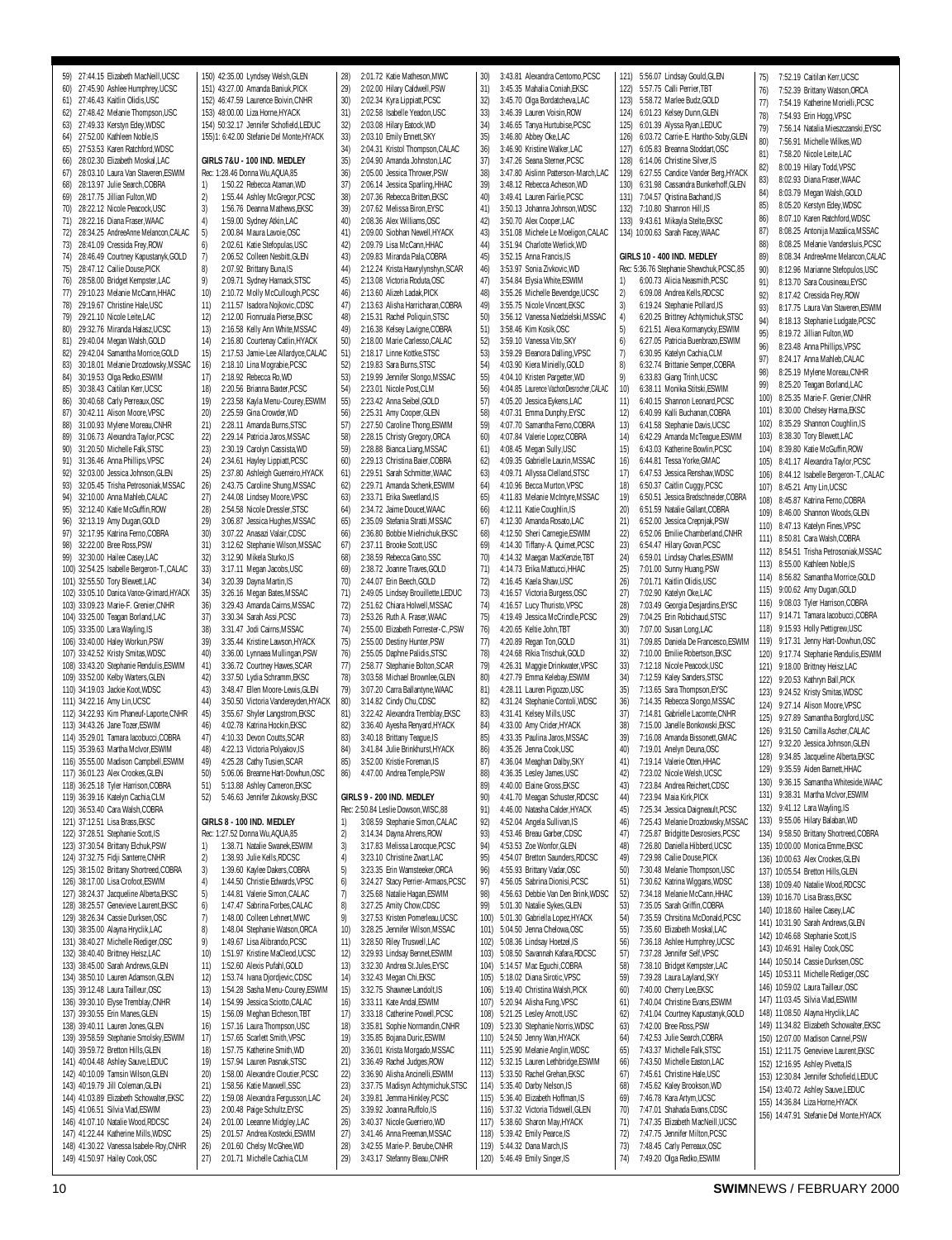59) 27:44.15 Elizabeth MacNeill,UCSC
60) 27:45.90 Ashlee Humphrey,UCSC
61) 27:46.43 Kaitlin Olidis,USC
62) 27:48.42 Melanie Thompson,USC
63) 27:49.33 Kerstyn Edey,WDSC
64) 27:52.00 Kathleen Noble,IS
65) 27:53.53 Karen Ratchford,WDSC
66) 28:02.30 Elizabeth Moskal,LAC
67) 28:03.10 Laura Van Staveren,ESWIM
68) 28:13.97 Julie Search,COBRA
69) 28:17.75 Jillian Fulton,WD
70) 28:22.12 Nicole Peacock,USC
71) 28:22.16 Diana Fraser,WAAC
72) 28:34.25 AndreeAnne Melancon,CALAC
73) 28:41.09 Cressida Frey,ROW
74) 28:46.49 Courtney Kapustanyk,GOLD
75) 28:47.12 Cailie Douse,PICK
76) 28:58.00 Bridget Kempster,LAC
77) 29:10.23 Melanie McCann,HHAC
78) 29:19.67 Christine Hale,USC
79) 29:21.10 Nicole Leite,LAC
80) 29:32.76 Miranda Halasz,UCSC
81) 29:40.04 Megan Walsh,GOLD
82) 29:42.04 Samantha Morrice,GOLD
83) 30:18.01 Melanie Drozdowsky,MSSAC
84) 30:19.53 Olga Redko,ESWIM
85) 30:38.43 Caitilan Kerr,UCSC
86) 30:40.68 Carly Perreaux,OSC
87) 30:42.11 Alison Moore,VPSC
88) 31:00.93 Mylene Moreau,CNHR
89) 31:06.73 Alexandra Taylor,PCSC
90) 31:20.50 Michelle Falk,STSC
91) 31:36.46 Anna Phillips,VPSC
92) 32:03.00 Jessica Johnson,GLEN
93) 32:05.45 Trisha Petrosoniak,MSSAC
94) 32:10.00 Anna Mahleb,CALAC
95) 32:12.40 Katie McGuffin,ROW
96) 32:13.19 Amy Dugan,GOLD
97) 32:17.95 Katrina Ferno,COBRA
98) 32:22.00 Bree Ross,PSW
99) 32:30.00 Hailee Casey,LAC
100) 32:54.25 Isabelle Bergeron-T.,CALAC
101) 32:55.50 Tory Blewett,LAC
102) 33:05.10 Danica Vance-Grimard,HYACK
103) 33:09.23 Marie-F. Grenier,CNHR
104) 33:25.00 Teagan Borland,LAC
105) 33:35.00 Lara Wayling,IS
106) 33:40.00 Haley Workun,PSW
107) 33:42.52 Kristy Smitas,WDSC
108) 33:43.20 Stephanie Rendulis,ESWIM
109) 33:52.00 Kelby Warters,GLEN
110) 34:19.03 Jackie Koot,WDSC
111) 34:22.16 Amy Lin,UCSC
112) 34:22.93 Kim Phaneuf-Laporte,CNHR
113) 34:43.26 Jane Tozer,ESWIM
114) 35:29.01 Tamara Iacobucci,COBRA
115) 35:39.63 Martha McIvor,ESWIM
116) 35:55.00 Madison Campbell,ESWIM
117) 36:01.23 Alex Crookes,GLEN
118) 36:25.18 Tyler Harrison,COBRA
119) 36:39.16 Katelyn Cachia,CLM
120) 36:53.40 Cara Walsh,COBRA
121) 37:12.51 Lisa Brass,EKSC
122) 37:28.51 Stephanie Scott,IS
123) 37:30.54 Brittany Elchuk,PSW
124) 37:32.75 Fidji Santerre,CNHR
125) 38:15.02 Brittany Shortreed,COBRA
126) 38:17.00 Lisa Crofoot,ESWIM
127) 38:24.37 Jacqueline Alberta,EKSC
128) 38:25.57 Genevieve Laurent,EKSC
129) 38:26.34 Cassie Durksen,OSC
130) 38:35.00 Alayna Hryclik,LAC
131) 38:40.27 Michelle Riediger,OSC
132) 38:40.40 Brittney Heisz,LAC
133) 38:45.00 Sarah Andrews,GLEN
134) 38:50.10 Lauren Adamson,GLEN
135) 39:12.48 Laura Tailleur,OSC
136) 39:30.10 Elyse Tremblay,CNHR
137) 39:30.55 Erin Manes,GLEN
138) 39:40.11 Lauren Jones,GLEN
139) 39:58.59 Stephanie Smolsky,ESWIM
140) 39:59.72 Bretton Hills,GLEN
141) 40:04.48 Ashley Sauve,LEDUC
142) 40:10.09 Tamsin Wilson,GLEN
143) 40:19.79 Jill Coleman,GLEN
144) 41:03.89 Elizabeth Schowalter,EKSC
145) 41:06.51 Silvia Vlad,ESWIM
146) 41:07.10 Natalie Wood,RDCSC
147) 41:22.44 Katherine Mills,WDSC
148) 41:30.22 Vanessa Isabele-Roy,CNHR
149) 41:50.97 Hailey Cook,OSC
150) 42:35.00 Lyndsey Welsh,GLEN
151) 43:27.00 Amanda Baniuk,PICK
152) 46:47.59 Laurence Boivin,CNHR
153) 48:00.00 Liza Horne,HYACK
154) 50:32.17 Jennifer Schofield,LEDUC
155)1: 6:42.00 Stefanie Del Monte,HYACK

## GIRLS 7&U - 100 IND. MEDLEY

Rec: 1:28.46 Donna Wu,AQUA,85

1) 1:50.22 Rebecca Ataman,WD
2) 1:55.44 Ashley McGregor,PCSC
3) 1:56.76 Deanna Mathews,EKSC
4) 1:59.00 Sydney Atkin,LAC
5) 2:00.84 Maura Lavoie,OSC
6) 2:02.61 Katie Stefopulas,USC
7) 2:06.52 Colleen Nesbitt,GLEN
8) 2:07.92 Brittany Buna,IS
9) 2:09.71 Sydney Harnack,STSC
10) 2:10.72 Molly McCullough,PCSC
11) 2:11.57 Isadora Nojkovic,CDSC
12) 2:12.00 Fionnuala Pierse,EKSC
13) 2:16.58 Kelly Ann White,MSSAC
14) 2:16.80 Courtenay Catlin,HYACK
15) 2:17.53 Jamie-Lee Allardyce,CALAC
16) 2:18.10 Lina Mograbie,PCSC
17) 2:18.92 Rebecca Ro,WD
18) 2:20.56 Brianna Baxter,PCSC
19) 2:23.58 Kayla Menu-Courey,ESWIM
20) 2:25.59 Gina Crowder,WD
21) 2:28.11 Amanda Burns,STSC
22) 2:29.14 Patricia Jaros,MSSAC
23) 2:30.19 Carolyn Cassista,WD
24) 2:34.61 Hayley Lippiatt,PCSC
25) 2:37.80 Ashleigh Guerreiro,HYACK
26) 2:43.75 Caroline Shung,MSSAC
27) 2:44.08 Lindsey Moore,VPSC
28) 2:54.58 Nicole Dressler,STSC
29) 3:06.87 Jessica Hughes,MSSAC
30) 3:07.22 Anasazi Valair,CDSC
31) 3:12.62 Stephanie Wilson,MSSAC
32) 3:12.90 Mikela Sturko,IS
33) 3:17.11 Megan Jacobs,USC
34) 3:20.39 Dayna Martin,IS
35) 3:26.16 Megan Bates,MSSAC
36) 3:29.43 Amanda Cairns,MSSAC
37) 3:30.34 Sarah Assi,PCSC
38) 3:31.47 Jodi Cairns,MSSAC
39) 3:35.44 Kristine Lawson,HYACK
40) 3:36.00 Lynnaea Mullingan,PSW
41) 3:36.72 Courtney Hawes,SCAR
42) 3:37.50 Lydia Schramm,EKSC
43) 3:48.47 Ellen Moore-Lewis,GLEN
44) 3:50.50 Victoria Vandereyden,HYACK
45) 3:55.67 Shyler Langstrom,EKSC
46) 4:02.78 Katrina Hockin,EKSC
47) 4:10.33 Devon Coutts,SCAR
48) 4:22.13 Victoria Polyakov,IS
49) 4:25.28 Cathy Tusien,SCAR
50) 5:06.06 Breanne Hart-Dowhun,OSC
51) 5:13.88 Ashley Cameron,EKSC
52) 5:46.63 Jennifer Zukowsky,EKSC

## GIRLS 8 - 100 IND. MEDLEY

Rec: 1:27.52 Donna Wu,AQUA,85

1) 1:38.71 Natalie Swanek,ESWIM
2) 1:38.93 Julie Kells,RDCSC
3) 1:39.60 Kaylee Dakers,COBRA
4) 1:44.50 Christie Edwards,VPSC
5) 1:44.81 Valerie Simon,CALAC
6) 1:47.47 Sabrina Forbes,CALAC
7) 1:48.00 Colleen Lehnert,MWC
8) 1:48.04 Stephanie Watson,ORCA
9) 1:49.67 Lisa Alibrando,PCSC
10) 1:51.97 Kristine MacLeod,UCSC
11) 1:52.60 Alexis Pufahl,GOLD
12) 1:53.74 Ivana Djordjevic,CDSC
13) 1:54.28 Sasha Menu-Courey,ESWIM
14) 1:54.99 Jessica Sciotto,CALAC
15) 1:56.09 Meghan Elcheson,TBT
16) 1:57.16 Laura Thompson,USC
17) 1:57.65 Scarlett Smith,VPSC
18) 1:57.75 Katherine Smith,WD
19) 1:57.94 Lauren Pasnak,STSC
20) 1:58.00 Alexandre Cloutier,PCSC
21) 1:58.56 Katie Maxwell,SSC
22) 1:59.08 Alexandra Fergusson,LAC
23) 2:00.48 Paige Schultz,EYSC
24) 2:01.00 Leeanne Midgley,LAC
25) 2:01.57 Andrea Kostecki,ESWIM
26) 2:01.60 Chelsy McGhee,WD
27) 2:01.71 Michelle Cachia,CLM
28) 2:01.72 Katie Matheson,MWC
29) 2:02.00 Hilary Caldwell,PSW
30) 2:02.34 Kyra Lippiatt,PCSC
31) 2:02.58 Isabelle Yeadon,USC
32) 2:03.08 Hilary Eatock,WD
33) 2:03.10 Emily Ennett,SKY
34) 2:04.31 Kristol Thompson,CALAC
35) 2:04.90 Amanda Johnston,LAC
36) 2:05.00 Jessica Thrower,PSW
37) 2:06.14 Jessica Sparling,HHAC
38) 2:07.36 Rebecca Britten,EKSC
39) 2:07.62 Melissa Biron,EYSC
40) 2:08.36 Alex Williams,OSC
41) 2:09.00 Siobhan Newell,HYACK
42) 2:09.79 Lisa McCann,HHAC
43) 2:09.83 Miranda Pala,COBRA
44) 2:12.24 Krista Hawrylynshyn,SCAR
45) 2:13.08 Victoria Roduta,OSC
46) 2:13.60 Alizeh Ladak,PICK
47) 2:13.63 Alisha Harrichann,COBRA
48) 2:15.31 Rachel Poliquin,STSC
49) 2:16.38 Kelsey Lavigne,COBRA
50) 2:18.00 Marie Carlesso,CALAC
51) 2:18.17 Linne Kottke,STSC
52) 2:19.83 Sara Burns,STSC
53) 2:19.99 Jennifer Slongo,MSSAC
54) 2:23.01 Nicole Post,CLM
55) 2:23.42 Anna Seibel,GOLD
56) 2:25.31 Amy Cooper,GLEN
57) 2:27.50 Caroline Thong,ESWIM
58) 2:28.15 Christy Gregory,ORCA
59) 2:28.88 Bianca Liang,MSSAC
60) 2:29.13 Christina Baier,COBRA
61) 2:29.51 Sarah Schmitter,WAAC
62) 2:29.71 Amanda Schenk,ESWIM
63) 2:33.71 Erika Sweetland,IS
64) 2:34.72 Jaime Doucet,WAAC
65) 2:35.09 Stefania Stratti,MSSAC
66) 2:36.80 Bobbie Mielnichuk,EKSC
67) 2:37.11 Brooke Scott,USC
68) 2:38.59 Rebecca Gano,SSC
69) 2:38.72 Joanne Traves,GOLD
70) 2:44.07 Erin Beech,GOLD
71) 2:49.05 Lindsey Brouillette,LEDUC
72) 2:51.62 Chiara Holwell,MSSAC
73) 2:53.26 Ruth A. Fraser,WAAC
74) 2:55.00 Elizabeth Forrester-C.,PSW
75) 2:55.00 Destiny Hunter,PSW
76) 2:55.05 Daphne Palidis,STSC
77) 2:58.77 Stephanie Bolton,SCAR
78) 3:03.58 Michael Brownlee,GLEN
79) 3:07.20 Carra Ballantyne,WAAC
80) 3:14.82 Cindy Chu,CDSC
81) 3:22.42 Alexandra Tremblay,EKSC
82) 3:36.40 Ayesha Renyard,HYACK
83) 3:40.18 Brittany Teague,IS
84) 3:41.84 Julie Brinkhurst,HYACK
85) 3:52.00 Kristie Foreman,IS
86) 4:47.00 Andrea Temple,PSW

## GIRLS 9 - 200 IND. MEDLEY

Rec: 2:50.84 Leslie Dowson,WISC,88

1) 3:08.59 Stephanie Simon,CALAC
2) 3:14.34 Dayna Ahrens,ROW
3) 3:17.83 Melissa Larocque,PCSC
4) 3:23.10 Christine Zwart,LAC
5) 3:23.35 Erin Wamsteeker,ORCA
6) 3:24.27 Stacy Perrier-Armaos,PCSC
7) 3:25.68 Natalie Hagan,ESWIM
8) 3:27.25 Amity Chow,CDSC
9) 3:27.53 Kristen Pomerleau,UCSC
10) 3:28.25 Jennifer Wilson,MSSAC
11) 3:28.50 Riley Truswell,LAC
12) 3:29.93 Lindsay Bennet,ESWIM
13) 3:32.30 Andrea St.Jules,EYSC
14) 3:32.43 Megan Chi,EKSC
15) 3:32.75 Shawnee Landolt,IS
16) 3:33.11 Kate Andal,ESWIM
17) 3:33.18 Catherine Powell,PCSC
18) 3:35.81 Sophie Normandin,CNHR
19) 3:35.85 Bojana Duric,ESWIM
20) 3:36.01 Krista Morgado,MSSAC
21) 3:36.49 Rachel Judges,ROW
22) 3:36.90 Alisha Ancinelli,ESWIM
23) 3:37.75 Madisyn Achtymichuk,STSC
24) 3:39.81 Jemma Hinkley,PCSC
25) 3:39.92 Joanna Ruffolo,IS
26) 3:40.37 Nicole Guerriero,WD
27) 3:41.46 Anna Freeman,MSSAC
28) 3:42.55 Marie-P. Berube,CNHR
29) 3:43.17 Stefanny Bleau,CNHR
30) 3:43.81 Alexandra Centomo,PCSC
31) 3:45.35 Mahalia Coniah,EKSC
32) 3:45.70 Olga Bordatcheva,LAC
33) 3:46.39 Lauren Voisin,ROW
34) 3:46.65 Tanya Hurtubise,PCSC
35) 3:46.80 Abbey Oke,LAC
36) 3:46.90 Kristine Walker,LAC
37) 3:47.26 Seana Sterner,PCSC
38) 3:47.80 Aislinn Patterson-March,LAC
39) 3:48.12 Rebecca Acheson,WD
40) 3:49.41 Lauren Fairlie,PCSC
41) 3:50.13 Johanna Johnson,WDSC
42) 3:50.70 Alex Cooper,LAC
43) 3:51.08 Michele Le Moeligon,CALAC
44) 3:51.94 Charlotte Werlick,WD
45) 3:52.15 Anna Francis,IS
46) 3:53.97 Sonia Zivkovic,WD
47) 3:54.84 Elysia White,ESWIM
48) 3:55.26 Michelle Bevendge,UCSC
49) 3:55.75 Nicole Vincent,EKSC
50) 3:56.12 Vanessa Niedzielski,MSSAC
51) 3:58.46 Kim Kosik,OSC
52) 3:59.10 Vanessa Vito,SKY
53) 3:59.29 Eleanora Dalling,VPSC
54) 4:03.90 Kiera Minielly,GOLD
55) 4:04.10 Kristen Pargetter,WD
56) 4:04.85 Laurence VachonDesrocher,CALAC
57) 4:05.20 Jessica Eykens,LAC
58) 4:07.31 Emma Dunphy,EYSC
59) 4:07.70 Samantha Ferno,COBRA
60) 4:07.84 Valerie Lopez,COBRA
61) 4:08.45 Megan Sully,USC
62) 4:09.35 Gabrielle Laurin,MSSAC
63) 4:09.71 Allyssa Clelland,STSC
64) 4:10.96 Becca Murton,VPSC
65) 4:11.83 Melanie McIntyre,MSSAC
66) 4:12.11 Katie Coughlin,IS
67) 4:12.30 Amanda Rosato,LAC
68) 4:12.50 Sheri Carnegie,ESWIM
69) 4:14.30 Tiffany-A. Quimet,PCSC
70) 4:14.32 Maegan MacKenzie,TBT
71) 4:14.73 Erika Mattucci,HHAC
72) 4:16.45 Kaela Shaw,USC
73) 4:16.57 Victoria Burgess,OSC
74) 4:16.57 Lucy Thuristo,VPSC
75) 4:19.49 Jessica McCrindle,PCSC
76) 4:20.65 Keltie John,TBT
77) 4:20.89 Regan Ton,GOLD
78) 4:24.68 Rikia Trischuk,GOLD
79) 4:26.31 Maggie Drinkwater,VPSC
80) 4:27.79 Emma Kelebay,ESWIM
81) 4:28.11 Lauren Pigozzo,USC
82) 4:31.24 Stephanie Contoli,WDSC
83) 4:31.41 Kelsey Mills,USC
84) 4:33.00 Amy Crider,HYACK
85) 4:33.35 Paulina Jaros,MSSAC
86) 4:35.26 Jenna Cook,USC
87) 4:36.04 Meaghan Dalby,SKY
88) 4:36.35 Lesley James,USC
89) 4:40.00 Elaine Gross,EKSC
90) 4:41.70 Meagan Schuster,RDCSC
91) 4:46.00 Natasha Calder,HYACK
92) 4:52.04 Angela Sullivan,IS
93) 4:53.46 Breau Garber,CDSC
94) 4:53.53 Zoe Wonfor,GLEN
95) 4:54.07 Bretton Saunders,RDCSC
96) 4:55.93 Brittany Vadar,OSC
97) 4:56.05 Sabrina Dionisi,PCSC
98) 4:56.63 Debbie Van Den Brink,WDSC
99) 5:01.30 Natalie Sykes,GLEN
100) 5:01.30 Gabriella Lopez,HYACK
101) 5:04.50 Jenna Chelowa,OSC
102) 5:08.36 Lindsay Hoetzel,IS
103) 5:08.50 Savannah Kafara,RDCSC
104) 5:14.57 Mac Eguchi,COBRA
105) 5:18.02 Diana Sirotic,VPSC
106) 5:19.40 Christina Walsh,PICK
107) 5:20.94 Alisha Fung,VPSC
108) 5:21.25 Lesley Arnott,USC
109) 5:23.30 Stephanie Norris,WDSC
110) 5:24.50 Jenny Wan,HYACK
111) 5:25.90 Melanie Anglin,WDSC
112) 5:32.15 Lauren Lethbridge,ESWIM
113) 5:33.50 Rachel Grehan,EKSC
114) 5:35.40 Darby Nelson,IS
115) 5:36.40 Elizabeth Hoffman,IS
116) 5:37.32 Victoria Tidswell,GLEN
117) 5:38.60 Sharon May,HYACK
118) 5:39.42 Emily Pearce,IS
119) 5:44.32 Dana March,IS
120) 5:46.49 Emily Singer,IS
121) 5:56.07 Lindsay Gould,GLEN
122) 5:57.75 Calli Perrier,TBT
123) 5:58.72 Marlee Budz,GOLD
124) 6:01.23 Kelsey Dunn,GLEN
125) 6:01.39 Alyssa Ryan,LEDUC
126) 6:03.72 Carrie-E. Hantho-Soby,GLEN
127) 6:05.83 Breanna Stoddart,OSC
128) 6:14.06 Christine Silver,IS
129) 6:27.55 Candice Vander Berg,HYACK
130) 6:31.98 Cassandra Bunkerhoff,GLEN
131) 7:04.57 Qristina Bachand,IS
132) 7:10.80 Shannon Hill,IS
133) 9:43.61 Mikayla Stelte,EKSC
134) 10:00.63 Sarah Facey,WAAC

## GIRLS 10 - 400 IND. MEDLEY

Rec: 5:36.76 Stephanie Shewchuk,PCSC,85

1) 6:00.73 Alicia Neasmith,PCSC
2) 6:09.08 Andrea Kells,RDCSC
3) 6:19.24 Stephanie Pollard,IS
4) 6:20.25 Brittney Achtymichuk,STSC
5) 6:21.51 Alexa Kormanycky,ESWIM
6) 6:27.05 Patricia Buenbrazo,ESWIM
7) 6:30.95 Katelyn Cachia,CLM
8) 6:32.74 Brittanie Semper,COBRA
9) 6:33.83 Giang Trinh,UCSC
10) 6:38.11 Monika Stitski,ESWIM
11) 6:40.15 Shannon Leonard,PCSC
12) 6:40.99 Kalli Buchanan,COBRA
13) 6:41.58 Stephanie Davis,UCSC
14) 6:42.29 Amanda McTeague,ESWIM
15) 6:43.03 Katherine Bowlin,PCSC
16) 6:44.81 Tessa Yorke,GMAC
17) 6:47.53 Jessica Renshaw,WDSC
18) 6:50.37 Caitlin Cuggy,PCSC
19) 6:50.51 Jessica Bredschneider,COBRA
20) 6:51.59 Natalie Gallant,COBRA
21) 6:52.00 Jessica Crepnjak,PSW
22) 6:52.06 Emilie Chamberland,CNHR
23) 6:54.47 Hilary Govan,PCSC
24) 6:59.01 Lindsay Charles,ESWIM
25) 7:01.00 Sunny Huang,PSW
26) 7:01.71 Kaitlin Olidis,USC
27) 7:02.90 Katelyn Oke,LAC
28) 7:03.49 Georgia Desjardins,EYSC
29) 7:04.25 Erin Robichaud,STSC
30) 7:07.00 Susan Long,LAC
31) 7:09.85 Daniela De Francesco,ESWIM
32) 7:10.00 Emilie Robertson,EKSC
33) 7:12.18 Nicole Peacock,USC
34) 7:12.59 Kaley Sanders,STSC
35) 7:13.65 Sara Thompson,EYSC
36) 7:14.35 Rebecca Slongo,MSSAC
37) 7:14.81 Gabrielle Lacomte,CNHR
38) 7:15.00 Janelle Bonkowski,EKSC
39) 7:16.08 Amanda Bissonett,GMAC
40) 7:19.01 Anelyn Deuna,OSC
41) 7:19.14 Valerie Otten,HHAC
42) 7:23.02 Nicole Welsh,UCSC
43) 7:23.84 Andrea Reichert,CDSC
44) 7:23.94 Maia Kirk,PICK
45) 7:25.34 Jessica Daigneault,PCSC
46) 7:25.43 Melanie Drozdowsky,MSSAC
47) 7:25.87 Bridgitte Desrosiers,PCSC
48) 7:26.80 Daniella Hibberd,UCSC
49) 7:29.98 Cailie Douse,PICK
50) 7:30.48 Melanie Thompson,USC
51) 7:30.62 Katrina Wiggans,WDSC
52) 7:34.18 Melanie McCann,HHAC
53) 7:35.05 Sarah Griffin,COBRA
54) 7:35.59 Chrsitina McDonald,PCSC
55) 7:35.60 Elizabeth Moskal,LAC
56) 7:36.18 Ashlee Humphrey,UCSC
57) 7:37.28 Jennifer Self,VPSC
58) 7:38.10 Bridget Kempster,LAC
59) 7:39.28 Laura Layland,SKY
60) 7:40.00 Cherry Lee,EKSC
61) 7:40.04 Christine Evans,ESWIM
62) 7:41.04 Courtney Kapustanyk,GOLD
63) 7:42.00 Bree Ross,PSW
64) 7:42.53 Julie Search,COBRA
65) 7:43.37 Michelle Falk,STSC
66) 7:43.50 Michelle Easton,LAC
67) 7:45.61 Christine Hale,USC
68) 7:45.62 Kaley Brookson,WD
69) 7:46.78 Kara Artym,UCSC
70) 7:47.01 Shahada Evans,CDSC
71) 7:47.35 Elizabeth MacNeill,UCSC
72) 7:47.75 Jennifer Milton,PCSC
73) 7:48.45 Carly Perreaux,OSC
74) 7:49.20 Olga Redko,ESWIM
75) 7:52.19 Caitilan Kerr,UCSC
76) 7:52.39 Brittany Watson,ORCA
77) 7:54.19 Katherine Morielli,PCSC
78) 7:54.93 Erin Hogg,VPSC
79) 7:56.14 Natalia Mieszczanski,EYSC
80) 7:56.91 Michelle Wilkes,WD
81) 7:58.20 Nicole Leite,LAC
82) 8:00.19 Hilary Todd,VPSC
83) 8:02.93 Diana Fraser,WAAC
84) 8:03.79 Megan Walsh,GOLD
85) 8:05.20 Kerstyn Edey,WDSC
86) 8:07.10 Karen Ratchford,WDSC
87) 8:08.25 Antonija Mazalica,MSSAC
88) 8:08.25 Melanie Vandersluis,PCSC
89) 8:08.34 AndreeAnne Melancon,CALAC
90) 8:12.96 Marianne Stefopulos,USC
91) 8:13.70 Sara Cousineau,EYSC
92) 8:17.42 Cressida Frey,ROW
93) 8:17.75 Laura Van Staveren,ESWIM
94) 8:18.13 Stephanie Ludgate,PCSC
95) 8:19.72 Jillian Fulton,WD
96) 8:23.48 Anna Phillips,VPSC
97) 8:24.17 Anna Mahleb,CALAC
98) 8:25.19 Mylene Moreau,CNHR
99) 8:25.20 Teagan Borland,LAC
100) 8:25.35 Marie-F. Grenier,CNHR
101) 8:30.00 Chelsey Harma,EKSC
102) 8:35.29 Shannon Coughlin,IS
103) 8:38.30 Tory Blewett,LAC
104) 8:39.80 Katie McGuffin,ROW
105) 8:41.17 Alexandra Taylor,PCSC
106) 8:44.12 Isabelle Bergeron-T.,CALAC
107) 8:45.21 Amy Lin,UCSC
108) 8:45.87 Katrina Ferno,COBRA
109) 8:46.00 Shannon Woods,GLEN
110) 8:47.13 Katelyn Fines,VPSC
111) 8:50.81 Cara Walsh,COBRA
112) 8:54.51 Trisha Petrosoniak,MSSAC
113) 8:55.00 Kathleen Noble,IS
114) 8:56.82 Samantha Morrice,GOLD
115) 9:00.62 Amy Dugan,GOLD
116) 9:08.03 Tyler Harrison,COBRA
117) 9:14.71 Tamara Iacobucci,COBRA
118) 9:15.93 Holly Pettigrew,USC
119) 9:17.31 Jenny Hart-Dowhun,OSC
120) 9:17.74 Stephanie Rendulis,ESWIM
121) 9:18.00 Brittney Heisz,LAC
122) 9:20.53 Kathryn Ball,PICK
123) 9:24.52 Kristy Smitas,WDSC
124) 9:27.14 Alison Moore,VPSC
125) 9:27.89 Samantha Borgford,USC
126) 9:31.50 Camilla Ascher,CALAC
127) 9:32.20 Jessica Johnson,GLEN
128) 9:34.85 Jacqueline Alberta,EKSC
129) 9:35.59 Aiden Barnett,HHAC
130) 9:36.15 Samantha Whiteside,WAAC
131) 9:38.31 Martha McIvor,ESWIM
132) 9:41.12 Lara Wayling,IS
133) 9:55.06 Hilary Balaban,WD
134) 9:58.50 Brittany Shortreed,COBRA
135) 10:00.00 Monica Emme,EKSC
136) 10:00.63 Alex Crookes,GLEN
137) 10:05.54 Bretton Hills,GLEN
138) 10:09.40 Natalie Wood,RDCSC
139) 10:16.70 Lisa Brass,EKSC
140) 10:18.60 Hailee Casey,LAC
141) 10:31.90 Sarah Andrews,GLEN
142) 10:46.68 Stephanie Scott,IS
143) 10:46.91 Hailey Cook,OSC
144) 10:50.14 Cassie Durksen,OSC
145) 10:53.11 Michelle Riediger,OSC
146) 10:59.02 Laura Tailleur,OSC
147) 11:03.45 Silvia Vlad,ESWIM
148) 11:08.50 Alayna Hryclik,LAC
149) 11:34.82 Elizabeth Schowalter,EKSC
150) 12:07.00 Madison Cannel,PSW
151) 12:11.75 Genevieve Laurent,EKSC
152) 12:16.95 Ashley Pivetta,IS
153) 12:30.84 Jennifer Schofield,LEDUC
154) 13:40.72 Ashley Sauve,LEDUC
155) 14:36.84 Liza Horne,HYACK
156) 14:47.91 Stefanie Del Monte,HYACK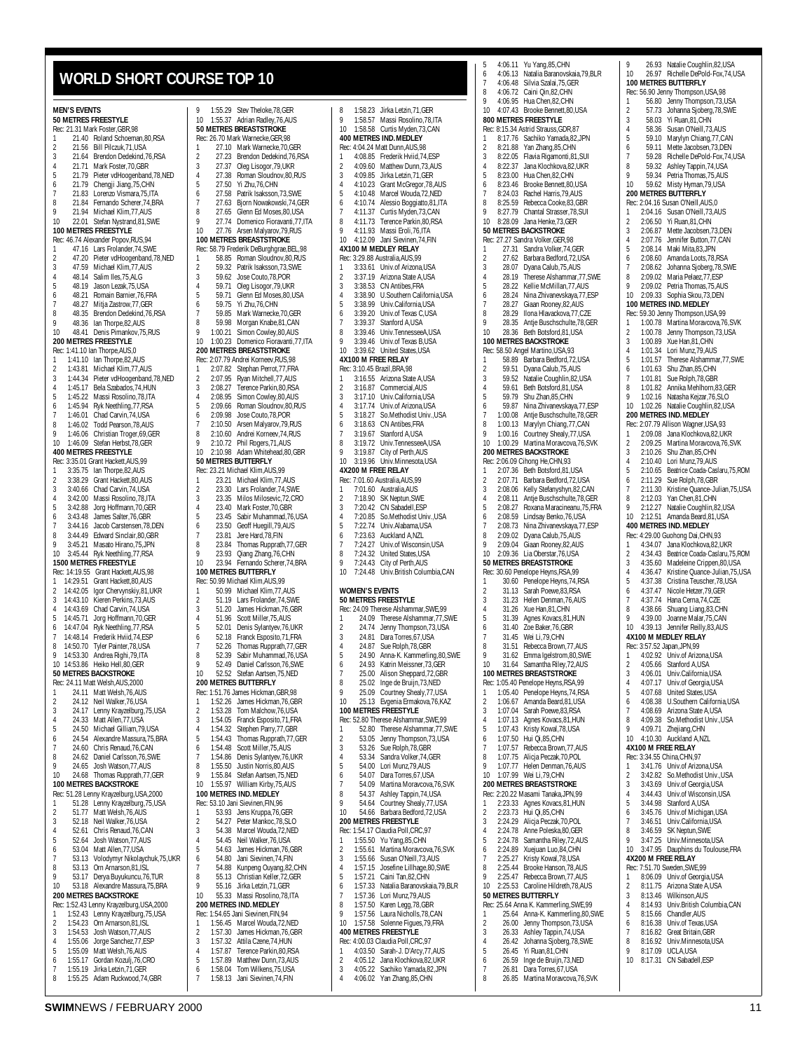# WORLD SHORT COURSE TOP 10

## MEN'S EVENTS

### 50 METRES FREESTYLE

Rec: 21.31 Mark Foster,GBR,98

1 21.40 Roland Schoeman,80,RSA
2 21.56 Bill Pilczuk,71,USA
3 21.64 Brendon Dedekind,76,RSA
3 21.71 Mark Foster,70,GBR
5 21.79 Pieter vdHoogenband,78,NED
6 21.79 Chengji Jiang,75,CHN
7 21.83 Lorenzo Vismara,75,ITA
8 21.84 Fernando Scherer,74,BRA
9 21.94 Michael Klim,77,AUS
10 22.01 Stefan Nystrand,81,SWE

### 100 METRES FREESTYLE

Rec: 46.74 Alexander Popov,RUS,94

1 47.16 Lars Frolander,74,SWE
2 47.20 Pieter vdHoogenband,78,NED
3 47.59 Michael Klim,77,AUS
4 48.14 Salim Iles,75,ALG
5 48.19 Jason Lezak,75,USA
6 48.21 Romain Barnier,76,FRA
7 48.27 Mitja Zastrow,77,GER
8 48.35 Brendon Dedekind,76,RSA
9 48.36 Ian Thorpe,82,AUS
10 48.41 Denis Pimankov,75,RUS

### 200 METRES FREESTYLE

Rec: 1:41.10 Ian Thorpe,AUS,0

1 1:41.10 Ian Thorpe,82,AUS
2 1:43.81 Michael Klim,77,AUS
3 1:44.34 Pieter vdHoogenband,78,NED
4 1:45.17 Bela Szabados,74,HUN
5 1:45.22 Massi Rosolino,78,ITA
6 1:45.94 Ryk Neethling,77,RSA
7 1:46.01 Chad Carvin,74,USA
8 1:46.02 Todd Pearson,78,AUS
9 1:46.06 Christian Troger,69,GER
10 1:46.09 Stefan Herbst,78,GER

### 400 METRES FREESTYLE

Rec: 3:35.01 Grant Hackett,AUS,99

1 3:35.75 Ian Thorpe,82,AUS
2 3:38.29 Grant Hackett,80,AUS
3 3:40.66 Chad Carvin,74,USA
4 3:42.00 Massi Rosolino,78,ITA
5 3:42.88 Jorg Hoffmann,70,GER
6 3:43.48 James Salter,76,GBR
7 3:44.16 Jacob Carstensen,78,DEN
8 3:44.49 Edward Sinclair,80,GBR
9 3:45.21 Masato Hirano,75,JPN
10 3:45.44 Ryk Neethling,77,RSA

### 1500 METRES FREESTYLE

Rec: 14:19.55 Grant Hackett,AUS,98

1 14:29.51 Grant Hackett,80,AUS
2 14:42.05 Igor Chervynskiy,81,UKR
3 14:43.10 Kieren Perkins,73,AUS
4 14:43.69 Chad Carvin,74,USA
5 14:45.71 Jorg Hoffmann,70,GER
6 14:47.04 Ryk Neethling,77,RSA
7 14:48.14 Frederik Hviid,74,ESP
8 14:50.70 Tyler Painter,78,USA
9 14:53.30 Andrea Righi,79,ITA
10 14:53.86 Heiko Hell,80,GER

### 50 METRES BACKSTROKE

Rec: 24.11 Matt Welsh,AUS,2000

1 24.11 Matt Welsh,76,AUS
2 24.12 Neil Walker,76,USA
3 24.17 Lenny Krayzelburg,75,USA
4 24.33 Matt Allen,77,USA
5 24.50 Michael Gilliam,79,USA
6 24.54 Alexandre Massura,75,BRA
7 24.60 Chris Renaud,76,CAN
8 24.62 Daniel Carlsson,76,SWE
9 24.65 Josh Watson,77,AUS
10 24.68 Thomas Rupprath,77,GER

### 100 METRES BACKSTROKE

Rec: 51.28 Lenny Krayzelburg,USA,2000

1 51.28 Lenny Krayzelburg,75,USA
2 51.77 Matt Welsh,76,AUS
3 52.18 Neil Walker,76,USA
4 52.61 Chris Renaud,76,CAN
5 52.64 Josh Watson,77,AUS
6 53.04 Matt Allen,77,USA
7 53.13 Volodymyr Nikolaychuk,75,UKR
8 53.13 Orn Arnarson,81,ISL
9 53.17 Derya Buyukuncu,76,TUR
10 53.18 Alexandre Massura,75,BRA

### 200 METRES BACKSTROKE

Rec: 1:52.43 Lenny Krayzelburg,USA,2000

1 1:52.43 Lenny Krayzelburg,75,USA
2 1:54.23 Orn Arnarson,81,ISL
3 1:54.53 Josh Watson,77,AUS
4 1:55.06 Jorge Sanchez,77,ESP
5 1:55.09 Matt Welsh,76,AUS
6 1:55.17 Gordan Kozulj,76,CRO
7 1:55.19 Jirka Letzin,71,GER
8 1:55.25 Adam Ruckwood,74,GBR
9 1:55.29 Stev Theloke,78,GER
10 1:55.37 Adrian Radley,76,AUS

### 50 METRES BREASTSTROKE

Rec: 26.70 Mark Warnecke,GER,98

1 27.10 Mark Warnecke,70,GER
2 27.23 Brendon Dedekind,76,RSA
3 27.37 Oleg Lisogor,79,UKR
4 27.38 Roman Sloudnov,80,RUS
5 27.50 Yi Zhu,76,CHN
6 27.58 Patrik Isaksson,73,SWE
7 27.63 Bjorn Nowakowski,74,GER
8 27.65 Glenn Ed Moses,80,USA
9 27.74 Domenico Fioravanti,77,ITA
10 27.76 Arsen Malyarov,79,RUS

### 100 METRES BREASTSTROKE

Rec: 58.79 Frederik DeBurghgrae,BEL,98

1 58.85 Roman Sloudnov,80,RUS
2 59.32 Patrik Isaksson,73,SWE
3 59.62 Jose Couto,78,POR
4 59.71 Oleg Lisogor,79,UKR
5 59.71 Glenn Ed Moses,80,USA
6 59.75 Yi Zhu,76,CHN
7 59.85 Mark Warnecke,70,GER
8 59.98 Morgan Knabe,81,CAN
9 1:00.21 Simon Cowley,80,AUS
10 1:00.23 Domenico Fioravanti,77,ITA

### 200 METRES BREASTSTROKE

Rec: 2:07.79 Andrei Korneev,RUS,98

1 2:07.82 Stephan Perrot,77,FRA
2 2:07.95 Ryan Mitchell,77,AUS
3 2:08.27 Terence Parkin,80,RSA
4 2:08.95 Simon Cowley,80,AUS
5 2:09.66 Roman Sloudnov,80,RUS
6 2:09.98 Jose Couto,78,POR
7 2:10.50 Arsen Malyarov,79,RUS
8 2:10.60 Andrei Korneev,74,RUS
9 2:10.72 Phil Rogers,71,AUS
10 2:10.98 Adam Whitehead,80,GBR

### 50 METRES BUTTERFLY

Rec: 23.21 Michael Klim,AUS,99

1 23.21 Michael Klim,77,AUS
2 23.30 Lars Frolander,74,SWE
3 23.35 Milos Milosevic,72,CRO
4 23.40 Mark Foster,70,GBR
5 23.45 Sabir Muhammad,76,USA
6 23.50 Geoff Huegill,79,AUS
7 23.81 Jere Hard,78,FIN
8 23.84 Thomas Rupprath,77,GER
9 23.93 Qiang Zhang,76,CHN
10 23.94 Fernando Scherer,74,BRA

### 100 METRES BUTTERFLY

Rec: 50.99 Michael Klim,AUS,99

1 50.99 Michael Klim,77,AUS
2 51.19 Lars Frolander,74,SWE
3 51.20 James Hickman,76,GBR
4 51.96 Scott Miller,75,AUS
5 52.01 Denis Sylantyev,76,UKR
6 52.18 Franck Esposito,71,FRA
7 52.26 Thomas Rupprath,77,GER
8 52.39 Sabir Muhammad,76,USA
9 52.49 Daniel Carlsson,76,SWE
10 52.52 Stefan Aartsen,75,NED

### 200 METRES BUTTERFLY

Rec: 1:51.76 James Hickman,GBR,98

1 1:52.26 James Hickman,76,GBR
2 1:53.28 Tom Malchow,76,USA
3 1:54.05 Franck Esposito,71,FRA
4 1:54.32 Stephen Parry,77,GBR
5 1:54.43 Thomas Rupprath,77,GER
6 1:54.48 Scott Miller,75,AUS
7 1:54.86 Denis Sylantyev,76,UKR
8 1:55.50 Justin Norris,80,AUS
9 1:55.84 Stefan Aartsen,75,NED
10 1:55.97 William Kirby,75,AUS

### 100 METRES IND. MEDLEY

Rec: 53.10 Jani Sievinen,FIN,96

1 53.93 Jens Kruppa,76,GER
2 54.27 Peter Mankoc,78,SLO
3 54.38 Marcel Wouda,72,NED
4 54.45 Neil Walker,76,USA
5 54.63 James Hickman,76,GBR
6 54.80 Jani Sievinen,74,FIN
7 54.88 Kunpeng Ouyang,82,CHN
8 55.13 Christian Keller,72,GER
9 55.16 Jirka Letzin,71,GER
10 55.33 Massi Rosolino,78,ITA

### 200 METRES IND. MEDLEY

Rec: 1:54.65 Jani Sievinen,FIN,94

1 1:56.45 Marcel Wouda,72,NED
2 1:57.30 James Hickman,76,GBR
3 1:57.32 Attila Czene,74,HUN
4 1:57.87 Terence Parkin,80,RSA
5 1:57.89 Matthew Dunn,73,AUS
6 1:58.04 Tom Wilkens,75,USA
7 1:58.13 Jani Sievinen,74,FIN
8 1:58.23 Jirka Letzin,71,GER
9 1:58.57 Massi Rosolino,78,ITA
10 1:58.58 Curtis Myden,73,CAN

### 400 METRES IND. MEDLEY

Rec: 4:04.24 Matt Dunn,AUS,98

1 4:08.85 Frederik Hviid,74,ESP
2 4:09.60 Matthew Dunn,73,AUS
3 4:09.85 Jirka Letzin,71,GER
4 4:10.23 Grant McGregor,78,AUS
5 4:10.48 Marcel Wouda,72,NED
6 4:10.74 Alessio Boggiatto,81,ITA
7 4:11.37 Curtis Myden,73,CAN
8 4:11.73 Terence Parkin,80,RSA
9 4:11.93 Massi Eroli,76,ITA
10 4:12.09 Jani Sievinen,74,FIN

### 4X100 M MEDLEY RELAY

Rec: 3:29.88 Australia,AUS,99

1 3:33.61 Univ.of Arizona,USA
2 3:37.19 Arizona State A,USA
3 3:38.53 CN Antibes,FRA
4 3:38.90 U.Southern California,USA
5 3:38.99 Univ.California,USA
6 3:39.20 Univ.of Texas C,USA
7 3:39.37 Stanford A,USA
8 3:39.46 Univ.TennesseeA,USA
9 3:39.46 Univ.of Texas B,USA
10 3:39.62 United States,USA

### 4X100 M FREE RELAY

Rec: 3:10.45 Brazil,BRA,98

1 3:16.55 Arizona State A,USA
2 3:16.87 Commercial,AUS
3 3:17.10 Univ.California,USA
4 3:17.74 Univ.of Arizona,USA
5 3:18.27 So.Methodist Univ.,USA
6 3:18.63 CN Antibes,FRA
7 3:19.67 Stanford A,USA
8 3:19.72 Univ.TennesseeA,USA
9 3:19.87 City of Perth,AUS
10 3:19.96 Univ.Minnesota,USA

### 4X200 M FREE RELAY

Rec: 7:01.60 Australia,AUS,99

1 7:01.60 Australia,AUS
2 7:18.90 SK Neptun,SWE
3 7:20.42 CN Sabadell,ESP
4 7:20.85 So.Methodist Univ.,USA
5 7:22.74 Univ.Alabama,USA
6 7:23.63 Auckland A,NZL
7 7:24.27 Univ.of Wisconsin,USA
8 7:24.32 United States,USA
9 7:24.43 City of Perth,AUS
10 7:24.48 Univ.British Columbia,CAN

## WOMEN'S EVENTS

### 50 METRES FREESTYLE

Rec: 24.09 Therese Alshammar,SWE,99

1 24.09 Therese Alshammar,77,SWE
2 24.74 Jenny Thompson,73,USA
3 24.81 Dara Torres,67,USA
4 24.87 Sue Rolph,78,GBR
5 24.90 Anna-K. Kammerling,80,SWE
6 24.93 Katrin Meissner,73,GER
7 25.00 Alison Sheppard,72,GBR
8 25.02 Inge de Bruijn,73,NED
9 25.09 Courtney Shealy,77,USA
10 25.13 Evgenia Ermakova,76,KAZ

### 100 METRES FREESTYLE

Rec: 52.80 Therese Alshammar,SWE,99

1 52.80 Therese Alshammar,77,SWE
2 53.05 Jenny Thompson,73,USA
3 53.26 Sue Rolph,78,GBR
4 53.34 Sandra Volker,74,GER
5 54.00 Lori Munz,79,AUS
6 54.07 Dara Torres,67,USA
7 54.09 Martina Moravcova,76,SVK
8 54.37 Ashley Tappin,74,USA
9 54.64 Courtney Shealy,77,USA
10 54.66 Barbara Bedford,72,USA

### 200 METRES FREESTYLE

Rec: 1:54.17 Claudia Poll,CRC,97

1 1:55.50 Yu Yang,85,CHN
2 1:55.61 Martina Moravcova,76,SVK
3 1:55.66 Susan O'Neill,73,AUS
4 1:57.15 Josefine Lillhage,80,SWE
5 1:57.21 Caini Tan,82,CHN
6 1:57.33 Natalia Baranovskaia,79,BLR
7 1:57.36 Lori Munz,79,AUS
8 1:57.50 Karen Legg,78,GBR
9 1:57.56 Laura Nicholls,78,CAN
10 1:57.58 Solenne Figues,79,FRA

### 400 METRES FREESTYLE

Rec: 4:00.03 Claudia Poll,CRC,97

1 4:03.50 Sarah-J. D'Arcy,77,AUS
2 4:05.12 Jana Klochkova,82,UKR
3 4:05.22 Sachiko Yamada,82,JPN
4 4:06.02 Yan Zhang,85,CHN
5 4:06.11 Yu Yang,85,CHN
6 4:06.13 Natalia Baranovskaia,79,BLR
7 4:06.48 Silvia Szalai,75,GER
8 4:06.72 Caini Qin,82,CHN
9 4:06.95 Hua Chen,82,CHN
10 4:07.43 Brooke Bennett,80,USA

### 800 METRES FREESTYLE

Rec: 8:15.34 Astrid Strauss,GDR,87

1 8:17.76 Sachiko Yamada,82,JPN
2 8:21.88 Yan Zhang,85,CHN
3 8:22.05 Flavia Rigamonti,81,SUI
4 8:22.37 Jana Klochkova,82,UKR
5 8:23.00 Hua Chen,82,CHN
6 8:23.46 Brooke Bennett,80,USA
7 8:24.03 Rachel Harris,79,AUS
8 8:25.59 Rebecca Cooke,83,GBR
9 8:27.79 Chantal Strasser,78,SUI
10 8:28.09 Jana Henke,73,GER

### 50 METRES BACKSTROKE

Rec: 27.27 Sandra Volker,GER,98

1 27.31 Sandra Volker,74,GER
2 27.62 Barbara Bedford,72,USA
3 28.07 Dyana Calub,75,AUS
4 28.19 Therese Alshammar,77,SWE
5 28.22 Kellie McMillan,77,AUS
6 28.24 Nina Zhivanevskaya,77,ESP
7 28.27 Giaan Rooney,82,AUS
8 28.29 Ilona Hlavackova,77,CZE
9 28.35 Antje Buschschulte,78,GER
10 28.36 Beth Botsford,81,USA

### 100 METRES BACKSTROKE

Rec: 58.50 Angel Martino,USA,93

1 58.89 Barbara Bedford,72,USA
2 59.51 Dyana Calub,75,AUS
3 59.52 Natalie Coughlin,82,USA
4 59.61 Beth Botsford,81,USA
5 59.79 Shu Zhan,85,CHN
6 59.87 Nina Zhivanevskaya,77,ESP
7 1:00.08 Antje Buschschulte,78,GER
8 1:00.13 Marylyn Chiang,77,CAN
9 1:00.16 Courtney Shealy,77,USA
10 1:00.29 Martina Moravcova,76,SVK

### 200 METRES BACKSTROKE

Rec: 2:06.09 Cihong He,CHN,93

1 2:07.36 Beth Botsford,81,USA
2 2:07.71 Barbara Bedford,72,USA
3 2:08.06 Kelly Stefanyshyn,82,CAN
4 2:08.11 Antje Buschschulte,78,GER
5 2:08.27 Roxana Maracineanu,75,FRA
6 2:08.59 Lindsay Benko,76,USA
7 2:08.73 Nina Zhivanevskaya,77,ESP
8 2:09.02 Dyana Calub,75,AUS
9 2:09.04 Giaan Rooney,82,AUS
10 2:09.36 Lia Oberstar,76,USA

### 50 METRES BREASTSTROKE

Rec: 30.60 Penelope Heyns,RSA,99

1 30.60 Penelope Heyns,74,RSA
2 31.13 Sarah Poewe,83,RSA
3 31.23 Helen Denman,76,AUS
4 31.26 Xue Han,81,CHN
5 31.39 Agnes Kovacs,81,HUN
6 31.40 Zoe Baker,76,GBR
7 31.45 Wei Li,79,CHN
8 31.51 Rebecca Brown,77,AUS
9 31.62 Emma Igelstrom,80,SWE
10 31.64 Samantha Riley,72,AUS

### 100 METRES BREASTSTROKE

Rec: 1:05.40 Penelope Heyns,RSA,99

1 1:05.40 Penelope Heyns,74,RSA
2 1:06.67 Amanda Beard,81,USA
3 1:07.04 Sarah Poewe,83,RSA
4 1:07.13 Agnes Kovacs,81,HUN
5 1:07.43 Kristy Kowal,78,USA
6 1:07.50 Hui Qi,85,CHN
7 1:07.57 Rebecca Brown,77,AUS
8 1:07.75 Alicja Peczak,70,POL
9 1:07.77 Helen Denman,76,AUS
10 1:07.99 Wei Li,79,CHN

### 200 METRES BREASTSTROKE

Rec: 2:20.22 Masami Tanaka,JPN,99

1 2:23.33 Agnes Kovacs,81,HUN
2 2:23.73 Hui Qi,85,CHN
3 2:24.29 Alicja Peczak,70,POL
4 2:24.78 Anne Poleska,80,GER
5 2:24.78 Samantha Riley,72,AUS
6 2:24.89 Xuejuan Luo,84,CHN
7 2:25.27 Kristy Kowal,78,USA
8 2:25.44 Brooke Hanson,78,AUS
9 2:25.47 Rebecca Brown,77,AUS
10 2:25.53 Caroline Hildreth,78,AUS

### 50 METRES BUTTERFLY

Rec: 25.64 Anna K. Kammerling,SWE,99

1 25.64 Anna-K. Kammerling,80,SWE
2 26.00 Jenny Thompson,73,USA
3 26.33 Ashley Tappin,74,USA
4 26.42 Johanna Sjoberg,78,SWE
5 26.45 Yi Ruan,81,CHN
6 26.59 Inge de Bruijn,73,NED
7 26.81 Dara Torres,67,USA
8 26.85 Martina Moravcova,76,SVK
9 26.93 Natalie Coughlin,82,USA
10 26.97 Richelle DePold-Fox,74,USA

### 100 METRES BUTTERFLY

Rec: 56.90 Jenny Thompson,USA,98

1 56.80 Jenny Thompson,73,USA
2 57.73 Johanna Sjoberg,78,SWE
3 58.03 Yi Ruan,81,CHN
4 58.36 Susan O'Neill,73,AUS
5 59.10 Marylyn Chiang,77,CAN
6 59.11 Mette Jacobsen,73,DEN
7 59.28 Richelle DePold-Fox,74,USA
8 59.32 Ashley Tappin,74,USA
9 59.34 Petria Thomas,75,AUS
10 59.62 Misty Hyman,79,USA

### 200 METRES BUTTERFLY

Rec: 2:04.16 Susan O'Neill,AUS,0

1 2:04.16 Susan O'Neill,73,AUS
2 2:06.50 Yi Ruan,81,CHN
3 2:06.87 Mette Jacobsen,73,DEN
4 2:07.76 Jennifer Button,77,CAN
5 2:08.14 Maki Mita,83,JPN
6 2:08.60 Amanda Loots,78,RSA
7 2:08.62 Johanna Sjoberg,78,SWE
8 2:09.02 Maria Pelaez,77,ESP
9 2:09.02 Petria Thomas,75,AUS
10 2:09.33 Sophia Skou,73,DEN

### 100 METRES IND. MEDLEY

Rec: 59.30 Jenny Thompson,USA,99

1 1:00.78 Martina Moravcova,76,SVK
2 1:00.78 Jenny Thompson,73,USA
3 1:00.89 Xue Han,81,CHN
4 1:01.34 Lori Munz,79,AUS
5 1:01.57 Therese Alshammar,77,SWE
6 1:01.63 Shu Zhan,85,CHN
7 1:01.81 Sue Rolph,78,GBR
8 1:01.82 Annika Mehlhorn,83,GER
9 1:02.16 Natasha Kejzar,76,SLO
10 1:02.26 Natalie Coughlin,82,USA

### 200 METRES IND. MEDLEY

Rec: 2:07.79 Allison Wagner,USA,93

1 2:09.08 Jana Klochkova,82,UKR
2 2:09.25 Martina Moravcova,76,SVK
3 2:10.26 Shu Zhan,85,CHN
4 2:10.40 Lori Munz,79,AUS
5 2:10.65 Beatrice Coada-Caslaru,75,ROM
6 2:11.29 Sue Rolph,78,GBR
7 2:11.30 Kristine Quance-Julian,75,USA
8 2:12.03 Yan Chen,81,CHN
9 2:12.27 Natalie Coughlin,82,USA
10 2:12.51 Amanda Beard,81,USA

### 400 METRES IND. MEDLEY

Rec: 4:29.00 Guohong Dai,CHN,93

1 4:34.07 Jana Klochkova,82,UKR
2 4:34.43 Beatrice Coada-Caslaru,75,ROM
3 4:35.60 Madeleine Crippen,80,USA
4 4:36.47 Kristine Quance-Julian,75,USA
5 4:37.38 Cristina Teuscher,78,USA
6 4:37.47 Nicole Hetzer,79,GER
7 4:37.74 Hana Cerna,74,CZE
8 4:38.66 Shuang Liang,83,CHN
9 4:39.00 Joanne Malar,75,CAN
10 4:39.13 Jennifer Reilly,83,AUS

### 4X100 M MEDLEY RELAY

Rec: 3:57.52 Japan,JPN,99

1 4:02.92 Univ.of Arizona,USA
2 4:05.66 Stanford A,USA
3 4:06.01 Univ.California,USA
4 4:07.17 Univ.of Georgia,USA
5 4:07.68 United States,USA
6 4:08.38 U.Southern California,USA
7 4:08.69 Arizona State A,USA
8 4:09.38 So.Methodist Univ.,USA
9 4:09.71 Zhejiang,CHN
10 4:10.30 Auckland A,NZL

### 4X100 M FREE RELAY

Rec: 3:34.55 China,CHN,97

1 3:41.76 Univ.of Arizona,USA
2 3:42.82 So.Methodist Univ.,USA
3 3:43.69 Univ.of Georgia,USA
4 3:44.43 Univ.of Wisconsin,USA
5 3:44.98 Stanford A,USA
6 3:45.76 Univ.of Michigan,USA
7 3:46.51 Univ.California,USA
8 3:46.59 SK Neptun,SWE
9 3:47.25 Univ.Minnesota,USA
10 3:47.95 Dauphins du Toulouse,FRA

### 4X200 M FREE RELAY

Rec: 7:51.70 Sweden,SWE,99

1 8:06.09 Univ.of Georgia,USA
2 8:11.75 Arizona State A,USA
3 8:13.46 Wilkinson,AUS
4 8:14.93 Univ.British Columbia,CAN
5 8:15.66 Chandler,AUS
6 8:16.38 Univ.of Texas,USA
7 8:16.82 Great Britain,GBR
8 8:16.92 Univ.Minnesota,USA
9 8:17.09 UCLA,USA
10 8:17.31 CN Sabadell,ESP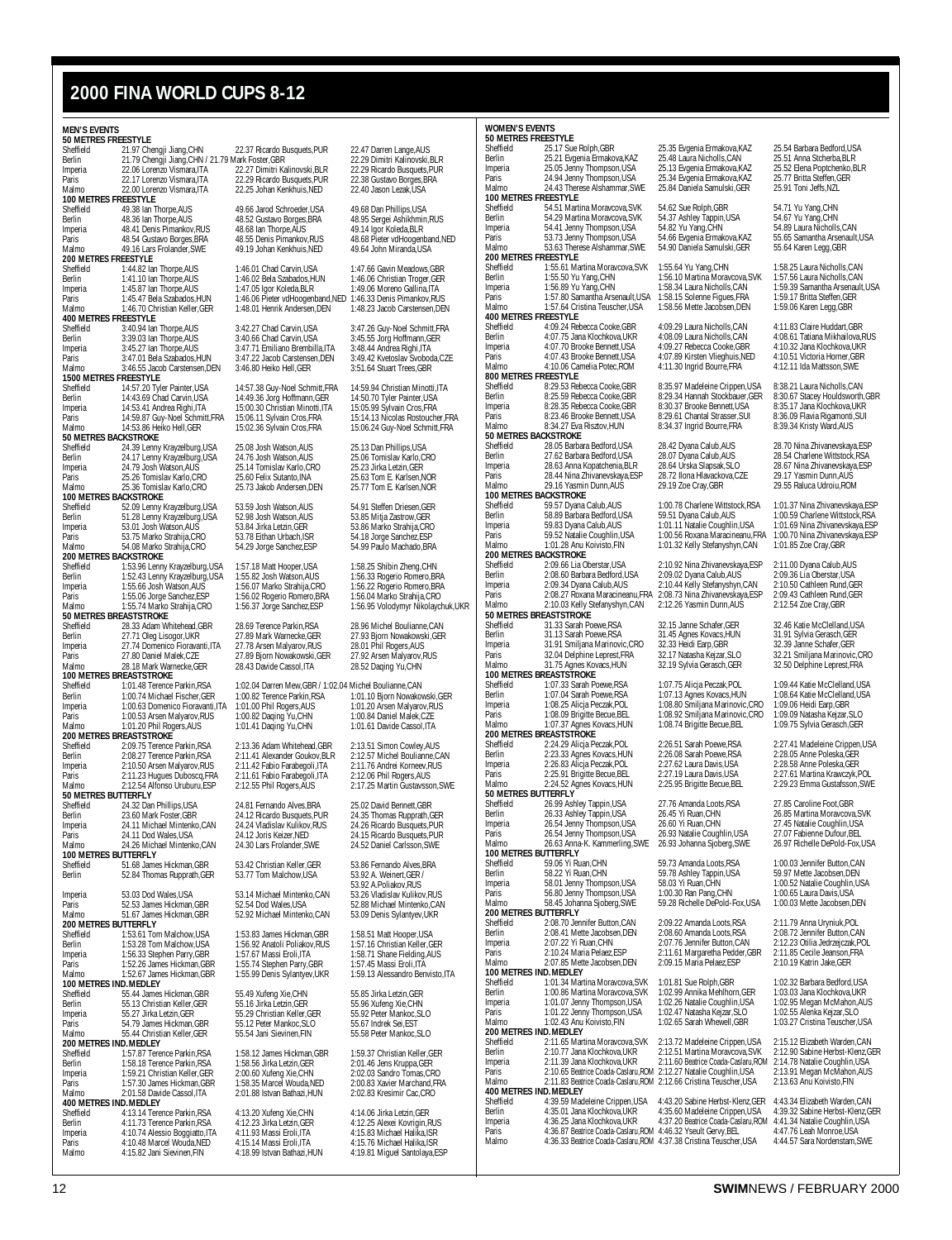# 2000 FINA WORLD CUPS 8-12

## MEN'S EVENTS

### 50 METRES FREESTYLE

| Venue | 1st | 2nd | 3rd |
|---|---|---|---|
| Sheffield | 21.97 Chengji Jiang,CHN | 22.37 Ricardo Busquets,PUR | 22.47 Darren Lange,AUS |
| Berlin | 21.79 Chengji Jiang,CHN / 21.79 Mark Foster,GBR | | 22.29 Dimitri Kalinovski,BLR |
| Imperia | 22.06 Lorenzo Vismara,ITA | 22.27 Dimitri Kalinovski,BLR | 22.29 Ricardo Busquets,PUR |
| Paris | 22.17 Lorenzo Vismara,ITA | 22.29 Ricardo Busquets,PUR | 22.38 Gustavo Borges,BRA |
| Malmo | 22.00 Lorenzo Vismara,ITA | 22.25 Johan Kenkhuis,NED | 22.40 Jason Lezak,USA |

### 100 METRES FREESTYLE

| Venue | 1st | 2nd | 3rd |
|---|---|---|---|
| Sheffield | 49.38 Ian Thorpe,AUS | 49.66 Jarod Schroeder,USA | 49.68 Dan Phillips,USA |
| Berlin | 48.36 Ian Thorpe,AUS | 48.52 Gustavo Borges,BRA | 48.95 Sergei Ashikhmin,RUS |
| Imperia | 48.41 Denis Pimankov,RUS | 48.68 Ian Thorpe,AUS | 49.14 Igor Koleda,BLR |
| Paris | 48.54 Gustavo Borges,BRA | 48.55 Denis Pimankov,RUS | 48.68 Pieter vdHoogenband,NED |
| Malmo | 49.16 Lars Frolander,SWE | 49.19 Johan Kenkhuis,NED | 49.64 John Miranda,USA |

### 200 METRES FREESTYLE

| Venue | 1st | 2nd | 3rd |
|---|---|---|---|
| Sheffield | 1:44.82 Ian Thorpe,AUS | 1:46.01 Chad Carvin,USA | 1:47.66 Gavin Meadows,GBR |
| Berlin | 1:41.10 Ian Thorpe,AUS | 1:46.02 Bela Szabados,HUN | 1:46.06 Christian Troger,GER |
| Imperia | 1:45.87 Ian Thorpe,AUS | 1:47.05 Igor Koleda,BLR | 1:49.06 Moreno Gallina,ITA |
| Paris | 1:45.47 Bela Szabados,HUN | 1:46.06 Pieter vdHoogenband,NED | 1:46.33 Denis Pimankov,RUS |
| Malmo | 1:46.70 Christian Keller,GER | 1:48.01 Henrik Andersen,DEN | 1:48.23 Jacob Carstensen,DEN |

### 400 METRES FREESTYLE

| Venue | 1st | 2nd | 3rd |
|---|---|---|---|
| Sheffield | 3:40.94 Ian Thorpe,AUS | 3:42.27 Chad Carvin,USA | 3:47.26 Guy-Noel Schmitt,FRA |
| Berlin | 3:39.03 Ian Thorpe,AUS | 3:40.66 Chad Carvin,USA | 3:45.55 Jorg Hoffmann,GER |
| Imperia | 3:45.27 Ian Thorpe,AUS | 3:47.71 Emiliano Brembilla,ITA | 3:48.44 Andrea Righi,ITA |
| Paris | 3:47.01 Bela Szabados,HUN | 3:47.22 Jacob Carstensen,DEN | 3:49.42 Kvetoslav Svoboda,CZE |
| Malmo | 3:46.55 Jacob Carstensen,DEN | 3:46.80 Heiko Hell,GER | 3:51.64 Stuart Trees,GBR |

### 1500 METRES FREESTYLE

| Venue | 1st | 2nd | 3rd |
|---|---|---|---|
| Sheffield | 14:57.20 Tyler Painter,USA | 14:57.38 Guy-Noel Schmitt,FRA | 14:59.94 Christian Minotti,ITA |
| Berlin | 14:43.69 Chad Carvin,USA | 14:49.36 Jorg Hoffmann,GER | 14:50.70 Tyler Painter,USA |
| Imperia | 14:53.41 Andrea Righi,ITA | 15:00.30 Christian Minotti,ITA | 15:05.99 Sylvain Cros,FRA |
| Paris | 14:59.87 Guy-Noel Schmitt,FRA | 15:06.11 Sylvain Cros,FRA | 15:14.13 Nicolas Rostoucher,FRA |
| Malmo | 14:53.86 Heiko Hell,GER | 15:02.36 Sylvain Cros,FRA | 15:06.24 Guy-Noel Schmitt,FRA |

### 50 METRES BACKSTROKE

| Venue | 1st | 2nd | 3rd |
|---|---|---|---|
| Sheffield | 24.39 Lenny Krayzelburg,USA | 25.08 Josh Watson,AUS | 25.13 Dan Phillips,USA |
| Berlin | 24.17 Lenny Krayzelburg,USA | 24.76 Josh Watson,AUS | 25.06 Tomislav Karlo,CRO |
| Imperia | 24.79 Josh Watson,AUS | 25.14 Tomislav Karlo,CRO | 25.23 Jirka Letzin,GER |
| Paris | 25.26 Tomislav Karlo,CRO | 25.60 Felix Sutanto,INA | 25.63 Tom E. Karlsen,NOR |
| Malmo | 25.36 Tomislav Karlo,CRO | 25.73 Jakob Andersen,DEN | 25.77 Tom E. Karlsen,NOR |

### 100 METRES BACKSTROKE

| Venue | 1st | 2nd | 3rd |
|---|---|---|---|
| Sheffield | 52.09 Lenny Krayzelburg,USA | 53.59 Josh Watson,AUS | 54.91 Steffen Driesen,GER |
| Berlin | 51.28 Lenny Krayzelburg,USA | 52.98 Josh Watson,AUS | 53.85 Mitja Zastrow,GER |
| Imperia | 53.01 Josh Watson,AUS | 53.84 Jirka Letzin,GER | 53.86 Marko Strahija,CRO |
| Paris | 53.75 Marko Strahija,CRO | 53.78 Eithan Urbach,ISR | 54.18 Jorge Sanchez,ESP |
| Malmo | 54.08 Marko Strahija,CRO | 54.29 Jorge Sanchez,ESP | 54.99 Paulo Machado,BRA |

### 200 METRES BACKSTROKE

| Venue | 1st | 2nd | 3rd |
|---|---|---|---|
| Sheffield | 1:53.96 Lenny Krayzelburg,USA | 1:57.18 Matt Hooper,USA | 1:58.25 Shibin Zheng,CHN |
| Berlin | 1:52.43 Lenny Krayzelburg,USA | 1:55.82 Josh Watson,AUS | 1:56.33 Rogerio Romero,BRA |
| Imperia | 1:55.66 Josh Watson,AUS | 1:56.07 Marko Strahija,CRO | 1:56.22 Rogerio Romero,BRA |
| Paris | 1:55.06 Jorge Sanchez,ESP | 1:56.02 Rogerio Romero,BRA | 1:56.04 Marko Strahija,CRO |
| Malmo | 1:55.74 Marko Strahija,CRO | 1:56.37 Jorge Sanchez,ESP | 1:56.95 Volodymyr Nikolaychuk,UKR |

### 50 METRES BREASTSTROKE

| Venue | 1st | 2nd | 3rd |
|---|---|---|---|
| Sheffield | 28.33 Adam Whitehead,GBR | 28.69 Terence Parkin,RSA | 28.96 Michel Boulianne,CAN |
| Berlin | 27.71 Oleg Lisogor,UKR | 27.89 Mark Warnecke,GER | 27.93 Bjorn Nowakowski,GER |
| Imperia | 27.74 Domenico Fioravanti,ITA | 27.78 Arsen Malyarov,RUS | 28.01 Phil Rogers,AUS |
| Paris | 27.80 Daniel Malek,CZE | 27.89 Bjorn Nowakowski,GER | 27.92 Arsen Malyarov,RUS |
| Malmo | 28.18 Mark Warnecke,GER | 28.43 Davide Cassol,ITA | 28.52 Daqing Yu,CHN |

### 100 METRES BREASTSTROKE

| Venue | 1st | 2nd | 3rd |
|---|---|---|---|
| Sheffield | 1:01.48 Terence Parkin,RSA | 1:02.04 Darren Mew,GBR / 1:02.04 Michel Boulianne,CAN | |
| Berlin | 1:00.74 Michael Fischer,GER | 1:00.82 Terence Parkin,RSA | 1:01.10 Bjorn Nowakowski,GER |
| Imperia | 1:00.63 Domenico Fioravanti,ITA | 1:01.00 Phil Rogers,AUS | 1:01.20 Arsen Malyarov,RUS |
| Paris | 1:00.53 Arsen Malyarov,RUS | 1:00.82 Daqing Yu,CHN | 1:00.84 Daniel Malek,CZE |
| Malmo | 1:01.20 Phil Rogers,AUS | 1:01.41 Daqing Yu,CHN | 1:01.61 Davide Cassol,ITA |

### 200 METRES BREASTSTROKE

| Venue | 1st | 2nd | 3rd |
|---|---|---|---|
| Sheffield | 2:09.75 Terence Parkin,RSA | 2:13.36 Adam Whitehead,GBR | 2:13.51 Simon Cowley,AUS |
| Berlin | 2:08.27 Terence Parkin,RSA | 2:11.41 Alexander Goukov,BLR | 2:12.57 Michel Boulianne,CAN |
| Imperia | 2:10.50 Arsen Malyarov,RUS | 2:11.42 Fabio Farabegoli,ITA | 2:11.76 Andrei Korneev,RUS |
| Paris | 2:11.23 Hugues Duboscq,FRA | 2:11.61 Fabio Farabegoli,ITA | 2:12.06 Phil Rogers,AUS |
| Malmo | 2:12.54 Alfonso Uruburu,ESP | 2:12.55 Phil Rogers,AUS | 2:17.25 Martin Gustavsson,SWE |

### 50 METRES BUTTERFLY

| Venue | 1st | 2nd | 3rd |
|---|---|---|---|
| Sheffield | 24.32 Dan Phillips,USA | 24.81 Fernando Alves,BRA | 25.02 David Bennett,GBR |
| Berlin | 23.60 Mark Foster,GBR | 24.12 Ricardo Busquets,PUR | 24.35 Thomas Rupprath,GER |
| Imperia | 24.11 Michael Mintenko,CAN | 24.24 Vladislav Kulikov,RUS | 24.26 Ricardo Busquets,PUR |
| Paris | 24.11 Dod Wales,USA | 24.12 Joris Keizer,NED | 24.15 Ricardo Busquets,PUR |
| Malmo | 24.26 Michael Mintenko,CAN | 24.30 Lars Frolander,SWE | 24.52 Daniel Carlsson,SWE |

### 100 METRES BUTTERFLY

| Venue | 1st | 2nd | 3rd |
|---|---|---|---|
| Sheffield | 51.68 James Hickman,GBR | 53.42 Christian Keller,GER | 53.86 Fernando Alves,BRA |
| Berlin | 52.84 Thomas Rupprath,GER | 53.77 Tom Malchow,USA | 53.92 A. Weinert,GER / 53.92 A.Poliakov,RUS |
| Imperia | 53.03 Dod Wales,USA | 53.14 Michael Mintenko,CAN | 53.26 Vladislav Kulikov,RUS |
| Paris | 52.53 James Hickman,GBR | 52.54 Dod Wales,USA | 52.88 Michael Mintenko,CAN |
| Malmo | 51.67 James Hickman,GBR | 52.92 Michael Mintenko,CAN | 53.09 Denis Sylantyev,UKR |

### 200 METRES BUTTERFLY

| Venue | 1st | 2nd | 3rd |
|---|---|---|---|
| Sheffield | 1:53.61 Tom Malchow,USA | 1:53.83 James Hickman,GBR | 1:58.51 Matt Hooper,USA |
| Berlin | 1:53.28 Tom Malchow,USA | 1:56.92 Anatoli Poliakov,RUS | 1:57.16 Christian Keller,GER |
| Imperia | 1:56.33 Stephen Parry,GBR | 1:57.67 Massi Eroli,ITA | 1:58.71 Shane Fielding,AUS |
| Paris | 1:52.26 James Hickman,GBR | 1:55.74 Stephen Parry,GBR | 1:57.45 Massi Eroli,ITA |
| Malmo | 1:52.67 James Hickman,GBR | 1:55.99 Denis Sylantyev,UKR | 1:59.13 Alessandro Benvisto,ITA |

### 100 METRES IND. MEDLEY

| Venue | 1st | 2nd | 3rd |
|---|---|---|---|
| Sheffield | 55.44 James Hickman,GBR | 55.49 Xufeng Xie,CHN | 55.85 Jirka Letzin,GER |
| Berlin | 55.13 Christian Keller,GER | 55.16 Jirka Letzin,GER | 55.96 Xufeng Xie,CHN |
| Imperia | 55.27 Jirka Letzin,GER | 55.29 Christian Keller,GER | 55.92 Peter Mankoc,SLO |
| Paris | 54.79 James Hickman,GBR | 55.12 Peter Mankoc,SLO | 55.67 Indrek Sei,EST |
| Malmo | 55.44 Christian Keller,GER | 55.54 Jani Sievinen,FIN | 55.58 Peter Mankoc,SLO |

### 200 METRES IND. MEDLEY

| Venue | 1st | 2nd | 3rd |
|---|---|---|---|
| Sheffield | 1:57.87 Terence Parkin,RSA | 1:58.12 James Hickman,GBR | 1:59.37 Christian Keller,GER |
| Berlin | 1:58.18 Terence Parkin,RSA | 1:58.56 Jirka Letzin,GER | 2:01.46 Jens Kruppa,GER |
| Imperia | 1:59.21 Christian Keller,GER | 2:00.60 Xufeng Xie,CHN | 2:02.03 Sandro Tomas,CRO |
| Paris | 1:57.30 James Hickman,GBR | 1:58.35 Marcel Wouda,NED | 2:00.83 Xavier Marchand,FRA |
| Malmo | 2:01.58 Davide Cassol,ITA | 2:01.88 Istvan Bathazi,HUN | 2:02.83 Kresimir Cac,CRO |

### 400 METRES IND. MEDLEY

| Venue | 1st | 2nd | 3rd |
|---|---|---|---|
| Sheffield | 4:13.14 Terence Parkin,RSA | 4:13.20 Xufeng Xie,CHN | 4:14.06 Jirka Letzin,GER |
| Berlin | 4:11.73 Terence Parkin,RSA | 4:12.23 Jirka Letzin,GER | 4:12.25 Alexei Kovrigin,RUS |
| Imperia | 4:10.74 Alessio Boggiatto,ITA | 4:11.93 Massi Eroli,ITA | 4:15.83 Michael Halika,ISR |
| Paris | 4:10.48 Marcel Wouda,NED | 4:15.14 Massi Eroli,ITA | 4:15.76 Michael Halika,ISR |
| Malmo | 4:15.82 Jani Sievinen,FIN | 4:18.99 Istvan Bathazi,HUN | 4:19.81 Miguel Santolaya,ESP |

## WOMEN'S EVENTS

### 50 METRES FREESTYLE

| Venue | 1st | 2nd | 3rd |
|---|---|---|---|
| Sheffield | 25.17 Sue Rolph,GBR | 25.35 Evgenia Ermakova,KAZ | 25.54 Barbara Bedford,USA |
| Berlin | 25.21 Evgenia Ermakova,KAZ | 25.48 Laura Nicholls,CAN | 25.51 Anna Stcherba,BLR |
| Imperia | 25.05 Jenny Thompson,USA | 25.13 Evgenia Ermakova,KAZ | 25.52 Elena Poptchenko,BLR |
| Paris | 24.94 Jenny Thompson,USA | 25.34 Evgenia Ermakova,KAZ | 25.77 Britta Steffen,GER |
| Malmo | 24.43 Therese Alshammar,SWE | 25.84 Daniela Samulski,GER | 25.91 Toni Jeffs,NZL |

### 100 METRES FREESTYLE

| Venue | 1st | 2nd | 3rd |
|---|---|---|---|
| Sheffield | 54.51 Martina Moravcova,SVK | 54.62 Sue Rolph,GBR | 54.71 Yu Yang,CHN |
| Berlin | 54.29 Martina Moravcova,SVK | 54.37 Ashley Tappin,USA | 54.67 Yu Yang,CHN |
| Imperia | 54.41 Jenny Thompson,USA | 54.82 Yu Yang,CHN | 54.89 Laura Nicholls,CAN |
| Paris | 53.73 Jenny Thompson,USA | 54.66 Evgenia Ermakova,KAZ | 55.65 Samantha Arsenault,USA |
| Malmo | 53.63 Therese Alshammar,SWE | 54.90 Daniela Samulski,GER | 55.64 Karen Legg,GBR |

### 200 METRES FREESTYLE

| Venue | 1st | 2nd | 3rd |
|---|---|---|---|
| Sheffield | 1:55.61 Martina Moravcova,SVK | 1:55.64 Yu Yang,CHN | 1:58.25 Laura Nicholls,CAN |
| Berlin | 1:55.50 Yu Yang,CHN | 1:56.10 Martina Moravcova,SVK | 1:57.56 Laura Nicholls,CAN |
| Imperia | 1:56.89 Yu Yang,CHN | 1:58.34 Laura Nicholls,CAN | 1:59.39 Samantha Arsenault,USA |
| Paris | 1:57.80 Samantha Arsenault,USA | 1:58.15 Solenne Figues,FRA | 1:59.17 Britta Steffen,GER |
| Malmo | 1:57.64 Cristina Teuscher,USA | 1:58.56 Mette Jacobsen,DEN | 1:59.06 Karen Legg,GBR |

### 400 METRES FREESTYLE

| Venue | 1st | 2nd | 3rd |
|---|---|---|---|
| Sheffield | 4:09.24 Rebecca Cooke,GBR | 4:09.29 Laura Nicholls,CAN | 4:11.83 Claire Huddart,GBR |
| Berlin | 4:07.75 Jana Klochkova,UKR | 4:08.09 Laura Nicholls,CAN | 4:08.61 Tatiana Mikhailova,RUS |
| Imperia | 4:07.70 Brooke Bennett,USA | 4:09.27 Rebecca Cooke,GBR | 4:10.32 Jana Klochkova,UKR |
| Paris | 4:07.43 Brooke Bennett,USA | 4:07.89 Kirsten Vlieghuis,NED | 4:10.51 Victoria Horner,GBR |
| Malmo | 4:10.06 Camelia Potec,ROM | 4:11.30 Ingrid Bourre,FRA | 4:12.11 Ida Mattsson,SWE |

### 800 METRES FREESTYLE

| Venue | 1st | 2nd | 3rd |
|---|---|---|---|
| Sheffield | 8:29.53 Rebecca Cooke,GBR | 8:35.97 Madeleine Crippen,USA | 8:38.21 Laura Nicholls,CAN |
| Berlin | 8:25.59 Rebecca Cooke,GBR | 8:29.34 Hannah Stockbauer,GER | 8:30.67 Stacey Houldsworth,GBR |
| Imperia | 8:28.35 Rebecca Cooke,GBR | 8:30.37 Brooke Bennett,USA | 8:35.17 Jana Klochkova,UKR |
| Paris | 8:23.46 Brooke Bennett,USA | 8:29.61 Chantal Strasser,SUI | 8:36.09 Flavia Rigamonti,SUI |
| Malmo | 8:34.27 Eva Risztov,HUN | 8:34.37 Ingrid Bourre,FRA | 8:39.34 Kristy Ward,AUS |

### 50 METRES BACKSTROKE

| Venue | 1st | 2nd | 3rd |
|---|---|---|---|
| Sheffield | 28.05 Barbara Bedford,USA | 28.42 Dyana Calub,AUS | 28.70 Nina Zhivanevskaya,ESP |
| Berlin | 27.62 Barbara Bedford,USA | 28.07 Dyana Calub,AUS | 28.54 Charlene Wittstock,RSA |
| Imperia | 28.63 Anna Kopatchenia,BLR | 28.64 Urska Slapsak,SLO | 28.67 Nina Zhivanevskaya,ESP |
| Paris | 28.44 Nina Zhivanevskaya,ESP | 28.72 Ilona Hlavackova,CZE | 29.17 Yasmin Dunn,AUS |
| Malmo | 29.16 Yasmin Dunn,AUS | 29.19 Zoe Cray,GBR | 29.55 Raluca Udroiu,ROM |

### 100 METRES BACKSTROKE

| Venue | 1st | 2nd | 3rd |
|---|---|---|---|
| Sheffield | 59.57 Dyana Calub,AUS | 1:00.78 Charlene Wittstock,RSA | 1:01.37 Nina Zhivanevskaya,ESP |
| Berlin | 58.89 Barbara Bedford,USA | 59.51 Dyana Calub,AUS | 1:00.59 Charlene Wittstock,RSA |
| Imperia | 59.83 Dyana Calub,AUS | 1:01.11 Natalie Coughlin,USA | 1:01.69 Nina Zhivanevskaya,ESP |
| Paris | 59.52 Natalie Coughlin,USA | 1:00.56 Roxana Maracineanu,FRA | 1:00.70 Nina Zhivanevskaya,ESP |
| Malmo | 1:01.28 Anu Koivisto,FIN | 1:01.32 Kelly Stefanyshyn,CAN | 1:01.85 Zoe Cray,GBR |

### 200 METRES BACKSTROKE

| Venue | 1st | 2nd | 3rd |
|---|---|---|---|
| Sheffield | 2:09.66 Lia Oberstar,USA | 2:10.92 Nina Zhivanevskaya,ESP | 2:11.00 Dyana Calub,AUS |
| Berlin | 2:08.60 Barbara Bedford,USA | 2:09.02 Dyana Calub,AUS | 2:09.36 Lia Oberstar,USA |
| Imperia | 2:09.34 Dyana Calub,AUS | 2:10.44 Kelly Stefanyshyn,CAN | 2:10.50 Cathleen Rund,GER |
| Paris | 2:08.27 Roxana Maracineanu,FRA | 2:08.73 Nina Zhivanevskaya,ESP | 2:09.43 Cathleen Rund,GER |
| Malmo | 2:10.03 Kelly Stefanyshyn,CAN | 2:12.26 Yasmin Dunn,AUS | 2:12.54 Zoe Cray,GBR |

### 50 METRES BREASTSTROKE

| Venue | 1st | 2nd | 3rd |
|---|---|---|---|
| Sheffield | 31.33 Sarah Poewe,RSA | 32.15 Janne Schafer,GER | 32.46 Katie McClelland,USA |
| Berlin | 31.13 Sarah Poewe,RSA | 31.45 Agnes Kovacs,HUN | 31.91 Sylvia Gerasch,GER |
| Imperia | 31.91 Smiljana Marinovic,CRO | 32.33 Heidi Earp,GBR | 32.39 Janne Schafer,GER |
| Paris | 32.04 Delphine Leprest,FRA | 32.17 Natasha Kejzar,SLO | 32.21 Smiljana Marinovic,CRO |
| Malmo | 31.75 Agnes Kovacs,HUN | 32.19 Sylvia Gerasch,GER | 32.50 Delphine Leprest,FRA |

### 100 METRES BREASTSTROKE

| Venue | 1st | 2nd | 3rd |
|---|---|---|---|
| Sheffield | 1:07.33 Sarah Poewe,RSA | 1:07.75 Alicja Peczak,POL | 1:09.44 Katie McClelland,USA |
| Berlin | 1:07.04 Sarah Poewe,RSA | 1:07.13 Agnes Kovacs,HUN | 1:08.64 Katie McClelland,USA |
| Imperia | 1:08.25 Alicja Peczak,POL | 1:08.80 Smiljana Marinovic,CRO | 1:09.06 Heidi Earp,GBR |
| Paris | 1:08.09 Brigitte Becue,BEL | 1:08.92 Smiljana Marinovic,CRO | 1:09.09 Natasha Kejzar,SLO |
| Malmo | 1:07.37 Agnes Kovacs,HUN | 1:08.74 Brigitte Becue,BEL | 1:09.75 Sylvia Gerasch,GER |

### 200 METRES BREASTSTROKE

| Venue | 1st | 2nd | 3rd |
|---|---|---|---|
| Sheffield | 2:24.29 Alicja Peczak,POL | 2:26.51 Sarah Poewe,RSA | 2:27.41 Madeleine Crippen,USA |
| Berlin | 2:23.33 Agnes Kovacs,HUN | 2:26.08 Sarah Poewe,RSA | 2:28.05 Anne Poleska,GER |
| Imperia | 2:26.83 Alicja Peczak,POL | 2:27.62 Laura Davis,USA | 2:28.58 Anne Poleska,GER |
| Paris | 2:25.91 Brigitte Becue,BEL | 2:27.19 Laura Davis,USA | 2:27.61 Martina Krawczyk,POL |
| Malmo | 2:24.52 Agnes Kovacs,HUN | 2:25.95 Brigitte Becue,BEL | 2:29.23 Emma Gustafsson,SWE |

### 50 METRES BUTTERFLY

| Venue | 1st | 2nd | 3rd |
|---|---|---|---|
| Sheffield | 26.99 Ashley Tappin,USA | 27.76 Amanda Loots,RSA | 27.85 Caroline Foot,GBR |
| Berlin | 26.33 Ashley Tappin,USA | 26.45 Yi Ruan,CHN | 26.85 Martina Moravcova,SVK |
| Imperia | 26.54 Jenny Thompson,USA | 26.60 Yi Ruan,CHN | 27.45 Natalie Coughlin,USA |
| Paris | 26.54 Jenny Thompson,USA | 26.93 Natalie Coughlin,USA | 27.07 Fabienne Dufour,BEL |
| Malmo | 26.63 Anna-K. Kammerling,SWE | 26.93 Johanna Sjoberg,SWE | 26.97 Richelle DePold-Fox,USA |

### 100 METRES BUTTERFLY

| Venue | 1st | 2nd | 3rd |
|---|---|---|---|
| Sheffield | 59.06 Yi Ruan,CHN | 59.73 Amanda Loots,RSA | 1:00.03 Jennifer Button,CAN |
| Berlin | 58.22 Yi Ruan,CHN | 59.78 Ashley Tappin,USA | 59.97 Mette Jacobsen,DEN |
| Imperia | 58.01 Jenny Thompson,USA | 58.03 Yi Ruan,CHN | 1:00.52 Natalie Coughlin,USA |
| Paris | 56.80 Jenny Thompson,USA | 1:00.30 Ran Pang,CHN | 1:00.65 Laura Davis,USA |
| Malmo | 58.45 Johanna Sjoberg,SWE | 59.28 Richelle DePold-Fox,USA | 1:00.03 Mette Jacobsen,DEN |

### 200 METRES BUTTERFLY

| Venue | 1st | 2nd | 3rd |
|---|---|---|---|
| Sheffield | 2:08.70 Jennifer Button,CAN | 2:09.22 Amanda Loots,RSA | 2:11.79 Anna Uryniuk,POL |
| Berlin | 2:08.41 Mette Jacobsen,DEN | 2:08.60 Amanda Loots,RSA | 2:08.72 Jennifer Button,CAN |
| Imperia | 2:07.22 Yi Ruan,CHN | 2:07.76 Jennifer Button,CAN | 2:12.23 Otilia Jedrzejczak,POL |
| Paris | 2:10.24 Maria Pelaez,ESP | 2:11.61 Margaretha Pedder,GBR | 2:11.85 Cecile Jeanson,FRA |
| Malmo | 2:07.85 Mette Jacobsen,DEN | 2:09.15 Maria Pelaez,ESP | 2:10.19 Katrin Jake,GER |

### 100 METRES IND. MEDLEY

| Venue | 1st | 2nd | 3rd |
|---|---|---|---|
| Sheffield | 1:01.34 Martina Moravcova,SVK | 1:01.81 Sue Rolph,GBR | 1:02.32 Barbara Bedford,USA |
| Berlin | 1:00.86 Martina Moravcova,SVK | 1:02.99 Annika Mehlhorn,GER | 1:03.03 Jana Klochkova,UKR |
| Imperia | 1:01.07 Jenny Thompson,USA | 1:02.26 Natalie Coughlin,USA | 1:02.95 Megan McMahon,AUS |
| Paris | 1:01.22 Jenny Thompson,USA | 1:02.47 Natasha Kejzar,SLO | 1:02.55 Alenka Kejzar,SLO |
| Malmo | 1:02.43 Anu Koivisto,FIN | 1:02.65 Sarah Whewell,GBR | 1:03.27 Cristina Teuscher,USA |

### 200 METRES IND. MEDLEY

| Venue | 1st | 2nd | 3rd |
|---|---|---|---|
| Sheffield | 2:11.65 Martina Moravcova,SVK | 2:13.72 Madeleine Crippen,USA | 2:15.12 Elizabeth Warden,CAN |
| Berlin | 2:10.77 Jana Klochkova,UKR | 2:12.51 Martina Moravcova,SVK | 2:12.90 Sabine Herbst-Klenz,GER |
| Imperia | 2:11.39 Jana Klochkova,UKR | 2:11.60 Beatrice Coada-Caslaru,ROM | 2:14.78 Natalie Coughlin,USA |
| Paris | 2:10.65 Beatrice Coada-Caslaru,ROM | 2:12.27 Natalie Coughlin,USA | 2:13.91 Megan McMahon,AUS |
| Malmo | 2:11.83 Beatrice Coada-Caslaru,ROM | 2:12.66 Cristina Teuscher,USA | 2:13.63 Anu Koivisto,FIN |

### 400 METRES IND. MEDLEY

| Venue | 1st | 2nd | 3rd |
|---|---|---|---|
| Sheffield | 4:39.59 Madeleine Crippen,USA | 4:43.20 Sabine Herbst-Klenz,GER | 4:43.34 Elizabeth Warden,CAN |
| Berlin | 4:35.01 Jana Klochkova,UKR | 4:35.60 Madeleine Crippen,USA | 4:39.32 Sabine Herbst-Klenz,GER |
| Imperia | 4:36.25 Jana Klochkova,UKR | 4:37.20 Beatrice Coada-Caslaru,ROM | 4:41.34 Natalie Coughlin,USA |
| Paris | 4:36.87 Beatrice Coada-Caslaru,ROM | 4:46.32 Yseult Gervy,BEL | 4:47.76 Leah Monroe,USA |
| Malmo | 4:36.33 Beatrice Coada-Caslaru,ROM | 4:37.38 Cristina Teuscher,USA | 4:44.57 Sara Nordenstam,SWE |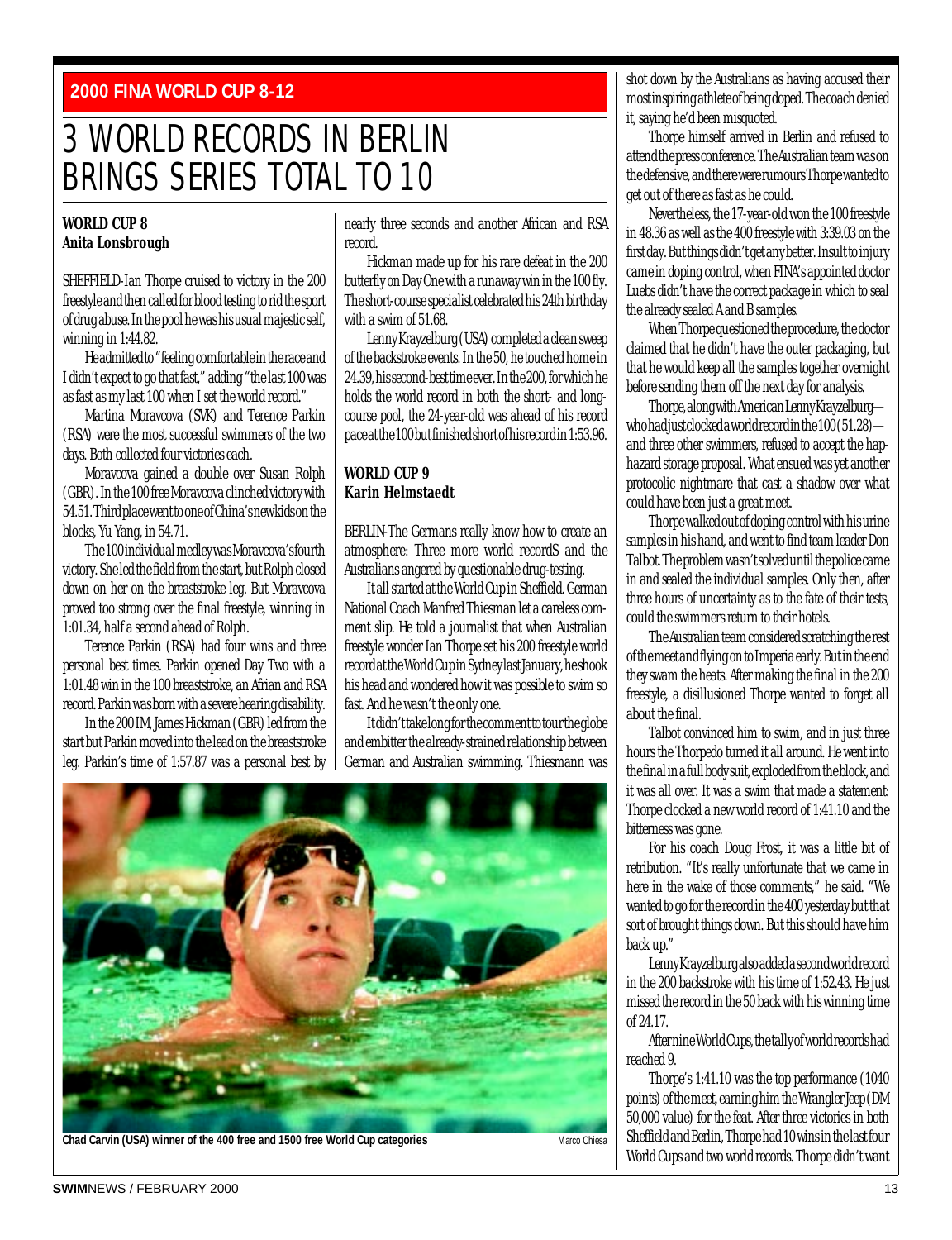**2000 FINA WORLD CUP 8-12**

# 3 WORLD RECORDS IN BERLIN BRINGS SERIES TOTAL TO 10

## WORLD CUP 8
**Anita Lonsbrough**

SHEFFIELD-Ian Thorpe cruised to victory in the 200 freestyle and then called for blood testing to rid the sport of drug abuse. In the pool he was his usual majestic self, winning in 1:44.82.

He admitted to "feeling comfortable in the race and I didn't expect to go that fast," adding "the last 100 was as fast as my last 100 when I set the world record."

Martina Moravcova (SVK) and Terence Parkin (RSA) were the most successful swimmers of the two days. Both collected four victories each.

Moravcova gained a double over Susan Rolph (GBR). In the 100 free Moravcova clinched victory with 54.51. Third place went to one of China's new kids on the blocks, Yu Yang, in 54.71.

The 100 individual medley was Moravcova's fourth victory. She led the field from the start, but Rolph closed down on her on the breaststroke leg. But Moravcova proved too strong over the final freestyle, winning in 1:01.34, half a second ahead of Rolph.

Terence Parkin (RSA) had four wins and three personal best times. Parkin opened Day Two with a 1:01.48 win in the 100 breaststroke, an Afrian and RSA record. Parkin was born with a severe hearing disability.

In the 200 IM, James Hickman (GBR) led from the start but Parkin moved into the lead on the breaststroke leg. Parkin's time of 1:57.87 was a personal best by nearly three seconds and another African and RSA record.

Hickman made up for his rare defeat in the 200 butterfly on Day One with a runaway win in the 100 fly. The short-course specialist celebrated his 24th birthday with a swim of 51.68.

Lenny Krayzelburg (USA) completed a clean sweep of the backstroke events. In the 50, he touched home in 24.39, his second-best time ever. In the 200, for which he holds the world record in both the short- and long-course pool, the 24-year-old was ahead of his record pace at the 100 but finished short of his record in 1:53.96.

## WORLD CUP 9
**Karin Helmstaedt**

BERLIN-The Germans really know how to create an atmosphere: Three more world recordS and the Australians angered by questionable drug-testing.

It all started at the World Cup in Sheffield. German National Coach Manfred Thiesman let a careless comment slip. He told a journalist that when Australian freestyle wonder Ian Thorpe set his 200 freestyle world record at the World Cup in Sydney last January, he shook his head and wondered how it was possible to swim so fast. And he wasn't the only one.

It didn't take long for the comment to tour the globe and embitter the already-strained relationship between German and Australian swimming. Thiesmann was shot down by the Australians as having accused their most inspiring athlete of being doped. The coach denied it, saying he'd been misquoted.

Thorpe himself arrived in Berlin and refused to attend the press conference. The Australian team was on the defensive, and there were rumours Thorpe wanted to get out of there as fast as he could.

Nevertheless, the 17-year-old won the 100 freestyle in 48.36 as well as the 400 freestyle with 3:39.03 on the first day. But things didn't get any better. Insult to injury came in doping control, when FINA's appointed doctor Luebs didn't have the correct package in which to seal the already sealed A and B samples.

When Thorpe questioned the procedure, the doctor claimed that he didn't have the outer packaging, but that he would keep all the samples together overnight before sending them off the next day for analysis.

Thorpe, along with American Lenny Krayzelburg—who had just clocked a world record in the 100 (51.28)—and three other swimmers, refused to accept the haphazard storage proposal. What ensued was yet another protocolic nightmare that cast a shadow over what could have been just a great meet.

Thorpe walked out of doping control with his urine samples in his hand, and went to find team leader Don Talbot. The problem wasn't solved until the police came in and sealed the individual samples. Only then, after three hours of uncertainty as to the fate of their tests, could the swimmers return to their hotels.

The Australian team considered scratching the rest of the meet and flying on to Imperia early. But in the end they swam the heats. After making the final in the 200 freestyle, a disillusioned Thorpe wanted to forget all about the final.

Talbot convinced him to swim, and in just three hours the Thorpedo turned it all around. He went into the final in a full body suit, exploded from the block, and it was all over. It was a swim that made a statement: Thorpe clocked a new world record of 1:41.10 and the bitterness was gone.

For his coach Doug Frost, it was a little bit of retribution. "It's really unfortunate that we came in here in the wake of those comments," he said. "We wanted to go for the record in the 400 yesterday but that sort of brought things down. But this should have him back up."

Lenny Krayzelburg also added a second world record in the 200 backstroke with his time of 1:52.43. He just missed the record in the 50 back with his winning time of 24.17.

After nine World Cups, the tally of world records had reached 9.

Thorpe's 1:41.10 was the top performance (1040 points) of the meet, earning him the Wrangler Jeep (DM 50,000 value) for the feat. After three victories in both Sheffield and Berlin, Thorpe had 10 wins in the last four World Cups and two world records. Thorpe didn't want

Chad Carvin (USA) winner of the 400 free and 1500 free World Cup categories — Marco Chiesa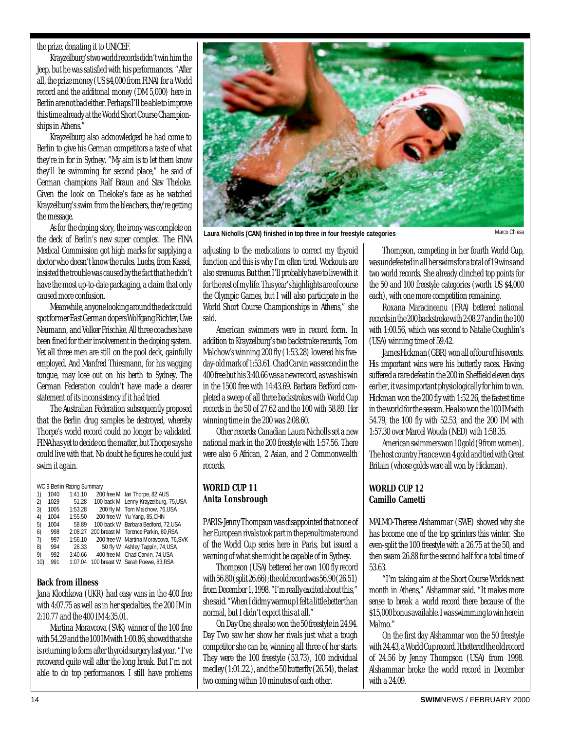the prize, donating it to UNICEF.

Krayzelburg's two world records didn't win him the Jeep, but he was satisfied with his performances. "After all, the prize money (US $4,000 from FINA) for a World record and the additonal money (DM 5,000) here in Berlin are not bad either. Perhaps I'll be able to improve this time already at the World Short Course Championships in Athens."

Krayzelburg also acknowledged he had come to Berlin to give his German competitors a taste of what they're in for in Sydney. "My aim is to let them know they'll be swimming for second place," he said of German champions Ralf Braun and Stev Theloke. Given the look on Theloke's face as he watched Krayzelburg's swim from the bleachers, they're getting the message.

As for the doping story, the irony was complete on the deck of Berlin's new super complex. The FINA Medical Commission got high marks for supplying a doctor who doesn't know the rules. Luebs, from Kassel, insisted the trouble was caused by the fact that he didn't have the most up-to-date packaging, a claim that only caused more confusion.

Meanwhile, anyone looking around the deck could spot former East German dopers Wolfgang Richter, Uwe Neumann, and Volker Frischke. All three coaches have been fined for their involvement in the doping system. Yet all three men are still on the pool deck, gainfully employed. And Manfred Thiesmann, for his wagging tongue, may lose out on his berth to Sydney. The German Federation couldn't have made a clearer statement of its inconsistency if it had tried.

The Australian Federation subsequently proposed that the Berlin drug samples be destroyed, whereby Thorpe's world record could no longer be validated. FINA has yet to decide on the matter, but Thorpe says he could live with that. No doubt he figures he could just swim it again.

WC 9 Berlin Rating Summary

| | | | | |
|---|---|---|---|---|
| 1) | 1040 | 1:41.10 | 200 free M | Ian Thorpe, 82,AUS |
| 2) | 1029 | 51.28 | 100 back M | Lenny Krayzelburg, 75,USA |
| 3) | 1005 | 1:53.28 | 200 fly M | Tom Malchow, 76,USA |
| 4) | 1004 | 1:55.50 | 200 free W | Yu Yang, 85,CHN |
| 5) | 1004 | 58.89 | 100 back W | Barbara Bedford, 72,USA |
| 6) | 998 | 2:08.27 | 200 breast M | Terence Parkin, 80,RSA |
| 7) | 997 | 1:56.10 | 200 free W | Martina Moravcova, 76,SVK |
| 8) | 994 | 26.33 | 50 fly W | Ashley Tappin, 74,USA |
| 9) | 992 | 3:40.66 | 400 free M | Chad Carvin, 74,USA |
| 10) | 991 | 1:07.04 | 100 breast W | Sarah Poewe, 83,RSA |

### Back from illness

Jana Klochkova (UKR) had easy wins in the 400 free with 4:07.75 as well as in her specialties, the 200 IM in 2:10.77 and the 400 IM 4:35.01.

Martina Moravcova (SVK) winner of the 100 free with 54.29 and the 100 IM with 1:00.86, showed that she is returning to form after thyroid surgery last year. "I've recovered quite well after the long break. But I'm not able to do top performances. I still have problems adjusting to the medications to correct my thyroid function and this is why I'm often tired. Workouts are also strenuous. But then I'll probably have to live with it for the rest of my life. This year's highlights are of course the Olympic Games, but I will also participate in the World Short Course Championships in Athens," she said.

Laura Nicholls (CAN) finished in top three in four freestyle categories — Marco Chiesa

American swimmers were in record form. In addition to Krayzelburg's two backstroke records, Tom Malchow's winning 200 fly (1:53.28) lowered his five-day-old mark of 1:53.61. Chad Carvin was second in the 400 free but his 3:40.66 was a new record, as was his win in the 1500 free with 14:43.69. Barbara Bedford completed a sweep of all three backstrokes with World Cup records in the 50 of 27.62 and the 100 with 58.89. Her winning time in the 200 was 2:08.60.

Other records: Canadian Laura Nicholls set a new national mark in the 200 freestyle with 1:57.56. There were also 6 African, 2 Asian, and 2 Commonwealth records.

## WORLD CUP 11
### Anita Lonsbrough

PARIS-Jenny Thompson was disappointed that none of her European rivals took part in the penultimate round of the World Cup series here in Paris, but issued a warning of what she might be capable of in Sydney.

Thompson (USA) bettered her own 100 fly record with 56.80 (split 26.66); the old record was 56.90 (26.51) from December 1, 1998. "I'm really excited about this," she said. "When I did my warmup I felt a little better than normal, but I didn't expect this at all."

On Day One, she also won the 50 freestyle in 24.94. Day Two saw her show her rivals just what a tough competitor she can be, winning all three of her starts. They were the 100 freestyle (53.73), 100 individual medley (1:01.22.), and the 50 butterfly (26.54), the last two coming within 10 minutes of each other.

Thompson, competing in her fourth World Cup, was undefeated in all her swims for a total of 19 wins and two world records. She already clinched top points for the 50 and 100 freestyle categories (worth US $4,000 each), with one more competition remaining.

Roxana Maracineanu (FRA) bettered national records in the 200 backstroke with 2:08.27 and in the 100 with 1:00.56, which was second to Natalie Coughlin's (USA) winning time of 59.42.

James Hickman (GBR) won all of four of his events. His important wins were his butterfly races. Having suffered a rare defeat in the 200 in Sheffield eleven days earlier, it was important physiologically for him to win. Hickman won the 200 fly with 1:52.26, the fastest time in the world for the season. He also won the 100 IM with 54.79, the 100 fly with 52.53, and the 200 IM with 1:57.30 over Marcel Wouda (NED) with 1:58.35.

American swimmers won 10 gold (9 from women). The host country France won 4 gold and tied with Great Britain (whose golds were all won by Hickman).

## WORLD CUP 12
### Camillo Cametti

MALMO-Therese Alshammar (SWE) showed why she has become one of the top sprinters this winter. She even-split the 100 freestyle with a 26.75 at the 50, and then swam 26.88 for the second half for a total time of 53.63.

"I'm taking aim at the Short Course Worlds next month in Athens," Alshammar said. "It makes more sense to break a world record there because of the $15,000 bonus available. I was swimming to win here in Malmo."

On the first day Alshammar won the 50 freestyle with 24.43, a World Cup record. It bettered the old record of 24.56 by Jenny Thompson (USA) from 1998. Alshammar broke the world record in December with a 24.09.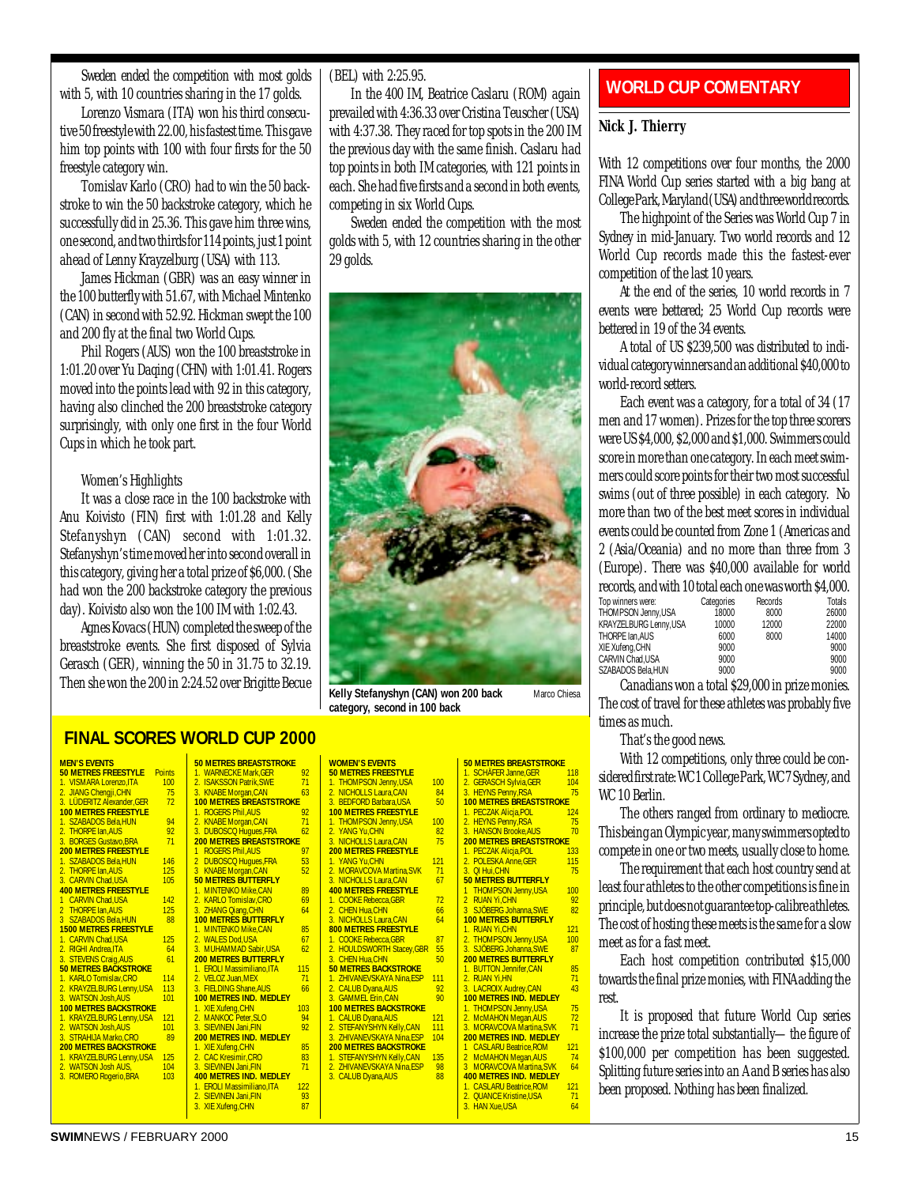Sweden ended the competition with most golds with 5, with 10 countries sharing in the 17 golds.

Lorenzo Vismara (ITA) won his third consecutive 50 freestyle with 22.00, his fastest time. This gave him top points with 100 with four firsts for the 50 freestyle category win.

Tomislav Karlo (CRO) had to win the 50 backstroke to win the 50 backstroke category, which he successfully did in 25.36. This gave him three wins, one second, and two thirds for 114 points, just 1 point ahead of Lenny Krayzelburg (USA) with 113.

James Hickman (GBR) was an easy winner in the 100 butterfly with 51.67, with Michael Mintenko (CAN) in second with 52.92. Hickman swept the 100 and 200 fly at the final two World Cups.

Phil Rogers (AUS) won the 100 breaststroke in 1:01.20 over Yu Daqing (CHN) with 1:01.41. Rogers moved into the points lead with 92 in this category, having also clinched the 200 breaststroke category surprisingly, with only one first in the four World Cups in which he took part.

### Women's Highlights

It was a close race in the 100 backstroke with Anu Koivisto (FIN) first with 1:01.28 and Kelly Stefanyshyn (CAN) second with 1:01.32. Stefanyshyn's time moved her into second overall in this category, giving her a total prize of $6,000. (She had won the 200 backstroke category the previous day). Koivisto also won the 100 IM with 1:02.43.

Agnes Kovacs (HUN) completed the sweep of the breaststroke events. She first disposed of Sylvia Gerasch (GER), winning the 50 in 31.75 to 32.19. Then she won the 200 in 2:24.52 over Brigitte Becue (BEL) with 2:25.95.

In the 400 IM, Beatrice Caslaru (ROM) again prevailed with 4:36.33 over Cristina Teuscher (USA) with 4:37.38. They raced for top spots in the 200 IM the previous day with the same finish. Caslaru had top points in both IM categories, with 121 points in each. She had five firsts and a second in both events, competing in six World Cups.

Sweden ended the competition with the most golds with 5, with 12 countries sharing in the other 29 golds.

Kelly Stefanyshyn (CAN) won 200 back category, second in 100 back — Marco Chiesa

## WORLD CUP COMENTARY

**Nick J. Thierry**

With 12 competitions over four months, the 2000 FINA World Cup series started with a big bang at College Park, Maryland (USA) and three world records.

The highpoint of the Series was World Cup 7 in Sydney in mid-January. Two world records and 12 World Cup records made this the fastest-ever competition of the last 10 years.

At the end of the series, 10 world records in 7 events were bettered; 25 World Cup records were bettered in 19 of the 34 events.

A total of US $239,500 was distributed to individual category winners and an additional $40,000 to world-record setters.

Each event was a category, for a total of 34 (17 men and 17 women). Prizes for the top three scorers were US $4,000, $2,000 and $1,000. Swimmers could score in more than one category. In each meet swimmers could score points for their two most successful swims (out of three possible) in each category. No more than two of the best meet scores in individual events could be counted from Zone 1 (Americas and 2 (Asia/Oceania) and no more than three from 3 (Europe). There was $40,000 available for world records, and with 10 total each one was worth $4,000.

| Top winners were: | Categories | Records | Totals |
|---|---|---|---|
| THOMPSON Jenny,USA | 18000 | 8000 | 26000 |
| KRAYZELBURG Lenny,USA | 10000 | 12000 | 22000 |
| THORPE Ian,AUS | 6000 | 8000 | 14000 |
| XIE Xufeng,CHN | 9000 | | 9000 |
| CARVIN Chad,USA | 9000 | | 9000 |
| SZABADOS Bela,HUN | 9000 | | 9000 |

Canadians won a total $29,000 in prize monies. The cost of travel for these athletes was probably five times as much.

That's the good news.

With 12 competitions, only three could be considered first rate: WC1 College Park, WC7 Sydney, and WC 10 Berlin.

The others ranged from ordinary to mediocre. This being an Olympic year, many swimmers opted to compete in one or two meets, usually close to home.

The requirement that each host country send at least four athletes to the other competitions is fine in principle, but does not guarantee top-calibre athletes. The cost of hosting these meets is the same for a slow meet as for a fast meet.

Each host competition contributed $15,000 towards the final prize monies, with FINA adding the rest.

It is proposed that future World Cup series increase the prize total substantially— the figure of $100,000 per competition has been suggested. Splitting future series into an A and B series has also been proposed. Nothing has been finalized.

## FINAL SCORES WORLD CUP 2000

### MEN'S EVENTS

| Event / Place | Points |
|---|---|
| **50 METRES FREESTYLE** | |
| 1. VISMARA Lorenzo,ITA | 100 |
| 2. JIANG Chengji,CHN | 75 |
| 3. LÜDERITZ Alexander,GER | 72 |
| **100 METRES FREESTYLE** | |
| 1. SZABADOS Bela,HUN | 94 |
| 2. THORPE Ian,AUS | 92 |
| 3. BORGES Gustavo,BRA | 71 |
| **200 METRES FREESTYLE** | |
| 1. SZABADOS Bela,HUN | 146 |
| 2. THORPE Ian,AUS | 125 |
| 3. CARVIN Chad,USA | 105 |
| **400 METRES FREESTYLE** | |
| 1. CARVIN Chad,USA | 142 |
| 2. THORPE Ian,AUS | 125 |
| 3. SZABADOS Bela,HUN | 88 |
| **1500 METRES FREESTYLE** | |
| 1. CARVIN Chad,USA | 125 |
| 2. RIGHI Andrea,ITA | 64 |
| 3. STEVENS Craig,AUS | 61 |
| **50 METRES BACKSTROKE** | |
| 1. KARLO Tomislav,CRO | 114 |
| 2. KRAYZELBURG Lenny,USA | 113 |
| 3. WATSON Josh,AUS | 101 |
| **100 METRES BACKSTROKE** | |
| 1. KRAYZELBURG Lenny,USA | 121 |
| 2. WATSON Josh,AUS | 101 |
| 3. STRAHIJA Marko,CRO | 89 |
| **200 METRES BACKSTROKE** | |
| 1. KRAYZELBURG Lenny,USA | 125 |
| 2. WATSON Josh AUS, | 104 |
| 3. ROMERO Rogerio,BRA | 103 |
| **50 METRES BREASTSTROKE** | |
| 1. WARNECKE Mark,GER | 92 |
| 2. ISAKSSON Patrik,SWE | 71 |
| 3. KNABE Morgan,CAN | 63 |
| **100 METRES BREASTSTROKE** | |
| 1. ROGERS Phil,AUS | 92 |
| 2. KNABE Morgan,CAN | 71 |
| 3. DUBOSCQ Hugues,FRA | 62 |
| **200 METRES BREASTSTROKE** | |
| 1. ROGERS Phil,AUS | 97 |
| 2. DUBOSCQ Hugues,FRA | 53 |
| 3. KNABE Morgan,CAN | 52 |
| **50 METRES BUTTERFLY** | |
| 1. MINTENKO Mike,CAN | 89 |
| 2. KARLO Tomislav,CRO | 69 |
| 3. ZHANG Qiang,CHN | 64 |
| **100 METRES BUTTERFLY** | |
| 1. MINTENKO Mike,CAN | 85 |
| 2. WALES Dod,USA | 67 |
| 3. MUHAMMAD Sabir,USA | 62 |
| **200 METRES BUTTERFLY** | |
| 1. EROLI Massimiliano,ITA | 115 |
| 2. VELOZ Juan,MEX | 71 |
| 3. FIELDING Shane,AUS | 66 |
| **100 METRES IND. MEDLEY** | |
| 1. XIE Xufeng,CHN | 103 |
| 2. MANKOC Peter,SLO | 94 |
| 3. SIEVINEN Jani,FIN | 92 |
| **200 METRES IND. MEDLEY** | |
| 1. XIE Xufeng,CHN | 85 |
| 2. CAC Kresimir,CRO | 83 |
| 3. SIEVINEN Jani,FIN | 71 |
| **400 METRES IND. MEDLEY** | |
| 1. EROLI Massimiliano,ITA | 122 |
| 2. SIEVINEN Jani,FIN | 93 |
| 3. XIE Xufeng,CHN | 87 |

### WOMEN'S EVENTS

| Event / Place | Points |
|---|---|
| **50 METRES FREESTYLE** | |
| 1. THOMPSON Jenny,USA | 100 |
| 2. NICHOLLS Laura,CAN | 84 |
| 3. BEDFORD Barbara,USA | 50 |
| **100 METRES FREESTYLE** | |
| 1. THOMPSON Jenny,USA | 100 |
| 2. YANG Yu,CHN | 82 |
| 3. NICHOLLS Laura,CAN | 75 |
| **200 METRES FREESTYLE** | |
| 1. YANG Yu,CHN | 121 |
| 2. MORAVCOVA Martina,SVK | 71 |
| 3. NICHOLLS Laura,CAN | 67 |
| **400 METRES FREESTYLE** | |
| 1. COOKE Rebecca,GBR | 72 |
| 2. CHEN Hua,CHN | 66 |
| 3. NICHOLLS Laura,CAN | 64 |
| **800 METRES FREESTYLE** | |
| 1. COOKE Rebecca,GBR | 87 |
| 2. HOULDSWORTH Stacey,GBR | 55 |
| 3. CHEN Hua,CHN | 50 |
| **50 METRES BACKSTROKE** | |
| 1. ZHIVANEVSKAYA Nina,ESP | 111 |
| 2. CALUB Dyana,AUS | 92 |
| 3. GAMMEL Erin,CAN | 90 |
| **100 METRES BACKSTROKE** | |
| 1. CALUB Dyana,AUS | 121 |
| 2. STEFANYSHYN Kelly,CAN | 111 |
| 3. ZHIVANEVSKAYA Nina,ESP | 104 |
| **200 METRES BACKSTROKE** | |
| 1. STEFANYSHYN Kelly,CAN | 135 |
| 2. ZHIVANEVSKAYA Nina,ESP | 98 |
| 3. CALUB Dyana,AUS | 88 |
| **50 METRES BREASTSTROKE** | |
| 1. SCHÄFER Janne,GER | 118 |
| 2. GERASCH Sylvia,GER | 104 |
| 3. HEYNS Penny,RSA | 75 |
| **100 METRES BREASTSTROKE** | |
| 1. PECZAK Alicja,POL | 124 |
| 2. HEYNS Penny,RSA | 75 |
| 3. HANSON Brooke,AUS | 70 |
| **200 METRES BREASTSTROKE** | |
| 1. PECZAK Alicja,POL | 133 |
| 2. POLESKA Anne,GER | 115 |
| 3. QI Hui,CHN | 75 |
| **50 METRES BUTTERFLY** | |
| 1. THOMPSON Jenny,USA | 100 |
| 2. RUAN Yi,CHN | 92 |
| 3. SJÖBERG Johanna,SWE | 82 |
| **100 METRES BUTTERFLY** | |
| 1. RUAN Yi,CHN | 121 |
| 2. THOMPSON Jenny,USA | 100 |
| 3. SJÖBERG Johanna,SWE | 87 |
| **200 METRES BUTTERFLY** | |
| 1. BUTTON Jennifer,CAN | 85 |
| 2. RUAN Yi,HN | 71 |
| 3. LACROIX Audrey,CAN | 43 |
| **100 METRES IND. MEDLEY** | |
| 1. THOMPSON Jenny,USA | 75 |
| 2. McMAHON Megan,AUS | 72 |
| 3. MORAVCOVA Martina,SVK | 71 |
| **200 METRES IND. MEDLEY** | |
| 1. CASLARU Beatrice,ROM | 121 |
| 2. McMAHON Megan,AUS | 74 |
| 3. MORAVCOVA Martina,SVK | 64 |
| **400 METRES IND. MEDLEY** | |
| 1. CASLARU Beatrice,ROM | 121 |
| 2. QUANCE Kristine,USA | 71 |
| 3. HAN Xue,USA | 64 |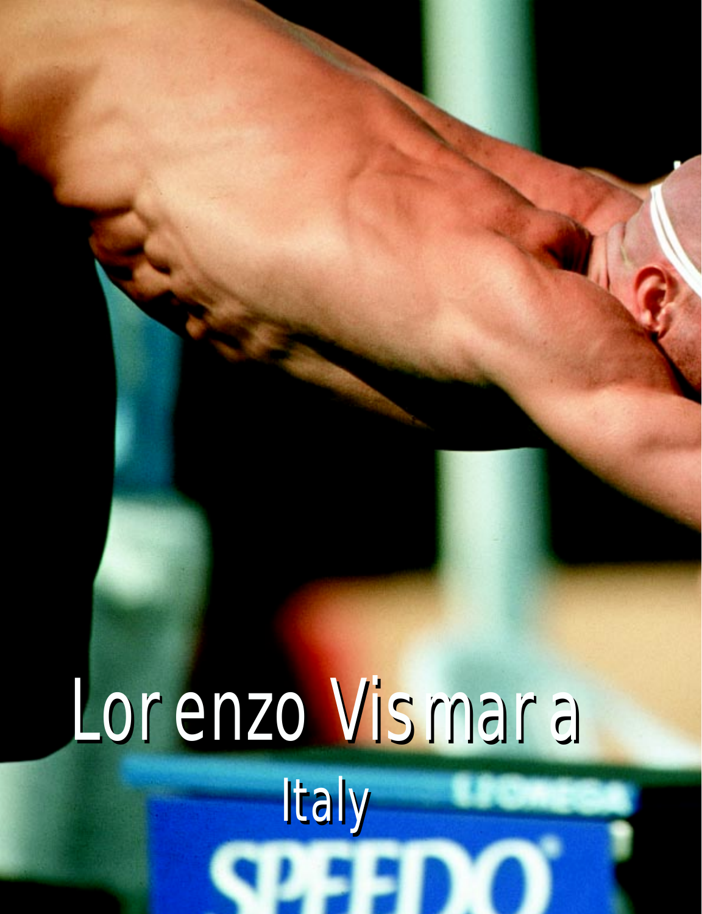# Lorenzo Vismara

## Italy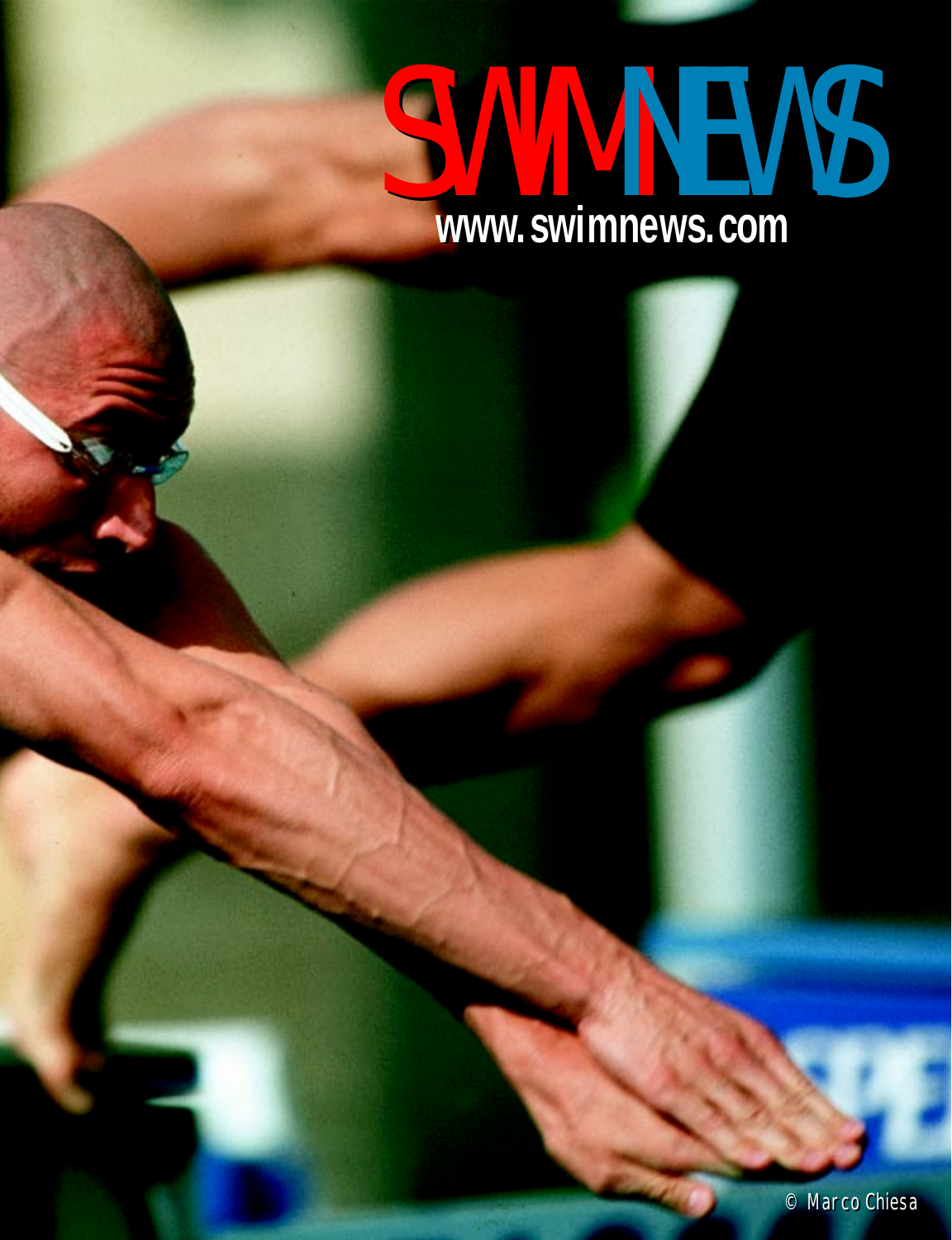# SWIMNEWS

www.swimnews.com

© Marco Chiesa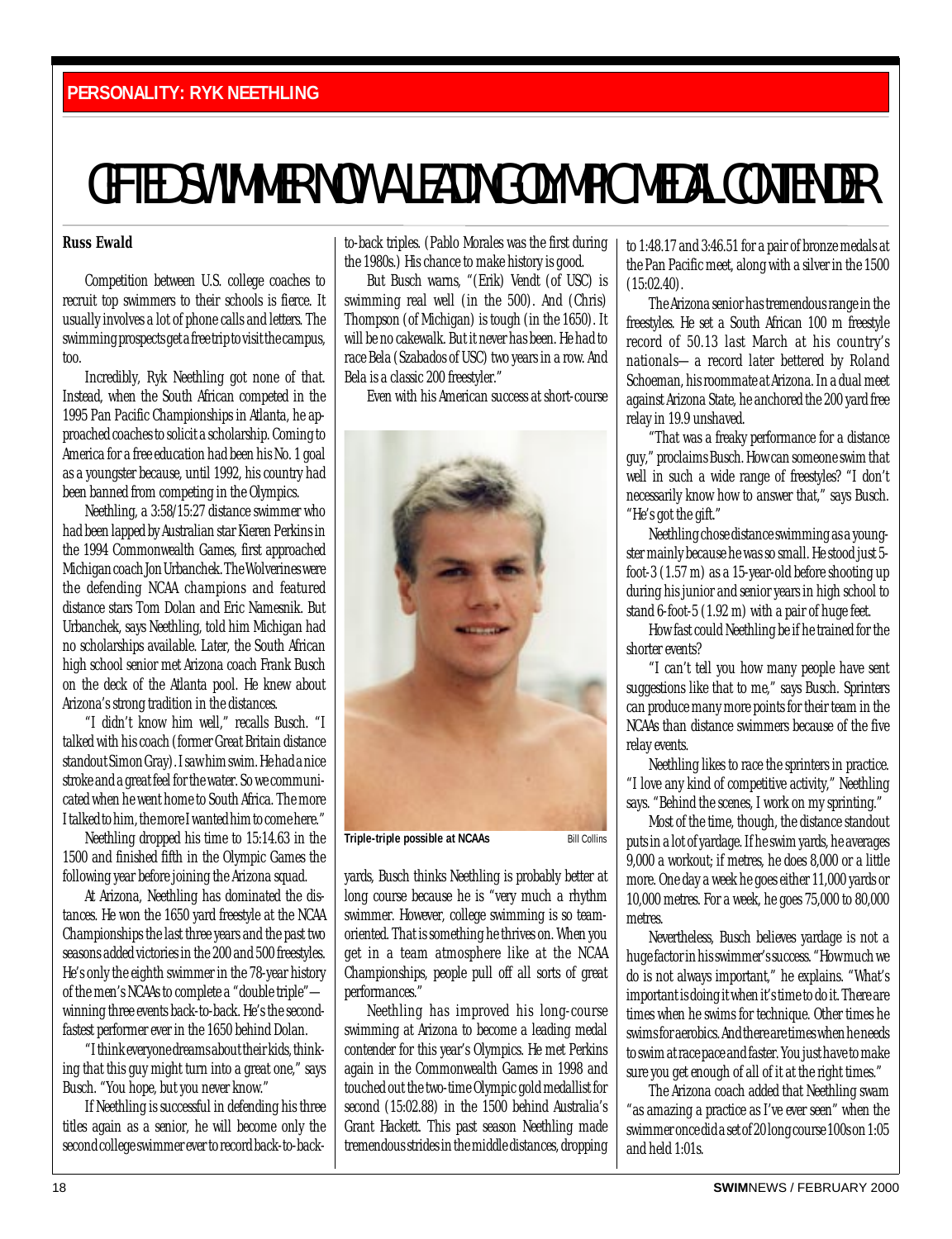PERSONALITY: RYK NEETHLING

# GIFTED SWIMMER NOW A LEADING OLYMPIC MEDAL CONTENDER

**Russ Ewald**

Competition between U.S. college coaches to recruit top swimmers to their schools is fierce. It usually involves a lot of phone calls and letters. The swimming prospects get a free trip to visit the campus, too.

Incredibly, Ryk Neethling got none of that. Instead, when the South African competed in the 1995 Pan Pacific Championships in Atlanta, he approached coaches to solicit a scholarship. Coming to America for a free education had been his No. 1 goal as a youngster because, until 1992, his country had been banned from competing in the Olympics.

Neethling, a 3:58/15:27 distance swimmer who had been lapped by Australian star Kieren Perkins in the 1994 Commonwealth Games, first approached Michigan coach Jon Urbanchek. The Wolverines were the defending NCAA champions and featured distance stars Tom Dolan and Eric Namesnik. But Urbanchek, says Neethling, told him Michigan had no scholarships available. Later, the South African high school senior met Arizona coach Frank Busch on the deck of the Atlanta pool. He knew about Arizona's strong tradition in the distances.

"I didn't know him well," recalls Busch. "I talked with his coach (former Great Britain distance standout Simon Gray). I saw him swim. He had a nice stroke and a great feel for the water. So we communicated when he went home to South Africa. The more I talked to him, the more I wanted him to come here."

Neethling dropped his time to 15:14.63 in the 1500 and finished fifth in the Olympic Games the following year before joining the Arizona squad.

At Arizona, Neethling has dominated the distances. He won the 1650 yard freestyle at the NCAA Championships the last three years and the past two seasons added victories in the 200 and 500 freestyles. He's only the eighth swimmer in the 78-year history of the men's NCAAs to complete a "double triple"—winning three events back-to-back. He's the second-fastest performer ever in the 1650 behind Dolan.

"I think everyone dreams about their kids, thinking that this guy might turn into a great one," says Busch. "You hope, but you never know."

If Neethling is successful in defending his three titles again as a senior, he will become only the second college swimmer ever to record back-to-back-to-back triples. (Pablo Morales was the first during the 1980s.) His chance to make history is good.

But Busch warns, "(Erik) Vendt (of USC) is swimming real well (in the 500). And (Chris) Thompson (of Michigan) is tough (in the 1650). It will be no cakewalk. But it never has been. He had to race Bela (Szabados of USC) two years in a row. And Bela is a classic 200 freestyler."

Even with his American success at short-course yards, Busch thinks Neethling is probably better at long course because he is "very much a rhythm swimmer. However, college swimming is so team-oriented. That is something he thrives on. When you get in a team atmosphere like at the NCAA Championships, people pull off all sorts of great performances."

Triple-triple possible at NCAAs — Bill Collins

Neethling has improved his long-course swimming at Arizona to become a leading medal contender for this year's Olympics. He met Perkins again in the Commonwealth Games in 1998 and touched out the two-time Olympic gold medallist for second (15:02.88) in the 1500 behind Australia's Grant Hackett. This past season Neethling made tremendous strides in the middle distances, dropping to 1:48.17 and 3:46.51 for a pair of bronze medals at the Pan Pacific meet, along with a silver in the 1500 (15:02.40).

The Arizona senior has tremendous range in the freestyles. He set a South African 100 m freestyle record of 50.13 last March at his country's nationals—a record later bettered by Roland Schoeman, his roommate at Arizona. In a dual meet against Arizona State, he anchored the 200 yard free relay in 19.9 unshaved.

"That was a freaky performance for a distance guy," proclaims Busch. How can someone swim that well in such a wide range of freestyles? "I don't necessarily know how to answer that," says Busch. "He's got the gift."

Neethling chose distance swimming as a youngster mainly because he was so small. He stood just 5-foot-3 (1.57 m) as a 15-year-old before shooting up during his junior and senior years in high school to stand 6-foot-5 (1.92 m) with a pair of huge feet.

How fast could Neethling be if he trained for the shorter events?

"I can't tell you how many people have sent suggestions like that to me," says Busch. Sprinters can produce many more points for their team in the NCAAs than distance swimmers because of the five relay events.

Neethling likes to race the sprinters in practice. "I love any kind of competitive activity," Neethling says. "Behind the scenes, I work on my sprinting."

Most of the time, though, the distance standout puts in a lot of yardage. If he swim yards, he averages 9,000 a workout; if metres, he does 8,000 or a little more. One day a week he goes either 11,000 yards or 10,000 metres. For a week, he goes 75,000 to 80,000 metres.

Nevertheless, Busch believes yardage is not a huge factor in his swimmer's success. "How much we do is not always important," he explains. "What's important is doing it when it's time to do it. There are times when he swims for technique. Other times he swims for aerobics. And there are times when he needs to swim at race pace and faster. You just have to make sure you get enough of all of it at the right times."

The Arizona coach added that Neethling swam "as amazing a practice as I've ever seen" when the swimmer once did a set of 20 long course 100s on 1:05 and held 1:01s.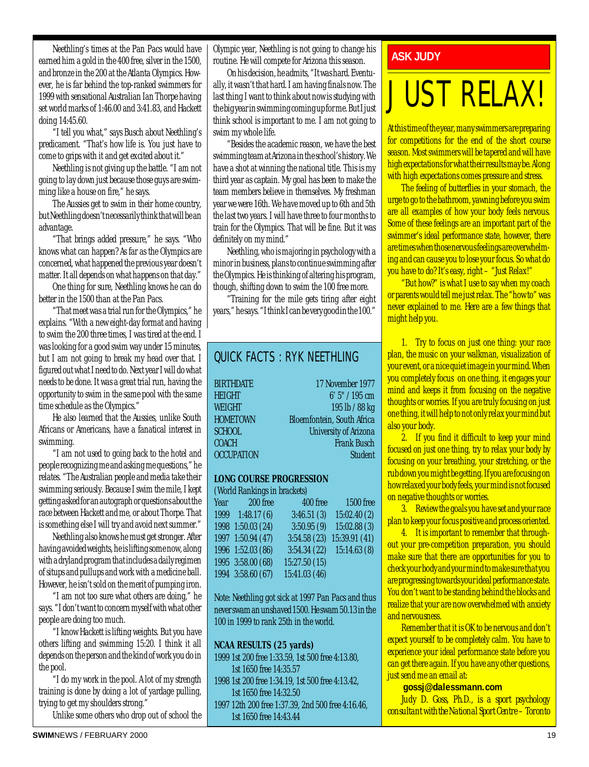Neethling's times at the Pan Pacs would have earned him a gold in the 400 free, silver in the 1500, and bronze in the 200 at the Atlanta Olympics. However, he is far behind the top-ranked swimmers for 1999 with sensational Australian Ian Thorpe having set world marks of 1:46.00 and 3:41.83, and Hackett doing 14:45.60.

"I tell you what," says Busch about Neethling's predicament. "That's how life is. You just have to come to grips with it and get excited about it."

Neethling is not giving up the battle. "I am not going to lay down just because those guys are swimming like a house on fire," he says.

The Aussies get to swim in their home country, but Neethling doesn't necessarily think that will be an advantage.

"That brings added pressure," he says. "Who knows what can happen? As far as the Olympics are concerned, what happened the previous year doesn't matter. It all depends on what happens on that day."

One thing for sure, Neethling knows he can do better in the 1500 than at the Pan Pacs.

"That meet was a trial run for the Olympics," he explains. "With a new eight-day format and having to swim the 200 three times, I was tired at the end. I was looking for a good swim way under 15 minutes, but I am not going to break my head over that. I figured out what I need to do. Next year I will do what needs to be done. It was a great trial run, having the opportunity to swim in the same pool with the same time schedule as the Olympics."

He also learned that the Aussies, unlike South Africans or Americans, have a fanatical interest in swimming.

"I am not used to going back to the hotel and people recognizing me and asking me questions," he relates. "The Australian people and media take their swimming seriously. Because I swim the mile, I kept getting asked for an autograph or questions about the race between Hackett and me, or about Thorpe. That is something else I will try and avoid next summer."

Neethling also knows he must get stronger. After having avoided weights, he is lifting some now, along with a dryland program that includes a daily regimen of situps and pullups and work with a medicine ball. However, he isn't sold on the merit of pumping iron.

"I am not too sure what others are doing," he says. "I don't want to concern myself with what other people are doing too much.

"I know Hackett is lifting weights. But you have others lifting and swimming 15:20. I think it all depends on the person and the kind of work you do in the pool.

"I do my work in the pool. A lot of my strength training is done by doing a lot of yardage pulling, trying to get my shoulders strong."

Unlike some others who drop out of school the Olympic year, Neethling is not going to change his routine. He will compete for Arizona this season.

On his decision, he admits, "It was hard. Eventually, it wasn't that hard. I am having finals now. The last thing I want to think about now is studying with the big year in swimming coming up for me. But I just think school is important to me. I am not going to swim my whole life.

"Besides the academic reason, we have the best swimming team at Arizona in the school's history. We have a shot at winning the national title. This is my third year as captain. My goal has been to make the team members believe in themselves. My freshman year we were 16th. We have moved up to 6th and 5th the last two years. I will have three to four months to train for the Olympics. That will be fine. But it was definitely on my mind."

Neethling, who is majoring in psychology with a minor in business, plans to continue swimming after the Olympics. He is thinking of altering his program, though, shifting down to swim the 100 free more.

"Training for the mile gets tiring after eight years," he says. "I think I can be very good in the 100."

## QUICK FACTS : RYK NEETHLING

| | |
|---|---|
| BIRTHDATE | 17 November 1977 |
| HEIGHT | 6' 5" / 195 cm |
| WEIGHT | 195 lb / 88 kg |
| HOMETOWN | Bloemfontein, South Africa |
| SCHOOL | University of Arizona |
| COACH | Frank Busch |
| OCCUPATION | Student |

**LONG COURSE PROGRESSION**

(World Rankings in brackets)

| Year | 200 free | 400 free | 1500 free |
|---|---|---|---|
| 1999 | 1:48.17 (6) | 3:46.51 (3) | 15:02.40 (2) |
| 1998 | 1:50.03 (24) | 3:50.95 (9) | 15:02.88 (3) |
| 1997 | 1:50.94 (47) | 3:54.58 (23) | 15:39.91 (41) |
| 1996 | 1:52.03 (86) | 3:54.34 (22) | 15:14.63 (8) |
| 1995 | 3:58.00 (68) | 15:27.50 (15) | |
| 1994 | 3:58.60 (67) | 15:41.03 (46) | |

Note: Neethling got sick at 1997 Pan Pacs and thus never swam an unshaved 1500. He swam 50.13 in the 100 in 1999 to rank 25th in the world.

**NCAA RESULTS (25 yards)**

1999 1st 200 free 1:33.59, 1st 500 free 4:13.80, 1st 1650 free 14:35.57

1998 1st 200 free 1:34.19, 1st 500 free 4:13.42, 1st 1650 free 14:32.50

1997 12th 200 free 1:37.39, 2nd 500 free 4:16.46, 1st 1650 free 14:43.44

**ASK JUDY**

# JUST RELAX!

At this time of the year, many swimmers are preparing for competitions for the end of the short course season. Most swimmers will be tapered and will have high expectations for what their results may be. Along with high expectations comes pressure and stress.

The feeling of butterflies in your stomach, the urge to go to the bathroom, yawning before you swim are all examples of how your body feels nervous. Some of these feelings are an important part of the swimmer's ideal performance state, however, there are times when those nervous feelings are overwhelming and can cause you to lose your focus. So what do you have to do? It's easy, right – "Just Relax!"

"But how?" is what I use to say when my coach or parents would tell me just relax. The "how to" was never explained to me. Here are a few things that might help you.

1. Try to focus on just one thing: your race plan, the music on your walkman, visualization of your event, or a nice quiet image in your mind. When you completely focus on one thing, it engages your mind and keeps it from focusing on the negative thoughts or worries. If you are truly focusing on just one thing, it will help to not only relax your mind but also your body.
2. If you find it difficult to keep your mind focused on just one thing, try to relax your body by focusing on your breathing, your stretching, or the rub down you might be getting. If you are focusing on how relaxed your body feels, your mind is not focused on negative thoughts or worries.
3. Review the goals you have set and your race plan to keep your focus positive and process oriented.
4. It is important to remember that throughout your pre-competition preparation, you should make sure that there are opportunities for you to check your body and your mind to make sure that you are progressing towards your ideal performance state. You don't want to be standing behind the blocks and realize that your are now overwhelmed with anxiety and nervousness.

Remember that it is OK to be nervous and don't expect yourself to be completely calm. You have to experience your ideal performance state before you can get there again. If you have any other questions, just send me an email at:

**gossj@dalessmann.com**

*Judy D. Goss, Ph.D., is a sport psychology consultant with the National Sport Centre – Toronto*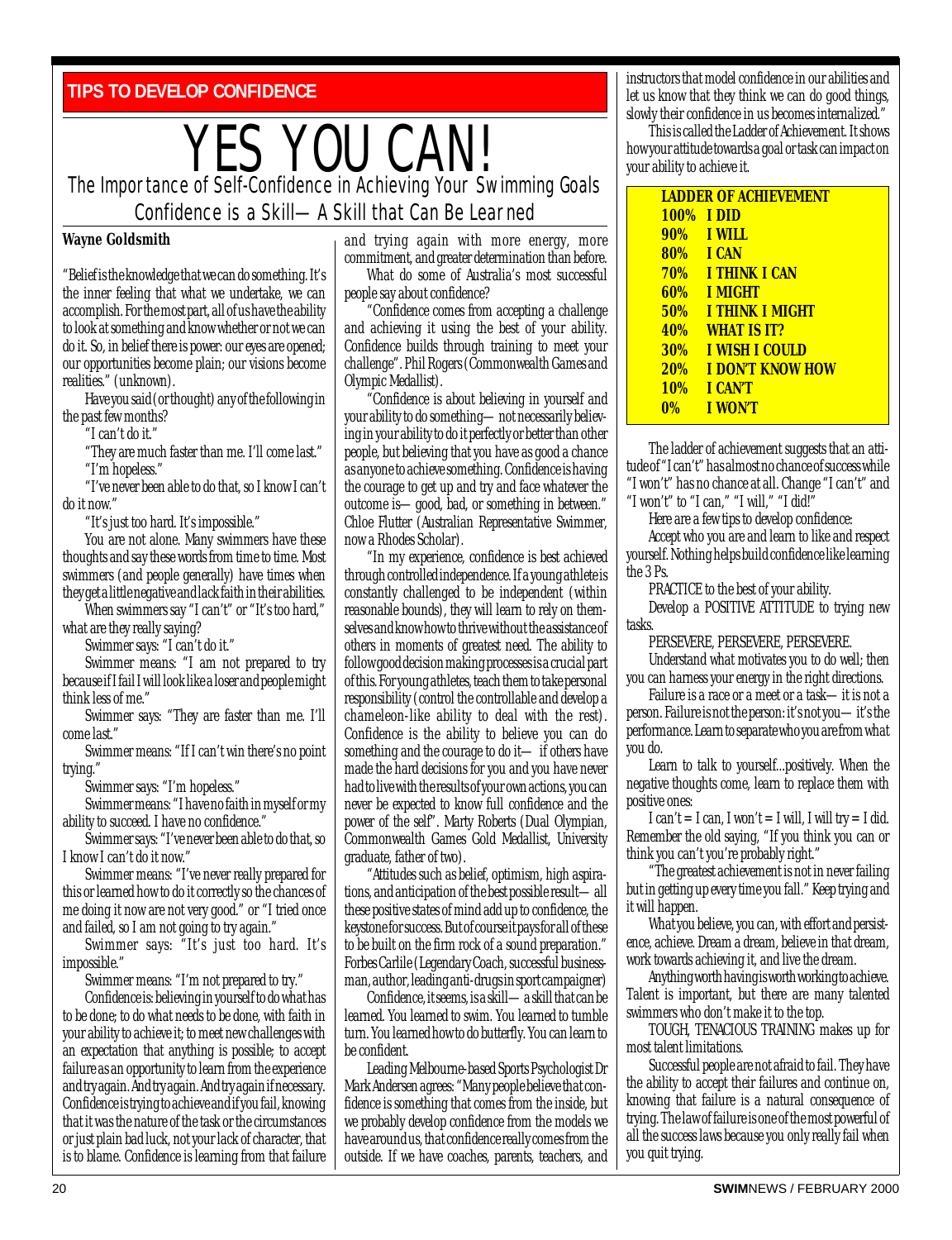**TIPS TO DEVELOP CONFIDENCE**

# YES YOU CAN!

## The Importance of Self-Confidence in Achieving Your Swimming Goals

## Confidence is a Skill—A Skill that Can Be Learned

**Wayne Goldsmith**

"Belief is the knowledge that we can do something. It's the inner feeling that what we undertake, we can accomplish. For the most part, all of us have the ability to look at something and know whether or not we can do it. So, in belief there is power: our eyes are opened; our opportunities become plain; our visions become realities." (unknown).

Have you said (or thought) any of the following in the past few months?

"I can't do it."

"They are much faster than me. I'll come last."

"I'm hopeless."

"I've never been able to do that, so I know I can't do it now."

"It's just too hard. It's impossible."

You are not alone. Many swimmers have these thoughts and say these words from time to time. Most swimmers (and people generally) have times when they get a little negative and lack faith in their abilities.

When swimmers say "I can't" or "It's too hard," what are they really saying?

Swimmer says: "I can't do it."

Swimmer means: "I am not prepared to try because if I fail I will look like a loser and people might think less of me."

Swimmer says: "They are faster than me. I'll come last."

Swimmer means: "If I can't win there's no point trying."

Swimmer says: "I'm hopeless."

Swimmer means: "I have no faith in myself or my ability to succeed. I have no confidence."

Swimmer says: "I've never been able to do that, so I know I can't do it now."

Swimmer means: "I've never really prepared for this or learned how to do it correctly so the chances of me doing it now are not very good." or "I tried once and failed, so I am not going to try again."

Swimmer says: "It's just too hard. It's impossible."

Swimmer means: "I'm not prepared to try."

Confidence is: believing in yourself to do what has to be done; to do what needs to be done, with faith in your ability to achieve it; to meet new challenges with an expectation that anything is possible; to accept failure as an opportunity to learn from the experience and try again. And try again. And try again if necessary. Confidence is trying to achieve and if you fail, knowing that it was the nature of the task or the circumstances or just plain bad luck, not your lack of character, that is to blame. Confidence is learning from that failure and trying again with more energy, more commitment, and greater determination than before.

What do some of Australia's most successful people say about confidence?

"Confidence comes from accepting a challenge and achieving it using the best of your ability. Confidence builds through training to meet your challenge". Phil Rogers (Commonwealth Games and Olympic Medallist).

"Confidence is about believing in yourself and your ability to do something—not necessarily believing in your ability to do it perfectly or better than other people, but believing that you have as good a chance as anyone to achieve something. Confidence is having the courage to get up and try and face whatever the outcome is—good, bad, or something in between." Chloe Flutter (Australian Representative Swimmer, now a Rhodes Scholar).

"In my experience, confidence is best achieved through controlled independence. If a young athlete is constantly challenged to be independent (within reasonable bounds), they will learn to rely on themselves and know how to thrive without the assistance of others in moments of greatest need. The ability to follow good decision making processes is a crucial part of this. For young athletes, teach them to take personal responsibility (control the controllable and develop a chameleon-like ability to deal with the rest). Confidence is the ability to believe you can do something and the courage to do it—if others have made the hard decisions for you and you have never had to live with the results of your own actions, you can never be expected to know full confidence and the power of the self". Marty Roberts (Dual Olympian, Commonwealth Games Gold Medallist, University graduate, father of two).

"Attitudes such as belief, optimism, high aspirations, and anticipation of the best possible result—all these positive states of mind add up to confidence, the keystone for success. But of course it pays for all of these to be built on the firm rock of a sound preparation." Forbes Carlile (Legendary Coach, successful businessman, author, leading anti-drugs in sport campaigner)

Confidence, it seems, is a skill—a skill that can be learned. You learned to swim. You learned to tumble turn. You learned how to do butterfly. You can learn to be confident.

Leading Melbourne-based Sports Psychologist Dr Mark Andersen agrees: "Many people believe that confidence is something that comes from the inside, but we probably develop confidence from the models we have around us, that confidence really comes from the outside. If we have coaches, parents, teachers, and instructors that model confidence in our abilities and let us know that they think we can do good things, slowly their confidence in us becomes internalized."

This is called the Ladder of Achievement. It shows how your attitude towards a goal or task can impact on your ability to achieve it.

| LADDER OF ACHIEVEMENT | |
|---|---|
| 100% | I DID |
| 90% | I WILL |
| 80% | I CAN |
| 70% | I THINK I CAN |
| 60% | I MIGHT |
| 50% | I THINK I MIGHT |
| 40% | WHAT IS IT? |
| 30% | I WISH I COULD |
| 20% | I DON'T KNOW HOW |
| 10% | I CAN'T |
| 0% | I WON'T |

The ladder of achievement suggests that an attitude of "I can't" has almost no chance of success while "I won't" has no chance at all. Change "I can't" and "I won't" to "I can," "I will," "I did!"

Here are a few tips to develop confidence:

Accept who you are and learn to like and respect yourself. Nothing helps build confidence like learning the 3 Ps.

PRACTICE to the best of your ability.

Develop a POSITIVE ATTITUDE to trying new tasks.

PERSEVERE, PERSEVERE, PERSEVERE.

Understand what motivates you to do well; then you can harness your energy in the right directions.

Failure is a race or a meet or a task—it is not a person. Failure is not the person: it's not you—it's the performance. Learn to separate who you are from what you do.

Learn to talk to yourself...positively. When the negative thoughts come, learn to replace them with positive ones:

I can't = I can, I won't = I will, I will try = I did. Remember the old saying, "If you think you can or think you can't you're probably right."

"The greatest achievement is not in never failing but in getting up every time you fall." Keep trying and it will happen.

What you believe, you can, with effort and persistence, achieve. Dream a dream, believe in that dream, work towards achieving it, and live the dream.

Anything worth having is worth working to achieve. Talent is important, but there are many talented swimmers who don't make it to the top.

TOUGH, TENACIOUS TRAINING makes up for most talent limitations.

Successful people are not afraid to fail. They have the ability to accept their failures and continue on, knowing that failure is a natural consequence of trying. The law of failure is one of the most powerful of all the success laws because you only really fail when you quit trying.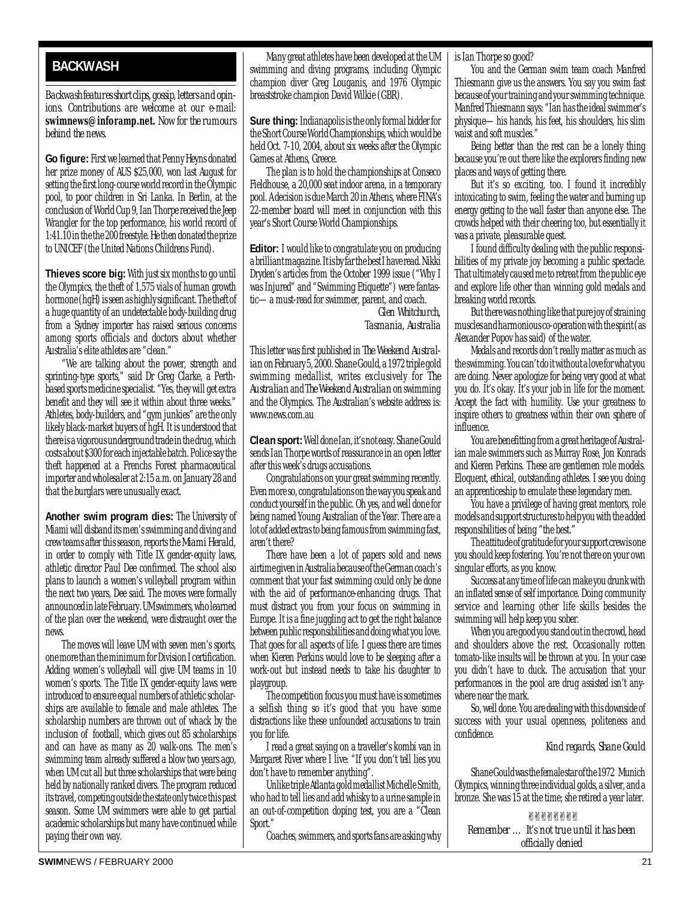## BACKWASH

*Backwash features short clips, gossip, letters and opinions. Contributions are welcome at our e-mail:* **swimnews@inforamp.net.** *Now for the rumours behind the news.*

**Go figure:** First we learned that Penny Heyns donated her prize money of AUS $25,000, won last August for setting the first long-course world record in the Olympic pool, to poor children in Sri Lanka. In Berlin, at the conclusion of World Cup 9, Ian Thorpe received the Jeep Wrangler for the top performance, his world record of 1:41.10 in the the 200 freestyle. He then donated the prize to UNICEF (the United Nations Childrens Fund).

**Thieves score big:** With just six months to go until the Olympics, the theft of 1,575 vials of human growth hormone (hgH) is seen as highly significant. The theft of a huge quantity of an undetectable body-building drug from a Sydney importer has raised serious concerns among sports officials and doctors about whether Australia's elite athletes are "clean."

"We are talking about the power, strength and sprinting-type sports," said Dr Greg Clarke, a Perth-based sports medicine specialist. "Yes, they will get extra benefit and they will see it within about three weeks." Athletes, body-builders, and "gym junkies" are the only likely black-market buyers of hgH. It is understood that there is a vigorous underground trade in the drug, which costs about $300 for each injectable batch. Police say the theft happened at a Frenchs Forest pharmaceutical importer and wholesaler at 2:15 a.m. on January 28 and that the burglars were unusually exact.

**Another swim program dies:** The University of Miami will disband its men's swimming and diving and crew teams after this season, reports the *Miami Herald*, in order to comply with Title IX gender-equity laws, athletic director Paul Dee confirmed. The school also plans to launch a women's volleyball program within the next two years, Dee said. The moves were formally announced in late February. UM swimmers, who learned of the plan over the weekend, were distraught over the news.

The moves will leave UM with seven men's sports, one more than the minimum for Division I certification. Adding women's volleyball will give UM teams in 10 women's sports. The Title IX gender-equity laws were introduced to ensure equal numbers of athletic scholarships are available to female and male athletes. The scholarship numbers are thrown out of whack by the inclusion of football, which gives out 85 scholarships and can have as many as 20 walk-ons. The men's swimming team already suffered a blow two years ago, when UM cut all but three scholarships that were being held by nationally ranked divers. The program reduced its travel, competing outside the state only twice this past season. Some UM swimmers were able to get partial academic scholarships but many have continued while paying their own way.

Many great athletes have been developed at the UM swimming and diving programs, including Olympic champion diver Greg Louganis, and 1976 Olympic breaststroke champion David Wilkie (GBR).

**Sure thing:** Indianapolis is the only formal bidder for the Short Course World Championships, which would be held Oct. 7-10, 2004, about six weeks after the Olympic Games at Athens, Greece.

The plan is to hold the championships at Conseco Fieldhouse, a 20,000 seat indoor arena, in a temporary pool. A decision is due March 20 in Athens, where FINA's 22-member board will meet in conjunction with this year's Short Course World Championships.

**Editor:** I would like to congratulate you on producing a brilliant magazine. It is by far the best I have read. Nikki Dryden's articles from the October 1999 issue ("Why I was Injured" and "Swimming Etiquette") were fantastic—a must-read for swimmer, parent, and coach.

*Glen Whitchurch,*
*Tasmania, Australia*

This letter was first published in *The Weekend Australian* on February 5, 2000. Shane Gould, a 1972 triple gold swimming medallist, writes exclusively for *The Australian* and *The Weekend Australian* on swimming and the Olympics. The Australian's website address is: www.news.com.au

**Clean sport:** Well done Ian, it's not easy. Shane Gould sends Ian Thorpe words of reassurance in an open letter after this week's drugs accusations.

Congratulations on your great swimming recently. Even more so, congratulations on the way you speak and conduct yourself in the public. Oh yes, and well done for being named Young Australian of the Year. There are a lot of added extras to being famous from swimming fast, aren't there?

There have been a lot of papers sold and news airtime given in Australia because of the German coach's comment that your fast swimming could only be done with the aid of performance-enhancing drugs. That must distract you from your focus on swimming in Europe. It is a fine juggling act to get the right balance between public responsibilities and doing what you love. That goes for all aspects of life. I guess there are times when Kieren Perkins would love to be sleeping after a work-out but instead needs to take his daughter to playgroup.

The competition focus you must have is sometimes a selfish thing so it's good that you have some distractions like these unfounded accusations to train you for life.

I read a great saying on a traveller's kombi van in Margaret River where I live: "If you don't tell lies you don't have to remember anything".

Unlike triple Atlanta gold medallist Michelle Smith, who had to tell lies and add whisky to a urine sample in an out-of-competition doping test, you are a "Clean Sport."

Coaches, swimmers, and sports fans are asking why is Ian Thorpe so good?

You and the German swim team coach Manfred Thiesmann give us the answers. You say you swim fast because of your training and your swimming technique. Manfred Thiesmann says: "Ian has the ideal swimmer's physique—his hands, his feet, his shoulders, his slim waist and soft muscles."

Being better than the rest can be a lonely thing because you're out there like the explorers finding new places and ways of getting there.

But it's so exciting, too. I found it incredibly intoxicating to swim, feeling the water and burning up energy getting to the wall faster than anyone else. The crowds helped with their cheering too, but essentially it was a private, pleasurable quest.

I found difficulty dealing with the public responsibilities of my private joy becoming a public spectacle. That ultimately caused me to retreat from the public eye and explore life other than winning gold medals and breaking world records.

But there was nothing like that pure joy of straining muscles and harmonious co-operation with the spirit (as Alexander Popov has said) of the water.

Medals and records don't really matter as much as the swimming. You can't do it without a love for what you are doing. Never apologize for being very good at what you do. It's okay. It's your job in life for the moment. Accept the fact with humility. Use your greatness to inspire others to greatness within their own sphere of influence.

You are benefitting from a great heritage of Australian male swimmers such as Murray Rose, Jon Konrads and Kieren Perkins. These are gentlemen role models. Eloquent, ethical, outstanding athletes. I see you doing an apprenticeship to emulate these legendary men.

You have a privilege of having great mentors, role models and support structures to help you with the added responsibilities of being "the best."

The attitude of gratitude for your support crew is one you should keep fostering. You're not there on your own singular efforts, as you know.

Success at any time of life can make you drunk with an inflated sense of self importance. Doing community service and learning other life skills besides the swimming will help keep you sober.

When you are good you stand out in the crowd, head and shoulders above the rest. Occasionally rotten tomato-like insults will be thrown at you. In your case you didn't have to duck. The accusation that your performances in the pool are drug assisted isn't anywhere near the mark.

So, well done. You are dealing with this downside of success with your usual openness, politeness and confidence.

*Kind regards, Shane Gould*

Shane Gould was the female star of the 1972 Munich Olympics, winning three individual golds, a silver, and a bronze. She was 15 at the time; she retired a year later.

*Remember … It's not true until it has been officially denied*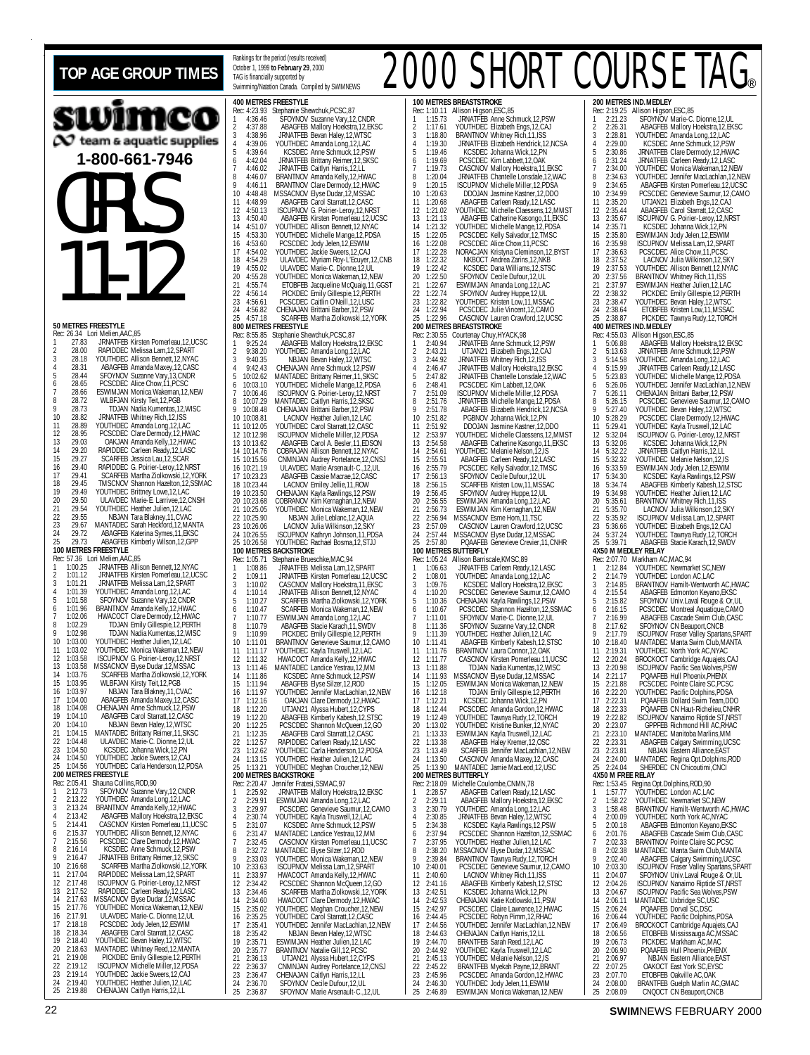# TOP AGE GROUP TIMES

Rankings for the period (results received) October 1, 1999 **to February 29**, 2000
TAG is financially supported by Swimming/Natation Canada. Compiled by SWIMNEWS

# 2000 SHORT COURSE TAG®

swimco
team & aquatic supplies
1-800-661-7946

# GIRLS 11-12

### 50 METRES FREESTYLE
Rec: 26.34 Lori Melien,AAC,85
1 27.83 JRNATFEB Kirsten Pomerleau,12,UCSC
2 28.00 RAPIDDEC Melissa Lam,12,SPART
3 28.18 YOUTHDEC Allison Bennett,12,NYAC
4 28.31 ABAGFEB Amanda Maxey,12,CASC
5 28.44 SFOYNOV Suzanne Vary,13,CNDR
6 28.65 PCSCDEC Alice Chow,11,PCSC
7 28.66 ESWIMJAN Monica Wakeman,12,NEW
8 28.72 WLBFJAN Kirsty Teit,12,PGB
9 28.73 TDJAN Nadia Kumentas,12,WISC
10 28.82 JRNATFEB Whitney Rich,12,ISS
11 28.89 YOUTHDEC Amanda Long,12,LAC
12 28.95 PCSCDEC Clare Dermody,12,HWAC
13 29.03 OAKJAN Amanda Kelly,12,HWAC
14 29.20 RAPIDDEC Carleen Ready,12,LASC
15 29.27 SCARFEB Jessica Lau,12,SCAR
16 29.40 RAPIDDEC G. Poirier-Leroy,12,NRST
17 29.41 SCARFEB Martha Ziolkowski,12,YORK
18 29.45 TMSCNOV Shannon Hazelton,12,SSMAC
19 29.49 YOUTHDEC Brittney Lowe,12,LAC
20 29.50 ULAVDEC Marie-E. Larrivee,12,CNSH
21 29.54 YOUTHDEC Heather Julien,12,LAC
22 29.55 NBJAN Tara Blakney,11,CVAC
23 29.67 MANTADEC Sarah Heckford,12,MANTA
24 29.72 ABAGFEB Katerina Symes,11,EKSC
25 29.73 ABAGFEB Kimberly Wilson,12,GPP

### 100 METRES FREESTYLE
Rec: 57.36 Lori Melien,AAC,85
1 1:00.25 JRNATFEB Allison Bennett,12,NYAC
2 1:01.12 JRNATFEB Kirsten Pomerleau,12,UCSC
3 1:01.21 JRNATFEB Melissa Lam,12,SPART
4 1:01.39 YOUTHDEC Amanda Long,12,LAC
5 1:01.58 SFOYNOV Suzanne Vary,13,CNDR
6 1:01.96 BRANTNOV Amanda Kelly,12,HWAC
7 1:02.06 HWACOCT Clare Dermody,12,HWAC
8 1:02.29 TDJAN Emily Gillespie,12,PERTH
9 1:02.98 TDJAN Nadia Kumentas,12,WISC
10 1:03.00 YOUTHDEC Heather Julien,12,LAC
11 1:03.02 YOUTHDEC Monica Wakeman,12,NEW
12 1:03.58 ISCUPNOV G. Poirier-Leroy,12,NRST
13 1:03.58 MSSACNOV Elyse Dudar,12,MSSAC
14 1:03.76 SCARFEB Martha Ziolkowski,12,YORK
15 1:03.95 WLBFJAN Kirsty Teit,12,PGB
16 1:03.97 NBJAN Tara Blakney,11,CVAC
17 1:04.00 ABAGFEB Amanda Maxey,12,CASC
18 1:04.08 CHENAJAN Anne Schmuck,12,PSW
19 1:04.10 ABAGFEB Carol Starratt,12,CASC
20 1:04.10 NBJAN Bevan Haley,12,WTSC
21 1:04.15 MANTADEC Brittany Reimer,11,SKSC
22 1:04.48 ULAVDEC Marie-C. Dionne,12,UL
23 1:04.50 KCSDEC Johanna Wick,12,PN
24 1:04.50 YOUTHDEC Jackie Sweers,12,CAJ
25 1:04.56 YOUTHDEC Carla Henderson,12,PDSA

### 200 METRES FREESTYLE
Rec: 2:05.41 Shauna Collins,ROD,90
1 2:12.73 SFOYNOV Suzanne Vary,12,CNDR
2 2:13.22 YOUTHDEC Amanda Long,12,LAC
3 2:13.24 BRANTNOV Amanda Kelly,12,HWAC
4 2:13.42 ABAGFEB Mallory Hoekstra,12,EKSC
5 2:14.41 CASCNOV Kirsten Pomerleau,11,UCSC
6 2:15.37 YOUTHDEC Allison Bennett,12,NYAC
7 2:15.56 PCSCDEC Clare Dermody,12,HWAC
8 2:16.14 KCSDEC Anne Schmuck,12,PSW
9 2:16.47 JRNATFEB Brittany Reimer,12,SKSC
10 2:16.68 SCARFEB Martha Ziolkowski,12,YORK
11 2:17.04 RAPIDDEC Melissa Lam,12,SPART
12 2:17.48 ISCUPNOV G. Poirier-Leroy,12,NRST
13 2:17.52 RAPIDDEC Carleen Ready,12,LASC
14 2:17.63 MSSACNOV Elyse Dudar,12,MSSAC
15 2:17.76 YOUTHDEC Monica Wakeman,12,NEW
16 2:17.91 ULAVDEC Marie-C. Dionne,12,UL
17 2:18.18 PCSCDEC Jody Jelen,12,ESWIM
18 2:18.34 ABAGFEB Carol Starratt,12,CASC
19 2:18.40 YOUTHDEC Bevan Haley,12,WTSC
20 2:18.63 MANTADEC Whitney Reed,12,MANTA
21 2:19.08 PICKDEC Emily Gillespie,12,PERTH
22 2:19.12 ISCUPNOV Michelle Miller,12,PDSA
23 2:19.14 YOUTHDEC Jackie Sweers,12,CAJ
24 2:19.40 YOUTHDEC Heather Julien,12,LAC
25 2:19.88 CHENAJAN Caitlyn Harris,12,LL

### 400 METRES FREESTYLE
Rec: 4:23.93 Stephanie Shewchuk,PCSC,87
1 4:36.46 SFOYNOV Suzanne Vary,12,CNDR
2 4:37.88 ABAGFEB Mallory Hoekstra,12,EKSC
3 4:38.96 JRNATFEB Bevan Haley,12,WTSC
4 4:39.06 YOUTHDEC Amanda Long,12,LAC
5 4:39.64 KCSDEC Anne Schmuck,12,PSW
6 4:42.04 JRNATFEB Brittany Reimer,12,SKSC
7 4:46.02 JRNATFEB Caitlyn Harris,12,LL
8 4:46.07 BRANTNOV Amanda Kelly,12,HWAC
9 4:46.11 BRANTNOV Clare Dermody,12,HWAC
10 4:48.48 MSSACNOV Elyse Dudar,12,MSSAC
11 4:48.99 ABAGFEB Carol Starratt,12,CASC
12 4:50.13 ISCUPNOV G. Poirier-Leroy,12,NRST
13 4:50.40 ABAGFEB Kirsten Pomerleau,12,UCSC
14 4:51.07 YOUTHDEC Allison Bennett,12,NYAC
15 4:53.30 YOUTHDEC Michelle Mange,12,PDSA
16 4:53.60 PCSCDEC Jody Jelen,12,ESWIM
17 4:54.02 YOUTHDEC Jackie Sweers,12,CAJ
18 4:54.29 ULAVDEC Myriam Roy-L'Ecuyer,12,CNB
19 4:55.02 ULAVDEC Marie-C. Dionne,12,UL
20 4:55.28 YOUTHDEC Monica Wakeman,12,NEW
21 4:55.74 ETOBFEB Jacqueline McQuaig,11,GGST
22 4:56.14 PICKDEC Emily Gillespie,12,PERTH
23 4:56.61 PCSCDEC Caitlin O'Neill,12,LUSC
24 4:56.82 CHENAJAN Brittani Barber,12,PSW
25 4:57.18 SCARFEB Martha Ziolkowski,12,YORK

### 800 METRES FREESTYLE
Rec: 8:55.85 Stephanie Shewchuk,PCSC,87
1 9:25.24 ABAGFEB Mallory Hoekstra,12,EKSC
2 9:38.20 YOUTHDEC Amanda Long,12,LAC
3 9:40.35 NBJAN Bevan Haley,12,WTSC
4 9:42.43 CHENAJAN Anne Schmuck,12,PSW
5 10:02.62 MANTADEC Brittany Reimer,11,SKSC
6 10:03.10 YOUTHDEC Michelle Mange,12,PDSA
7 10:06.46 ISCUPNOV G. Poirier-Leroy,12,NRST
8 10:07.29 MANTADEC Caitlyn Harris,12,SKSC
9 10:08.48 CHENAJAN Brittani Barber,12,PSW
10 10:08.81 LACNOV Heather Julien,12,LAC
11 10:12.05 YOUTHDEC Carol Starratt,12,CASC
12 10:12.98 ISCUPNOV Michelle Miller,12,PDSA
13 10:13.62 ABAGFEB Carol A. Besler,11,EDSON
14 10:14.76 COBRAJAN Allison Bennett,12,NYAC
15 10:15.56 CNMNJAN Audrey Portelance,12,CNSJ
16 10:21.19 ULAVDEC Marie Arsenault-C.,12,UL
17 10:23.23 ABAGFEB Cassie Macrae,12,CASC
18 10:23.44 LACNOV Emiley Jellie,11,ROW
19 10:23.50 CHENAJAN Kayla Rawlings,12,PSW
20 10:23.68 COBRANOV Kim Kernaghan,12,NEW
21 10:25.05 YOUTHDEC Monica Wakeman,12,NEW
22 10:25.90 NBJAN Julie Leblanc,12,AQUA
23 10:26.06 LACNOV Julia Wilkinson,12,SKY
24 10:26.55 ISCUPNOV Kathryn Johnson,11,PDSA
25 10:26.58 YOUTHDEC Rachael Bosma,12,STJJ

### 100 METRES BACKSTROKE
Rec: 1:05.71 Stephanie Brueschke,MAC,94
1 1:08.86 JRNATFEB Melissa Lam,12,SPART
2 1:09.11 JRNATFEB Kirsten Pomerleau,12,UCSC
3 1:10.02 CASCNOV Mallory Hoekstra,11,EKSC
4 1:10.14 JRNATFEB Allison Bennett,12,NYAC
5 1:10.27 SCARFEB Martha Ziolkowski,12,YORK
6 1:10.67 SCARFEB Monica Wakeman,12,NEW
7 1:10.77 ESWIMJAN Amanda Long,12,LAC
8 1:10.79 ABAGFEB Stacie Karach,11,SWDV
9 1:10.99 PICKDEC Emily Gillespie,12,PERTH
10 1:11.01 BRANTNOV Genevieve Saumur,12,CAMO
11 1:11.17 YOUTHDEC Kayla Truswell,12,LAC
12 1:11.32 HWACOCT Amanda Kelly,12,HWAC
13 1:11.46 MANTADEC Landice Yestrau,12,MM
14 1:11.86 KCSDEC Anne Schmuck,12,PSW
15 1:11.94 ABAGFEB Elyse Silzer,12,ROD
16 1:11.97 YOUTHDEC Jennifer MacLachlan,12,NEW
17 1:12.16 OAKJAN Clare Dermody,12,HWAC
18 1:12.20 UTJAN21 Alyssa Hubert,12,CYPS
19 1:12.20 ABAGFEB Kimberly Kabesh,12,STSC
20 1:12.25 PCSCDEC Shannon McQueen,12,GO
21 1:12.35 ABAGFEB Carol Starratt,12,CASC
22 1:12.57 RAPIDDEC Carleen Ready,12,LASC
23 1:12.62 YOUTHDEC Carla Henderson,12,PDSA
24 1:13.15 YOUTHDEC Heather Julien,12,LAC
25 1:13.21 YOUTHDEC Meghan Croucher,12,NEW

### 200 METRES BACKSTROKE
Rec: 2:20.47 Jennifer Fratesi,SSMAC,97
1 2:25.92 JRNATFEB Mallory Hoekstra,12,EKSC
2 2:29.91 ESWIMJAN Amanda Long,12,LAC
3 2:29.97 PCSCDEC Genevieve Saumur,12,CAMO
4 2:30.74 YOUTHDEC Kayla Truswell,12,LAC
5 2:31.07 KCSDEC Anne Schmuck,12,PSW
6 2:31.47 MANTADEC Landice Yestrau,12,MM
7 2:32.45 CASCNOV Kirsten Pomerleau,11,UCSC
8 2:32.72 MANTADEC Elyse Silzer,12,ROD
9 2:33.03 YOUTHDEC Monica Wakeman,12,NEW
10 2:33.63 ISCUPNOV Melissa Lam,12,SPART
11 2:33.97 HWACOCT Amanda Kelly,12,HWAC
12 2:34.42 PCSCDEC Shannon McQueen,12,GO
13 2:34.46 SCARFEB Martha Ziolkowski,12,YORK
14 2:34.60 HWACOCT Clare Dermody,12,HWAC
15 2:35.02 YOUTHDEC Meghan Croucher,12,NEW
16 2:35.25 YOUTHDEC Carol Starratt,12,CASC
17 2:35.41 YOUTHDEC Jennifer MacLachlan,12,NEW
18 2:35.42 NBJAN Bevan Haley,12,WTSC
19 2:35.71 ESWIMJAN Heather Julien,12,LAC
20 2:35.77 BRANTNOV Natalie Gill,12,PCSC
21 2:36.13 UTJAN21 Alyssa Hubert,12,CYPS
22 2:36.37 CNMNJAN Audrey Portelance,12,CNSJ
23 2:36.47 CHENAJAN Caitlyn Harris,12,LL
24 2:36.70 SFOYNOV Cecile Dufour,12,UL
25 2:36.87 SFOYNOV Marie Arsenault-C.,12,UL

### 100 METRES BREASTSTROKE
Rec: 1:10.11 Allison Higson,ESC,85
1 1:15.73 JRNATFEB Anne Schmuck,12,PSW
2 1:17.61 YOUTHDEC Elizabeth Engs,12,CAJ
3 1:18.80 BRANTNOV Whitney Rich,11,ISS
4 1:19.30 JRNATFEB Elizabeth Hendrick,12,NCSA
5 1:19.46 KCSDEC Johanna Wick,12,PN
6 1:19.69 PCSCDEC Kim Labbett,12,OAK
7 1:19.73 CASCNOV Mallory Hoekstra,11,EKSC
8 1:20.04 JRNATFEB Chantelle Lonsdale,12,WAC
9 1:20.15 ISCUPNOV Michelle Miller,12,PDSA
10 1:20.63 DDOJAN Jasmine Kastner,12,DDO
11 1:20.68 ABAGFEB Carleen Ready,12,LASC
12 1:21.02 YOUTHDEC Michelle Claessens,12,MMST
13 1:21.13 ABAGFEB Catherine Kasongo,11,EKSC
14 1:21.32 YOUTHDEC Michelle Mange,12,PDSA
15 1:22.05 PCSCDEC Kelly Salvador,12,TMSC
16 1:22.08 PCSCDEC Alice Chow,11,PCSC
17 1:22.28 NORACJAN Kristyna Cleminson,12,BYST
18 1:22.32 NKBOCT Andrea Zarins,12,NKB
19 1:22.42 KCSDEC Dana Williams,12,STSC
20 1:22.50 SFOYNOV Cecile Dufour,12,UL
21 1:22.67 ESWIMJAN Amanda Long,12,LAC
22 1:22.74 SFOYNOV Audrey Huppe,12,UL
23 1:22.82 YOUTHDEC Kristen Low,11,MSSAC
24 1:22.94 PCSCDEC Julie Vincent,12,CAMO
25 1:22.96 CASCNOV Lauren Crawford,12,UCSC

### 200 METRES BREASTSTROKE
Rec: 2:30.55 Courtenay Chuy,HYACK,98
1 2:40.94 JRNATFEB Anne Schmuck,12,PSW
2 2:43.21 UTJAN21 Elizabeth Engs,12,CAJ
3 2:44.92 JRNATFEB Whitney Rich,12,ISS
4 2:46.47 JRNATFEB Mallory Hoekstra,12,EKSC
5 2:47.82 JRNATFEB Chantelle Lonsdale,12,WAC
6 2:48.41 PCSCDEC Kim Labbett,12,OAK
7 2:51.09 ISCUPNOV Michelle Miller,12,PDSA
8 2:51.76 JRNATFEB Michelle Mange,12,PDSA
9 2:51.78 ABAGFEB Elizabeth Hendrick,12,NCSA
10 2:51.82 PGBNOV Johanna Wick,12,PN
11 2:51.92 DDOJAN Jasmine Kastner,12,DDO
12 2:53.97 YOUTHDEC Michelle Claessens,12,MMST
13 2:54.58 ABAGFEB Catherine Kasongo,11,EKSC
14 2:54.61 YOUTHDEC Melanie Nelson,12,IS
15 2:55.51 ABAGFEB Carleen Ready,12,LASC
16 2:55.79 PCSCDEC Kelly Salvador,12,TMSC
17 2:56.13 SFOYNOV Cecile Dufour,12,UL
18 2:56.15 SCARFEB Kristen Low,11,MSSAC
19 2:56.45 SFOYNOV Audrey Huppe,12,UL
20 2:56.55 ESWIMJAN Amanda Long,12,LAC
21 2:56.73 ESWIMJAN Kim Kernaghan,12,NEW
22 2:56.94 MSSACNOV Esme Hom,11,TSC
23 2:57.09 CASCNOV Lauren Crawford,12,UCSC
24 2:57.44 MSSACNOV Elyse Dudar,12,MSSAC
25 2:57.80 PQAAFEB Genevieve Crevier,11,CNHR

### 100 METRES BUTTERFLY
Rec: 1:05.24 Allison Barriscale,KMSC,89
1 1:06.63 JRNATFEB Carleen Ready,12,LASC
2 1:08.01 YOUTHDEC Amanda Long,12,LAC
3 1:09.76 KCSDEC Mallory Hoekstra,12,EKSC
4 1:10.20 PCSCDEC Genevieve Saumur,12,CAMO
5 1:10.36 CHENAJAN Kayla Rawlings,12,PSW
6 1:10.67 PCSCDEC Shannon Hazelton,12,SSMAC
7 1:11.01 SFOYNOV Marie-C. Dionne,12,UL
8 1:11.36 SFOYNOV Suzanne Vary,12,CNDR
9 1:11.39 YOUTHDEC Heather Julien,12,LAC
10 1:11.41 ABAGFEB Kimberly Kabesh,12,STSC
11 1:11.76 BRANTNOV Laura Connor,12,OAK
12 1:11.77 CASCNOV Kirsten Pomerleau,11,UCSC
13 1:11.88 TDJAN Nadia Kumentas,12,WISC
14 1:11.93 MSSACNOV Elyse Dudar,12,MSSAC
15 1:12.05 ESWIMJAN Monica Wakeman,12,NEW
16 1:12.18 TDJAN Emily Gillespie,12,PERTH
17 1:12.21 KCSDEC Johanna Wick,12,PN
18 1:12.44 PCSCDEC Amanda Gordon,12,HWAC
19 1:12.49 YOUTHDEC Tawnya Rudy,12,TORCH
20 1:13.02 YOUTHDEC Kristine Bunker,12,NYAC
21 1:13.33 ESWIMJAN Kayla Truswell,12,LAC
22 1:13.38 ABAGFEB Haley Kremer,12,OSC
23 1:13.49 SCARFEB Jennifer MacLachlan,12,NEW
24 1:13.50 CASCNOV Amanda Maxey,12,CASC
25 1:13.90 MANTADEC Jamie MacLeod,12,USC

### 200 METRES BUTTERFLY
Rec: 2:18.09 Michelle Coulombe,CNMN,78
1 2:28.57 ABAGFEB Carleen Ready,12,LASC
2 2:29.11 ABAGFEB Mallory Hoekstra,12,EKSC
3 2:30.79 YOUTHDEC Amanda Long,12,LAC
4 2:30.85 JRNATFEB Bevan Haley,12,WTSC
5 2:34.38 KCSDEC Kayla Rawlings,12,PSW
6 2:37.94 PCSCDEC Shannon Hazelton,12,SSMAC
7 2:37.95 YOUTHDEC Heather Julien,12,LAC
8 2:38.20 MSSACNOV Elyse Dudar,12,MSSAC
9 2:39.84 BRANTNOV Tawnya Rudy,12,TORCH
10 2:40.01 PCSCDEC Genevieve Saumur,12,CAMO
11 2:40.60 LACNOV Whitney Rich,11,ISS
12 2:41.16 ABAGFEB Kimberly Kabesh,12,STSC
13 2:42.51 KCSDEC Johanna Wick,12,PN
14 2:42.53 CHENAJAN Katie Kotlowski,11,PSW
15 2:42.97 PCSCDEC Claire Lawrence,12,HWAC
16 2:44.45 PCSCDEC Robyn Pimm,12,RHAC
17 2:44.56 YOUTHDEC Jennifer MacLachlan,12,NEW
18 2:44.63 CHENAJAN Caitlyn Harris,12,LL
19 2:44.70 BRANTFEB Sarah Reed,12,LAC
20 2:44.92 YOUTHDEC Kayla Truswell,12,LAC
21 2:45.13 YOUTHDEC Melanie Nelson,12,IS
22 2:45.22 BRANTFEB Myekah Payne,12,BRANT
23 2:45.96 PCSCDEC Amanda Gordon,12,HWAC
24 2:46.30 YOUTHDEC Jody Jelen,11,ESWIM
25 2:46.89 ESWIMJAN Monica Wakeman,12,NEW

### 200 METRES IND.MEDLEY
Rec: 2:19.25 Allison Higson,ESC,85
1 2:21.23 SFOYNOV Marie-C. Dionne,12,UL
2 2:26.31 ABAGFEB Mallory Hoekstra,12,EKSC
3 2:28.81 YOUTHDEC Amanda Long,12,LAC
4 2:29.00 KCSDEC Anne Schmuck,12,PSW
5 2:30.86 JRNATFEB Clare Dermody,12,HWAC
6 2:31.24 JRNATFEB Carleen Ready,12,LASC
7 2:34.00 YOUTHDEC Monica Wakeman,12,NEW
8 2:34.63 YOUTHDEC Jennifer MacLachlan,12,NEW
9 2:34.65 ABAGFEB Kirsten Pomerleau,12,UCSC
10 2:34.99 PCSCDEC Genevieve Saumur,12,CAMO
11 2:35.20 UTJAN21 Elizabeth Engs,12,CAJ
12 2:35.44 ABAGFEB Carol Starratt,12,CASC
13 2:35.67 ISCUPNOV G. Poirier-Leroy,12,NRST
14 2:35.71 KCSDEC Johanna Wick,12,PN
15 2:35.80 ESWIMJAN Jody Jelen,12,ESWIM
16 2:35.98 ISCUPNOV Melissa Lam,12,SPART
17 2:36.63 PCSCDEC Alice Chow,11,PCSC
18 2:37.52 LACNOV Julia Wilkinson,12,SKY
19 2:37.53 YOUTHDEC Allison Bennett,12,NYAC
20 2:37.56 BRANTNOV Whitney Rich,11,ISS
21 2:37.97 ESWIMJAN Heather Julien,12,LAC
22 2:38.32 PICKDEC Emily Gillespie,12,PERTH
23 2:38.47 YOUTHDEC Bevan Haley,12,WTSC
24 2:38.64 ETOBFEB Kristen Low,11,MSSAC
25 2:38.87 PICKDEC Tawnya Rudy,12,TORCH

### 400 METRES IND.MEDLEY
Rec: 4:55.03 Allison Higson,ESC,85
1 5:06.88 ABAGFEB Mallory Hoekstra,12,EKSC
2 5:13.63 JRNATFEB Anne Schmuck,12,PSW
3 5:14.58 YOUTHDEC Amanda Long,12,LAC
4 5:15.99 JRNATFEB Carleen Ready,12,LASC
5 5:23.83 YOUTHDEC Michelle Mange,12,PDSA
6 5:26.06 YOUTHDEC Jennifer MacLachlan,12,NEW
7 5:26.11 CHENAJAN Brittani Barber,12,PSW
8 5:26.15 PCSCDEC Genevieve Saumur,12,CAMO
9 5:27.40 YOUTHDEC Bevan Haley,12,WTSC
10 5:28.29 PCSCDEC Clare Dermody,12,HWAC
11 5:29.41 YOUTHDEC Kayla Truswell,12,LAC
12 5:32.04 ISCUPNOV G. Poirier-Leroy,12,NRST
13 5:32.06 KCSDEC Johanna Wick,12,PN
14 5:32.22 JRNATFEB Caitlyn Harris,12,LL
15 5:32.32 YOUTHDEC Melanie Nelson,12,IS
16 5:33.59 ESWIMJAN Jody Jelen,12,ESWIM
17 5:34.30 KCSDEC Kayla Rawlings,12,PSW
18 5:34.74 ABAGFEB Kimberly Kabesh,12,STSC
19 5:34.98 YOUTHDEC Heather Julien,12,LAC
20 5:35.61 BRANTNOV Whitney Rich,11,ISS
21 5:35.70 LACNOV Julia Wilkinson,12,SKY
22 5:35.92 ISCUPNOV Melissa Lam,12,SPART
23 5:36.66 YOUTHDEC Elizabeth Engs,12,CAJ
24 5:37.24 YOUTHDEC Tawnya Rudy,12,TORCH
25 5:39.71 ABAGFEB Stacie Karach,12,SWDV

### 4X50 M MEDLEY RELAY
Rec: 2:07.70 Markham AC,MAC,94
1 2:12.84 YOUTHDEC Newmarket SC,NEW
2 2:14.79 YOUTHDEC London AC,LAC
3 2:14.85 BRANTNOV Hamilt-Wentworth AC,HWAC
4 2:15.54 ABAGFEB Edmonton Keyano,EKSC
5 2:15.82 SFOYNOV Univ.Laval Rouge & Or,UL
6 2:16.15 PCSCDEC Montreal Aquatique,CAMO
7 2:16.99 ABAGFEB Cascade Swim Club,CASC
8 2:17.62 SFOYNOV CN Beauport,CNCB
9 2:17.79 ISCUPNOV Fraser Valley Spartans,SPART
10 2:18.40 MANTADEC Manta Swim Club,MANTA
11 2:19.31 YOUTHDEC North York AC,NYAC
12 2:20.24 BROCKOCT Cambridge Aquajets,CAJ
13 2:20.98 ISCUPNOV Pacific Sea Wolves,PSW
14 2:21.17 PQAAFEB Hull Phoenix,PHENX
15 2:21.88 PCSCDEC Pointe Claire SC,PCSC
16 2:22.20 YOUTHDEC Pacific Dolphins,PDSA
17 2:22.31 PQAAFEB Dollard Swim Team,DDO
18 2:22.33 PQAAFEB CN Haut-Richelieu,CNHR
19 2:22.82 ISCUPNOV Nanaimo Riptide ST,NRST
20 2:23.07 GPPFEB Richmond Hill AC,RHAC
21 2:23.10 MANTADEC Manitoba Marlins,MM
22 2:23.31 ABAGFEB Calgary Swimming,UCSC
23 2:23.81 NBJAN Eastern Alliance,EAST
24 2:24.00 MANTADEC Regina Opt.Dolphins,ROD
25 2:24.04 SHERDEC CN Chicoutimi,CNCI

### 4X50 M FREE RELAY
Rec: 1:53.45 Regina Opt.Dolphins,ROD,90
1 1:57.77 YOUTHDEC London AC,LAC
2 1:58.22 YOUTHDEC Newmarket SC,NEW
3 1:58.48 BRANTNOV Hamilt-Wentworth AC,HWAC
4 2:00.09 YOUTHDEC North York AC,NYAC
5 2:00.18 ABAGFEB Edmonton Keyano,EKSC
6 2:01.76 ABAGFEB Cascade Swim Club,CASC
7 2:02.33 BRANTNOV Pointe Claire SC,PCSC
8 2:02.38 MANTADEC Manta Swim Club,MANTA
9 2:02.40 ABAGFEB Calgary Swimming,UCSC
10 2:03.30 ISCUPNOV Fraser Valley Spartans,SPART
11 2:04.07 SFOYNOV Univ.Laval Rouge & Or,UL
12 2:04.26 ISCUPNOV Nanaimo Riptide ST,NRST
13 2:04.67 ISCUPNOV Pacific Sea Wolves,PSW
14 2:06.11 MANTADEC Uxbridge SC,USC
15 2:06.24 PQAAFEB Dorval SC,DSC
16 2:06.44 YOUTHDEC Pacific Dolphins,PDSA
17 2:06.49 BROCKOCT Cambridge Aquajets,CAJ
18 2:06.56 ETOBFEB Mississauga AC,MSSAC
19 2:06.73 PICKDEC Markham AC,MAC
20 2:06.90 PQAAFEB Hull Phoenix,PHENX
21 2:06.97 NBJAN Eastern Alliance,EAST
22 2:07.25 OAKOCT East York SC,EYSC
23 2:07.70 ETOBFEB Oakville AC,OAK
24 2:08.00 BRANTFEB Guelph Marlin AC,GMAC
25 2:08.09 CNQOCT CN Beauport,CNCB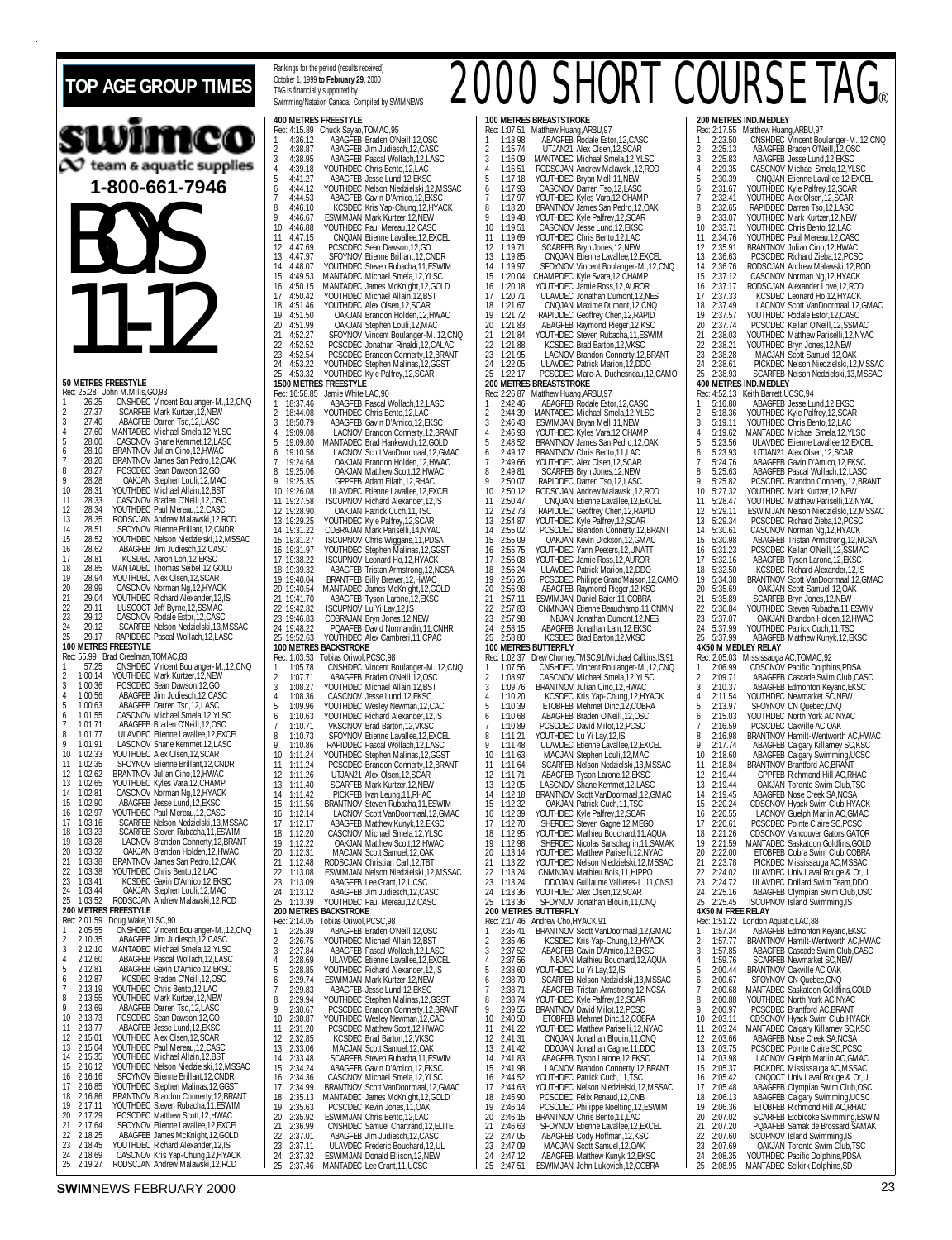# TOP AGE GROUP TIMES

Rankings for the period (results received) October 1, 1999 **to February 29**, 2000
TAG is financially supported by Swimming/Natation Canada. Compiled by SWIMNEWS

# 2000 SHORT COURSE TAG®

swimco team & aquatic supplies
**1-800-661-7946**

# BOYS 11-12

### 50 METRES FREESTYLE
Rec: 25.28 John M.Mills,GO,93
1 26.25 CNSHDEC Vincent Boulanger-M.,12,CNQ
2 27.37 SCARFEB Mark Kurtzer,12,NEW
3 27.40 ABAGFEB Darren Tso,12,LASC
4 27.60 MANTADEC Michael Smela,12,YLSC
5 28.00 CASCNOV Shane Kemmet,12,LASC
6 28.10 BRANTNOV Julian Cino,12,HWAC
7 28.20 BRANTNOV James San Pedro,12,OAK
8 28.27 PCSCDEC Sean Dawson,12,GO
9 28.28 OAKJAN Stephen Louli,12,MAC
10 28.31 YOUTHDEC Michael Allain,12,BST
11 28.33 CASCNOV Braden O'Neill,12,OSC
12 28.34 YOUTHDEC Paul Mereau,12,CASC
13 28.35 RODSCJAN Andrew Malawski,12,ROD
14 28.51 SFOYNOV Etienne Brillant,12,CNDR
15 28.52 YOUTHDEC Nelson Niedzielski,12,MSSAC
16 28.62 ABAGFEB Jim Judiesch,12,CASC
17 28.81 KCSDEC Aaron Loh,12,EKSC
18 28.85 MANTADEC Thomas Seibel,12,GOLD
19 28.94 YOUTHDEC Alex Olsen,12,SCAR
20 28.99 CASCNOV Norman Ng,12,HYACK
21 29.04 YOUTHDEC Richard Alexander,12,IS
22 29.11 LUSCOCT Jeff Byrne,12,SSMAC
23 29.12 CASCNOV Rodale Estor,12,CASC
24 29.12 SCARFEB Nelson Niedzielski,13,MSSAC
25 29.17 RAPIDDEC Pascal Wollach,12,LASC

### 100 METRES FREESTYLE
Rec: 55.99 Brad Creelman,TOMAC,83
1 57.25 CNSHDEC Vincent Boulanger-M.,12,CNQ
2 1:00.14 YOUTHDEC Mark Kurtzer,12,NEW
3 1:00.36 PCSCDEC Sean Dawson,12,GO
4 1:00.56 ABAGFEB Jim Judiesch,12,CASC
5 1:00.63 ABAGFEB Darren Tso,12,LASC
6 1:01.55 CASCNOV Michael Smela,12,YLSC
7 1:01.71 ABAGFEB Braden O'Neill,12,OSC
8 1:01.77 ULAVDEC Etienne Lavallee,12,EXCEL
9 1:01.91 LASCNOV Shane Kemmet,12,LASC
10 1:02.33 YOUTHDEC Alex Olsen,12,SCAR
11 1:02.35 SFOYNOV Etienne Brillant,12,CNDR
12 1:02.62 BRANTNOV Julian Cino,12,HWAC
13 1:02.65 YOUTHDEC Kyles Vara,12,CHAMP
14 1:02.81 CASCNOV Norman Ng,12,HYACK
15 1:02.90 ABAGFEB Jesse Lund,12,EKSC
16 1:02.97 YOUTHDEC Paul Mereau,12,CASC
17 1:03.16 SCARFEB Nelson Niedzielski,13,MSSAC
18 1:03.23 SCARFEB Steven Rubacha,11,ESWIM
19 1:03.28 LACNOV Brandon Connerty,12,BRANT
20 1:03.32 OAKJAN Brandon Holden,12,HWAC
21 1:03.38 BRANTNOV James San Pedro,12,OAK
22 1:03.38 YOUTHDEC Chris Bento,12,LAC
23 1:03.41 KCSDEC Gavin D'Amico,12,EKSC
24 1:03.44 OAKJAN Stephen Louli,12,MAC
25 1:03.52 RODSCJAN Andrew Malawski,12,ROD

### 200 METRES FREESTYLE
Rec: 2:01.59 Doug Wake,YLSC,90
1 2:05.55 CNSHDEC Vincent Boulanger-M.,12,CNQ
2 2:10.35 ABAGFEB Jim Judiesch,12,CASC
3 2:12.10 MANTADEC Michael Smela,12,YLSC
4 2:12.60 ABAGFEB Pascal Wollach,12,LASC
5 2:12.81 ABAGFEB Gavin D'Amico,12,EKSC
6 2:12.87 KCSDEC Braden O'Neill,12,OSC
7 2:13.19 YOUTHDEC Chris Bento,12,LAC
8 2:13.55 YOUTHDEC Mark Kurtzer,12,NEW
9 2:13.69 ABAGFEB Darren Tso,12,LASC
10 2:13.73 PCSCDEC Sean Dawson,12,GO
11 2:13.77 ABAGFEB Jesse Lund,12,EKSC
12 2:15.01 YOUTHDEC Alex Olsen,12,SCAR
13 2:15.04 YOUTHDEC Paul Mereau,12,CASC
14 2:15.35 YOUTHDEC Michael Allain,12,BST
15 2:16.12 YOUTHDEC Nelson Niedzielski,12,MSSAC
16 2:16.16 SFOYNOV Etienne Brillant,12,CNDR
17 2:16.85 YOUTHDEC Stephen Malinas,12,GGST
18 2:16.86 BRANTNOV Brandon Connerty,12,BRANT
19 2:17.11 YOUTHDEC Steven Rubacha,11,ESWIM
20 2:17.29 PCSCDEC Matthew Scott,12,HWAC
21 2:17.64 SFOYNOV Etienne Lavallee,12,EXCEL
22 2:18.25 ABAGFEB James McKnight,12,GOLD
23 2:18.45 YOUTHDEC Richard Alexander,12,IS
24 2:18.69 CASCNOV Kris Yap-Chung,12,HYACK
25 2:19.27 RODSCJAN Andrew Malawski,12,ROD

### 400 METRES FREESTYLE
Rec: 4:15.89 Chuck Sayao,TOMAC,95
1 4:36.12 ABAGFEB Braden O'Neill,12,OSC
2 4:38.87 ABAGFEB Jim Judiesch,12,CASC
3 4:38.95 ABAGFEB Pascal Wollach,12,LASC
4 4:39.18 YOUTHDEC Chris Bento,12,LAC
5 4:41.27 ABAGFEB Jesse Lund,12,EKSC
6 4:44.12 YOUTHDEC Nelson Niedzielski,12,MSSAC
7 4:44.53 ABAGFEB Gavin D'Amico,12,EKSC
8 4:46.10 KCSDEC Kris Yap-Chung,12,HYACK
9 4:46.67 ESWIMJAN Mark Kurtzer,12,NEW
10 4:46.88 YOUTHDEC Paul Mereau,12,CASC
11 4:47.15 CNQJAN Etienne Lavallee,12,EXCEL
12 4:47.69 PCSCDEC Sean Dawson,12,GO
13 4:47.97 SFOYNOV Etienne Brillant,12,CNDR
14 4:48.07 YOUTHDEC Steven Rubacha,11,ESWIM
15 4:49.53 MANTADEC Michael Smela,12,YLSC
16 4:50.15 MANTADEC James McKnight,12,GOLD
17 4:50.42 YOUTHDEC Michael Allain,12,BST
18 4:51.46 YOUTHDEC Alex Olsen,12,SCAR
19 4:51.50 OAKJAN Brandon Holden,12,HWAC
20 4:51.99 OAKJAN Stephen Louli,12,MAC
21 4:52.27 SFOYNOV Vincent Boulanger-M.,12,CNQ
22 4:52.52 PCSCDEC Jonathan Rinaldi,12,CALAC
23 4:52.54 PCSCDEC Brandon Connerty,12,BRANT
24 4:53.22 YOUTHDEC Stephen Malinas,12,GGST
25 4:53.32 YOUTHDEC Kyle Palfrey,12,SCAR

### 1500 METRES FREESTYLE
Rec: 16:58.85 Jamie White,LAC,90
1 18:37.46 ABAGFEB Pascal Wollach,12,LASC
2 18:44.08 YOUTHDEC Chris Bento,12,LAC
3 18:50.79 ABAGFEB Gavin D'Amico,12,EKSC
4 19:09.08 LACNOV Brandon Connerty,12,BRANT
5 19:09.80 MANTADEC Brad Hankewich,12,GOLD
6 19:10.56 LACNOV Scott VanDoormaal,12,GMAC
7 19:24.68 OAKJAN Brandon Holden,12,HWAC
8 19:25.06 OAKJAN Matthew Scott,12,HWAC
9 19:25.35 GPPFEB Adam Eilath,12,RHAC
10 19:26.08 ULAVDEC Etienne Lavallee,12,EXCEL
11 19:27.58 ISCUPNOV Richard Alexander,12,IS
12 19:28.90 OAKJAN Patrick Cuch,11,TSC
13 19:29.25 YOUTHDEC Kyle Palfrey,12,SCAR
14 19:31.22 COBRAJAN Mark Pariselli,14,NYAC
15 19:31.27 ISCUPNOV Chris Wiggans,11,PDSA
16 19:31.97 YOUTHDEC Stephen Malinas,12,GGST
17 19:38.22 ISCUPNOV Leonard Ho,12,HYACK
18 19:39.32 ABAGFEB Tristan Armstrong,12,NCSA
19 19:40.04 BRANTFEB Billy Brewer,12,HWAC
20 19:40.54 MANTADEC James McKnight,12,GOLD
21 19:41.70 ABAGFEB Tyson Larone,12,EKSC
22 19:42.82 ISCUPNOV Lu Yi Lay,12,IS
23 19:46.83 COBRAJAN Bryn Jones,12,NEW
24 19:48.22 PQAAFEB David Normandin,11,CNHR
25 19:52.63 YOUTHDEC Alex Cambreri,11,CPAC

### 100 METRES BACKSTROKE
Rec: 1:03.53 Tobias Oriwol,PCSC,98
1 1:05.78 CNSHDEC Vincent Boulanger-M.,12,CNQ
2 1:07.71 ABAGFEB Braden O'Neill,12,OSC
3 1:08.27 YOUTHDEC Michael Allain,12,BST
4 1:08.36 CASCNOV Jesse Lund,12,EKSC
5 1:09.96 YOUTHDEC Wesley Newman,12,CAC
6 1:10.63 YOUTHDEC Richard Alexander,12,IS
7 1:10.71 VKSCNOV Brad Barton,12,VKSC
8 1:10.73 SFOYNOV Etienne Lavallee,12,EXCEL
9 1:10.86 RAPIDDEC Pascal Wollach,12,LASC
10 1:11.24 YOUTHDEC Stephen Malinas,12,GGST
11 1:11.24 PCSCDEC Brandon Connerty,12,BRANT
12 1:11.26 UTJAN21 Alex Olsen,12,SCAR
13 1:11.40 SCARFEB Mark Kurtzer,12,NEW
14 1:11.42 PICKFEB Ivan Leung,11,RHAC
15 1:11.56 BRANTNOV Steven Rubacha,11,ESWIM
16 1:12.14 LACNOV Scott VanDoormaal,12,GMAC
17 1:12.17 ABAGFEB Matthew Kunyk,12,EKSC
18 1:12.20 CASCNOV Michael Smela,12,YLSC
19 1:12.22 OAKJAN Matthew Scott,12,HWAC
20 1:12.31 MACJAN Scott Samuel,12,OAK
21 1:12.48 RODSCJAN Christian Carl,12,TBT
22 1:13.08 ESWIMJAN Nelson Niedzielski,12,MSSAC
23 1:13.09 ABAGFEB Lee Grant,12,UCSC
24 1:13.12 ABAGFEB Jim Judiesch,12,CASC
25 1:13.39 YOUTHDEC Paul Mereau,12,CASC

### 200 METRES BACKSTROKE
Rec: 2:14.05 Tobias Oriwol,PCSC,98
1 2:25.39 ABAGFEB Braden O'Neill,12,OSC
2 2:26.75 YOUTHDEC Michael Allain,12,BST
3 2:27.84 ABAGFEB Pascal Wollach,12,LASC
4 2:28.69 ULAVDEC Etienne Lavallee,12,EXCEL
5 2:28.85 YOUTHDEC Richard Alexander,12,IS
6 2:29.74 ESWIMJAN Mark Kurtzer,12,NEW
7 2:29.83 ABAGFEB Jesse Lund,12,EKSC
8 2:29.94 YOUTHDEC Stephen Malinas,12,GGST
9 2:30.67 PCSCDEC Brandon Connerty,12,BRANT
10 2:30.87 YOUTHDEC Wesley Newman,12,CAC
11 2:31.20 PCSCDEC Matthew Scott,12,HWAC
12 2:32.85 KCSDEC Brad Barton,12,VKSC
13 2:33.06 MACJAN Scott Samuel,12,OAK
14 2:33.48 SCARFEB Steven Rubacha,11,ESWIM
15 2:34.24 ABAGFEB Gavin D'Amico,12,EKSC
16 2:34.36 CASCNOV Michael Smela,12,YLSC
17 2:34.99 BRANTNOV Scott VanDoormaal,12,GMAC
18 2:35.13 MANTADEC James McKnight,12,GOLD
19 2:35.63 PCSCDEC Kevin Jones,11,OAK
20 2:35.92 ESWIMJAN Chris Bento,12,LAC
21 2:36.99 CNSHDEC Samuel Chartrand,12,ELITE
22 2:37.01 ABAGFEB Jim Judiesch,12,CASC
23 2:37.11 ULAVDEC Frederic Bouchard,12,UL
24 2:37.32 ESWIMJAN Donald Ellison,12,NEW
25 2:37.46 MANTADEC Lee Grant,11,UCSC

### 100 METRES BREASTSTROKE
Rec: 1:07.51 Matthew Huang,ARBU,97
1 1:13.98 ABAGFEB Rodale Estor,12,CASC
2 1:15.74 UTJAN21 Alex Olsen,12,SCAR
3 1:16.09 MANTADEC Michael Smela,12,YLSC
4 1:16.51 RODSCJAN Andrew Malawski,12,ROD
5 1:17.18 YOUTHDEC Bryan Mell,11,NEW
6 1:17.93 CASCNOV Darren Tso,12,LASC
7 1:17.97 YOUTHDEC Kyles Vara,12,CHAMP
8 1:18.20 BRANTNOV James San Pedro,12,OAK
9 1:19.48 YOUTHDEC Kyle Palfrey,12,SCAR
10 1:19.51 CASCNOV Jesse Lund,12,EKSC
11 1:19.69 YOUTHDEC Chris Bento,12,LAC
12 1:19.71 SCARFEB Bryn Jones,12,NEW
13 1:19.85 CNQJAN Etienne Lavallee,12,EXCEL
14 1:19.97 SFOYNOV Vincent Boulanger-M.,12,CNQ
15 1:20.04 CHAMPDEC Kyle Svara,12,CHAMP
16 1:20.18 YOUTHDEC Jamie Ross,12,AUROR
17 1:20.71 ULAVDEC Jonathan Dumont,12,NES
18 1:21.67 CNQJAN Maxime Dumont,12,CNQ
19 1:21.72 RAPIDDEC Geoffrey Chen,12,RAPID
20 1:21.83 ABAGFEB Raymond Reger,12,KSC
21 1:21.84 YOUTHDEC Steven Rubacha,11,ESWIM
22 1:21.88 KCSDEC Brad Barton,12,VKSC
23 1:21.95 LACNOV Brandon Connerty,12,BRANT
24 1:22.05 ULAVDEC Patrick Marion,12,DDO
25 1:22.17 PCSCDEC Marc-A. Duchesneau,12,CAMO

### 200 METRES BREASTSTROKE
Rec: 2:26.87 Matthew Huang,ARBU,97
1 2:42.46 ABAGFEB Rodale Estor,12,CASC
2 2:44.39 MANTADEC Michael Smela,12,YLSC
3 2:46.43 ESWIMJAN Bryan Mell,11,NEW
4 2:46.93 YOUTHDEC Kyles Vara,12,CHAMP
5 2:48.52 BRANTNOV James San Pedro,12,OAK
6 2:49.17 BRANTNOV Chris Bento,11,LAC
7 2:49.66 YOUTHDEC Alex Olsen,12,SCAR
8 2:49.81 SCARFEB Bryn Jones,12,NEW
9 2:50.07 RAPIDDEC Darren Tso,12,LASC
10 2:50.12 RODSCJAN Andrew Malawski,12,ROD
11 2:50.47 CNQJAN Etienne Lavallee,12,EXCEL
12 2:52.73 RAPIDDEC Geoffrey Chen,12,RAPID
13 2:54.87 YOUTHDEC Kyle Palfrey,12,SCAR
14 2:55.02 PCSCDEC Brandon Connerty,12,BRANT
15 2:55.09 OAKJAN Kevin Dickson,12,GMAC
16 2:55.75 YOUTHDEC Yann Peeters,12,UNATT
17 2:56.08 YOUTHDEC Jamie Ross,12,AUROR
18 2:56.24 ULAVDEC Patrick Marion,12,DDO
19 2:56.26 PCSCDEC Philippe Grand'Maison,12,CAMO
20 2:56.98 ABAGFEB Raymond Reger,12,KSC
21 2:57.11 ESWIMJAN Daniel Baier,11,COBRA
22 2:57.83 CNMNJAN Etienne Beauchamp,11,CNMN
23 2:57.98 NBJAN Jonathan Dumont,12,NES
24 2:58.15 ABAGFEB Jonathan Lam,12,EKSC
25 2:58.80 KCSDEC Brad Barton,12,VKSC

### 100 METRES BUTTERFLY
Rec: 1:02.37 Drew Chorney,TMSC,91/Michael Calkins,IS,91
1 1:07.56 CNSHDEC Vincent Boulanger-M.,12,CNQ
2 1:08.97 CASCNOV Michael Smela,12,YLSC
3 1:09.76 BRANTNOV Julian Cino,12,HWAC
4 1:10.20 KCSDEC Kris Yap-Chung,12,HYACK
5 1:10.39 ETOBFEB Mehmet Dinc,12,COBRA
6 1:10.68 ABAGFEB Braden O'Neill,12,OSC
7 1:10.89 PCSCDEC David Milot,12,PCSC
8 1:11.21 YOUTHDEC Lu Yi Lay,12,IS
9 1:11.48 ULAVDEC Etienne Lavallee,12,EXCEL
10 1:11.63 MACJAN Stephen Louli,12,MAC
11 1:11.64 SCARFEB Nelson Niedzielski,13,MSSAC
12 1:11.71 ABAGFEB Tyson Larone,12,EKSC
13 1:12.05 LASCNOV Shane Kemmet,12,LASC
14 1:12.18 BRANTNOV Scott VanDoormaal,12,GMAC
15 1:12.32 OAKJAN Patrick Cuch,11,TSC
16 1:12.39 YOUTHDEC Kyle Palfrey,12,SCAR
17 1:12.70 SHERDEC Steven Gagne,12,MEGO
18 1:12.95 YOUTHDEC Mathieu Bouchard,11,AQUA
19 1:12.98 SHERDEC Nicolas Sanschagrin,11,SAMAK
20 1:13.14 YOUTHDEC Matthew Pariselli,12,NYAC
21 1:13.22 YOUTHDEC Nelson Niedzielski,12,MSSAC
22 1:13.24 CNMNJAN Mathieu Bois,11,HIPPO
23 1:13.24 DDOJAN Guillaume Vallieres-L.,11,CNSJ
24 1:13.36 YOUTHDEC Alex Olsen,12,SCAR
25 1:13.36 SFOYNOV Jonathan Blouin,11,CNQ

### 200 METRES BUTTERFLY
Rec: 2:17.46 Andrew Cho,HYACK,91
1 2:35.41 BRANTNOV Scott VanDoormaal,12,GMAC
2 2:35.46 KCSDEC Kris Yap-Chung,12,HYACK
3 2:37.52 ABAGFEB Gavin D'Amico,12,EKSC
4 2:37.56 NBJAN Mathieu Bouchard,12,AQUA
5 2:38.60 YOUTHDEC Lu Yi Lay,12,IS
6 2:38.70 SCARFEB Nelson Niedzielski,13,MSSAC
7 2:38.71 ABAGFEB Tristan Armstrong,12,NCSA
8 2:38.74 YOUTHDEC Kyle Palfrey,12,SCAR
9 2:39.55 BRANTNOV David Milot,12,PCSC
10 2:40.50 ETOBFEB Mehmet Dinc,12,COBRA
11 2:41.22 YOUTHDEC Matthew Pariselli,12,NYAC
12 2:41.31 CNQJAN Jonathan Blouin,11,CNQ
13 2:41.42 DDOJAN Jonathan Gagne,11,DDO
14 2:41.83 ABAGFEB Tyson Larone,12,EKSC
15 2:41.98 LACNOV Brandon Connerty,12,BRANT
16 2:44.52 YOUTHDEC Patrick Cuch,11,TSC
17 2:44.63 YOUTHDEC Nelson Niedzielski,12,MSSAC
18 2:45.90 PCSCDEC Felix Renaud,12,CNB
19 2:46.14 PCSCDEC Philippe Noelting,12,ESWIM
20 2:46.15 BRANTNOV Chris Bento,11,LAC
21 2:46.63 SFOYNOV Etienne Lavallee,12,EXCEL
22 2:47.05 ABAGFEB Cody Hoffman,12,KSC
23 2:47.09 MACJAN Scott Samuel,12,OAK
24 2:47.12 ABAGFEB Matthew Kunyk,12,EKSC
25 2:47.51 ESWIMJAN John Lukovich,12,COBRA

### 200 METRES IND.MEDLEY
Rec: 2:17.55 Matthew Huang,ARBU,97
1 2:23.50 CNSHDEC Vincent Boulanger-M.,12,CNQ
2 2:25.13 ABAGFEB Braden O'Neill,12,OSC
3 2:25.83 ABAGFEB Jesse Lund,12,EKSC
4 2:29.35 CASCNOV Michael Smela,12,YLSC
5 2:30.39 CNQJAN Etienne Lavallee,12,EXCEL
6 2:31.67 YOUTHDEC Kyle Palfrey,12,SCAR
7 2:32.41 YOUTHDEC Alex Olsen,12,SCAR
8 2:32.65 RAPIDDEC Darren Tso,12,LASC
9 2:33.07 YOUTHDEC Mark Kurtzer,12,NEW
10 2:33.71 YOUTHDEC Chris Bento,12,LAC
11 2:34.76 YOUTHDEC Paul Mereau,12,CASC
12 2:35.91 BRANTNOV Julian Cino,12,HWAC
13 2:36.63 PCSCDEC Richard Zieba,12,PCSC
14 2:36.76 RODSCJAN Andrew Malawski,12,ROD
15 2:37.12 CASCNOV Norman Ng,12,HYACK
16 2:37.17 RODSCJAN Alexander Love,12,ROD
17 2:37.33 KCSDEC Leonard Ho,12,HYACK
18 2:37.49 LACNOV Scott VanDoormaal,12,GMAC
19 2:37.57 YOUTHDEC Rodale Estor,12,CASC
20 2:37.74 PCSCDEC Kellan O'Neill,12,SSMAC
21 2:38.03 YOUTHDEC Matthew Pariselli,12,NYAC
22 2:38.21 YOUTHDEC Bryn Jones,12,NEW
23 2:38.28 MACJAN Scott Samuel,12,OAK
24 2:38.61 PICKDEC Nelson Niedzielski,12,MSSAC
25 2:38.93 SCARFEB Nelson Niedzielski,13,MSSAC

### 400 METRES IND.MEDLEY
Rec: 4:52.13 Keith Barrett,UCSC,94
1 5:16.80 ABAGFEB Jesse Lund,12,EKSC
2 5:18.36 YOUTHDEC Kyle Palfrey,12,SCAR
3 5:19.11 YOUTHDEC Chris Bento,12,LAC
4 5:19.62 MANTADEC Michael Smela,12,YLSC
5 5:23.56 ULAVDEC Etienne Lavallee,12,EXCEL
6 5:23.93 UTJAN21 Alex Olsen,12,SCAR
7 5:24.76 ABAGFEB Gavin D'Amico,12,EKSC
8 5:25.63 ABAGFEB Pascal Wollach,12,LASC
9 5:25.82 PCSCDEC Brandon Connerty,12,BRANT
10 5:27.32 YOUTHDEC Mark Kurtzer,12,NEW
11 5:28.47 YOUTHDEC Matthew Pariselli,12,NYAC
12 5:29.11 ESWIMJAN Nelson Niedzielski,12,MSSAC
13 5:29.34 PCSCDEC Richard Zieba,12,PCSC
14 5:30.61 CASCNOV Norman Ng,12,HYACK
15 5:30.98 ABAGFEB Tristan Armstrong,12,NCSA
16 5:31.23 PCSCDEC Kellan O'Neill,12,SSMAC
17 5:32.16 ABAGFEB Tyson Larone,12,EKSC
18 5:32.50 KCSDEC Richard Alexander,12,IS
19 5:34.38 BRANTNOV Scott VanDoormaal,12,GMAC
20 5:35.69 OAKJAN Scott Samuel,12,OAK
21 5:35.89 SCARFEB Bryn Jones,12,NEW
22 5:36.84 YOUTHDEC Steven Rubacha,11,ESWIM
23 5:37.07 OAKJAN Brandon Holden,12,HWAC
24 5:37.99 YOUTHDEC Patrick Cuch,11,TSC
25 5:37.99 ABAGFEB Matthew Kunyk,12,EKSC

### 4X50 M MEDLEY RELAY
Rec: 2:05.03 Mississauga AC,TOMAC,92
1 2:06.99 CDSCNOV Pacific Dolphins,PDSA
2 2:09.71 ABAGFEB Cascade Swim Club,CASC
3 2:10.37 ABAGFEB Edmonton Keyano,EKSC
4 2:11.54 YOUTHDEC Newmarket SC,NEW
5 2:13.97 SFOYNOV CN Quebec,CNQ
6 2:15.03 YOUTHDEC North York AC,NYAC
7 2:16.59 PCSCDEC Oakville AC,OAK
8 2:16.98 BRANTNOV Hamilt-Wentworth AC,HWAC
9 2:17.74 ABAGFEB Calgary Killarney SC,KSC
10 2:18.60 ABAGFEB Calgary Swimming,UCSC
11 2:18.84 BRANTNOV Brantford AC,BRANT
12 2:19.44 GPPFEB Richmond Hill AC,RHAC
13 2:19.44 OAKJAN Toronto Swim Club,TSC
14 2:19.45 ABAGFEB Nose Creek SA,NCSA
15 2:20.24 CDSCNOV Hyack Swim Club,HYACK
16 2:20.55 LACNOV Guelph Marlin AC,GMAC
17 2:20.61 PCSCDEC Pointe Claire SC,PCSC
18 2:21.26 CDSCNOV Vancouver Gators,GATOR
19 2:21.59 MANTADEC Saskatoon Goldfins,GOLD
20 2:22.00 ETOBFEB Cobra Swim Club,COBRA
21 2:23.78 PICKDEC Mississauga AC,MSSAC
22 2:24.02 ULAVDEC Univ.Laval Rouge & Or,UL
23 2:24.72 ULAVDEC Dollard Swim Team,DDO
24 2:25.16 ABAGFEB Olympian Swim Club,OSC
25 2:25.45 ISCUPNOV Island Swimming,IS

### 4X50 M FREE RELAY
Rec: 1:51.22 London Aquatic,LAC,88
1 1:57.34 ABAGFEB Edmonton Keyano,EKSC
2 1:57.77 BRANTNOV Hamilt-Wentworth AC,HWAC
3 1:57.85 ABAGFEB Cascade Swim Club,CASC
4 1:59.76 SCARFEB Newmarket SC,NEW
5 2:00.44 BRANTNOV Oakville AC,OAK
6 2:00.67 SFOYNOV CN Quebec,CNQ
7 2:00.68 MANTADEC Saskatoon Goldfins,GOLD
8 2:00.88 YOUTHDEC North York AC,NYAC
9 2:00.97 PCSCDEC Brantford AC,BRANT
10 2:03.11 CDSCNOV Hyack Swim Club,HYACK
11 2:03.24 MANTADEC Calgary Killarney SC,KSC
12 2:03.66 ABAGFEB Nose Creek SA,NCSA
13 2:03.75 PCSCDEC Pointe Claire SC,PCSC
14 2:03.98 LACNOV Guelph Marlin AC,GMAC
15 2:05.37 PICKDEC Mississauga AC,MSSAC
16 2:05.42 CNQOCT Univ.Laval Rouge & Or,UL
17 2:05.48 ABAGFEB Olympian Swim Club,OSC
18 2:06.13 ABAGFEB Calgary Swimming,UCSC
19 2:06.36 ETOBFEB Richmond Hill AC,RHAC
20 2:07.02 SCARFEB Etobicoke Swimming,ESWIM
21 2:07.20 PQAAFEB Samak de Brossard,SAMAK
22 2:07.60 ISCUPNOV Island Swimming,IS
23 2:07.69 OAKJAN Toronto Swim Club,TSC
24 2:08.35 YOUTHDEC Pacific Dolphins,PDSA
25 2:08.95 MANTADEC Selkirk Dolphins,SD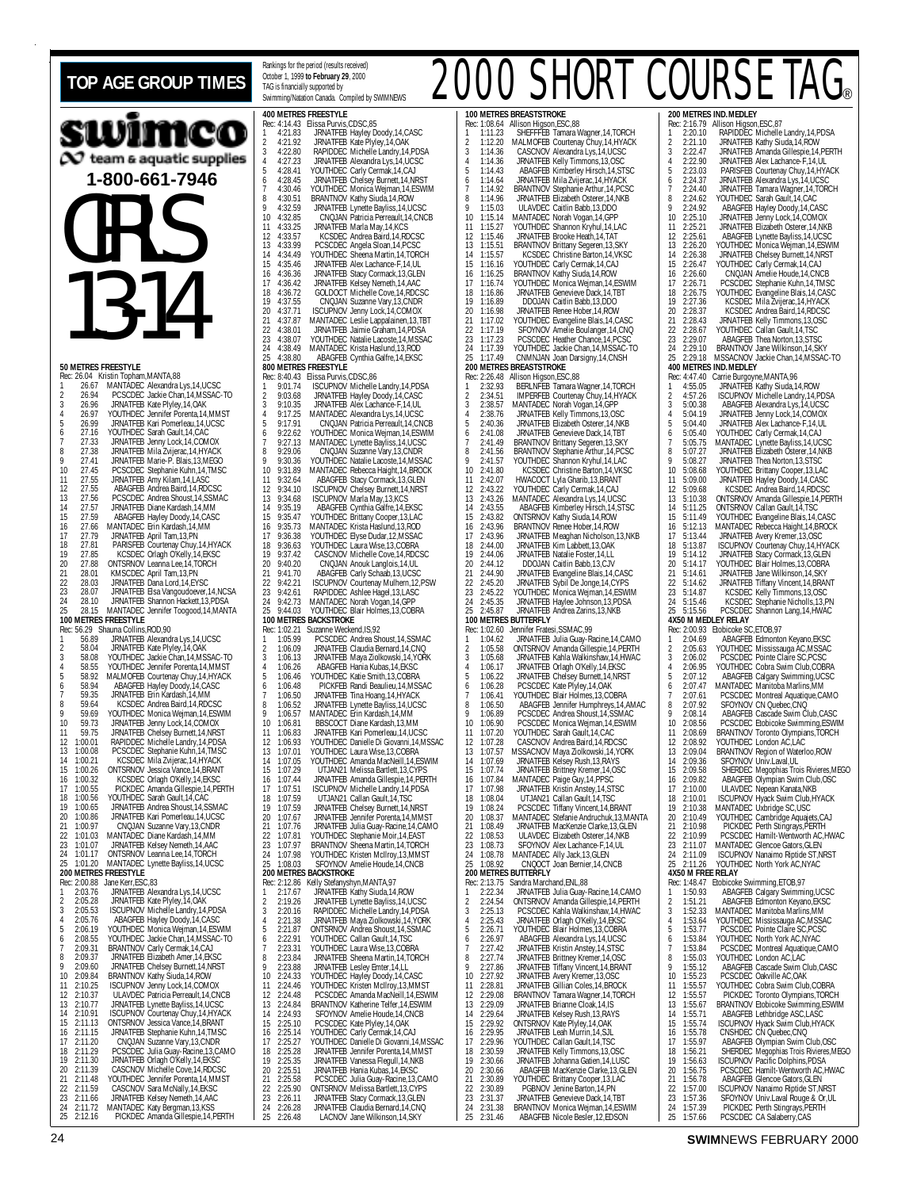# TOP AGE GROUP TIMES

Rankings for the period (results received) October 1, 1999 **to February 29**, 2000
TAG is financially supported by Swimming/Natation Canada. Compiled by SWIMNEWS

# 2000 SHORT COURSE TAG®

swimco team & aquatic supplies
**1-800-661-7946**

# GIRLS 13-14

### 50 METRES FREESTYLE
Rec: 26.04 Kristin Topham,MANTA,88
1 26.67 MANTADEC Alexandra Lys,14,UCSC
2 26.94 PCSCDEC Jackie Chan,14,MSSAC-TO
3 26.96 JRNATFEB Kate Plyley,14,OAK
4 26.97 YOUTHDEC Jennifer Porenta,14,MMST
5 26.99 JRNATFEB Kari Pomerleau,14,UCSC
6 27.16 YOUTHDEC Sarah Gault,14,CAC
7 27.33 JRNATFEB Jenny Lock,14,COMOX
8 27.38 JRNATFEB Mila Zvijerac,14,HYACK
9 27.41 JRNATFEB Marie-P. Blais,13,MEGO
10 27.45 PCSCDEC Stephanie Kuhn,14,TMSC
11 27.55 JRNATFEB Amy Kilam,14,LASC
12 27.55 ABAGFEB Andrea Baird,14,RDCSC
13 27.56 PCSCDEC Andrea Shoust,14,SSMAC
14 27.57 JRNATFEB Diane Kardash,14,MM
15 27.59 ABAGFEB Hayley Doody,14,CASC
16 27.66 MANTADEC Erin Kardash,14,MM
17 27.79 JRNATFEB April Tam,13,PN
18 27.81 PARISFEB Courtenay Chuy,14,HYACK
19 27.85 KCSDEC Orlagh O'Kelly,14,EKSC
20 27.88 ONTSRNOV Leanna Lee,14,TORCH
21 28.01 KMSCDEC April Tam,13,PN
22 28.03 JRNATFEB Dana Lord,14,EYSC
23 28.07 JRNATFEB Elsa Vangoudoever,14,NCSA
24 28.10 JRNATFEB Shannon Hackett,13,PDSA
25 28.15 MANTADEC Jennifer Toogood,14,MANTA

### 100 METRES FREESTYLE
Rec: 56.29 Shauna Collins,ROD,90
1 56.89 JRNATFEB Alexandra Lys,14,UCSC
2 58.04 JRNATFEB Kate Plyley,14,OAK
3 58.08 YOUTHDEC Jackie Chan,14,MSSAC-TO
4 58.55 YOUTHDEC Jennifer Porenta,14,MMST
5 58.92 MALMOFEB Courtenay Chuy,14,HYACK
6 58.94 ABAGFEB Hayley Doody,14,CASC
7 59.35 JRNATFEB Erin Kardash,14,MM
8 59.64 KCSDEC Andrea Baird,14,RDCSC
9 59.69 YOUTHDEC Monica Wejman,14,ESWIM
10 59.73 JRNATFEB Jenny Lock,14,COMOX
11 59.75 JRNATFEB Chelsey Burnett,14,NRST
12 1:00.01 RAPIDDEC Michelle Landry,14,PDSA
13 1:00.08 PCSCDEC Stephanie Kuhn,14,TMSC
14 1:00.21 KCSDEC Mila Zvijerac,14,HYACK
15 1:00.26 ONTSRNOV Jessica Vance,14,BRANT
16 1:00.32 KCSDEC Orlagh O'Kelly,14,EKSC
17 1:00.55 PICKDEC Amanda Gillespie,14,PERTH
18 1:00.56 YOUTHDEC Sarah Gault,14,CAC
19 1:00.65 JRNATFEB Andrea Shoust,14,SSMAC
20 1:00.86 JRNATFEB Kari Pomerleau,14,UCSC
21 1:00.97 CNQJAN Suzanne Vary,13,CNDR
22 1:01.03 MANTADEC Diane Kardash,14,MM
23 1:01.07 JRNATFEB Kelsey Nemeth,14,AAC
24 1:01.17 ONTSRNOV Leanna Lee,14,TORCH
25 1:01.20 MANTADEC Lynette Bayliss,14,UCSC

### 200 METRES FREESTYLE
Rec: 2:00.88 Jane Kerr,ESC,83
1 2:03.76 JRNATFEB Alexandra Lys,14,UCSC
2 2:05.28 JRNATFEB Kate Plyley,14,OAK
3 2:05.53 ISCUPNOV Michelle Landry,14,PDSA
4 2:05.76 ABAGFEB Hayley Doody,14,CASC
5 2:06.19 YOUTHDEC Monica Wejman,14,ESWIM
6 2:08.55 YOUTHDEC Jackie Chan,14,MSSAC-TO
7 2:09.31 BRANTNOV Carly Cermak,14,CAJ
8 2:09.37 JRNATFEB Elizabeth Amer,14,EKSC
9 2:09.60 JRNATFEB Chelsey Burnett,14,NRST
10 2:09.84 BRANTNOV Kathy Siuda,14,ROW
11 2:10.25 ISCUPNOV Jenny Lock,14,COMOX
12 2:10.37 ULAVDEC Patricia Perreault,14,CNCB
13 2:10.77 JRNATFEB Lynette Bayliss,14,UCSC
14 2:10.91 ISCUPNOV Courtenay Chuy,14,HYACK
15 2:11.13 ONTSRNOV Jessica Vance,14,BRANT
16 2:11.15 JRNATFEB Stephanie Kuhn,14,TMSC
17 2:11.20 CNQJAN Suzanne Vary,13,CNDR
18 2:11.29 PCSCDEC Julia Guay-Racine,13,CAMO
19 2:11.30 JRNATFEB Orlagh O'Kelly,14,EKSC
20 2:11.39 CASCNOV Michelle Cove,14,RDCSC
21 2:11.48 YOUTHDEC Jennifer Porenta,14,MMST
22 2:11.59 CASCNOV Sara McNally,14,EKSC
23 2:11.66 JRNATFEB Kelsey Nemeth,14,AAC
24 2:11.72 MANTADEC Katy Bergman,13,KSS
25 2:12.16 PICKDEC Amanda Gillespie,14,PERTH

### 400 METRES FREESTYLE
Rec: 4:14.43 Elissa Purvis,CDSC,85
1 4:21.83 JRNATFEB Hayley Doody,14,CASC
2 4:21.92 JRNATFEB Kate Plyley,14,OAK
3 4:22.80 RAPIDDEC Michelle Landry,14,PDSA
4 4:27.23 JRNATFEB Alexandra Lys,14,UCSC
5 4:28.41 YOUTHDEC Carly Cermak,14,CAJ
6 4:28.45 JRNATFEB Chelsey Burnett,14,NRST
7 4:30.46 YOUTHDEC Monica Wejman,14,ESWIM
8 4:30.51 BRANTNOV Kathy Siuda,14,ROW
9 4:32.59 JRNATFEB Lynette Bayliss,14,UCSC
10 4:32.85 CNQJAN Patricia Perreault,14,CNCB
11 4:33.25 JRNATFEB Marla May,14,KCS
12 4:33.57 KCSDEC Andrea Baird,14,RDCSC
13 4:33.99 PCSCDEC Angela Sloan,14,PCSC
14 4:34.49 YOUTHDEC Sheena Martin,14,TORCH
15 4:35.46 JRNATFEB Alex Lachance-F,14,UL
16 4:36.36 JRNATFEB Stacy Cormack,13,GLEN
17 4:36.42 JRNATFEB Kelsey Nemeth,14,AAC
18 4:36.72 GOLDOCT Michelle Cove,14,RDCSC
19 4:37.55 CNQJAN Suzanne Vary,13,CNDR
20 4:37.71 ISCUPNOV Jenny Lock,14,COMOX
21 4:37.87 MANTADEC Leslie Lappalainen,13,TBT
22 4:38.01 JRNATFEB Jaimie Graham,14,PDSA
23 4:38.07 YOUTHDEC Natalie Lacoste,14,MSSAC
24 4:38.49 MANTADEC Krista Haslund,13,ROD
25 4:38.80 ABAGFEB Cynthia Galfre,14,EKSC

### 800 METRES FREESTYLE
Rec: 8:40.43 Elissa Purvis,CDSC,86
1 9:01.74 ISCUPNOV Michelle Landry,14,PDSA
2 9:03.68 JRNATFEB Hayley Doody,14,CASC
3 9:10.35 JRNATFEB Alex Lachance-F,14,UL
4 9:17.25 MANTADEC Alexandra Lys,14,UCSC
5 9:17.91 CNQJAN Patricia Perreault,14,CNCB
6 9:22.62 YOUTHDEC Monica Wejman,14,ESWIM
7 9:27.13 MANTADEC Lynette Bayliss,14,UCSC
8 9:29.06 CNQJAN Suzanne Vary,13,CNDR
9 9:30.36 YOUTHDEC Natalie Lacoste,14,MSSAC
10 9:31.89 MANTADEC Rebecca Haight,14,BROCK
11 9:32.64 ABAGFEB Stacy Cormack,13,GLEN
12 9:34.10 ISCUPNOV Chelsey Burnett,14,NRST
13 9:34.68 ISCUPNOV Marla May,13,KCS
14 9:35.19 ABAGFEB Cynthia Galfre,14,EKSC
15 9:35.47 YOUTHDEC Brittany Cooper,13,LAC
16 9:35.73 MANTADEC Krista Haslund,13,ROD
17 9:36.38 YOUTHDEC Elyse Dudar,12,MSSAC
18 9:36.63 YOUTHDEC Laura Wise,13,COBRA
19 9:37.42 CASCNOV Michelle Cove,14,RDCSC
20 9:40.20 CNQJAN Anouk Langlois,14,UL
21 9:41.70 ABAGFEB Carly Schaab,13,UCSC
22 9:42.21 ISCUPNOV Courtenay Mulhern,12,PSW
23 9:42.61 RAPIDDEC Ashlee Hagel,13,LASC
24 9:42.73 MANTADEC Norah Vogan,14,GPP
25 9:44.03 YOUTHDEC Blair Holmes,13,COBRA

### 100 METRES BACKSTROKE
Rec: 1:02.21 Suzanne Weckend,IS,92
1 1:05.99 PCSCDEC Andrea Shoust,14,SSMAC
2 1:06.09 JRNATFEB Claudia Bernard,14,CNQ
3 1:06.13 JRNATFEB Maya Ziolkowski,14,YORK
4 1:06.26 ABAGFEB Hania Kubas,14,EKSC
5 1:06.46 YOUTHDEC Katie Smith,13,COBRA
6 1:06.48 PICKFEB Randi Beaulieu,14,MSSAC
7 1:06.50 JRNATFEB Tina Hoang,14,HYACK
8 1:06.52 JRNATFEB Lynette Bayliss,14,UCSC
9 1:06.57 MANTADEC Erin Kardash,14,MM
10 1:06.81 BBSCOCT Diane Kardash,13,MM
11 1:06.83 JRNATFEB Kari Pomerleau,14,UCSC
12 1:06.93 YOUTHDEC Danielle Di Giovanni,14,MSSAC
13 1:07.01 YOUTHDEC Laura Wise,13,COBRA
14 1:07.05 YOUTHDEC Amanda MacNeill,14,ESWIM
15 1:07.29 UTJAN21 Melissa Bartlett,13,CYPS
16 1:07.44 JRNATFEB Amanda Gillespie,14,PERTH
17 1:07.51 ISCUPNOV Michelle Landry,14,PDSA
18 1:07.59 UTJAN21 Callan Gault,14,TSC
19 1:07.59 JRNATFEB Chelsey Burnett,14,NRST
20 1:07.67 JRNATFEB Jennifer Porenta,14,MMST
21 1:07.76 JRNATFEB Julia Guay-Racine,14,CAMO
22 1:07.81 YOUTHDEC Stephanie Moir,14,EAST
23 1:07.97 BRANTNOV Sheena Martin,14,TORCH
24 1:07.98 YOUTHDEC Kristen McIlroy,13,MMST
25 1:08.03 SFOYNOV Amelie Houde,14,CNCB

### 200 METRES BACKSTROKE
Rec: 2:12.86 Kelly Stefanyshyn,MANTA,97
1 2:17.67 JRNATFEB Kathy Siuda,14,ROW
2 2:19.26 JRNATFEB Lynette Bayliss,14,UCSC
3 2:20.16 RAPIDDEC Michelle Landry,14,PDSA
4 2:21.38 JRNATFEB Maya Ziolkowski,14,YORK
5 2:21.87 ONTSRNOV Andrea Shoust,14,SSMAC
6 2:22.91 YOUTHDEC Callan Gault,14,TSC
7 2:23.31 YOUTHDEC Laura Wise,13,COBRA
8 2:23.84 JRNATFEB Sheena Martin,14,TORCH
9 2:23.88 JRNATFEB Lesley Emter,14,LL
10 2:24.33 YOUTHDEC Hayley Doody,14,CASC
11 2:24.46 YOUTHDEC Kristen McIlroy,13,MMST
12 2:24.48 PCSCDEC Amanda MacNeill,14,ESWIM
13 2:24.84 BRANTNOV Katherine Telfer,14,ESWIM
14 2:24.93 SFOYNOV Amelie Houde,14,CNCB
15 2:25.10 PCSCDEC Kate Plyley,14,OAK
16 2:25.14 YOUTHDEC Carly Cermak,14,CAJ
17 2:25.27 YOUTHDEC Danielle Di Giovanni,14,MSSAC
18 2:25.28 JRNATFEB Jennifer Porenta,14,MMST
19 2:25.35 JRNATFEB Vanessa Flegull,14,NKB
20 2:25.51 JRNATFEB Hania Kubas,14,EKSC
21 2:25.58 PCSCDEC Julia Guay-Racine,13,CAMO
22 2:25.90 ONTSRNOV Melissa Bartlett,13,CYPS
23 2:26.11 JRNATFEB Stacy Cormack,13,GLEN
24 2:26.28 JRNATFEB Claudia Bernard,14,CNQ
25 2:26.48 LACNOV Jane Wilkinson,14,SKY

### 100 METRES BREASTSTROKE
Rec: 1:08.64 Allison Higson,ESC,88
1 1:11.23 SHEFFFEB Tamara Wagner,14,TORCH
2 1:12.20 MALMOFEB Courtenay Chuy,14,HYACK
3 1:14.36 CASCNOV Alexandra Lys,14,UCSC
4 1:14.36 JRNATFEB Kelly Timmons,13,OSC
5 1:14.43 ABAGFEB Kimberley Hirsch,14,STSC
6 1:14.64 JRNATFEB Mila Zvijerac,14,HYACK
7 1:14.92 BRANTNOV Stephanie Arthur,14,PCSC
8 1:14.96 JRNATFEB Elizabeth Osterer,14,NKB
9 1:15.03 ULAVDEC Caitlin Babb,13,DDO
10 1:15.14 MANTADEC Norah Vogan,14,GPP
11 1:15.27 YOUTHDEC Shannon Kryhul,14,LAC
12 1:15.46 JRNATFEB Brooke Heath,14,TAT
13 1:15.51 BRANTNOV Brittany Segeren,13,SKY
14 1:15.57 KCSDEC Christine Barton,14,VKSC
15 1:16.16 YOUTHDEC Carly Cermak,14,CAJ
16 1:16.25 BRANTNOV Kathy Siuda,14,ROW
17 1:16.74 YOUTHDEC Monica Wejman,14,ESWIM
18 1:16.86 JRNATFEB Genevieve Dack,14,TBT
19 1:16.89 DDOJAN Caitlin Babb,13,DDO
20 1:16.98 JRNATFEB Renee Hober,14,ROW
21 1:17.02 YOUTHDEC Evangeline Blais,14,CASC
22 1:17.19 SFOYNOV Amelie Boulanger,14,CNQ
23 1:17.23 PCSCDEC Heather Chance,14,PCSC
24 1:17.39 YOUTHDEC Jackie Chan,14,MSSAC-TO
25 1:17.49 CNMNJAN Joan Darsigny,14,CNSH

### 200 METRES BREASTSTROKE
Rec: 2:26.48 Allison Higson,ESC,88
1 2:32.93 BERLNFEB Tamara Wagner,14,TORCH
2 2:34.51 IMPERFEB Courtenay Chuy,14,HYACK
3 2:38.57 MANTADEC Norah Vogan,14,GPP
4 2:38.76 JRNATFEB Kelly Timmons,13,OSC
5 2:40.36 JRNATFEB Elizabeth Osterer,14,NKB
6 2:41.08 JRNATFEB Genevieve Dack,14,TBT
7 2:41.49 BRANTNOV Brittany Segeren,13,SKY
8 2:41.56 BRANTNOV Stephanie Arthur,14,PCSC
9 2:41.57 YOUTHDEC Shannon Kryhul,14,LAC
10 2:41.80 KCSDEC Christine Barton,14,VKSC
11 2:42.07 HWACOCT Lyla Gharib,13,BRANT
12 2:43.22 YOUTHDEC Carly Cermak,14,CAJ
13 2:43.26 MANTADEC Alexandra Lys,14,UCSC
14 2:43.55 ABAGFEB Kimberley Hirsch,14,STSC
15 2:43.82 ONTSRNOV Kathy Siuda,14,ROW
16 2:43.96 BRANTNOV Renee Hober,14,ROW
17 2:43.96 JRNATFEB Meaghan Nicholson,13,NKB
18 2:44.00 JRNATFEB Kim Labbett,13,OAK
19 2:44.06 JRNATFEB Natalie Foster,14,LL
20 2:44.12 DDOJAN Caitlin Babb,13,CJV
21 2:44.90 JRNATFEB Evangeline Blais,14,CASC
22 2:45.20 JRNATFEB Sybil De Jonge,14,CYPS
23 2:45.22 YOUTHDEC Monica Wejman,14,ESWIM
24 2:45.35 JRNATFEB Haylee Johnson,13,PDSA
25 2:45.87 JRNATFEB Andrea Zarins,13,NKB

### 100 METRES BUTTERFLY
Rec: 1:02.60 Jennifer Fratesi,SSMAC,99
1 1:04.62 JRNATFEB Julia Guay-Racine,14,CAMO
2 1:05.58 ONTSRNOV Amanda Gillespie,14,PERTH
3 1:05.68 JRNATFEB Kahla Walkinshaw,14,HWAC
4 1:06.17 JRNATFEB Orlagh O'Kelly,14,EKSC
5 1:06.22 JRNATFEB Chelsey Burnett,14,NRST
6 1:06.28 PCSCDEC Kate Plyley,14,OAK
7 1:06.41 YOUTHDEC Blair Holmes,13,COBRA
8 1:06.50 ABAGFEB Jennifer Humphreys,14,AMAC
9 1:06.89 PCSCDEC Andrea Shoust,14,SSMAC
10 1:06.90 PCSCDEC Monica Wejman,14,ESWIM
11 1:07.20 YOUTHDEC Sarah Gault,14,CAC
12 1:07.28 CASCNOV Andrea Baird,14,RDCSC
13 1:07.57 MSSACNOV Maya Ziolkowski,14,YORK
14 1:07.69 JRNATFEB Kelsey Rush,13,RAYS
15 1:07.74 JRNATFEB Brittney Kremer,14,OSC
16 1:07.84 MANTADEC Paige Guy,14,PPSC
17 1:07.98 JRNATFEB Kristin Anstey,14,STSC
18 1:08.04 UTJAN21 Callan Gault,14,TSC
19 1:08.24 PCSCDEC Tiffany Vincent,14,BRANT
20 1:08.37 MANTADEC Stefanie Andruchuk,13,MANTA
21 1:08.49 JRNATFEB MacKenzie Clarke,13,GLEN
22 1:08.53 ULAVDEC Elizabeth Osterer,14,NKB
23 1:08.73 SFOYNOV Alex Lachance-F,14,UL
24 1:08.78 MANTADEC Ally Jack,13,GLEN
25 1:08.92 CNQOCT Joan Bernier,14,CNCB

### 200 METRES BUTTERFLY
Rec: 2:13.75 Sandra Marchand,ENL,88
1 2:22.34 JRNATFEB Julia Guay-Racine,14,CAMO
2 2:24.54 ONTSRNOV Amanda Gillespie,14,PERTH
3 2:25.13 PCSCDEC Kahla Walkinshaw,14,HWAC
4 2:25.43 JRNATFEB Orlagh O'Kelly,14,EKSC
5 2:26.71 YOUTHDEC Blair Holmes,13,COBRA
6 2:26.97 ABAGFEB Alexandra Lys,14,UCSC
7 2:27.42 JRNATFEB Kristin Anstey,14,STSC
8 2:27.74 JRNATFEB Brittney Kremer,14,OSC
9 2:27.86 JRNATFEB Tiffany Vincent,14,BRANT
10 2:27.92 YOUTHDEC Avery Kremer,13,OSC
11 2:28.81 JRNATFEB Gillian Coles,14,BROCK
12 2:29.08 BRANTNOV Tamara Wagner,14,TORCH
13 2:29.09 JRNATFEB Brianne Cloak,14,IS
14 2:29.64 JRNATFEB Kelsey Rush,13,RAYS
15 2:29.92 ONTSRNOV Kate Plyley,14,OAK
16 2:29.95 JRNATFEB Leah Murrin,14,SJL
17 2:29.96 YOUTHDEC Callan Gault,14,TSC
18 2:30.59 JRNATFEB Kelly Timmons,13,OSC
19 2:30.66 JRNATFEB Johanna Gatien,14,LUSC
20 2:30.66 ABAGFEB MacKenzie Clarke,13,GLEN
21 2:30.89 YOUTHDEC Brittany Cooper,13,LAC
22 2:30.89 PGBNOV Jenine Barton,14,PN
23 2:31.37 JRNATFEB Genevieve Dack,14,TBT
24 2:31.38 BRANTNOV Monica Wejman,14,ESWIM
25 2:31.46 ABAGFEB Nicole Besler,12,EDSON

### 200 METRES IND.MEDLEY
Rec: 2:16.79 Allison Higson,ESC,87
1 2:20.10 RAPIDDEC Michelle Landry,14,PDSA
2 2:21.10 JRNATFEB Kathy Siuda,14,ROW
3 2:22.47 JRNATFEB Amanda Gillespie,14,PERTH
4 2:22.90 JRNATFEB Alex Lachance-F,14,UL
5 2:23.03 PARISFEB Courtenay Chuy,14,HYACK
6 2:24.37 JRNATFEB Alexandra Lys,14,UCSC
7 2:24.40 JRNATFEB Tamara Wagner,14,TORCH
8 2:24.62 YOUTHDEC Sarah Gault,14,CAC
9 2:24.92 ABAGFEB Hayley Doody,14,CASC
10 2:25.10 JRNATFEB Jenny Lock,14,COMOX
11 2:25.21 JRNATFEB Elizabeth Osterer,14,NKB
12 2:25.61 ABAGFEB Lynette Bayliss,14,UCSC
13 2:26.20 YOUTHDEC Monica Wejman,14,ESWIM
14 2:26.38 JRNATFEB Chelsey Burnett,14,NRST
15 2:26.47 YOUTHDEC Carly Cermak,14,CAJ
16 2:26.60 CNQJAN Amelie Houde,14,CNCB
17 2:26.71 PCSCDEC Stephanie Kuhn,14,TMSC
18 2:26.75 YOUTHDEC Evangeline Blais,14,CASC
19 2:27.36 KCSDEC Mila Zvijerac,14,HYACK
20 2:28.37 KCSDEC Andrea Baird,14,RDCSC
21 2:28.43 JRNATFEB Kelly Timmons,13,OSC
22 2:28.67 YOUTHDEC Callan Gault,14,TSC
23 2:29.07 ABAGFEB Thea Norton,13,STSC
24 2:29.10 BRANTNOV Jane Wilkinson,14,SKY
25 2:29.18 MSSACNOV Jackie Chan,14,MSSAC-TO

### 400 METRES IND.MEDLEY
Rec: 4:47.40 Carrie Burgoyne,MANTA,96
1 4:55.05 JRNATFEB Kathy Siuda,14,ROW
2 4:57.26 ISCUPNOV Michelle Landry,14,PDSA
3 5:00.38 ABAGFEB Alexandra Lys,14,UCSC
4 5:04.19 JRNATFEB Jenny Lock,14,COMOX
5 5:04.40 JRNATFEB Alex Lachance-F,14,UL
6 5:05.40 YOUTHDEC Carly Cermak,14,CAJ
7 5:05.75 MANTADEC Lynette Bayliss,14,UCSC
8 5:07.27 JRNATFEB Elizabeth Osterer,14,NKB
9 5:08.27 JRNATFEB Thea Norton,13,STSC
10 5:08.68 YOUTHDEC Brittany Cooper,13,LAC
11 5:09.00 JRNATFEB Hayley Doody,14,CASC
12 5:09.68 KCSDEC Andrea Baird,14,RDCSC
13 5:10.38 ONTSRNOV Amanda Gillespie,14,PERTH
14 5:11.25 ONTSRNOV Callan Gault,14,TSC
15 5:11.49 YOUTHDEC Evangeline Blais,14,CASC
16 5:12.13 MANTADEC Rebecca Haight,14,BROCK
17 5:13.44 JRNATFEB Avery Kremer,13,OSC
18 5:13.87 ISCUPNOV Courtenay Chuy,14,HYACK
19 5:14.12 JRNATFEB Stacy Cormack,13,GLEN
20 5:14.17 YOUTHDEC Blair Holmes,13,COBRA
21 5:14.61 JRNATFEB Jane Wilkinson,14,SKY
22 5:14.62 JRNATFEB Tiffany Vincent,14,BRANT
23 5:14.87 KCSDEC Kelly Timmons,13,OSC
24 5:15.46 KCSDEC Stephanie Nicholls,13,PN
25 5:15.56 PCSCDEC Shannon Lang,14,HWAC

### 4X50 M MEDLEY RELAY
Rec: 2:00.93 Etobicoke SC,ETOB,97
1 2:04.69 ABAGFEB Edmonton Keyano,EKSC
2 2:05.63 YOUTHDEC Mississauga AC,MSSAC
3 2:06.02 PCSCDEC Pointe Claire SC,PCSC
4 2:06.95 YOUTHDEC Cobra Swim Club,COBRA
5 2:07.12 ABAGFEB Calgary Swimming,UCSC
6 2:07.47 MANTADEC Manitoba Marlins,MM
7 2:07.61 PCSCDEC Montreal Aquatique,CAMO
8 2:07.92 SFOYNOV CN Quebec,CNQ
9 2:08.14 ABAGFEB Cascade Swim Club,CASC
10 2:08.56 PCSCDEC Etobicoke Swimming,ESWIM
11 2:08.69 BRANTNOV Toronto Olympians,TORCH
12 2:08.92 YOUTHDEC London AC,LAC
13 2:09.04 BRANTNOV Region of Waterloo,ROW
14 2:09.36 SFOYNOV Univ.Laval,UL
15 2:09.58 SHERDEC Megophias Trois Rivieres,MEGO
16 2:09.82 ABAGFEB Olympian Swim Club,OSC
17 2:10.00 ULAVDEC Nepean Kanata,NKB
18 2:10.01 ISCUPNOV Hyack Swim Club,HYACK
19 2:10.38 MANTADEC Uxbridge SC,USC
20 2:10.49 YOUTHDEC Cambridge Aquajets,CAJ
21 2:10.98 PICKDEC Perth Stingrays,PERTH
22 2:10.99 PCSCDEC Hamilt-Wentworth AC,HWAC
23 2:11.07 MANTADEC Glencoe Gators,GLEN
24 2:11.09 ISCUPNOV Nanaimo Riptide ST,NRST
25 2:11.26 YOUTHDEC North York AC,NYAC

### 4X50 M FREE RELAY
Rec: 1:48.47 Etobicoke Swimming,ETOB,97
1 1:50.93 ABAGFEB Calgary Swimming,UCSC
2 1:51.21 ABAGFEB Edmonton Keyano,EKSC
3 1:52.33 MANTADEC Manitoba Marlins,MM
4 1:53.64 YOUTHDEC Mississauga AC,MSSAC
5 1:53.77 PCSCDEC Pointe Claire SC,PCSC
6 1:53.84 YOUTHDEC North York AC,NYAC
7 1:53.84 PCSCDEC Montreal Aquatique,CAMO
8 1:55.03 YOUTHDEC London AC,LAC
9 1:55.12 ABAGFEB Cascade Swim Club,CASC
10 1:55.23 PCSCDEC Oakville AC,OAK
11 1:55.57 YOUTHDEC Cobra Swim Club,COBRA
12 1:55.57 PICKDEC Toronto Olympians,TORCH
13 1:55.67 BRANTNOV Etobicoke Swimming,ESWIM
14 1:55.71 ABAGFEB Lethbridge ASC,LASC
15 1:55.74 ISCUPNOV Hyack Swim Club,HYACK
16 1:55.78 CNSHDEC CN Quebec,CNQ
17 1:55.97 ABAGFEB Olympian Swim Club,OSC
18 1:56.21 SHERDEC Megophias Trois Rivieres,MEGO
19 1:56.63 ISCUPNOV Pacific Dolphins,PDSA
20 1:56.75 PCSCDEC Hamilt-Wentworth AC,HWAC
21 1:56.78 ABAGFEB Glencoe Gators,GLEN
22 1:57.00 ISCUPNOV Nanaimo Riptide ST,NRST
23 1:57.36 SFOYNOV Univ Laval Rouge & Or,UL
24 1:57.39 PICKDEC Perth Stingrays,PERTH
25 1:57.66 PCSCDEC CA Salaberry,CAS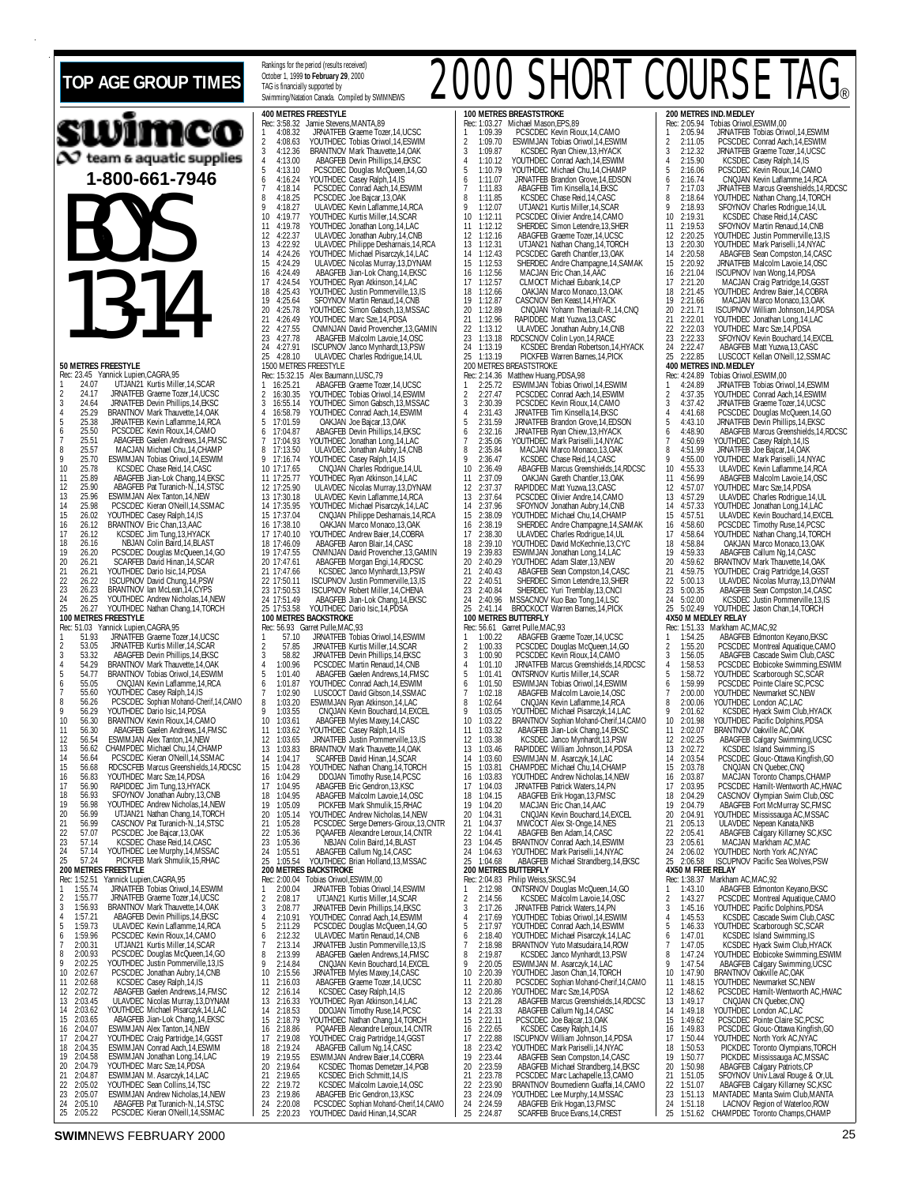# TOP AGE GROUP TIMES

Rankings for the period (results received) October 1, 1999 to **February 29**, 2000
TAG is financially supported by Swimming/Natation Canada. Compiled by SWIMNEWS

# 2000 SHORT COURSE TAG®

swimco team & aquatic supplies **1-800-661-7946**

# BOYS 13-14

### 50 METRES FREESTYLE
Rec: 23.45 Yannick Lupien,CAGRA,95

1 24.07 UTJAN21 Kurtis Miller,14,SCAR
2 24.17 JRNATFEB Graeme Tozer,14,UCSC
3 24.64 JRNATFEB Devin Phillips,14,EKSC
4 25.29 BRANTNOV Mark Thauvette,14,OAK
5 25.38 JRNATFEB Kevin Laflamme,14,RCA
6 25.50 PCSCDEC Kevin Rioux,14,CAMO
7 25.51 ABAGFEB Gaelen Andrews,14,FMSC
8 25.57 MACJAN Michael Chu,14,CHAMP
9 25.70 ESWIMJAN Tobias Oriwol,14,ESWIM
10 25.78 KCSDEC Chase Reid,14,CASC
11 25.89 ABAGFEB Jian-Lok Chang,14,EKSC
12 25.90 ABAGFEB Pat Turanich-N.,14,STSC
13 25.96 ESWIMJAN Alex Tanton,14,NEW
14 25.98 PCSCDEC Kieran O'Neill,14,SSMAC
15 26.02 YOUTHDEC Casey Ralph,14,IS
16 26.12 BRANTNOV Eric Chan,13,AAC
17 26.12 KCSDEC Jim Tung,13,HYACK
18 26.16 NBJAN Colin Baird,14,BLAST
19 26.20 PCSCDEC Douglas McQueen,14,GO
20 26.21 SCARFEB David Hinan,14,SCAR
21 26.21 YOUTHDEC Dario Isic,14,PDSA
22 26.22 ISCUPNOV David Chung,14,PSW
23 26.23 BRANTNOV Ian McLean,14,CYPS
24 26.25 YOUTHDEC Andrew Nicholas,14,NEW
25 26.27 YOUTHDEC Nathan Chang,14,TORCH

### 100 METRES FREESTYLE
Rec: 51.03 Yannick Lupien,CAGRA,95

1 51.93 JRNATFEB Graeme Tozer,14,UCSC
2 53.05 JRNATFEB Kurtis Miller,14,SCAR
3 53.32 ABAGFEB Devin Phillips,14,EKSC
4 54.29 BRANTNOV Mark Thauvette,14,OAK
5 54.77 BRANTNOV Tobias Oriwol,14,ESWIM
6 55.05 CNQJAN Kevin Laflamme,14,RCA
7 55.60 YOUTHDEC Casey Ralph,14,IS
8 56.26 PCSCDEC Sophian Mohand-Cherif,14,CAMO
9 56.29 YOUTHDEC Dario Isic,14,PDSA
10 56.30 BRANTNOV Kevin Rioux,14,CAMO
11 56.30 ABAGFEB Gaelen Andrews,14,FMSC
12 56.54 ESWIMJAN Alex Tanton,14,NEW
13 56.62 CHAMPDEC Michael Chu,14,CHAMP
14 56.64 PCSCDEC Kieran O'Neill,14,SSMAC
15 56.68 RDCSCFEB Marcus Greenshields,14,RDCSC
16 56.83 YOUTHDEC Marc Sze,14,PDSA
17 56.90 RAPIDDEC Jim Tung,13,HYACK
18 56.93 SFOYNOV Jonathan Aubry,14,CNB
19 56.98 YOUTHDEC Andrew Nicholas,14,NEW
20 56.99 UTJAN21 Nathan Chang,14,TORCH
21 56.99 CASCNOV Pat Turanich-N.,14,STSC
22 57.07 PCSCDEC Joe Bajcar,13,OAK
23 57.14 KCSDEC Chase Reid,14,CASC
24 57.14 YOUTHDEC Lee Murphy,14,MSSAC
25 57.24 PICKFEB Mark Shmulik,15,RHAC

### 200 METRES FREESTYLE
Rec: 1:52.51 Yannick Lupien,CAGRA,95

1 1:55.74 JRNATFEB Tobias Oriwol,14,ESWIM
2 1:55.77 JRNATFEB Graeme Tozer,14,UCSC
3 1:56.93 BRANTNOV Mark Thauvette,14,OAK
4 1:57.21 ABAGFEB Devin Phillips,14,EKSC
5 1:59.73 ULAVDEC Kevin Laflamme,14,RCA
6 1:59.96 PCSCDEC Kevin Rioux,14,CAMO
7 2:00.31 UTJAN21 Kurtis Miller,14,SCAR
8 2:00.93 PCSCDEC Douglas McQueen,14,GO
9 2:02.25 YOUTHDEC Justin Pommerville,13,IS
10 2:02.67 PCSCDEC Jonathan Aubry,14,CNB
11 2:02.68 KCSDEC Casey Ralph,14,IS
12 2:02.72 ABAGFEB Gaelen Andrews,14,FMSC
13 2:03.45 ULAVDEC Nicolas Murray,13,DYNAM
14 2:03.62 YOUTHDEC Michael Pisarczyk,14,LAC
15 2:03.65 ABAGFEB Jian-Lok Chang,14,EKSC
16 2:04.07 ESWIMJAN Alex Tanton,14,NEW
17 2:04.27 YOUTHDEC Craig Partridge,14,GGST
18 2:04.35 ESWIMJAN Conrad Aach,14,ESWIM
19 2:04.58 ESWIMJAN Jonathan Long,14,LAC
20 2:04.79 YOUTHDEC Marc Sze,14,PDSA
21 2:04.87 ESWIMJAN M. Asarczyk,14,LAC
22 2:05.02 YOUTHDEC Sean Collins,14,TSC
23 2:05.07 ESWIMJAN Andrew Nicholas,14,NEW
24 2:05.10 ABAGFEB Pat Turanich-N.,14,STSC
25 2:05.22 PCSCDEC Kieran O'Neill,14,SSMAC

### 400 METRES FREESTYLE
Rec: 3:58.32 Jamie Stevens,MANTA,89

1 4:08.32 JRNATFEB Graeme Tozer,14,UCSC
2 4:08.63 YOUTHDEC Tobias Oriwol,14,ESWIM
3 4:12.36 BRANTNOV Mark Thauvette,14,OAK
4 4:13.00 ABAGFEB Devin Phillips,14,EKSC
5 4:13.10 PCSCDEC Douglas McQueen,14,GO
6 4:16.24 YOUTHDEC Casey Ralph,14,IS
7 4:18.14 PCSCDEC Conrad Aach,14,ESWIM
8 4:18.25 PCSCDEC Joe Bajcar,13,OAK
9 4:18.27 ULAVDEC Kevin Laflamme,14,RCA
10 4:19.77 YOUTHDEC Kurtis Miller,14,SCAR
11 4:19.78 YOUTHDEC Jonathan Long,14,LAC
12 4:22.37 ULAVDEC Jonathan Aubry,14,CNB
13 4:22.92 ULAVDEC Philippe Desharnais,14,RCA
14 4:24.26 YOUTHDEC Michael Pisarczyk,14,LAC
15 4:24.29 ULAVDEC Nicolas Murray,13,DYNAM
16 4:24.49 ABAGFEB Jian-Lok Chang,14,EKSC
17 4:24.54 YOUTHDEC Ryan Atkinson,14,LAC
18 4:25.43 YOUTHDEC Justin Pommerville,13,IS
19 4:25.64 SFOYNOV Martin Renaud,14,CNB
20 4:25.78 YOUTHDEC Simon Gabsch,13,MSSAC
21 4:26.49 YOUTHDEC Marc Sze,14,PDSA
22 4:27.55 CNMNJAN David Provencher,13,GAMIN
23 4:27.78 ABAGFEB Malcolm Lavoie,14,OSC
24 4:27.91 ISCUPNOV Janco Mynhardt,13,PSW
25 4:28.10 ULAVDEC Charles Rodrigue,14,UL

### 1500 METRES FREESTYLE
Rec: 15:32.15 Alex Baumann,LUSC,79

1 16:25.21 ABAGFEB Graeme Tozer,14,UCSC
2 16:30.35 YOUTHDEC Tobias Oriwol,14,ESWIM
3 16:55.14 YOUTHDEC Simon Gabsch,13,MSSAC
4 16:58.79 YOUTHDEC Conrad Aach,14,ESWIM
5 17:01.59 OAKJAN Joe Bajcar,13,OAK
6 17:04.87 ABAGFEB Devin Phillips,14,EKSC
7 17:04.93 YOUTHDEC Jonathan Long,14,LAC
8 17:13.50 ULAVDEC Jonathan Aubry,14,CNB
9 17:16.74 YOUTHDEC Casey Ralph,14,IS
10 17:17.65 CNQJAN Charles Rodrigue,14,UL
11 17:25.77 YOUTHDEC Ryan Atkinson,14,LAC
12 17:25.90 ULAVDEC Nicolas Murray,13,DYNAM
13 17:30.18 ULAVDEC Kevin Laflamme,14,RCA
14 17:35.95 YOUTHDEC Michael Pisarczyk,14,LAC
15 17:37.04 CNQJAN Philippe Desharnais,14,RCA
16 17:38.10 OAKJAN Marco Monaco,13,OAK
17 17:40.10 YOUTHDEC Andrew Baier,14,COBRA
18 17:46.09 ABAGFEB Aaron Blair,14,CASC
19 17:47.55 CNMNJAN David Provencher,13,GAMIN
20 17:47.61 ABAGFEB Morgan Engi,14,RDCSC
21 17:47.66 KCSDEC Janco Mynhardt,13,PSW
22 17:50.11 ISCUPNOV Justin Pommerville,13,IS
23 17:50.53 ISCUPNOV Robert Miller,14,CHENA
24 17:51.49 ABAGFEB Jian-Lok Chang,14,EKSC
25 17:53.58 YOUTHDEC Dario Isic,14,PDSA

### 100 METRES BACKSTROKE
Rec: 56.93 Garret Pulle,MAC,93

1 57.10 JRNATFEB Tobias Oriwol,14,ESWIM
2 57.85 JRNATFEB Kurtis Miller,14,SCAR
3 58.82 JRNATFEB Devin Phillips,14,EKSC
4 1:00.96 PCSCDEC Martin Renaud,14,CNB
5 1:01.40 ABAGFEB Gaelen Andrews,14,FMSC
6 1:01.87 YOUTHDEC Conrad Aach,14,ESWIM
7 1:02.90 LUSCOCT David Gibson,14,SSMAC
8 1:03.20 ESWIMJAN Ryan Atkinson,14,LAC
9 1:03.55 CNQJAN Kevin Bouchard,14,EXCEL
10 1:03.61 ABAGFEB Myles Maxey,14,CASC
11 1:03.62 YOUTHDEC Casey Ralph,14,IS
12 1:03.65 JRNATFEB Justin Pommerville,13,IS
13 1:03.83 BRANTNOV Mark Thauvette,14,OAK
14 1:04.17 SCARFEB David Hinan,14,SCAR
15 1:04.28 YOUTHDEC Nathan Chang,14,TORCH
16 1:04.29 DDOJAN Timothy Ruse,14,PCSC
17 1:04.95 ABAGFEB Eric Gendron,13,KSC
18 1:04.95 ABAGFEB Malcolm Lavoie,14,OSC
19 1:05.09 PICKFEB Mark Shmulik,15,RHAC
20 1:05.14 YOUTHDEC Andrew Nicholas,14,NEW
21 1:05.28 PCSCDEC Serge Demers-Giroux,13,CNTR
22 1:05.36 PQAAFEB Alexandre Leroux,14,CNTR
23 1:05.36 NBJAN Colin Baird,14,BLAST
24 1:05.51 ABAGFEB Callum Ng,14,CASC
25 1:05.54 YOUTHDEC Brian Holland,13,MSSAC

### 200 METRES BACKSTROKE
Rec: 2:00.04 Tobias Oriwol,ESWIM,00

1 2:00.04 JRNATFEB Tobias Oriwol,14,ESWIM
2 2:08.17 UTJAN21 Kurtis Miller,14,SCAR
3 2:08.77 JRNATFEB Devin Phillips,14,EKSC
4 2:10.91 YOUTHDEC Conrad Aach,14,ESWIM
5 2:11.29 PCSCDEC Douglas McQueen,14,GO
6 2:12.32 ULAVDEC Martin Renaud,14,CNB
7 2:13.14 JRNATFEB Justin Pommerville,13,IS
8 2:13.99 ABAGFEB Gaelen Andrews,14,FMSC
9 2:14.84 CNQJAN Kevin Bouchard,14,EXCEL
10 2:15.56 JRNATFEB Myles Maxey,14,CASC
11 2:16.03 ABAGFEB Graeme Tozer,14,UCSC
12 2:16.14 KCSDEC Casey Ralph,14,IS
13 2:16.33 YOUTHDEC Ryan Atkinson,14,LAC
14 2:18.53 DDOJAN Timothy Ruse,14,PCSC
15 2:18.79 YOUTHDEC Nathan Chang,14,TORCH
16 2:18.86 PQAAFEB Alexandre Leroux,14,CNTR
17 2:19.08 YOUTHDEC Craig Partridge,14,GGST
18 2:19.24 ABAGFEB Callum Ng,14,CASC
19 2:19.55 ESWIMJAN Andrew Baier,14,COBRA
20 2:19.64 KCSDEC Thomas Demetzer,14,PGB
21 2:19.65 KCSDEC Erich Schmitt,14,IS
22 2:19.72 KCSDEC Malcolm Lavoie,14,OSC
23 2:19.86 ABAGFEB Eric Gendron,13,KSC
24 2:20.08 PCSCDEC Sophian Mohand-Cherif,14,CAMO
25 2:20.23 YOUTHDEC David Hinan,14,SCAR

### 100 METRES BREASTSTROKE
Rec: 1:03.27 Michael Mason,EPS,89

1 1:09.39 PCSCDEC Kevin Rioux,14,CAMO
2 1:09.70 ESWIMJAN Tobias Oriwol,14,ESWIM
3 1:09.87 KCSDEC Ryan Chiew,13,HYACK
4 1:10.12 YOUTHDEC Conrad Aach,14,ESWIM
5 1:10.79 YOUTHDEC Michael Chu,14,CHAMP
6 1:11.07 JRNATFEB Brandon Grove,14,EDSON
7 1:11.83 ABAGFEB Tim Kinsella,14,EKSC
8 1:11.85 KCSDEC Chase Reid,14,CASC
9 1:12.07 UTJAN21 Kurtis Miller,14,SCAR
10 1:12.11 PCSCDEC Olivier Andre,14,CAMO
11 1:12.12 SHERDEC Simon Letendre,13,SHER
12 1:12.16 ABAGFEB Graeme Tozer,14,UCSC
13 1:12.31 UTJAN21 Nathan Chang,14,TORCH
14 1:12.43 PCSCDEC Gareth Chantler,13,OAK
15 1:12.53 SHERDEC Andre Champagne,14,SAMAK
16 1:12.56 MACJAN Eric Chan,14,AAC
17 1:12.57 CLMOCT Michael Eubank,14,CP
18 1:12.66 OAKJAN Marco Monaco,13,OAK
19 1:12.87 CASCNOV Ben Keast,14,HYACK
20 1:12.89 CNQJAN Yohann Theriault-R.,14,CNQ
21 1:12.96 RAPIDDEC Matt Yuzwa,13,CASC
22 1:13.12 ULAVDEC Jonathan Aubry,14,CNB
23 1:13.18 RDCSCNOV Colin Lyon,14,RACE
24 1:13.19 KCSDEC Brendan Robertson,14,HYACK
25 1:13.19 PICKFEB Warren Barnes,14,PICK

### 200 METRES BREASTSTROKE
Rec: 2:14.36 Matthew Huang,PDSA,98

1 2:25.72 ESWIMJAN Tobias Oriwol,14,ESWIM
2 2:27.47 PCSCDEC Conrad Aach,14,ESWIM
3 2:30.39 PCSCDEC Kevin Rioux,14,CAMO
4 2:31.43 JRNATFEB Tim Kinsella,14,EKSC
5 2:31.59 JRNATFEB Brandon Grove,14,EDSON
6 2:32.16 JRNATFEB Ryan Chiew,13,HYACK
7 2:35.06 YOUTHDEC Mark Pariselli,14,NYAC
8 2:35.84 MACJAN Marco Monaco,13,OAK
9 2:36.47 KCSDEC Chase Reid,14,CASC
10 2:36.49 ABAGFEB Marcus Greenshields,14,RDCSC
11 2:37.09 OAKJAN Gareth Chantler,13,OAK
12 2:37.37 RAPIDDEC Matt Yuzwa,13,CASC
13 2:37.64 PCSCDEC Olivier Andre,14,CAMO
14 2:37.96 SFOYNOV Jonathan Aubry,14,CNB
15 2:38.09 YOUTHDEC Michael Chu,14,CHAMP
16 2:38.19 SHERDEC Andre Champagne,14,SAMAK
17 2:38.30 ULAVDEC Charles Rodrigue,14,UL
18 2:39.10 YOUTHDEC David McKechnie,13,CYC
19 2:39.83 ESWIMJAN Jonathan Long,14,LAC
20 2:40.29 YOUTHDEC Adam Slater,13,NEW
21 2:40.43 ABAGFEB Sean Compston,14,CASC
22 2:40.51 SHERDEC Simon Letendre,13,SHER
23 2:40.84 SHERDEC Yuri Tremblay,13,CNCI
24 2:40.96 MSSACNOV Kuo Bao Tong,14,LSC
25 2:41.14 BROCKOCT Warren Barnes,14,PICK

### 100 METRES BUTTERFLY
Rec: 56.61 Garrett Pulle,MAC,93

1 1:00.22 ABAGFEB Graeme Tozer,14,UCSC
2 1:00.33 PCSCDEC Douglas McQueen,14,GO
3 1:00.90 PCSCDEC Kevin Rioux,14,CAMO
4 1:01.10 JRNATFEB Marcus Greenshields,14,RDCSC
5 1:01.41 ONTSRNOV Kurtis Miller,14,SCAR
6 1:01.50 ESWIMJAN Tobias Oriwol,14,ESWIM
7 1:02.18 ABAGFEB Malcolm Lavoie,14,OSC
8 1:02.64 CNQJAN Kevin Laflamme,14,RCA
9 1:03.05 YOUTHDEC Michael Pisarczyk,14,LAC
10 1:03.22 BRANTNOV Sophian Mohand-Cherif,14,CAMO
11 1:03.32 ABAGFEB Jian-Lok Chang,14,EKSC
12 1:03.38 KCSDEC Janco Mynhardt,13,PSW
13 1:03.46 RAPIDDEC William Johnson,14,PDSA
14 1:03.60 ESWIMJAN M. Asarczyk,14,LAC
15 1:03.81 CHAMPDEC Michael Chu,14,CHAMP
16 1:03.83 YOUTHDEC Andrew Nicholas,14,NEW
17 1:04.03 JRNATFEB Patrick Waters,14,PN
18 1:04.15 ABAGFEB Erik Hogan,13,FMSC
19 1:04.20 MACJAN Eric Chan,14,AAC
20 1:04.31 CNQJAN Kevin Bouchard,14,EXCEL
21 1:04.37 MWCOCT Alex St-Onge,14,NES
22 1:04.41 ABAGFEB Ben Adam,14,CASC
23 1:04.45 BRANTNOV Conrad Aach,14,ESWIM
24 1:04.63 YOUTHDEC Mark Pariselli,14,NYAC
25 1:04.68 ABAGFEB Michael Strandberg,14,EKSC

### 200 METRES BUTTERFLY
Rec: 2:04.83 Philip Weiss,SKSC,94

1 2:12.98 ONTSRNOV Douglas McQueen,14,GO
2 2:14.56 KCSDEC Malcolm Lavoie,14,OSC
3 2:17.26 JRNATFEB Patrick Waters,14,PN
4 2:17.69 YOUTHDEC Tobias Oriwol,14,ESWIM
5 2:17.97 YOUTHDEC Conrad Aach,14,ESWIM
6 2:18.40 YOUTHDEC Michael Pisarczyk,14,LAC
7 2:18.98 BRANTNOV Yuto Matsudaira,14,ROW
8 2:19.87 KCSDEC Janco Mynhardt,13,PSW
9 2:20.05 ESWIMJAN M. Asarczyk,14,LAC
10 2:20.39 YOUTHDEC Jason Chan,14,TORCH
11 2:20.80 PCSCDEC Sophian Mohand-Cherif,14,CAMO
12 2:20.86 YOUTHDEC Marc Sze,14,PDSA
13 2:21.28 ABAGFEB Marcus Greenshields,14,RDCSC
14 2:21.33 ABAGFEB Callum Ng,14,CASC
15 2:22.11 PCSCDEC Joe Bajcar,13,OAK
16 2:22.65 KCSDEC Casey Ralph,14,IS
17 2:22.88 ISCUPNOV William Johnson,14,PDSA
18 2:23.42 YOUTHDEC Mark Pariselli,14,NYAC
19 2:23.44 ABAGFEB Sean Compston,14,CASC
20 2:23.59 ABAGFEB Michael Strandberg,14,EKSC
21 2:23.78 PCSCDEC Marc Lachapelle,13,CAMO
22 2:23.90 BRANTNOV Boumedienn Gueffai,14,CAMO
23 2:24.09 YOUTHDEC Lee Murphy,14,MSSAC
24 2:24.59 ABAGFEB Erik Hogan,13,FMSC
25 2:24.87 SCARFEB Bruce Evans,14,CREST

### 200 METRES IND.MEDLEY
Rec: 2:05.94 Tobias Oriwol,ESWIM,00

1 2:05.94 JRNATFEB Tobias Oriwol,14,ESWIM
2 2:11.05 PCSCDEC Conrad Aach,14,ESWIM
3 2:12.32 JRNATFEB Graeme Tozer,14,UCSC
4 2:15.90 KCSDEC Casey Ralph,14,IS
5 2:16.06 PCSCDEC Kevin Rioux,14,CAMO
6 2:16.74 CNQJAN Kevin Laflamme,14,RCA
7 2:17.03 JRNATFEB Marcus Greenshields,14,RDCSC
8 2:18.64 YOUTHDEC Nathan Chang,14,TORCH
9 2:18.93 SFOYNOV Charles Rodrigue,14,UL
10 2:19.31 KCSDEC Chase Reid,14,CASC
11 2:19.53 SFOYNOV Martin Renaud,14,CNB
12 2:20.25 YOUTHDEC Justin Pommerville,13,IS
13 2:20.30 YOUTHDEC Mark Pariselli,14,NYAC
14 2:20.58 ABAGFEB Sean Compston,14,CASC
15 2:20.92 JRNATFEB Malcolm Lavoie,14,OSC
16 2:21.04 ISCUPNOV Ivan Wong,14,PDSA
17 2:21.20 MACJAN Craig Partridge,14,GGST
18 2:21.45 YOUTHDEC Andrew Baier,14,COBRA
19 2:21.66 MACJAN Marco Monaco,13,OAK
20 2:21.71 ISCUPNOV William Johnson,14,PDSA
21 2:22.01 YOUTHDEC Jonathan Long,14,LAC
22 2:22.03 YOUTHDEC Marc Sze,14,PDSA
23 2:22.33 SFOYNOV Kevin Bouchard,14,EXCEL
24 2:22.47 ABAGFEB Matt Yuzwa,13,CASC
25 2:22.85 LUSCOCT Kellan O'Neill,12,SSMAC

### 400 METRES IND.MEDLEY
Rec: 4:24.89 Tobias Oriwol,ESWIM,00

1 4:24.89 JRNATFEB Tobias Oriwol,14,ESWIM
2 4:37.35 YOUTHDEC Conrad Aach,14,ESWIM
3 4:37.42 JRNATFEB Graeme Tozer,14,UCSC
4 4:41.68 PCSCDEC Douglas McQueen,14,GO
5 4:43.10 JRNATFEB Devin Phillips,14,EKSC
6 4:48.90 ABAGFEB Marcus Greenshields,14,RDCSC
7 4:50.69 YOUTHDEC Casey Ralph,14,IS
8 4:51.99 JRNATFEB Joe Bajcar,14,OAK
9 4:55.00 YOUTHDEC Mark Pariselli,14,NYAC
10 4:55.33 ULAVDEC Kevin Laflamme,14,RCA
11 4:56.99 ABAGFEB Malcolm Lavoie,14,OSC
12 4:57.07 YOUTHDEC Marc Sze,14,PDSA
13 4:57.29 ULAVDEC Charles Rodrigue,14,UL
14 4:57.33 YOUTHDEC Jonathan Long,14,LAC
15 4:57.51 ULAVDEC Kevin Bouchard,14,EXCEL
16 4:58.60 PCSCDEC Timothy Ruse,14,PCSC
17 4:58.64 YOUTHDEC Nathan Chang,14,TORCH
18 4:58.84 OAKJAN Marco Monaco,13,OAK
19 4:59.33 ABAGFEB Callum Ng,14,CASC
20 4:59.62 BRANTNOV Mark Thauvette,14,OAK
21 4:59.75 YOUTHDEC Craig Partridge,14,GGST
22 5:00.13 ULAVDEC Nicolas Murray,13,DYNAM
23 5:00.35 ABAGFEB Sean Compston,14,CASC
24 5:02.00 KCSDEC Justin Pommerville,13,IS
25 5:02.49 YOUTHDEC Jason Chan,14,TORCH

### 4X50 M MEDLEY RELAY
Rec: 1:51.33 Markham AC,MAC,92

1 1:54.25 ABAGFEB Edmonton Keyano,EKSC
2 1:55.20 PCSCDEC Montreal Aquatique,CAMO
3 1:56.05 ABAGFEB Cascade Swim Club,CASC
4 1:58.53 PCSCDEC Etobicoke Swimming,ESWIM
5 1:58.72 YOUTHDEC Scarborough SC,SCAR
6 1:59.99 PCSCDEC Pointe Claire SC,PCSC
7 2:00.00 YOUTHDEC Newmarket SC,NEW
8 2:00.06 YOUTHDEC London AC,LAC
9 2:01.62 KCSDEC Hyack Swim Club,HYACK
10 2:01.98 YOUTHDEC Pacific Dolphins,PDSA
11 2:02.07 BRANTNOV Oakville AC,OAK
12 2:02.25 ABAGFEB Calgary Swimming,UCSC
13 2:02.72 KCSDEC Island Swimming,IS
14 2:03.54 PCSCDEC Glouc-Ottawa Kingfish,GO
15 2:03.78 CNQJAN CN Quebec,CNQ
16 2:03.87 MACJAN Toronto Champs,CHAMP
17 2:03.95 PCSCDEC Hamilt-Wentworth AC,HWAC
18 2:04.29 CASCNOV Olympian Swim Club,OSC
19 2:04.79 ABAGFEB Fort McMurray SC,FMSC
20 2:04.91 YOUTHDEC Mississauga AC,MSSAC
21 2:05.13 ULAVDEC Nepean Kanata,NKB
22 2:05.41 ABAGFEB Calgary Killarney SC,KSC
23 2:05.61 MACJAN Markham AC,MAC
24 2:06.02 YOUTHDEC North York AC,NYAC
25 2:06.58 ISCUPNOV Pacific Sea Wolves,PSW

### 4X50 M FREE RELAY
Rec: 1:38.37 Markham AC,MAC,92

1 1:43.10 ABAGFEB Edmonton Keyano,EKSC
2 1:43.27 PCSCDEC Montreal Aquatique,CAMO
3 1:45.16 YOUTHDEC Pacific Dolphins,PDSA
4 1:45.53 KCSDEC Cascade Swim Club,CASC
5 1:46.33 YOUTHDEC Scarborough SC,SCAR
6 1:47.01 KCSDEC Island Swimming,IS
7 1:47.05 KCSDEC Hyack Swim Club,HYACK
8 1:47.24 YOUTHDEC Etobicoke Swimming,ESWIM
9 1:47.54 ABAGFEB Calgary Swimming,UCSC
10 1:47.90 BRANTNOV Oakville AC,OAK
11 1:48.15 YOUTHDEC Newmarket SC,NEW
12 1:48.62 PCSCDEC Hamilt-Wentworth AC,HWAC
13 1:49.17 CNQJAN CN Quebec,CNQ
14 1:49.18 YOUTHDEC London AC,LAC
15 1:49.62 PCSCDEC Pointe Claire SC,PCSC
16 1:49.83 PCSCDEC Glouc-Ottawa Kingfish,GO
17 1:50.44 YOUTHDEC North York AC,NYAC
18 1:50.53 PICKDEC Toronto Olympians,TORCH
19 1:50.77 PICKDEC Mississauga AC,MSSAC
20 1:50.98 ABAGFEB Calgary Patriots,CP
21 1:51.05 SFOYNOV Univ.Laval Rouge & Or,UL
22 1:51.07 ABAGFEB Calgary Killarney SC,KSC
23 1:51.13 MANTADEC Manta Swim Club,MANTA
24 1:51.18 LACNOV Region of Waterloo,ROW
25 1:51.62 CHAMPDEC Toronto Champs,CHAMP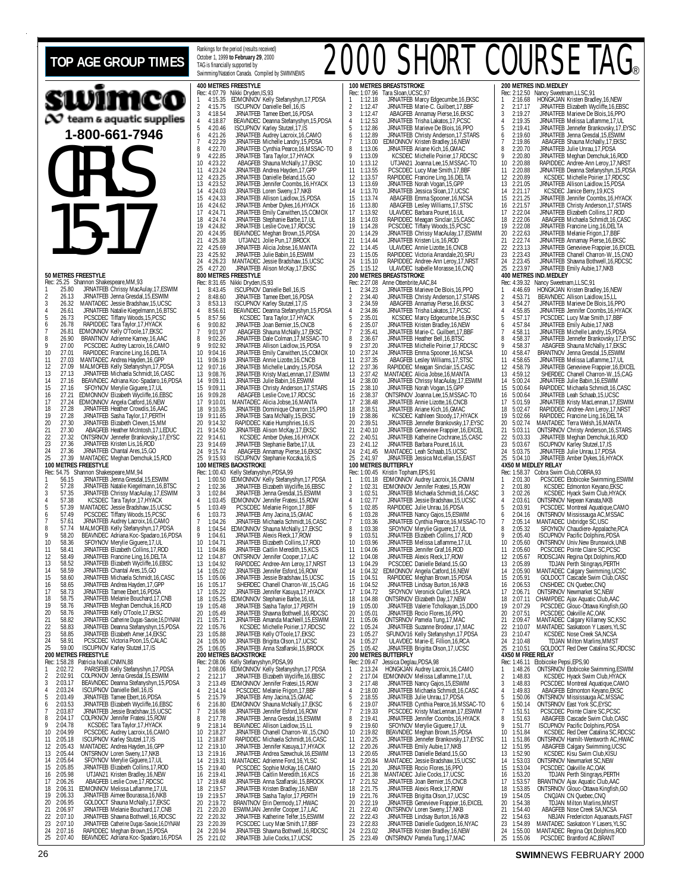# TOP AGE GROUP TIMES

Rankings for the period (results received) October 1, 1999 to **February 29**, 2000
TAG is financially supported by Swimming/Natation Canada. Compiled by SWIMNEWS

# 2000 SHORT COURSE TAG®

**swimco** team & aquatic supplies **1-800-661-7946**

# GIRLS 15-17

### 50 METRES FREESTYLE
Rec: 25.25 Shannon Shakespeare,MM,93

1. 25.80 JRNATFEB Chrissy MacAulay,17,ESWIM
2. 26.13 JRNATFEB Jenna Gresdal,15,ESWIM
3. 26.32 MANTADEC Jessie Bradshaw,15,UCSC
4. 26.61 JRNATFEB Natalie Kiegelmann,16,BTSC
5. 26.73 PCSCDEC Tiffany Woods,15,PCSC
6. 26.78 RAPIDDEC Tara Taylor,17,HYACK
7. 26.81 EDMONNOV Kelly O'Toole,17,EKSC
8. 26.90 BRANTNOV Adrienne Karney,16,AAC
9. 27.00 PCSCDEC Audrey Lacroix,16,CAMO
10. 27.01 RAPIDDEC Francine Ling,16,DELTA
11. 27.03 MANTADEC Andrea Hayden,16,GPP
12. 27.09 MALMOFEB Kelly Stefanyshyn,17,PDSA
13. 27.13 JRNATFEB Michaela Schmidt,16,CASC
14. 27.16 BEAVNDEC Adriana Koc-Spadaro,16,PDSA
15. 27.16 SFOYNOV Merylie Giguere,17,UL
16. 27.21 EDMONNOV Elizabeth Wycliffe,16,EBSC
17. 27.24 EDMONNOV Angela Catford,16,NEW
18. 27.28 JRNATFEB Heather Crowdis,16,AAC
19. 27.28 JRNATFEB Sasha Taylor,17,PERTH
20. 27.30 JRNATFEB Elizabeth Cleven,15,MM
21. 27.30 ABAGFEB Heather McIntosh,17,LEDUC
22. 27.32 ONTSRNOV Jennefer Brankovsky,17,EYSC
23. 27.36 JRNATFEB Kristen Lis,16,ROD
24. 27.36 JRNATFEB Chantal Ares,15,GO
25. 27.39 MANTADEC Meghan Demchuk,15,ROD

### 100 METRES FREESTYLE
Rec: 54.75 Shannon Shakespeare,MM,94

1. 56.15 JRNATFEB Jenna Gresdal,15,ESWIM
2. 57.28 JRNATFEB Natalie Kiegelmann,16,BTSC
3. 57.35 JRNATFEB Chrissy MacAulay,17,ESWIM
4. 57.38 KCSDEC Tara Taylor,17,HYACK
5. 57.39 MANTADEC Jessie Bradshaw,15,UCSC
6. 57.49 PCSCDEC Tiffany Woods,15,PCSC
7. 57.61 JRNATFEB Audrey Lacroix,16,CAMO
8. 57.74 MALMOFEB Kelly Stefanyshyn,17,PDSA
9. 58.20 BEAVNDEC Adriana Koc-Spadaro,16,PDSA
10. 58.36 SFOYNOV Merylie Giguere,17,UL
11. 58.41 JRNATFEB Elizabeth Collins,17,ROD
12. 58.49 JRNATFEB Francine Ling,16,DELTA
13. 58.52 JRNATFEB Elizabeth Wycliffe,16,EBSC
14. 58.59 JRNATFEB Chantal Ares,15,GO
15. 58.60 JRNATFEB Michaela Schmidt,16,CASC
16. 58.65 JRNATFEB Andrea Hayden,17,GPP
17. 58.73 JRNATFEB Tamee Ebert,16,PDSA
18. 58.75 JRNATFEB Melanie Bouchard,17,CNB
19. 58.76 JRNATFEB Meghan Demchuk,16,ROD
20. 58.76 JRNATFEB Kelly O'Toole,17,EKSC
21. 58.82 JRNATFEB Catherine Dugas-Savoie,16,DYNAM
22. 58.83 JRNATFEB Deanna Stefanyshyn,15,PDSA
23. 58.85 JRNATFEB Elizabeth Amer,14,EKSC
24. 58.91 PCSCDEC Victoria Poon,15,CALAC
25. 59.00 ISCUPNOV Karley Stutzel,17,IS

### 200 METRES FREESTYLE
Rec: 1:58.28 Patricia Noall,CNMN,88

1. 2:02.72 PARISFEB Kelly Stefanyshyn,17,PDSA
2. 2:02.91 COLPKNOV Jenna Gresdal,15,ESWIM
3. 2:03.17 BEAVNDEC Deanna Stefanyshyn,15,PDSA
4. 2:03.24 ISCUPNOV Danielle Bell,16,IS
5. 2:03.49 JRNATFEB Tamee Ebert,16,PDSA
6. 2:03.53 JRNATFEB Elizabeth Wycliffe,16,EBSC
7. 2:03.87 JRNATFEB Jessie Bradshaw,15,UCSC
8. 2:04.17 COLPKNOV Jennifer Fratesi,15,ROW
9. 2:04.78 KCSDEC Tara Taylor,17,HYACK
10. 2:04.99 PCSCDEC Audrey Lacroix,16,CAMO
11. 2:05.18 ISCUPNOV Karley Stutzel,17,IS
12. 2:05.43 MANTADEC Andrea Hayden,16,GPP
13. 2:05.44 ONTSRNOV Loren Sweny,17,NKB
14. 2:05.64 SFOYNOV Merylie Giguere,17,UL
15. 2:05.85 JRNATFEB Elizabeth Collins,17,ROD
16. 2:05.98 UTJAN21 Kristen Bradley,16,NEW
17. 2:06.26 ABAGFEB Leslie Cove,17,RDCSC
18. 2:06.31 EDMONNOV Melissa Laflamme,17,UL
19. 2:06.33 JRNATFEB Aimee Bourassa,16,NKB
20. 2:06.95 GOLDOCT Shauna McNally,17,EKSC
21. 2:06.97 JRNATFEB Melanie Bouchard,17,CNB
22. 2:07.10 JRNATFEB Shawna Bothwell,16,RDCSC
23. 2:07.10 JRNATFEB Catherine Dugas-Savoie,16,DYNAM
24. 2:07.16 RAPIDDEC Meghan Brown,15,PDSA
25. 2:07.40 BEAVNDEC Adriana Koc-Spadaro,16,PDSA

### 400 METRES FREESTYLE
Rec: 4:07.79 Nikki Dryden,IS,93

1. 4:15.35 EDMONNOV Kelly Stefanyshyn,17,PDSA
2. 4:15.75 ISCUPNOV Danielle Bell,16,IS
3. 4:18.54 JRNATFEB Tamee Ebert,16,PDSA
4. 4:18.87 BEAVNDEC Deanna Stefanyshyn,15,PDSA
5. 4:20.46 ISCUPNOV Karley Stutzel,17,IS
6. 4:21.26 JRNATFEB Audrey Lacroix,16,CAMO
7. 4:22.29 JRNATFEB Michelle Landry,15,PDSA
8. 4:22.70 JRNATFEB Cynthia Pearce,16,MSSAC-TO
9. 4:22.85 JRNATFEB Tara Taylor,17,HYACK
10. 4:23.22 ABAGFEB Shauna McNally,17,EKSC
11. 4:23.24 JRNATFEB Andrea Hayden,17,GPP
12. 4:23.25 JRNATFEB Danielle Beland,15,GO
13. 4:23.52 JRNATFEB Jennifer Coombs,16,HYACK
14. 4:24.03 JRNATFEB Loren Sweny,17,NKB
15. 4:24.33 JRNATFEB Allison Laidlow,15,PDSA
16. 4:24.62 JRNATFEB Amber Dykes,16,HYACK
17. 4:24.71 JRNATFEB Emily Carwithen,15,COMOX
18. 4:24.74 JRNATFEB Stephanie Barbe,17,UL
19. 4:24.82 JRNATFEB Leslie Cove,17,RDCSC
20. 4:24.95 BEAVNDEC Meghan Brown,15,PDSA
21. 4:25.38 UTJAN21 Jolie Pun,17,BROCK
22. 4:25.69 JRNATFEB Alicia Jobse,16,MANTA
23. 4:25.92 JRNATFEB Julie Babin,16,ESWIM
24. 4:26.23 MANTADEC Jessie Bradshaw,15,UCSC
25. 4:27.20 JRNATFEB Alison McKay,17,EKSC

### 800 METRES FREESTYLE
Rec: 8:31.65 Nikki Dryden,IS,93

1. 8:43.45 ISCUPNOV Danielle Bell,16,IS
2. 8:48.60 JRNATFEB Tamee Ebert,16,PDSA
3. 8:53.13 ISCUPNOV Karley Stutzel,17,IS
4. 8:56.61 BEAVNDEC Deanna Stefanyshyn,15,PDSA
5. 8:57.56 KCSDEC Tara Taylor,17,HYACK
6. 9:00.82 JRNATFEB Joan Bernier,15,CNCB
7. 9:01.97 ABAGFEB Shauna McNally,17,EKSC
8. 9:02.26 JRNATFEB Dale Colman,17,MSSAC-TO
9. 9:02.92 JRNATFEB Allison Laidlow,15,PDSA
10. 9:04.16 JRNATFEB Emily Carwithen,15,COMOX
11. 9:06.19 JRNATFEB Annie Lizotte,16,CNCB
12. 9:07.16 JRNATFEB Michelle Landry,15,PDSA
13. 9:08.76 JRNATFEB Kristy MacLennan,17,ESWIM
14. 9:09.11 JRNATFEB Julie Babin,16,ESWIM
15. 9:09.11 JRNATFEB Christy Anderson,17,STARS
16. 9:09.28 ABAGFEB Leslie Cove,17,RDCSC
17. 9:10.01 MANTADEC Alicia Jobse,16,MANTA
18. 9:10.35 JRNATFEB Dominique Charron,15,PPO
19. 9:11.65 JRNATFEB Sara McNally,15,EKSC
20. 9:14.32 RAPIDDEC Katie Humphries,16,IS
21. 9:14.50 JRNATFEB Alison McKay,17,EKSC
22. 9:14.61 KCSDEC Amber Dykes,16,HYACK
23. 9:14.69 JRNATFEB Stephanie Barbe,17,UL
24. 9:15.74 ABAGFEB Annamay Pierse,16,EKSC
25. 9:15.93 ISCUPNOV Stephanie Koczka,16,IS

### 100 METRES BACKSTROKE
Rec: 1:00.43 Kelly Stefanyshyn,PDSA,99

1. 1:00.50 EDMONNOV Kelly Stefanyshyn,17,PDSA
2. 1:02.36 JRNATFEB Elizabeth Wycliffe,16,EBSC
3. 1:02.84 JRNATFEB Jenna Gresdal,15,ESWIM
4. 1:03.45 EDMONNOV Jennifer Fratesi,15,ROW
5. 1:03.49 PCSCDEC Melanie Frigon,17,BBF
6. 1:03.73 JRNATFEB Amy Jacina,15,GMAC
7. 1:04.26 JRNATFEB Michaela Schmidt,16,CASC
8. 1:04.54 EDMONNOV Shauna McNally,17,EKSC
9. 1:04.61 JRNATFEB Alexis Rieck,17,ROW
10. 1:04.71 JRNATFEB Elizabeth Collins,17,ROD
11. 1:04.86 JRNATFEB Caitlin Meredith,15,KCS
12. 1:04.87 ONTSRNOV Jennifer Cooper,17,LAC
13. 1:04.92 RAPIDDEC Andree-Ann Leroy,17,NRST
14. 1:05.02 JRNATFEB Jennifer Esford,16,ROW
15. 1:05.06 JRNATFEB Jessie Bradshaw,15,UCSC
16. 1:05.17 SHERDEC Chanell Charron-W.,15,CAG
17. 1:05.22 JRNATFEB Jennifer Kasuya,17,HYACK
18. 1:05.25 EDMONNOV Stephanie Barbe,16,UL
19. 1:05.48 JRNATFEB Sasha Taylor,17,PERTH
20. 1:05.49 JRNATFEB Shawna Bothwell,16,RDCSC
21. 1:05.71 JRNATFEB Amanda MacNeill,15,ESWIM
22. 1:05.76 KCSDEC Michelle Poirier,17,RDCSC
23. 1:05.88 JRNATFEB Kelly O'Toole,17,EKSC
24. 1:05.90 JRNATFEB Brigitta Olson,17,UCSC
25. 1:06.05 JRNATFEB Anna Szaflarski,15,BROCK

### 200 METRES BACKSTROKE
Rec: 2:08.06 Kelly Stefanyshyn,PDSA,99

1. 2:08.06 EDMONNOV Kelly Stefanyshyn,17,PDSA
2. 2:12.17 JRNATFEB Elizabeth Wycliffe,16,EBSC
3. 2:13.49 EDMONNOV Jennifer Fratesi,15,ROW
4. 2:14.14 PCSCDEC Melanie Frigon,17,BBF
5. 2:15.79 JRNATFEB Amy Jacina,15,GMAC
6. 2:16.80 EDMONNOV Shauna McNally,17,EKSC
7. 2:16.98 JRNATFEB Jennifer Esford,16,ROW
8. 2:17.78 JRNATFEB Jenna Gresdal,15,ESWIM
9. 2:18.14 BEAVNDEC Allison Laidlow,15,LL
10. 2:18.27 JRNATFEB Chanell Charron-W.,15,CNO
11. 2:18.87 RAPIDDEC Michaela Schmidt,16,CASC
12. 2:19.10 JRNATFEB Jennifer Kasuya,17,HYACK
13. 2:19.16 JRNATFEB Andrea Szewchuk,16,ESWIM
14. 2:19.31 MANTADEC Adrienne Ford,16,YLSC
15. 2:19.40 PCSCDEC Sophie McKay,16,CAMO
16. 2:19.41 JRNATFEB Caitlin Meredith,16,KCS
17. 2:19.48 JRNATFEB Anna Szaflarski,15,BROCK
18. 2:19.57 JRNATFEB Kristen Bradley,16,NEW
19. 2:19.57 JRNATFEB Sasha Taylor,17,PERTH
20. 2:19.72 BRANTNOV Erin Dermody,17,HWAC
21. 2:20.20 ESWIMJAN Jennifer Cooper,17,LAC
22. 2:20.32 JRNATFEB Katherine Telfer,15,ESWIM
23. 2:20.39 PCSCDEC Lucy Mae Smith,17,BBF
24. 2:20.94 JRNATFEB Shawna Bothwell,16,RDCSC
25. 2:21.02 JRNATFEB Julie Cocks,17,UCSC

### 100 METRES BREASTSTROKE
Rec: 1:07.96 Tara Sloan,UCSC,97

1. 1:12.18 JRNATFEB Marcy Edgecumbe,16,EKSC
2. 1:12.47 JRNATFEB Marie-C. Guilbert,17,BBF
3. 1:12.47 ABAGFEB Annamay Pierse,16,EKSC
4. 1:12.53 JRNATFEB Trisha Lakatos,17,PCSC
5. 1:12.86 JRNATFEB Marieve De Blois,16,PPO
6. 1:12.89 JRNATFEB Christy Anderson,17,STARS
7. 1:13.00 EDMONNOV Kristen Bradley,16,NEW
8. 1:13.06 JRNATFEB Ariane Kich,16,GMAC
9. 1:13.09 KCSDEC Michelle Poirier,17,RDCSC
10. 1:13.12 UTJAN21 Joanna Lee,15,MSSAC-TO
11. 1:13.55 PCSCDEC Lucy Mae Smith,17,BBF
12. 1:13.57 RAPIDDEC Francine Ling,16,DELTA
13. 1:13.69 JRNATFEB Norah Vogan,15,GPP
14. 1:13.70 JRNATFEB Jessica Sloan,17,UCSC
15. 1:13.74 ABAGFEB Emma Spooner,16,NCSA
16. 1:13.80 ABAGFEB Lesley Williams,17,STSC
17. 1:13.92 ULAVDEC Barbara Pouret,16,UL
18. 1:14.03 RAPIDDEC Meagan Sinclair,15,CASC
19. 1:14.28 PCSCDEC Tiffany Woods,15,PCSC
20. 1:14.29 JRNATFEB Chrissy MacAulay,17,ESWIM
21. 1:14.44 JRNATFEB Kristen Lis,16,ROD
22. 1:14.45 ULAVDEC Annie Lizotte,16,CNCB
23. 1:15.05 RAPIDDEC Victoria Arrandale,20,SFU
24. 1:15.10 RAPIDDEC Andree-Ann Leroy,17,NRST
25. 1:15.12 ULAVDEC Isabelle Morasse,16,CNQ

### 200 METRES BREASTSTROKE
Rec: 2:27.08 Anne Ottenbrite,AAC,84

1. 2:34.23 JRNATFEB Marieve De Blois,16,PPO
2. 2:34.40 JRNATFEB Christy Anderson,17,STARS
3. 2:34.59 ABAGFEB Annamay Pierse,16,EKSC
4. 2:34.86 JRNATFEB Trisha Lakatos,17,PCSC
5. 2:35.01 KCSDEC Marcy Edgecumbe,16,EKSC
6. 2:35.07 JRNATFEB Kristen Bradley,16,NEW
7. 2:35.41 JRNATFEB Marie-C. Guilbert,17,BBF
8. 2:36.67 JRNATFEB Heather Bell,16,BTSC
9. 2:37.20 JRNATFEB Michelle Poirier,17,RDCSC
10. 2:37.24 JRNATFEB Emma Spooner,16,NCSA
11. 2:37.35 ABAGFEB Lesley Williams,17,STSC
12. 2:37.36 RAPIDDEC Meagan Sinclair,15,CASC
13. 2:37.42 MANTADEC Alicia Jobse,16,MANTA
14. 2:38.00 JRNATFEB Chrissy MacAulay,17,ESWIM
15. 2:38.10 JRNATFEB Norah Vogan,15,GPP
16. 2:38.37 ONTSRNOV Joanna Lee,15,MSSAC-TO
17. 2:38.48 JRNATFEB Annie Lizotte,16,CNCB
18. 2:38.51 JRNATFEB Ariane Kich,16,GMAC
19. 2:38.86 KCSDEC Kathleen Stoody,17,HYACK
20. 2:39.51 JRNATFEB Jennefer Brankovsky,17,EYSC
21. 2:40.10 JRNATFEB Genevieve Frappier,16,EXCEL
22. 2:40.51 JRNATFEB Katherine Cochrane,15,CASC
23. 2:41.12 JRNATFEB Barbara Pouret,16,UL
24. 2:41.45 MANTADEC Leah Schaab,15,UCSC
25. 2:41.97 JRNATFEB Jessica McLellan,15,EAST

### 100 METRES BUTTERFLY
Rec: 1:00.45 Kristin Topham,EPS,91

1. 1:01.18 EDMONNOV Audrey Lacroix,16,CNMM
2. 1:02.31 EDMONNOV Jennifer Fratesi,15,ROW
3. 1:02.51 JRNATFEB Michaela Schmidt,16,CASC
4. 1:02.77 JRNATFEB Jessie Bradshaw,15,UCSC
5. 1:02.85 RAPIDDEC Julie Unrau,17,PDSA
6. 1:03.28 JRNATFEB Nancy Gajos,15,ESWIM
7. 1:03.36 JRNATFEB Cynthia Pearce,16,MSSAC-TO
8. 1:03.38 SFOYNOV Merylie Giguere,17,UL
9. 1:03.51 JRNATFEB Elizabeth Collins,17,ROD
10. 1:03.96 JRNATFEB Melissa Laflamme,17,UL
11. 1:04.06 JRNATFEB Jennifer Graf,16,ROD
12. 1:04.08 JRNATFEB Alexis Rieck,17,ROW
13. 1:04.29 PCSCDEC Danielle Beland,15,GO
14. 1:04.32 EDMONNOV Angela Catford,16,NEW
15. 1:04.51 RAPIDDEC Meghan Brown,15,PDSA
16. 1:04.52 JRNATFEB Lindsay Burton,16,NKB
17. 1:04.72 SFOYNOV Veronick Cullen,15,RCA
18. 1:04.88 ONTSRNOV Elizabeth Day,17,NEW
19. 1:05.00 JRNATFEB Valerie Tcholkayan,15,DDO
20. 1:05.01 JRNATFEB Rocio Flores,16,PPO
21. 1:05.06 ONTSRNOV Pamela Tung,17,MAC
22. 1:05.24 JRNATFEB Suzanne Brodeur,17,MAC
23. 1:05.27 SFUNOV16 Kelly Stefanyshyn,17,PDSA
24. 1:05.27 ULAVDEC Marie-E. Fillion,16,RCA
25. 1:05.42 JRNATFEB Brigitta Olson,17,UCSC

### 200 METRES BUTTERFLY
Rec: 2:09.47 Jessica Deglau,PDSA,98

1. 2:13.24 HONGKJAN Audrey Lacroix,16,CAMO
2. 2:17.04 EDMONNOV Melissa Laflamme,17,UL
3. 2:17.48 JRNATFEB Nancy Gajos,15,ESWIM
4. 2:18.00 JRNATFEB Michaela Schmidt,16,CASC
5. 2:18.55 JRNATFEB Julie Unrau,17,PDSA
6. 2:19.07 JRNATFEB Cynthia Pearce,16,MSSAC-TO
7. 2:19.33 PCSCDEC Kristy MacLennan,17,ESWIM
8. 2:19.41 JRNATFEB Jennifer Coombs,16,HYACK
9. 2:19.60 SFOYNOV Merylie Giguere,17,UL
10. 2:19.80 BEAVNDEC Meghan Brown,15,PDSA
11. 2:20.25 JRNATFEB Jennefer Brankovsky,17,EYSC
12. 2:20.26 JRNATFEB Emily Aubie,17,NKB
13. 2:20.65 JRNATFEB Danielle Beland,15,GO
14. 2:20.84 MANTADEC Jessie Bradshaw,15,UCSC
15. 2:21.20 JRNATFEB Rocio Flores,16,PPO
16. 2:21.38 MANTADEC Julie Cocks,17,UCSC
17. 2:21.52 JRNATFEB Joan Bernier,15,CNCB
18. 2:21.75 JRNATFEB Alexis Rieck,17,ROW
19. 2:21.76 JRNATFEB Brigitta Olson,17,UCSC
20. 2:22.19 JRNATFEB Genevieve Frappier,16,EXCEL
21. 2:22.40 ONTSRNOV Loren Sweny,17,NKB
22. 2:22.43 JRNATFEB Lindsay Burton,16,NKB
23. 2:22.83 JRNATFEB Danielle Gudgeon,16,NYAC
24. 2:23.02 JRNATFEB Kristen Bradley,16,NEW
25. 2:23.49 ONTSRNOV Pamela Tung,17,MAC

### 200 METRES IND.MEDLEY
Rec: 2:12.50 Nancy Sweetnam,LLSC,91

1. 2:16.68 HONGKJAN Kristen Bradley,16,NEW
2. 2:17.17 JRNATFEB Elizabeth Wycliffe,16,EBSC
3. 2:19.27 JRNATFEB Marieve De Blois,16,PPO
4. 2:19.35 JRNATFEB Melissa Laflamme,17,UL
5. 2:19.41 JRNATFEB Jennefer Brankovsky,17,EYSC
6. 2:19.60 JRNATFEB Jenna Gresdal,15,ESWIM
7. 2:19.86 ABAGFEB Shauna McNally,17,EKSC
8. 2:20.70 JRNATFEB Julie Unrau,17,PDSA
9. 2:20.80 JRNATFEB Meghan Demchuk,16,ROD
10. 2:20.88 RAPIDDEC Andree-Ann Leroy,17,NRST
11. 2:20.88 JRNATFEB Deanna Stefanyshyn,15,PDSA
12. 2:20.89 KCSDEC Michelle Poirier,17,RDCSC
13. 2:21.05 JRNATFEB Allison Laidlow,15,PDSA
14. 2:21.17 KCSDEC Janice Berry,19,KCS
15. 2:21.25 JRNATFEB Jennifer Coombs,16,HYACK
16. 2:21.57 JRNATFEB Christy Anderson,17,STARS
17. 2:22.04 JRNATFEB Elizabeth Collins,17,ROD
18. 2:22.06 ABAGFEB Michaela Schmidt,16,CASC
19. 2:22.08 JRNATFEB Francine Ling,16,DELTA
20. 2:22.63 JRNATFEB Melanie Frigon,17,BBF
21. 2:22.74 JRNATFEB Annamay Pierse,16,EKSC
22. 2:23.13 JRNATFEB Genevieve Frappier,16,EXCEL
23. 2:23.43 JRNATFEB Chanell Charron-W.,15,CNO
24. 2:23.45 JRNATFEB Shawna Bothwell,16,RDCSC
25. 2:23.97 JRNATFEB Emily Aubie,17,NKB

### 400 METRES IND.MEDLEY
Rec: 4:39.32 Nancy Sweetnam,LLSC,91

1. 4:46.69 HONGKJAN Kristen Bradley,16,NEW
2. 4:53.71 BEAVNDEC Allison Laidlow,15,LL
3. 4:54.27 JRNATFEB Marieve De Blois,16,PPO
4. 4:55.85 JRNATFEB Jennifer Coombs,16,HYACK
5. 4:57.17 PCSCDEC Lucy Mae Smith,17,BBF
6. 4:57.84 JRNATFEB Emily Aubie,17,NKB
7. 4:58.11 JRNATFEB Michelle Landry,15,PDSA
8. 4:58.37 JRNATFEB Jennefer Brankovsky,17,EYSC
9. 4:58.37 ABAGFEB Shauna McNally,17,EKSC
10. 4:58.47 BRANTNOV Jenna Gresdal,15,ESWIM
11. 4:58.65 JRNATFEB Melissa Laflamme,17,UL
12. 4:58.79 JRNATFEB Genevieve Frappier,16,EXCEL
13. 4:59.12 SHERDEC Chanell Charron-W.,15,CAG
14. 5:00.24 JRNATFEB Julie Babin,16,ESWIM
15. 5:00.64 RAPIDDEC Michaela Schmidt,16,CASC
16. 5:00.64 JRNATFEB Leah Schaab,15,UCSC
17. 5:01.59 JRNATFEB Kristy MacLennan,17,ESWIM
18. 5:02.47 RAPIDDEC Andree-Ann Leroy,17,NRST
19. 5:02.66 RAPIDDEC Francine Ling,16,DELTA
20. 5:02.74 MANTADEC Terra Welsh,16,MANTA
21. 5:03.11 ONTSRNOV Christy Anderson,16,STARS
22. 5:03.33 JRNATFEB Meghan Demchuk,16,ROD
23. 5:03.67 ISCUPNOV Karley Stutzel,17,IS
24. 5:03.75 JRNATFEB Julie Unrau,17,PDSA
25. 5:04.10 JRNATFEB Amber Dykes,16,HYACK

### 4X50 M MEDLEY RELAY
Rec: 1:58.37 Cobra Swim Club,COBRA,93

1. 2:01.30 PCSCDEC Etobicoke Swimming,ESWIM
2. 2:01.80 KCSDEC Edmonton Keyano,EKSC
3. 2:02.26 KCSDEC Hyack Swim Club,HYACK
4. 2:03.61 ONTSRNOV Nepean Kanata,NKB
5. 2:03.91 PCSCDEC Montreal Aquatique,CAMO
6. 2:04.16 ONTSRNOV Mississauga AC,MSSAC
7. 2:05.14 MANTADEC Uxbridge SC,USC
8. 2:05.32 SFOYNOV Chaudiere-Appalache,RCA
9. 2:05.40 ISCUPNOV Pacific Dolphins,PDSA
10. 2:05.60 ONTSRNOV Univ.New Brunswick,UNB
11. 2:05.60 PCSCDEC Pointe Claire SC,PCSC
12. 2:05.67 RODDOJAN Regina Opt.Dolphins,ROD
13. 2:05.89 TDJAN Perth Stingrays,PERTH
14. 2:05.90 MANTADEC Calgary Swimming,UCSC
15. 2:05.91 GOLDOCT Cascade Swim Club,CASC
16. 2:06.53 CNSHDEC CN Quebec,CNQ
17. 2:06.71 ONTSRNOV Newmarket SC,NEW
18. 2:07.11 CHAMPDEC Ajax Aquatic Club,AAC
19. 2:07.29 PCSCDEC Glouc-Ottawa Kingfish,GO
20. 2:07.51 PCSCDEC Oakville AC,OAK
21. 2:09.47 MANTADEC Calgary Killarney SC,KSC
22. 2:10.07 MANTADEC Saskatoon Y Lasers,YLSC
23. 2:10.47 KCSDEC Nose Creek SA,NCSA
24. 2:10.48 TDJAN Milton Marlins,MMST
25. 2:10.51 GOLDOCT Red Deer Catalina SC,RDCSC

### 4X50 M FREE RELAY
Rec: 1:46.11 Etobicoke Pepsi,EPS,90

1. 1:48.26 ONTSRNOV Etobicoke Swimming,ESWIM
2. 1:48.83 KCSDEC Hyack Swim Club,HYACK
3. 1:48.83 PCSCDEC Montreal Aquatique,CAMO
4. 1:49.83 ABAGFEB Edmonton Keyano,EKSC
5. 1:50.06 ONTSRNOV Mississauga AC,MSSAC
6. 1:50.14 ONTSRNOV East York SC,EYSC
7. 1:51.51 PCSCDEC Pointe Claire SC,PCSC
8. 1:51.63 ABAGFEB Cascade Swim Club,CASC
9. 1:51.77 ISCUPNOV Pacific Dolphins,PDSA
10. 1:51.84 KCSDEC Red Deer Catalina SC,RDCSC
11. 1:51.86 ONTSRNOV Hamilt-Wentworth AC,HWAC
12. 1:51.95 ABAGFEB Calgary Swimming,UCSC
13. 1:52.90 KCSDEC Kisu Swim Club,KISU
14. 1:53.03 ONTSRNOV Newmarket SC,NEW
15. 1:53.04 PCSCDEC Oakville AC,OAK
16. 1:53.20 TDJAN Perth Stingrays,PERTH
17. 1:53.57 BRANTNOV Ajax Aquatic Club,AAC
18. 1:53.85 ONTSRNOV Glouc-Ottawa Kingfish,GO
19. 1:54.05 CNQJAN CN Quebec,CNQ
20. 1:54.38 TDJAN Milton Marlins,MMST
21. 1:54.40 ABAGFEB Nose Creek SA,NCSA
22. 1:54.63 NBJAN Fredericton Aquanauts,FAST
23. 1:54.89 MANTADEC Saskatoon Y Lasers,YLSC
24. 1:55.00 MANTADEC Regina Opt.Dolphins,ROD
25. 1:55.06 PCSCDEC Brantford AC,BRANT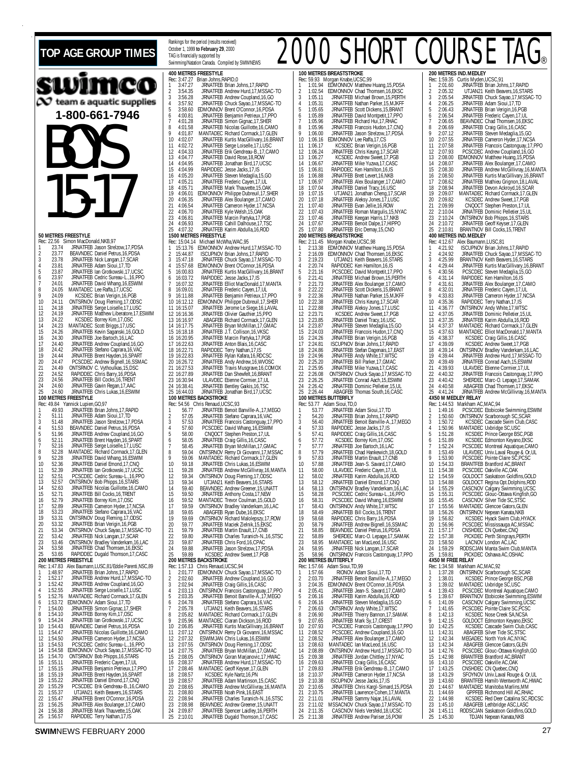# TOP AGE GROUP TIMES

Rankings for the period (results received) October 1, 1999 to **February 29**, 2000
TAG is financially supported by Swimming/Natation Canada. Compiled by SWIMNEWS

# 2000 SHORT COURSE TAG®

**swimco** team & aquatic supplies
**1-800-661-7946**

# BOYS 15-17

### 50 METRES FREESTYLE
Rec: 22.56 Simon MacDonald,NKB,97

1 23.74 JRNATFEB Jason Strelzow,17,PDSA
2 23.77 BEAVNDEC Daniel Petrus,16,PDSA
3 23.78 JRNATFEB Nick Langan,17,SCAR
4 23.81 JRNATFEB Adam Sioui,17,TD
5 23.87 JRNATFEB Ian Grotkowski,17,UCSC
6 23.97 JRNATFEB Cedric Sureau-L.,16,PPO
7 24.01 JRNATFEB David Whang,16,ESWIM
8 24.05 MANTADEC Lee Raffa,17,UCSC
9 24.09 KCSDEC Brian Verigin,16,PGB
10 24.11 ONTSRNOV Doug Fleming,17,ODSC
11 24.18 JRNATFEB Serge Loiselle,17,LUSC
12 24.19 JRNATFEB Matthew Liberatore,17,ESWIM
13 24.22 KCSDEC Borrey Kim,17,OSC
14 24.23 MANTADEC Scott Briggs,17,USC
15 24.26 JRNATFEB Kevin Saganski,16,GOLD
16 24.30 JRNATFEB Joe Bartoch,16,LAC
17 24.40 JRNATFEB Andrew Coupland,16,GO
18 24.42 JRNATFEB Stefano Caprara,16,VAC
19 24.44 JRNATFEB Brent Hayden,16,SPART
20 24.47 PCSCDEC Andrew Bignell,16,SSMAC
21 24.49 ONTSRNOV C. Vythoulkas,15,DSC
22 24.52 RAPIDDEC Chris Barry,16,PDSA
23 24.56 JRNATFEB Bill Cocks,16,TRENT
24 24.60 JRNATFEB Gavin Regan,17,AAC
25 24.60 JRNATFEB Chris Lukas,16,ESWIM

### 100 METRES FREESTYLE
Rec: 49.84 Yannick Lupien,GO,97

1 49.93 JRNATFEB Brian Johns,17,RAPID
2 51.11 JRNATFEB Adam Sioui,17,TD
3 51.48 JRNATFEB Jason Strelzow,17,PDSA
4 51.53 BEAVNDEC Daniel Petrus,16,PDSA
5 51.96 JRNATFEB Andrew Coupland,16,GO
6 52.11 JRNATFEB Brent Hayden,16,SPART
7 52.16 JRNATFEB Serge Loiselle,17,LUSC
8 52.28 MANTADEC Richard Cormack,17,GLEN
9 52.28 JRNATFEB David Whang,16,ESWIM
10 52.36 JRNATFEB Daniel Emond,17,CNQ
11 52.39 JRNATFEB Ian Grotkowski,17,UCSC
12 52.51 PCSCDEC Cedric Sureau-L.,16,PPO
13 52.57 ONTSRNOV Bob Phipps,16,STARS
14 52.63 JRNATFEB Nicolas Guillotte,16,CAMO
15 52.71 JRNATFEB Bill Cocks,16,TRENT
16 52.79 JRNATFEB Borrey Kim,17,OSC
17 52.89 JRNATFEB Cameron Hyder,17,NCSA
18 53.23 JRNATFEB Stefano Caprara,16,VAC
19 53.31 ONTSRNOV Doug Fleming,17,ODSC
20 53.32 JRNATFEB Brian Verigin,16,PGB
21 53.34 ONTSRNOV Chuck Sayao,17,MSSAC-TO
22 53.42 JRNATFEB Nick Langan,17,SCAR
23 53.46 ONTSRNOV Bradley Vanderkam,16,LAC
24 53.58 JRNATFEB Chad Thomsen,16,EKSC
25 53.65 RAPIDDEC Dugald Thomson,17,CASC

### 200 METRES FREESTYLE
Rec: 1:47.83 Alex Baumann,LUSC,81/Eddie Parenti,NSC,89

1 1:48.97 JRNATFEB Brian Johns,17,RAPID
2 1:52.17 JRNATFEB Andrew Hurd,17,MSSAC-TO
3 1:52.42 JRNATFEB Andrew Coupland,16,GO
4 1:52.55 JRNATFEB Serge Loiselle,17,LUSC
5 1:52.76 MANTADEC Richard Cormack,17,GLEN
6 1:53.72 EDMONNOV Adam Sioui,17,TD
7 1:54.00 JRNATFEB Simon Gignac,17,SHER
8 1:54.10 JRNATFEB Borrey Kim,17,OSC
9 1:54.24 JRNATFEB Ian Grotkowski,17,UCSC
10 1:54.43 BEAVNDEC Daniel Petrus,16,PDSA
11 1:54.47 JRNATFEB Nicolas Guillotte,16,CAMO
12 1:54.50 JRNATFEB Cameron Hyder,17,NCSA
13 1:54.53 PCSCDEC Cedric Sureau-L.,16,PPO
14 1:54.58 EDMONNOV Chuck Sayao,17,MSSAC-TO
15 1:54.70 ONTSRNOV Bob Phipps,16,STARS
16 1:55.11 JRNATFEB Frederic Cayen,17,UL
17 1:55.15 JRNATFEB Benjamin Petrieux,17,PPO
18 1:55.19 JRNATFEB Brent Hayden,16,SPART
19 1:55.22 JRNATFEB Daniel Emond,17,CNQ
20 1:55.29 PCSCDEC Erik Gendreau-B.,16,CAMO
21 1:55.37 UTJAN21 Keith Beavers,16,STARS
22 1:55.47 JRNATFEB Brent O'Connor,16,PDSA
23 1:56.25 JRNATFEB Alex Boulanger,17,CAMO
24 1:56.39 JRNATFEB Mark Thauvette,15,OAK
25 1:56.57 RAPIDDEC Terry Nathan,17,IS

### 400 METRES FREESTYLE
Rec: 3:47.27 Brian Johns,RAPID,0

1 3:47.27 JRNATFEB Brian Johns,17,RAPID
2 3:54.35 JRNATFEB Andrew Hurd,17,MSSAC-TO
3 3:56.28 JRNATFEB Andrew Coupland,16,GO
4 3:57.92 JRNATFEB Chuck Sayao,17,MSSAC-TO
5 3:58.60 EDMONNOV Brent O'Connor,16,PDSA
6 4:00.81 JRNATFEB Benjamin Petrieux,17,PPO
7 4:01.28 JRNATFEB Simon Gignac,17,SHER
8 4:01.58 JRNATFEB Nicolas Guillotte,16,CAMO
9 4:01.87 MANTADEC Richard Cormack,17,GLEN
10 4:02.07 JRNATFEB Kurtis MacGillivary,16,BRANT
11 4:02.72 JRNATFEB Serge Loiselle,17,LUSC
12 4:04.33 JRNATFEB Erik Gendreau-B.,17,CAMO
13 4:04.77 JRNATFEB David Rose,18,ROW
14 4:04.95 JRNATFEB Jonathan Bird,17,UCSC
15 4:04.99 RAPIDDEC Jesse Jacks,17,IS
16 4:05.20 JRNATFEB Steven Medaglia,15,GO
17 4:05.21 JRNATFEB Frederic Cayen,17,UL
18 4:05.71 JRNATFEB Mark Thauvette,15,OAK
19 4:06.01 EDMONNOV Philippe Dubreuil,17,SHER
20 4:06.35 JRNATFEB Alex Boulanger,17,CAMO
21 4:06.54 JRNATFEB Cameron Hyder,17,NCSA
22 4:06.70 JRNATFEB Kyle Welsh,15,OAK
23 4:06.81 JRNATFEB Marcin Partyka,17,PGB
24 4:06.93 JRNATFEB Cahill Dalhouse,17,TSC
25 4:07.32 JRNATFEB Karim Abdulla,16,ROD

### 1500 METRES FREESTYLE
Rec: 15:04.14 Michael McWha,WAC,95

1 15:13.76 EDMONNOV Andrew Hurd,17,MSSAC-TO
2 15:44.87 ISCUPNOV Brian Johns,17,RAPID
3 15:47.18 JRNATFEB Chuck Sayao,17,MSSAC-TO
4 15:57.68 EDMONNOV Brent O'Connor,16,PDSA
5 16:00.83 JRNATFEB Kurtis MacGillivary,16,BRANT
6 16:03.72 RAPIDDEC Jesse Jacks,17,IS
7 16:07.32 JRNATFEB Elliot MacDonald,17,MANTA
8 16:09.01 JRNATFEB Frederic Cayen,17,UL
9 16:11.88 JRNATFEB Benjamin Petrieux,17,PPO
10 16:12.12 EDMONNOV Philippe Dubreuil,17,SHER
11 16:15.07 JRNATFEB Jerome Le Siege,16,LAVAL
12 16:16.36 JRNATFEB Olivier Gauthier,15,PPO
13 16:16.97 ABAGFEB Richard Cormack,17,GLEN
14 16:17.75 JRNATFEB Bryan McMillan,17,GMAC
15 16:18.18 JRNATFEB J.T. Collison,16,VKSC
16 16:20.95 JRNATFEB Marcin Partyka,17,PGB
17 16:22.63 JRNATFEB Anton Blais,16,CASC
18 16:22.71 RAPIDDEC Terry Nathan,17,IS
19 16:22.83 JRNATFEB Rylan Kafara,16,RDCSC
20 16:26.72 JRNATFEB Andy Andrew,16,WVOSC
21 16:27.53 JRNATFEB Travis Musgrave,16,COMOX
22 16:27.89 JRNATFEB Dan Shewfelt,16,BRANT
23 16:30.94 ULAVDEC Etienne Cormier,17,UL
24 16:38.41 JRNATFEB Bentley Gaikis,16,TSC
25 16:44.03 JRNATFEB Jonathan Bird,17,UCSC

### 100 METRES BACKSTROKE
Rec: 54.56 Chris Renaud,UCSC,93

1 56.77 JRNATFEB Benoit Banville-A.,17,MEGO
2 57.05 JRNATFEB Stefano Caprara,16,VAC
3 57.53 JRNATFEB Francois Castonguay,17,PPO
4 57.60 PCSCDEC David Whang,16,ESWIM
5 58.00 CNQOCT Stephen Preston,17,UL
6 58.05 JRNATFEB Craig Gillis,16,CASC
7 58.45 JRNATFEB Bryan McMillan,17,GMAC
8 59.04 ONTSRNOV Remy Di Giovanni,17,MSSAC
9 59.06 MANTADEC Richard Cormack,17,GLEN
10 59.18 JRNATFEB Chris Lukas,16,ESWIM
11 59.28 JRNATFEB Andrew McGillivray,16,MANTA
12 59.34 ONTSRNOV Doug Fleming,17,ODSC
13 59.34 UTJAN21 Keith Beavers,16,STARS
14 59.40 BEAVNDEC Andrew Greener,15,UNATT
15 59.50 JRNATFEB Anthony Costa,17,NEW
16 59.52 MANTADEC Trevor Coulman,15,GOLD
17 59.59 ONTSRNOV Bradley Vanderkam,16,LAC
18 59.65 ABAGFEB Ryan Dube,16,EKSC
19 59.69 ONTSRNOV Richard Malolepszy,17,ROW
20 59.77 JRNATFEB Maciek Zielnik,15,EKSC
21 59.79 JRNATFEB Martin Enault,17,CNB
22 59.80 JRNATFEB Charles Turanich-N.,16,STSC
23 59.87 JRNATFEB Chris Ford,16,CPAC
24 59.88 JRNATFEB Jason Strelzow,17,PDSA
25 59.89 KCSDEC Andrew Sweet,17,PGB

### 200 METRES BACKSTROKE
Rec: 1:57.13 Chris Renaud,UCSC,94

1 2:01.77 EDMONNOV Chuck Sayao,17,MSSAC-TO
2 2:02.60 JRNATFEB Andrew Coupland,16,GO
3 2:02.94 JRNATFEB Craig Gillis,16,CASC
4 2:03.13 ONTSRNOV Francois Castonguay,17,PPO
5 2:03.35 JRNATFEB Benoit Banville-A.,17,MEGO
6 2:04.78 JRNATFEB Stefano Caprara,16,VAC
7 2:05.78 UTJAN21 Keith Beavers,16,STARS
8 2:05.82 MANTADEC Richard Cormack,17,GLEN
9 2:05.96 MANTADEC Ciaran Dickson,16,ROD
10 2:06.85 JRNATFEB Kurtis MacGillivary,16,BRANT
11 2:07.12 ONTSRNOV Remy Di Giovanni,16,MSSAC
12 2:07.32 ESWIMJAN Chris Lukas,16,ESWIM
13 2:07.55 ONTSRNOV Doug Fleming,17,ODSC
14 2:07.75 JRNATFEB Bryan McMillan,17,GMAC
15 2:08.05 ONTSRNOV Goran Marjanovic,17,HWAC
16 2:08.37 JRNATFEB Andrew Hurd,17,MSSAC-TO
17 2:08.46 MANTADEC Geoff Keyser,17,GLEN
18 2:08.57 KCSDEC Kyle Nartz,16,PN
19 2:08.57 JRNATFEB Adam Martinson,15,CASC
20 2:08.65 JRNATFEB Andrew McGillivray,16,MANTA
21 2:08.80 JRNATFEB Noah Pink,16,EAST
22 2:08.94 JRNATFEB Charles Turanich-N.,16,STSC
23 2:08.98 BEAVNDEC Andrew Greener,15,UNATT
24 2:09.87 JRNATFEB Spencer Laidley,16,PERTH
25 2:10.01 JRNATFEB Dugald Thomson,17,CASC

### 100 METRES BREASTSTROKE
Rec: 59.93 Morgan Knabe,UCSC,99

1 1:01.94 EDMONNOV Matthew Huang,15,PDSA
2 1:02.54 EDMONNOV Chad Thomsen,16,EKSC
3 1:05.11 JRNATFEB Michael Brown,15,PERTH
4 1:05.31 JRNATFEB Nathan Parker,15,MJKFF
5 1:05.65 JRNATFEB Scott Dickens,15,BRANT
6 1:05.89 JRNATFEB David Montpetit,17,PPO
7 1:05.96 JRNATFEB Richard Hui,17,RHAC
8 1:05.96 JRNATFEB Francois Hudon,17,CNQ
9 1:06.00 JRNATFEB Jason Strelzow,17,PDSA
10 1:06.16 EDMONNOV Lee Raffa,17,CS
11 1:06.17 KCSDEC Brian Verigin,16,PGB
12 1:06.24 JRNATFEB Chris Keung,17,SCAR
13 1:06.27 KCSDEC Andrew Sweet,17,PGB
14 1:06.67 JRNATFEB Mike Yuzwa,17,CASC
15 1:06.81 RAPIDDEC Ken Hamilton,16,IS
16 1:06.88 JRNATFEB Brett Levert,16,NKB
17 1:06.97 JRNATFEB Alex Boulanger,17,CAMO
18 1:07.04 JRNATFEB Daniel Tracy,16,USC
19 1:07.15 UTJAN21 Jonathan Cheng,17,SCAR
20 1:07.18 JRNATFEB Aleksy Jones,17,LUSC
21 1:07.40 JRNATFEB Evan Jellie,16,ROW
22 1:07.43 JRNATFEB Roman Margulis,15,NYAC
23 1:07.46 JRNATFEB Keegan Harris,17,NKB
24 1:07.67 JRNATFEB Benoit Dalpe,17,HIPPO
25 1:07.80 JRNATFEB Eric Demay,15,CNO

### 200 METRES BREASTSTROKE
Rec: 2:11.45 Morgan Knabe,UCSC,98

1 2:13.38 EDMONNOV Matthew Huang,15,PDSA
2 2:16.09 EDMONNOV Chad Thomsen,16,EKSC
3 2:19.23 UTJAN21 Keith Beavers,16,STARS
4 2:20.74 RAPIDDEC Ken Hamilton,16,IS
5 2:21.16 PCSCDEC David Montpetit,17,PPO
6 2:21.41 JRNATFEB Michael Brown,15,PERTH
7 2:21.73 JRNATFEB Alex Boulanger,17,CAMO
8 2:22.22 JRNATFEB Scott Dickens,15,BRANT
9 2:22.36 JRNATFEB Nathan Parker,15,MJKFF
10 2:22.38 JRNATFEB Chris Keung,17,SCAR
11 2:22.88 JRNATFEB Aleksy Jones,17,LUSC
12 2:22.71 KCSDEC Andrew Sweet,17,PGB
13 2:23.85 JRNATFEB Daniel Tracy,16,USC
14 2:23.87 JRNATFEB Steven Medaglia,15,GO
15 2:24.03 JRNATFEB Francois Hudon,17,CNQ
16 2:24.26 JRNATFEB Brian Verigin,16,PGB
17 2:24.81 ISCUPNOV Brian Johns,17,RAPID
18 2:24.86 JRNATFEB Stefan Dagenais,17,EAST
19 2:24.96 JRNATFEB Andy White,17,WTSC
20 2:25.20 JRNATFEB Bill Parker,17,GMAC
21 2:25.95 JRNATFEB Mike Yuzwa,17,CASC
22 2:26.08 ONTSRNOV Chuck Sayao,17,MSSAC-TO
23 2:26.25 JRNATFEB Conrad Aach,15,ESWIM
24 2:26.42 JRNATFEB Dominic Pelletier,15,UL
25 2:26.44 ABAGFEB Thomas South,16,CASC

### 100 METRES BUTTERFLY
Rec: 53.77 Adam Sioui,TD,0

1 53.77 JRNATFEB Adam Sioui,17,TD
2 54.20 JRNATFEB Brian Johns,17,RAPID
3 56.40 JRNATFEB Benoit Banville-A.,17,MEGO
4 57.33 RAPIDDEC Jesse Jacks,17,IS
5 57.41 RAPIDDEC Craig Gillis,16,CASC
6 57.72 KCSDEC Borrey Kim,17,OSC
7 57.77 JRNATFEB Joe Bartoch,16,LAC
8 57.79 JRNATFEB Chad Hankewich,18,GOLD
9 57.83 JRNATFEB Martin Enault,17,CNB
10 57.88 JRNATFEB Jean-S. Savard,17,CAMO
11 58.00 ULAVDEC Frederic Cayen,17,UL
12 58.02 JRNATFEB Karim Abdulla,16,ROD
13 58.12 JRNATFEB Daniel Emond,17,CNQ
14 58.13 ONTSRNOV Bradley Vanderkam,16,LAC
15 58.28 PCSCDEC Cedric Sureau-L.,16,PPO
16 58.31 PCSCDEC David Whang,16,ESWIM
17 58.43 ONTSRNOV Andy White,17,WTSC
18 58.49 JRNATFEB Bill Cocks,16,TRENT
19 58.68 RAPIDDEC Chris Barry,16,PDSA
20 58.79 JRNATFEB Andrew Bignell,16,SSMAC
21 58.85 BEAVNDEC Daniel Petrus,16,PDSA
22 58.89 SHERDEC Marc-O. Lepage,17,SAMAK
23 58.95 MANTADEC Ian MacLeod,16,USC
24 58.96 JRNATFEB Nick Langan,17,SCAR
25 58.96 ONTSRNOV Francois Castonguay,17,PPO

### 200 METRES BUTTERFLY
Rec: 1:57.66 Adam Sioui,TD,99

1 1:57.66 RIONOV Adam Sioui,17,TD
2 2:03.70 JRNATFEB Benoit Banville-A.,17,MEGO
3 2:04.35 EDMONNOV Brent O'Connor,16,PDSA
4 2:05.41 JRNATFEB Jean-S. Savard,17,CAMO
5 2:06.16 JRNATFEB Karim Abdulla,16,ROD
6 2:06.16 JRNATFEB Steven Medaglia,15,GO
7 2:06.63 ONTSRNOV Andy White,17,WTSC
8 2:06.90 JRNATFEB Thierry Bannon,17,SAMAK
9 2:07.65 JRNATFEB Mark Sy,17,CREST
10 2:07.93 PCSCDEC Francois Castonguay,17,PPO
11 2:08.52 PCSCDEC Andrew Coupland,16,GO
12 2:08.52 JRNATFEB Alex Boulanger,17,CAMO
13 2:08.63 MANTADEC Ian MacLeod,16,USC
14 2:08.89 ONTSRNOV Andrew Hurd,17,MSSAC-TO
15 2:09.38 JRNATFEB Jordan Chittley,17,NYAC
16 2:09.63 JRNATFEB Craig Gillis,16,CASC
17 2:09.83 JRNATFEB Erik Gendreau-B.,17,CAMO
18 2:10.37 JRNATFEB Cameron Hyder,17,NCSA
19 2:10.38 ISCUPNOV Jesse Jacks,17,IS
20 2:10.65 JRNATFEB Chris Kargl-Simard,15,PDSA
21 2:10.75 JRNATFEB Lawrence Cohen,17,MANTA
22 2:11.01 JRNATFEB Sammy Najar,16,LAVAL
23 2:11.02 MSSACNOV Chuck Sayao,17,MSSAC-TO
24 2:11.35 CASCNOV Niels Versfeld,18,UCSC
25 2:11.38 JRNATFEB Andrew Pariser,16,POW

### 200 METRES IND. MEDLEY
Rec: 1:59.35 Curtis Myden,UCSC,91

1 2:01.60 JRNATFEB Brian Johns,17,RAPID
2 2:05.32 UTJAN21 Keith Beavers,16,STARS
3 2:05.54 JRNATFEB Chuck Sayao,17,MSSAC-TO
4 2:06.25 JRNATFEB Adam Sioui,17,TD
5 2:06.43 JRNATFEB Brian Verigin,16,PGB
6 2:06.54 JRNATFEB Frederic Cayen,17,UL
7 2:06.65 BEAVNDEC Chad Thomsen,16,EKSC
8 2:06.69 JRNATFEB Craig Gillis,16,CASC
9 2:07.12 JRNATFEB Steven Medaglia,15,GO
10 2:07.55 JRNATFEB Cameron Hyder,17,NCSA
11 2:07.58 JRNATFEB Francois Castonguay,17,PPO
12 2:07.93 PCSCDEC Andrew Coupland,16,GO
13 2:08.00 EDMONNOV Matthew Huang,15,PDSA
14 2:08.07 JRNATFEB Alex Boulanger,17,CAMO
15 2:08.30 JRNATFEB Andrew McGillivray,16,MANTA
16 2:08.50 JRNATFEB Kurtis MacGillivary,16,BRANT
17 2:08.62 JRNATFEB Mathieu Grignon,18,LAVAL
18 2:08.94 JRNATFEB Devon Ackroyd,16,SCAR
19 2:09.07 MANTADEC Richard Cormack,17,GLEN
20 2:09.62 KCSDEC Andrew Sweet,17,PGB
21 2:09.99 CNQOCT Stephen Preston,17,UL
22 2:10.04 JRNATFEB Dominic Pelletier,15,UL
23 2:10.24 ONTSRNOV Bob Phipps,16,STARS
24 2:10.72 JRNATFEB Geoff Keyser,17,GLEN
25 2:10.81 BRANTNOV Bill Cocks,15,TRENT

### 400 METRES IND. MEDLEY
Rec: 4:12.67 Alex Baumann,LUSC,81

1 4:21.92 ISCUPNOV Brian Johns,17,RAPID
2 4:24.92 JRNATFEB Chuck Sayao,17,MSSAC-TO
3 4:25.99 BRANTNOV Keith Beavers,16,STARS
4 4:29.44 JRNATFEB Kurtis MacGillivary,16,BRANT
5 4:30.56 PCSCDEC Steven Medaglia,15,GO
6 4:31.14 RAPIDDEC Ken Hamilton,16,IS
7 4:31.61 JRNATFEB Alex Boulanger,17,CAMO
8 4:32.01 JRNATFEB Frederic Cayen,17,UL
9 4:33.83 JRNATFEB Cameron Hyder,17,NCSA
10 4:35.36 RAPIDDEC Terry Nathan,17,IS
11 4:36.77 ONTSRNOV Andy White,17,WTSC
12 4:37.05 JRNATFEB Dominic Pelletier,15,UL
13 4:37.35 JRNATFEB Karim Abdulla,16,ROD
14 4:37.37 MANTADEC Richard Cormack,17,GLEN
15 4:37.63 MANTADEC Elliot MacDonald,17,MANTA
16 4:38.37 KCSDEC Craig Gillis,16,CASC
17 4:39.09 KCSDEC Andrew Sweet,17,PGB
18 4:39.14 ONTSRNOV Bradley Vanderkam,16,LAC
19 4:39.44 JRNATFEB Andrew Hurd,17,MSSAC-TO
20 4:39.49 JRNATFEB Conrad Aach,15,ESWIM
21 4:39.93 ULAVDEC Etienne Cormier,17,UL
22 4:40.32 JRNATFEB Francois Castonguay,17,PPO
23 4:40.42 SHERDEC Marc-O. Lepage,17,SAMAK
24 4:40.58 ABAGFEB Chad Thomsen,17,EKSC
25 4:41.24 JRNATFEB Andrew McGillivray,16,MANTA

### 4X50 M MEDLEY RELAY
Rec: 1:44.53 Markham AC,MAC,94

1 1:49.16 PCSCDEC Etobicoke Swimming,ESWIM
2 1:50.60 ONTSRNOV Scarborough SC,SCAR
3 1:50.72 KCSDEC Cascade Swim Club,CASC
4 1:50.96 MANTADEC Uxbridge SC,USC
5 1:51.28 KCSDEC Prince George BSC,PGB
6 1:51.89 KCSDEC Edmonton Keyano,EKSC
7 1:52.24 PCSCDEC Montreal Aquatique,CAMO
8 1:53.49 ULAVDEC Univ.Laval Rouge & Or,UL
9 1:53.90 PCSCDEC Pointe Claire SC,PCSC
10 1:54.33 BRANTFEB Brantford AC,BRANT
11 1:54.38 PCSCDEC Oakville AC,OAK
12 1:54.59 GOLDOCT Saskatoon Goldfins,GOLD
13 1:54.88 GOLDOCT Regina Opt.Dolphins,ROD
14 1:55.29 CASCNOV Calgary Swimming,UCSC
15 1:55.31 PCSCDEC Glouc-Ottawa Kingfish,GO
16 1:55.45 CASCNOV Silver Tide SC,STSC
17 1:55.56 MANTADEC Glencoe Gators,GLEN
18 1:56.26 ONTSRNOV Nepean Kanata,NKB
19 1:56.82 KCSDEC Hyack Swim Club,HYACK
20 1:56.96 PCSCDEC Mississauga AC,MSSAC
21 1:57.17 CNSHDEC CN Quebec,CNQ
22 1:57.38 PICKDEC Perth Stingrays,PERTH
23 1:58.50 LACNOV London AC,LAC
24 1:59.29 RODSCJAN Manta Swim Club,MANTA
25 1:59.81 PICKDEC Oshawa AC,OSHAC

### 4X50 M FREE RELAY
Rec: 1:34.58 Markham AC,MAC,92

1 1:37.28 ONTSRNOV Scarborough SC,SCAR
2 1:38.01 KCSDEC Prince George BSC,PGB
3 1:39.02 MANTADEC Uxbridge SC,USC
4 1:39.43 PCSCDEC Montreal Aquatique,CAMO
5 1:39.67 BRANTNOV Etobicoke Swimming,ESWIM
6 1:41.09 CASCNOV Calgary Swimming,UCSC
7 1:41.65 PCSCDEC Pointe Claire SC,PCSC
8 1:42.13 KCSDEC Nose Creek SA,NCSA
9 1:42.15 GOLDOCT Edmonton Keyano,EKSC
10 1:42.25 KCSDEC Cascade Swim Club,CASC
11 1:42.31 ABAGFEB Silver Tide SC,STSC
12 1:42.34 MEGADEC North York AC,NYAC
13 1:42.34 ABAGFEB Glencoe Gators,GLEN
14 1:42.76 PCSCDEC Glouc-Ottawa Kingfish,GO
15 1:42.98 BRANTFEB Brantford AC,BRANT
16 1:43.10 PCSCDEC Oakville AC,OAK
17 1:43.25 CNSHDEC CN Quebec,CNQ
18 1:43.29 SFOYNOV Univ.Laval Rouge & Or,UL
19 1:43.60 BRANTFEB Hamilt-Wentworth AC,HWAC
20 1:44.67 MANTADEC Manitoba Marlins,MM
21 1:44.69 GPPFEB Richmond Hill AC,RHAC
22 1:44.98 KCSDEC Red Deer Catalina SC,RDCSC
23 1:45.10 ABAGFEB Lethbridge ASC,LASC
24 1:45.11 RODSCJAN Saskatoon Goldfins,GOLD
25 1:45.30 TDJAN Nepean Kanata,NKB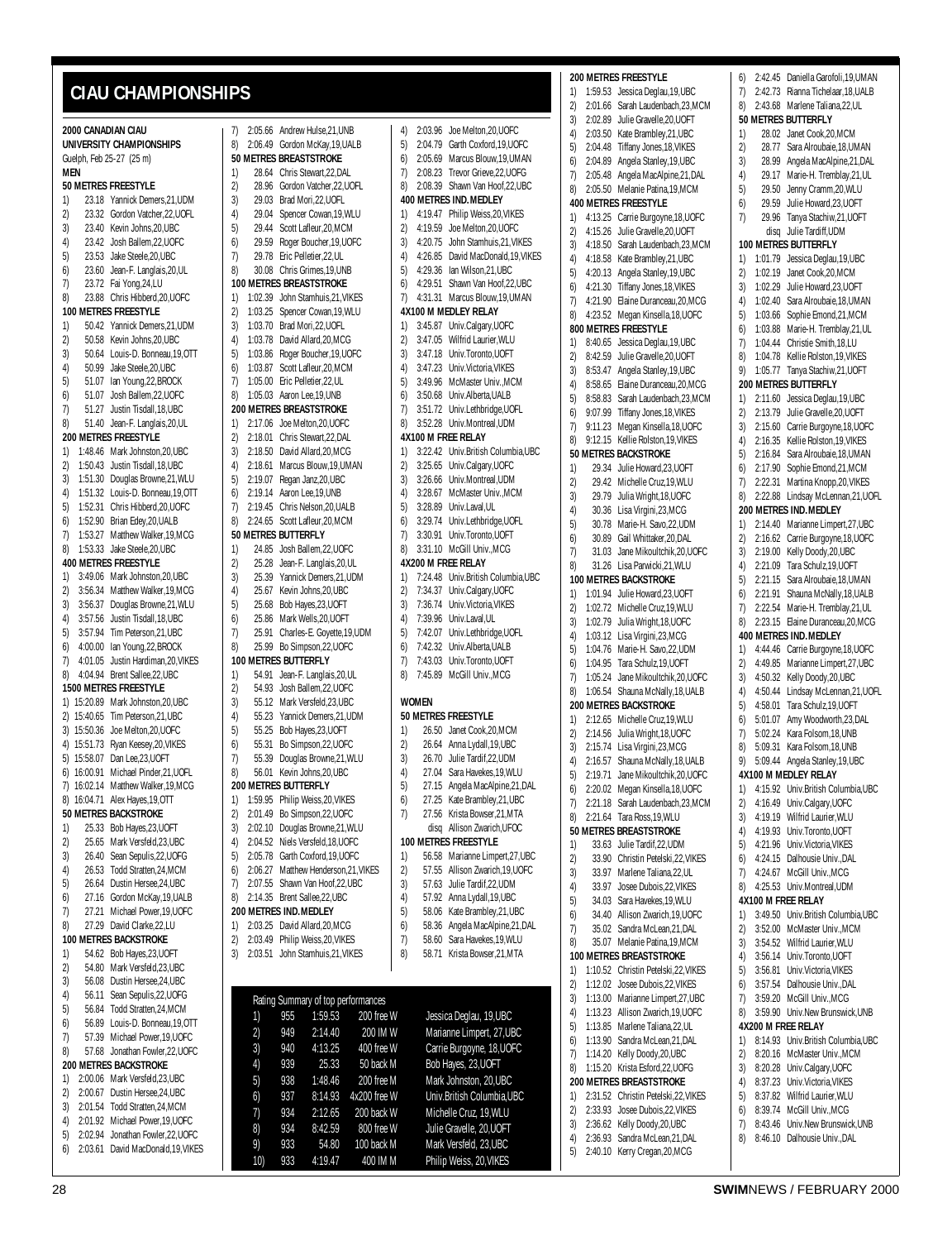# CIAU CHAMPIONSHIPS

**2000 CANADIAN CIAU UNIVERSITY CHAMPIONSHIPS**
Guelph, Feb 25-27 (25 m)

**MEN**

**50 METRES FREESTYLE**
1) 23.18 Yannick Demers,21,UDM
2) 23.32 Gordon Vatcher,22,UOFL
3) 23.40 Kevin Johns,20,UBC
4) 23.42 Josh Ballem,22,UOFC
5) 23.53 Jake Steele,20,UBC
6) 23.60 Jean-F. Langlais,20,UL
7) 23.72 Fai Yong,24,LU
8) 23.88 Chris Hibberd,20,UOFC

**100 METRES FREESTYLE**
1) 50.42 Yannick Demers,21,UDM
2) 50.58 Kevin Johns,20,UBC
3) 50.64 Louis-D. Bonneau,19,OTT
4) 50.99 Jake Steele,20,UBC
5) 51.07 Ian Young,22,BROCK
6) 51.07 Josh Ballem,22,UOFC
7) 51.27 Justin Tisdall,18,UBC
8) 51.40 Jean-F. Langlais,20,UL

**200 METRES FREESTYLE**
1) 1:48.46 Mark Johnston,20,UBC
2) 1:50.43 Justin Tisdall,18,UBC
3) 1:51.30 Douglas Browne,21,WLU
4) 1:51.32 Louis-D. Bonneau,19,OTT
5) 1:52.31 Chris Hibberd,20,UOFC
6) 1:52.90 Brian Edey,20,UALB
7) 1:53.27 Matthew Walker,19,MCG
8) 1:53.33 Jake Steele,20,UBC

**400 METRES FREESTYLE**
1) 3:49.06 Mark Johnston,20,UBC
2) 3:56.34 Matthew Walker,19,MCG
3) 3:56.37 Douglas Browne,21,WLU
4) 3:57.56 Justin Tisdall,18,UBC
5) 3:57.94 Tim Peterson,21,UBC
6) 4:00.00 Ian Young,22,BROCK
7) 4:01.05 Justin Hardiman,20,VIKES
8) 4:04.94 Brent Sallee,22,UBC

**1500 METRES FREESTYLE**
1) 15:20.89 Mark Johnston,20,UBC
2) 15:40.65 Tim Peterson,21,UBC
3) 15:50.36 Joe Melton,20,UOFC
4) 15:51.73 Ryan Keesey,20,VIKES
5) 15:58.07 Dan Lee,23,UOFT
6) 16:00.91 Michael Pinder,21,UOFL
7) 16:02.14 Matthew Walker,19,MCG
8) 16:04.71 Alex Hayes,19,OTT

**50 METRES BACKSTROKE**
1) 25.33 Bob Hayes,23,UOFT
2) 25.65 Mark Versfeld,23,UBC
3) 26.40 Sean Sepulis,22,UOFG
4) 26.53 Todd Stratten,24,MCM
5) 26.64 Dustin Hersee,24,UBC
6) 27.16 Gordon McKay,19,UALB
7) 27.21 Michael Power,19,UOFC
8) 27.29 David Clarke,22,LU

**100 METRES BACKSTROKE**
1) 54.62 Bob Hayes,23,UOFT
2) 54.80 Mark Versfeld,23,UBC
3) 56.08 Dustin Hersee,24,UBC
4) 56.11 Sean Sepulis,22,UOFG
5) 56.84 Todd Stratten,24,MCM
6) 56.89 Louis-D. Bonneau,19,OTT
7) 57.39 Michael Power,19,UOFC
8) 57.68 Jonathan Fowler,22,UOFC

**200 METRES BACKSTROKE**
1) 2:00.06 Mark Versfeld,23,UBC
2) 2:00.67 Dustin Hersee,24,UBC
3) 2:01.54 Todd Stratten,24,MCM
4) 2:01.92 Michael Power,19,UOFC
5) 2:02.94 Jonathan Fowler,22,UOFC
6) 2:03.61 David MacDonald,19,VIKES
7) 2:05.66 Andrew Hulse,21,UNB
8) 2:06.49 Gordon McKay,19,UALB

**50 METRES BREASTSTROKE**
1) 28.64 Chris Stewart,22,DAL
2) 28.96 Gordon Vatcher,22,UOFL
3) 29.03 Brad Mori,22,UOFL
4) 29.04 Spencer Cowan,19,WLU
5) 29.44 Scott Lafleur,20,MCM
6) 29.59 Roger Boucher,19,UOFC
7) 29.78 Eric Pelletier,22,UL
8) 30.08 Chris Grimes,19,UNB

**100 METRES BREASTSTROKE**
1) 1:02.39 John Stamhuis,21,VIKES
2) 1:03.25 Spencer Cowan,19,WLU
3) 1:03.70 Brad Mori,22,UOFL
4) 1:03.78 David Allard,20,MCG
5) 1:03.86 Roger Boucher,19,UOFC
6) 1:03.87 Scott Lafleur,20,MCM
7) 1:05.00 Eric Pelletier,22,UL
8) 1:05.03 Aaron Lee,19,UNB

**200 METRES BREASTSTROKE**
1) 2:17.06 Joe Melton,20,UOFC
2) 2:18.01 Chris Stewart,22,DAL
3) 2:18.50 David Allard,20,MCG
4) 2:18.61 Marcus Blouw,19,UMAN
5) 2:19.07 Regan Janz,20,UBC
6) 2:19.14 Aaron Lee,19,UNB
7) 2:19.45 Chris Nelson,20,UALB
8) 2:24.65 Scott Lafleur,20,MCM

**50 METRES BUTTERFLY**
1) 24.85 Josh Ballem,22,UOFC
2) 25.28 Jean-F. Langlais,20,UL
3) 25.39 Yannick Demers,21,UDM
4) 25.67 Kevin Johns,20,UBC
5) 25.68 Bob Hayes,23,UOFT
6) 25.86 Mark Wells,20,UOFT
7) 25.91 Charles-E. Goyette,19,UDM
8) 25.99 Bo Simpson,22,UOFC

**100 METRES BUTTERFLY**
1) 54.91 Jean-F. Langlais,20,UL
2) 54.93 Josh Ballem,22,UOFC
3) 55.12 Mark Versfeld,23,UBC
4) 55.23 Yannick Demers,21,UDM
5) 55.25 Bob Hayes,23,UOFT
6) 55.31 Bo Simpson,22,UOFC
7) 55.39 Douglas Browne,21,WLU
8) 56.01 Kevin Johns,20,UBC

**200 METRES BUTTERFLY**
1) 1:59.95 Philip Weiss,20,VIKES
2) 2:01.49 Bo Simpson,22,UOFC
3) 2:02.10 Douglas Browne,21,WLU
4) 2:04.52 Niels Versfeld,18,UOFC
5) 2:05.78 Garth Coxford,19,UOFC
6) 2:06.27 Matthew Henderson,21,VIKES
7) 2:07.55 Shawn Van Hoof,22,UBC
8) 2:14.35 Brent Sallee,22,UBC

**200 METRES IND.MEDLEY**
1) 2:03.25 David Allard,20,MCG
2) 2:03.49 Philip Weiss,20,VIKES
3) 2:03.51 John Stamhuis,21,VIKES
4) 2:03.96 Joe Melton,20,UOFC
5) 2:04.79 Garth Coxford,19,UOFC
6) 2:05.69 Marcus Blouw,19,UMAN
7) 2:08.23 Trevor Grieve,22,UOFG
8) 2:08.39 Shawn Van Hoof,22,UBC

**400 METRES IND.MEDLEY**
1) 4:19.47 Philip Weiss,20,VIKES
2) 4:19.59 Joe Melton,20,UOFC
3) 4:20.75 John Stamhuis,21,VIKES
4) 4:26.85 David MacDonald,19,VIKES
5) 4:29.36 Ian Wilson,21,UBC
6) 4:29.51 Shawn Van Hoof,22,UBC
7) 4:31.31 Marcus Blouw,19,UMAN

**4X100 M MEDLEY RELAY**
1) 3:45.87 Univ.Calgary,UOFC
2) 3:47.05 Wilfrid Laurier,WLU
3) 3:47.18 Univ.Toronto,UOFT
4) 3:47.23 Univ.Victoria,VIKES
5) 3:49.96 McMaster Univ.,MCM
6) 3:50.68 Univ.Alberta,UALB
7) 3:51.72 Univ.Lethbridge,UOFL
8) 3:52.28 Univ.Montreal,UDM

**4X100 M FREE RELAY**
1) 3:22.42 Univ.British Columbia,UBC
2) 3:25.65 Univ.Calgary,UOFC
3) 3:26.66 Univ.Montreal,UDM
4) 3:28.67 McMaster Univ.,MCM
5) 3:28.89 Univ.Laval,UL
6) 3:29.74 Univ.Lethbridge,UOFL
7) 3:30.91 Univ.Toronto,UOFT
8) 3:31.10 McGill Univ.,MCG

**4X200 M FREE RELAY**
1) 7:24.48 Univ.British Columbia,UBC
2) 7:34.37 Univ.Calgary,UOFC
3) 7:36.74 Univ.Victoria,VIKES
4) 7:39.96 Univ.Laval,UL
5) 7:42.07 Univ.Lethbridge,UOFL
6) 7:42.32 Univ.Alberta,UALB
7) 7:43.03 Univ.Toronto,UOFT
8) 7:45.89 McGill Univ.,MCG

**WOMEN**

**50 METRES FREESTYLE**
1) 26.50 Janet Cook,20,MCM
2) 26.64 Anna Lydall,19,UBC
3) 26.70 Julie Tardif,22,UDM
4) 27.04 Sara Havekes,19,WLU
5) 27.15 Angela MacAlpine,21,DAL
6) 27.25 Kate Brambley,21,UBC
7) 27.56 Krista Bowser,21,MTA
disq Allison Zwarich,UFOC

**100 METRES FREESTYLE**
1) 56.58 Marianne Limpert,27,UBC
2) 57.55 Allison Zwarich,19,UOFC
3) 57.63 Julie Tardif,22,UDM
4) 57.92 Anna Lydall,19,UBC
5) 58.06 Kate Brambley,21,UBC
6) 58.36 Angela MacAlpine,21,DAL
7) 58.60 Sara Havekes,19,WLU
8) 58.71 Krista Bowser,21,MTA

**200 METRES FREESTYLE**
1) 1:59.53 Jessica Deglau,19,UBC
2) 2:01.66 Sarah Laudenbach,23,MCM
3) 2:02.89 Julie Gravelle,20,UOFT
4) 2:03.50 Kate Brambley,21,UBC
5) 2:04.48 Tiffany Jones,18,VIKES
6) 2:04.89 Angela Stanley,19,UBC
7) 2:05.48 Angela MacAlpine,21,DAL
8) 2:05.50 Melanie Patina,19,MCM

**400 METRES FREESTYLE**
1) 4:13.25 Carrie Burgoyne,18,UOFC
2) 4:15.26 Julie Gravelle,20,UOFT
3) 4:18.50 Sarah Laudenbach,23,MCM
4) 4:18.58 Kate Brambley,21,UBC
5) 4:20.13 Angela Stanley,19,UBC
6) 4:21.30 Tiffany Jones,18,VIKES
7) 4:21.90 Elaine Duranceau,20,MCG
8) 4:23.52 Megan Kinsella,18,UOFC

**800 METRES FREESTYLE**
1) 8:40.65 Jessica Deglau,19,UBC
2) 8:42.59 Julie Gravelle,20,UOFT
3) 8:53.47 Angela Stanley,19,UBC
4) 8:58.65 Elaine Duranceau,20,MCG
5) 8:58.83 Sarah Laudenbach,23,MCM
6) 9:07.99 Tiffany Jones,18,VIKES
7) 9:11.23 Megan Kinsella,18,UOFC
8) 9:12.15 Kellie Rolston,19,VIKES

**50 METRES BACKSTROKE**
1) 29.34 Julie Howard,23,UOFT
2) 29.42 Michelle Cruz,19,WLU
3) 29.79 Julia Wright,18,UOFC
4) 30.36 Lisa Virgini,23,MCG
5) 30.78 Marie-H. Savo,22,UDM
6) 30.89 Gail Whittaker,20,DAL
7) 31.03 Jane Mikoultchik,20,UOFC
8) 31.26 Lisa Parwicki,21,WLU

**100 METRES BACKSTROKE**
1) 1:01.94 Julie Howard,23,UOFT
2) 1:02.72 Michelle Cruz,19,WLU
3) 1:02.79 Julia Wright,18,UOFC
4) 1:03.12 Lisa Virgini,23,MCG
5) 1:04.76 Marie-H. Savo,22,UDM
6) 1:04.95 Tara Schulz,19,UOFT
7) 1:05.24 Jane Mikoultchik,20,UOFC
8) 1:06.54 Shauna McNally,18,UALB

**200 METRES BACKSTROKE**
1) 2:12.65 Michelle Cruz,19,WLU
2) 2:14.56 Julia Wright,18,UOFC
3) 2:15.74 Lisa Virgini,23,MCG
4) 2:16.57 Shauna McNally,18,UALB
5) 2:19.71 Jane Mikoultchik,20,UOFC
6) 2:20.02 Megan Kinsella,18,UOFC
7) 2:21.18 Sarah Laudenbach,23,MCM
8) 2:21.64 Tara Ross,19,WLU

**50 METRES BREASTSTROKE**
1) 33.63 Julie Tardif,22,UDM
2) 33.90 Christin Petelski,22,VIKES
3) 33.97 Marlene Taliana,22,UL
4) 33.97 Josee Dubois,22,VIKES
5) 34.03 Sara Havekes,19,WLU
6) 34.40 Allison Zwarich,19,UOFC
7) 35.02 Sandra McLean,21,DAL
8) 35.07 Melanie Patina,19,MCM

**100 METRES BREASTSTROKE**
1) 1:10.52 Christin Petelski,22,VIKES
2) 1:12.02 Josee Dubois,22,VIKES
3) 1:13.00 Marianne Limpert,27,UBC
4) 1:13.23 Allison Zwarich,19,UOFC
5) 1:13.85 Marlene Taliana,22,UL
6) 1:13.90 Sandra McLean,21,DAL
7) 1:14.20 Kelly Doody,20,UBC
8) 1:15.20 Krista Esford,22,UOFG

**200 METRES BREASTSTROKE**
1) 2:31.52 Christin Petelski,22,VIKES
2) 2:33.93 Josee Dubois,22,VIKES
3) 2:36.62 Kelly Doody,20,UBC
4) 2:36.93 Sandra McLean,21,DAL
5) 2:40.10 Kerry Cregan,20,MCG
6) 2:42.45 Daniella Garofoli,19,UMAN
7) 2:42.73 Rianna Tichelaar,18,UALB
8) 2:43.68 Marlene Taliana,22,UL

**50 METRES BUTTERFLY**
1) 28.02 Janet Cook,20,MCM
2) 28.77 Sara Alroubaie,18,UMAN
3) 28.99 Angela MacAlpine,21,DAL
4) 29.17 Marie-H. Tremblay,21,UL
5) 29.50 Jenny Cramm,20,WLU
6) 29.59 Julie Howard,23,UOFT
7) 29.96 Tanya Stachiw,21,UOFT
disq Julie Tardiff,UDM

**100 METRES BUTTERFLY**
1) 1:01.79 Jessica Deglau,19,UBC
2) 1:02.19 Janet Cook,20,MCM
3) 1:02.29 Julie Howard,23,UOFT
4) 1:02.40 Sara Alroubaie,18,UMAN
5) 1:03.66 Sophie Emond,21,MCM
6) 1:03.88 Marie-H. Tremblay,21,UL
7) 1:04.44 Christie Smith,18,LU
8) 1:04.78 Kellie Rolston,19,VIKES
9) 1:05.77 Tanya Stachiw,21,UOFT

**200 METRES BUTTERFLY**
1) 2:11.60 Jessica Deglau,19,UBC
2) 2:13.79 Julie Gravelle,20,UOFT
3) 2:15.60 Carrie Burgoyne,18,UOFC
4) 2:16.35 Kellie Rolston,19,VIKES
5) 2:16.84 Sara Alroubaie,18,UMAN
6) 2:17.90 Sophie Emond,21,MCM
7) 2:22.31 Martina Knopp,20,VIKES
8) 2:22.88 Lindsay McLennan,21,UOFL

**200 METRES IND.MEDLEY**
1) 2:14.40 Marianne Limpert,27,UBC
2) 2:16.62 Carrie Burgoyne,18,UOFC
3) 2:19.00 Kelly Doody,20,UBC
4) 2:21.09 Tara Schulz,19,UOFT
5) 2:21.15 Sara Alroubaie,18,UMAN
6) 2:21.91 Shauna McNally,18,UALB
7) 2:22.54 Marie-H. Tremblay,21,UL
8) 2:23.15 Elaine Duranceau,20,MCG

**400 METRES IND.MEDLEY**
1) 4:44.46 Carrie Burgoyne,18,UOFC
2) 4:49.85 Marianne Limpert,27,UBC
3) 4:50.32 Kelly Doody,20,UBC
4) 4:50.44 Lindsay McLennan,21,UOFL
5) 4:58.01 Tara Schulz,19,UOFT
6) 5:01.07 Amy Woodworth,23,DAL
7) 5:02.24 Kara Folsom,18,UNB
8) 5:09.31 Kara Folsom,18,UNB
9) 5:09.44 Angela Stanley,19,UBC

**4X100 M MEDLEY RELAY**
1) 4:15.92 Univ.British Columbia,UBC
2) 4:16.49 Univ.Calgary,UOFC
3) 4:19.19 Wilfrid Laurier,WLU
4) 4:19.93 Univ.Toronto,UOFT
5) 4:21.96 Univ.Victoria,VIKES
6) 4:24.15 Dalhousie Univ.,DAL
7) 4:24.67 McGill Univ.,MCG
8) 4:25.53 Univ.Montreal,UDM

**4X100 M FREE RELAY**
1) 3:49.50 Univ.British Columbia,UBC
2) 3:52.00 McMaster Univ.,MCM
3) 3:54.52 Wilfrid Laurier,WLU
4) 3:56.14 Univ.Toronto,UOFT
5) 3:56.81 Univ.Victoria,VIKES
6) 3:57.54 Dalhousie Univ.,DAL
7) 3:59.20 McGill Univ.,MCG
8) 3:59.90 Univ.New Brunswick,UNB

**4X200 M FREE RELAY**
1) 8:14.93 Univ.British Columbia,UBC
2) 8:20.16 McMaster Univ.,MCM
3) 8:20.28 Univ.Calgary,UOFC
4) 8:37.23 Univ.Victoria,VIKES
5) 8:37.82 Wilfrid Laurier,WLU
6) 8:39.74 McGill Univ.,MCG
7) 8:43.46 Univ.New Brunswick,UNB
8) 8:46.10 Dalhousie Univ.,DAL

**Rating Summary of top performances**

| | | | | |
|---|---|---|---|---|
| 1) | 955 | 1:59.53 | 200 free W | Jessica Deglau, 19,UBC |
| 2) | 949 | 2:14.40 | 200 IM W | Marianne Limpert, 27,UBC |
| 3) | 940 | 4:13.25 | 400 free W | Carrie Burgoyne, 18,UOFC |
| 4) | 939 | 25.33 | 50 back M | Bob Hayes, 23,UOFT |
| 5) | 938 | 1:48.46 | 200 free M | Mark Johnston, 20,UBC |
| 6) | 937 | 8:14.93 | 4x200 free W | Univ.British Columbia,UBC |
| 7) | 934 | 2:12.65 | 200 back W | Michelle Cruz, 19,WLU |
| 8) | 934 | 8:42.59 | 800 free W | Julie Gravelle, 20,UOFT |
| 9) | 933 | 54.80 | 100 back M | Mark Versfeld, 23,UBC |
| 10) | 933 | 4:19.47 | 400 IM M | Philip Weiss, 20,VIKES |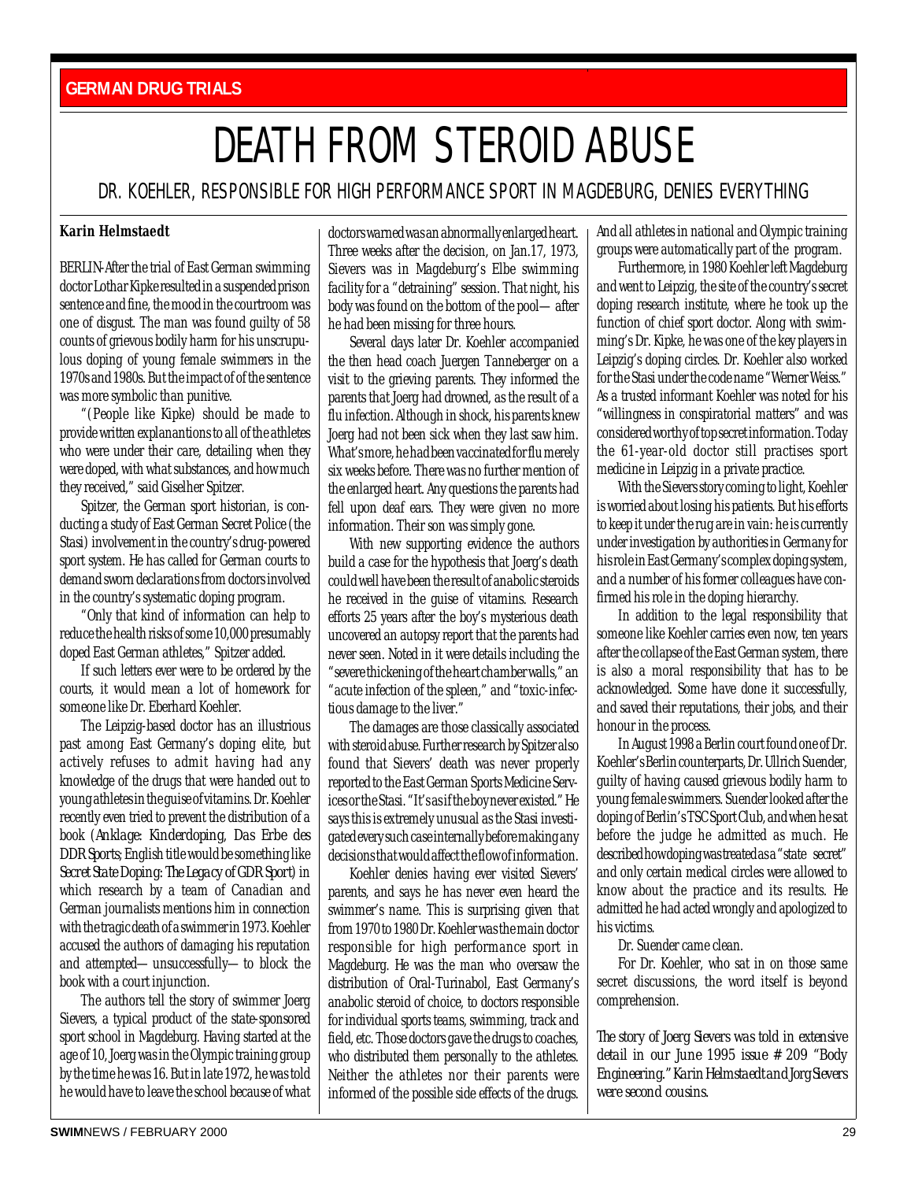GERMAN DRUG TRIALS

# DEATH FROM STEROID ABUSE

## DR. KOEHLER, RESPONSIBLE FOR HIGH PERFORMANCE SPORT IN MAGDEBURG, DENIES EVERYTHING

**Karin Helmstaedt**

BERLIN-After the trial of East German swimming doctor Lothar Kipke resulted in a suspended prison sentence and fine, the mood in the courtroom was one of disgust. The man was found guilty of 58 counts of grievous bodily harm for his unscrupulous doping of young female swimmers in the 1970s and 1980s. But the impact of of the sentence was more symbolic than punitive.

"(People like Kipke) should be made to provide written explanantions to all of the athletes who were under their care, detailing when they were doped, with what substances, and how much they received," said Giselher Spitzer.

Spitzer, the German sport historian, is conducting a study of East German Secret Police (the Stasi) involvement in the country's drug-powered sport system. He has called for German courts to demand sworn declarations from doctors involved in the country's systematic doping program.

"Only that kind of information can help to reduce the health risks of some 10,000 presumably doped East German athletes," Spitzer added.

If such letters ever were to be ordered by the courts, it would mean a lot of homework for someone like Dr. Eberhard Koehler.

The Leipzig-based doctor has an illustrious past among East Germany's doping elite, but actively refuses to admit having had any knowledge of the drugs that were handed out to young athletes in the guise of vitamins. Dr. Koehler recently even tried to prevent the distribution of a book (*Anklage: Kinderdoping, Das Erbe des DDR Sports*; English title would be something like *Secret State Doping: The Legacy of GDR Sport*) in which research by a team of Canadian and German journalists mentions him in connection with the tragic death of a swimmer in 1973. Koehler accused the authors of damaging his reputation and attempted—unsuccessfully—to block the book with a court injunction.

The authors tell the story of swimmer Joerg Sievers, a typical product of the state-sponsored sport school in Magdeburg. Having started at the age of 10, Joerg was in the Olympic training group by the time he was 16. But in late 1972, he was told he would have to leave the school because of what doctors warned was an abnormally enlarged heart. Three weeks after the decision, on Jan.17, 1973, Sievers was in Magdeburg's Elbe swimming facility for a "detraining" session. That night, his body was found on the bottom of the pool—after he had been missing for three hours.

Several days later Dr. Koehler accompanied the then head coach Juergen Tanneberger on a visit to the grieving parents. They informed the parents that Joerg had drowned, as the result of a flu infection. Although in shock, his parents knew Joerg had not been sick when they last saw him. What's more, he had been vaccinated for flu merely six weeks before. There was no further mention of the enlarged heart. Any questions the parents had fell upon deaf ears. They were given no more information. Their son was simply gone.

With new supporting evidence the authors build a case for the hypothesis that Joerg's death could well have been the result of anabolic steroids he received in the guise of vitamins. Research efforts 25 years after the boy's mysterious death uncovered an autopsy report that the parents had never seen. Noted in it were details including the "severe thickening of the heart chamber walls," an "acute infection of the spleen," and "toxic-infectious damage to the liver."

The damages are those classically associated with steroid abuse. Further research by Spitzer also found that Sievers' death was never properly reported to the East German Sports Medicine Services or the Stasi. "It's as if the boy never existed." He says this is extremely unusual as the Stasi investigated every such case internally before making any decisions that would affect the flow of information.

Koehler denies having ever visited Sievers' parents, and says he has never even heard the swimmer's name. This is surprising given that from 1970 to 1980 Dr. Koehler was the main doctor responsible for high performance sport in Magdeburg. He was the man who oversaw the distribution of Oral-Turinabol, East Germany's anabolic steroid of choice, to doctors responsible for individual sports teams, swimming, track and field, etc. Those doctors gave the drugs to coaches, who distributed them personally to the athletes. Neither the athletes nor their parents were informed of the possible side effects of the drugs. And all athletes in national and Olympic training groups were automatically part of the program.

Furthermore, in 1980 Koehler left Magdeburg and went to Leipzig, the site of the country's secret doping research institute, where he took up the function of chief sport doctor. Along with swimming's Dr. Kipke, he was one of the key players in Leipzig's doping circles. Dr. Koehler also worked for the Stasi under the code name "Werner Weiss." As a trusted informant Koehler was noted for his "willingness in conspiratorial matters" and was considered worthy of top secret information. Today the 61-year-old doctor still practises sport medicine in Leipzig in a private practice.

With the Sievers story coming to light, Koehler is worried about losing his patients. But his efforts to keep it under the rug are in vain: he is currently under investigation by authorities in Germany for his role in East Germany's complex doping system, and a number of his former colleagues have confirmed his role in the doping hierarchy.

In addition to the legal responsibility that someone like Koehler carries even now, ten years after the collapse of the East German system, there is also a moral responsibility that has to be acknowledged. Some have done it successfully, and saved their reputations, their jobs, and their honour in the process.

In August 1998 a Berlin court found one of Dr. Koehler's Berlin counterparts, Dr. Ullrich Suender, guilty of having caused grievous bodily harm to young female swimmers. Suender looked after the doping of Berlin's TSC Sport Club, and when he sat before the judge he admitted as much. He described how doping was treated as a "state secret" and only certain medical circles were allowed to know about the practice and its results. He admitted he had acted wrongly and apologized to his victims.

Dr. Suender came clean.

For Dr. Koehler, who sat in on those same secret discussions, the word itself is beyond comprehension.

*The story of Joerg Sievers was told in extensive detail in our June 1995 issue # 209 "Body Engineering." Karin Helmstaedt and Jorg Sievers were second cousins.*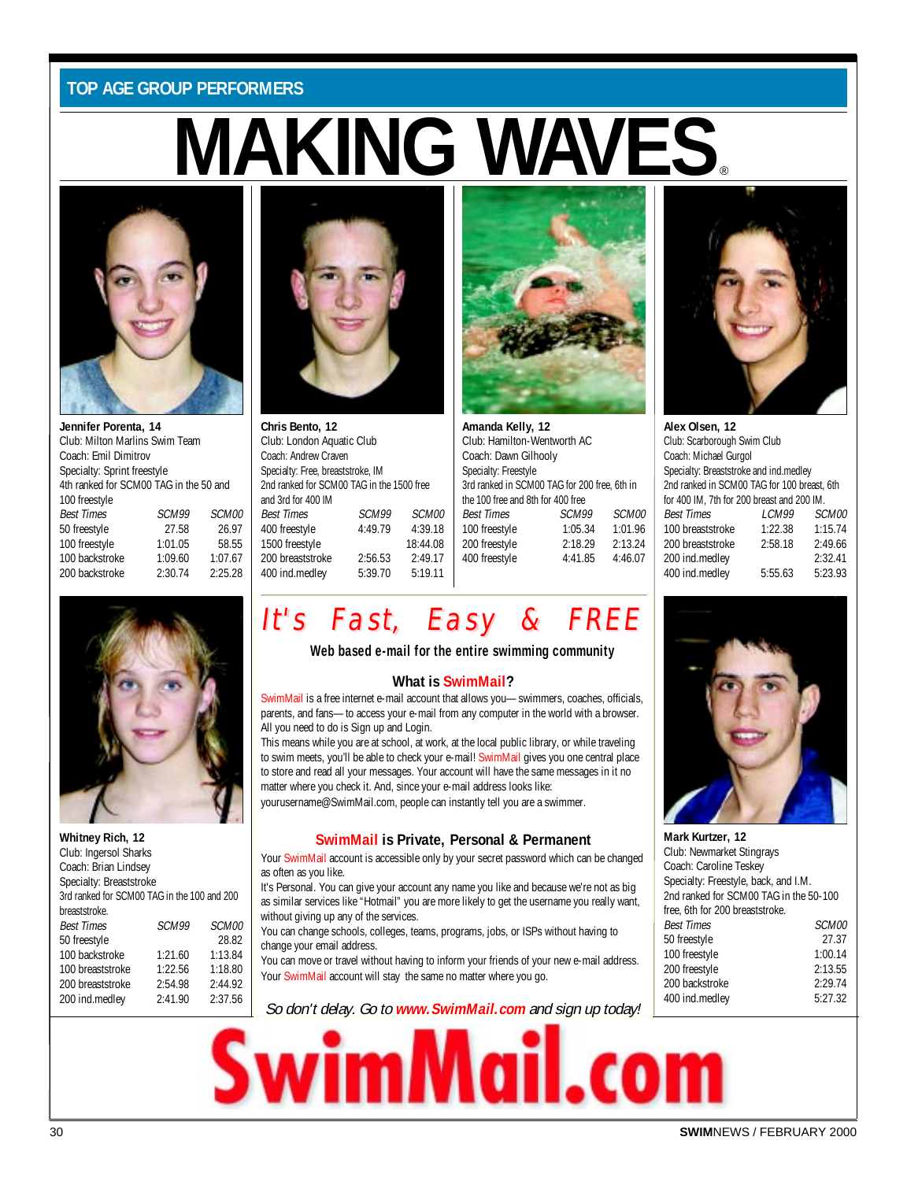TOP AGE GROUP PERFORMERS

# MAKING WAVES®

**Jennifer Porenta, 14**
Club: Milton Marlins Swim Team
Coach: Emil Dimitrov
Specialty: Sprint freestyle
4th ranked for SCM00 TAG in the 50 and 100 freestyle

| *Best Times* | *SCM99* | *SCM00* |
|---|---|---|
| 50 freestyle | 27.58 | 26.97 |
| 100 freestyle | 1:01.05 | 58.55 |
| 100 backstroke | 1:09.60 | 1:07.67 |
| 200 backstroke | 2:30.74 | 2:25.28 |

**Chris Bento, 12**
Club: London Aquatic Club
Coach: Andrew Craven
Specialty: Free, breaststroke, IM
2nd ranked for SCM00 TAG in the 1500 free and 3rd for 400 IM

| *Best Times* | *SCM99* | *SCM00* |
|---|---|---|
| 400 freestyle | 4:49.79 | 4:39.18 |
| 1500 freestyle | | 18:44.08 |
| 200 breaststroke | 2:56.53 | 2:49.17 |
| 400 ind.medley | 5:39.70 | 5:19.11 |

**Amanda Kelly, 12**
Club: Hamilton-Wentworth AC
Coach: Dawn Gilhooly
Specialty: Freestyle
3rd ranked in SCM00 TAG for 200 free, 6th in the 100 free and 8th for 400 free

| *Best Times* | *SCM99* | *SCM00* |
|---|---|---|
| 100 freestyle | 1:05.34 | 1:01.96 |
| 200 freestyle | 2:18.29 | 2:13.24 |
| 400 freestyle | 4:41.85 | 4:46.07 |

**Alex Olsen, 12**
Club: Scarborough Swim Club
Coach: Michael Gurgol
Specialty: Breaststroke and ind.medley
2nd ranked in SCM00 TAG for 100 breast, 6th for 400 IM, 7th for 200 breast and 200 IM.

| *Best Times* | *LCM99* | *SCM00* |
|---|---|---|
| 100 breaststroke | 1:22.38 | 1:15.74 |
| 200 breaststroke | 2:58.18 | 2:49.66 |
| 200 ind.medley | | 2:32.41 |
| 400 ind.medley | 5:55.63 | 5:23.93 |

**Whitney Rich, 12**
Club: Ingersol Sharks
Coach: Brian Lindsey
Specialty: Breaststroke
3rd ranked for SCM00 TAG in the 100 and 200 breaststroke.

| *Best Times* | *SCM99* | *SCM00* |
|---|---|---|
| 50 freestyle | | 28.82 |
| 100 backstroke | 1:21.60 | 1:13.84 |
| 100 breaststroke | 1:22.56 | 1:18.80 |
| 200 breaststroke | 2:54.98 | 2:44.92 |
| 200 ind.medley | 2:41.90 | 2:37.56 |

## *It's Fast, Easy & FREE*

**Web based e-mail for the entire swimming community**

### What is SwimMail?

SwimMail is a free internet e-mail account that allows you— swimmers, coaches, officials, parents, and fans— to access your e-mail from any computer in the world with a browser. All you need to do is Sign up and Login.

This means while you are at school, at work, at the local public library, or while traveling to swim meets, you'll be able to check your e-mail! SwimMail gives you one central place to store and read all your messages. Your account will have the same messages in it no matter where you check it. And, since your e-mail address looks like: yourusername@SwimMail.com, people can instantly tell you are a swimmer.

### SwimMail is Private, Personal & Permanent

Your SwimMail account is accessible only by your secret password which can be changed as often as you like.

It's Personal. You can give your account any name you like and because we're not as big as similar services like "Hotmail" you are more likely to get the username you really want, without giving up any of the services.

You can change schools, colleges, teams, programs, jobs, or ISPs without having to change your email address.

You can move or travel without having to inform your friends of your new e-mail address. Your SwimMail account will stay the same no matter where you go.

*So don't delay. Go to **www.SwimMail.com** and sign up today!*

**Mark Kurtzer, 12**
Club: Newmarket Stingrays
Coach: Caroline Teskey
Specialty: Freestyle, back, and I.M.
2nd ranked for SCM00 TAG in the 50-100 free, 6th for 200 breaststroke.

| *Best Times* | *SCM00* |
|---|---|
| 50 freestyle | 27.37 |
| 100 freestyle | 1:00.14 |
| 200 freestyle | 2:13.55 |
| 200 backstroke | 2:29.74 |
| 400 ind.medley | 5:27.32 |

# SwimMail.com